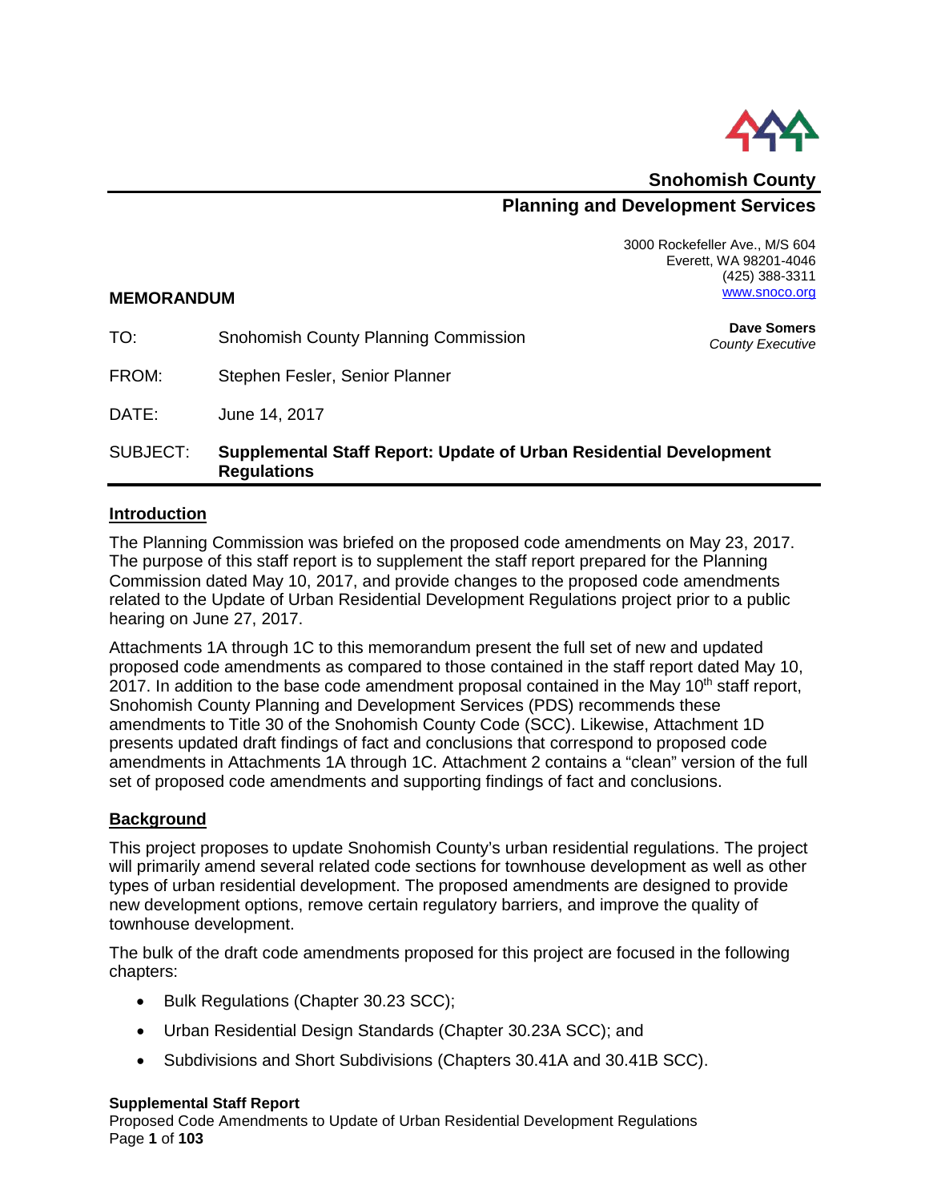**Snohomish County**

**Planning and Development Services**

3000 Rockefeller Ave., M/S 604
Everett, WA 98201-4046
(425) 388-3311
www.snoco.org

**Dave Somers**
*County Executive*

**MEMORANDUM**

TO: Snohomish County Planning Commission

FROM: Stephen Fesler, Senior Planner

DATE: June 14, 2017

SUBJECT: **Supplemental Staff Report: Update of Urban Residential Development Regulations**

## Introduction

The Planning Commission was briefed on the proposed code amendments on May 23, 2017. The purpose of this staff report is to supplement the staff report prepared for the Planning Commission dated May 10, 2017, and provide changes to the proposed code amendments related to the Update of Urban Residential Development Regulations project prior to a public hearing on June 27, 2017.

Attachments 1A through 1C to this memorandum present the full set of new and updated proposed code amendments as compared to those contained in the staff report dated May 10, 2017. In addition to the base code amendment proposal contained in the May 10th staff report, Snohomish County Planning and Development Services (PDS) recommends these amendments to Title 30 of the Snohomish County Code (SCC). Likewise, Attachment 1D presents updated draft findings of fact and conclusions that correspond to proposed code amendments in Attachments 1A through 1C. Attachment 2 contains a "clean" version of the full set of proposed code amendments and supporting findings of fact and conclusions.

## Background

This project proposes to update Snohomish County's urban residential regulations. The project will primarily amend several related code sections for townhouse development as well as other types of urban residential development. The proposed amendments are designed to provide new development options, remove certain regulatory barriers, and improve the quality of townhouse development.

The bulk of the draft code amendments proposed for this project are focused in the following chapters:

- Bulk Regulations (Chapter 30.23 SCC);
- Urban Residential Design Standards (Chapter 30.23A SCC); and
- Subdivisions and Short Subdivisions (Chapters 30.41A and 30.41B SCC).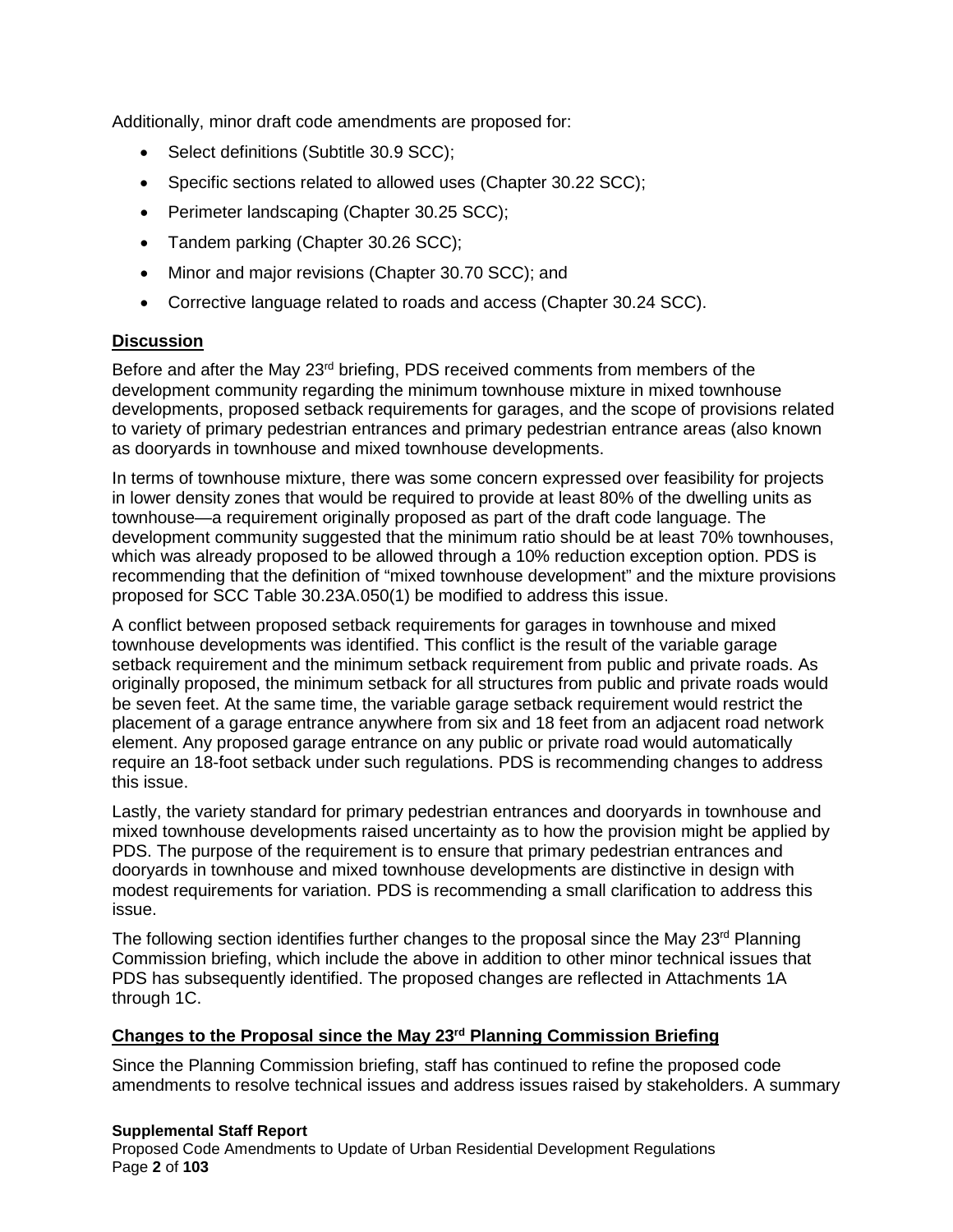Additionally, minor draft code amendments are proposed for:

- Select definitions (Subtitle 30.9 SCC);
- Specific sections related to allowed uses (Chapter 30.22 SCC);
- Perimeter landscaping (Chapter 30.25 SCC);
- Tandem parking (Chapter 30.26 SCC);
- Minor and major revisions (Chapter 30.70 SCC); and
- Corrective language related to roads and access (Chapter 30.24 SCC).

## Discussion

Before and after the May 23rd briefing, PDS received comments from members of the development community regarding the minimum townhouse mixture in mixed townhouse developments, proposed setback requirements for garages, and the scope of provisions related to variety of primary pedestrian entrances and primary pedestrian entrance areas (also known as dooryards in townhouse and mixed townhouse developments.

In terms of townhouse mixture, there was some concern expressed over feasibility for projects in lower density zones that would be required to provide at least 80% of the dwelling units as townhouse—a requirement originally proposed as part of the draft code language. The development community suggested that the minimum ratio should be at least 70% townhouses, which was already proposed to be allowed through a 10% reduction exception option. PDS is recommending that the definition of "mixed townhouse development" and the mixture provisions proposed for SCC Table 30.23A.050(1) be modified to address this issue.

A conflict between proposed setback requirements for garages in townhouse and mixed townhouse developments was identified. This conflict is the result of the variable garage setback requirement and the minimum setback requirement from public and private roads. As originally proposed, the minimum setback for all structures from public and private roads would be seven feet. At the same time, the variable garage setback requirement would restrict the placement of a garage entrance anywhere from six and 18 feet from an adjacent road network element. Any proposed garage entrance on any public or private road would automatically require an 18-foot setback under such regulations. PDS is recommending changes to address this issue.

Lastly, the variety standard for primary pedestrian entrances and dooryards in townhouse and mixed townhouse developments raised uncertainty as to how the provision might be applied by PDS. The purpose of the requirement is to ensure that primary pedestrian entrances and dooryards in townhouse and mixed townhouse developments are distinctive in design with modest requirements for variation. PDS is recommending a small clarification to address this issue.

The following section identifies further changes to the proposal since the May 23rd Planning Commission briefing, which include the above in addition to other minor technical issues that PDS has subsequently identified. The proposed changes are reflected in Attachments 1A through 1C.

## Changes to the Proposal since the May 23rd Planning Commission Briefing

Since the Planning Commission briefing, staff has continued to refine the proposed code amendments to resolve technical issues and address issues raised by stakeholders. A summary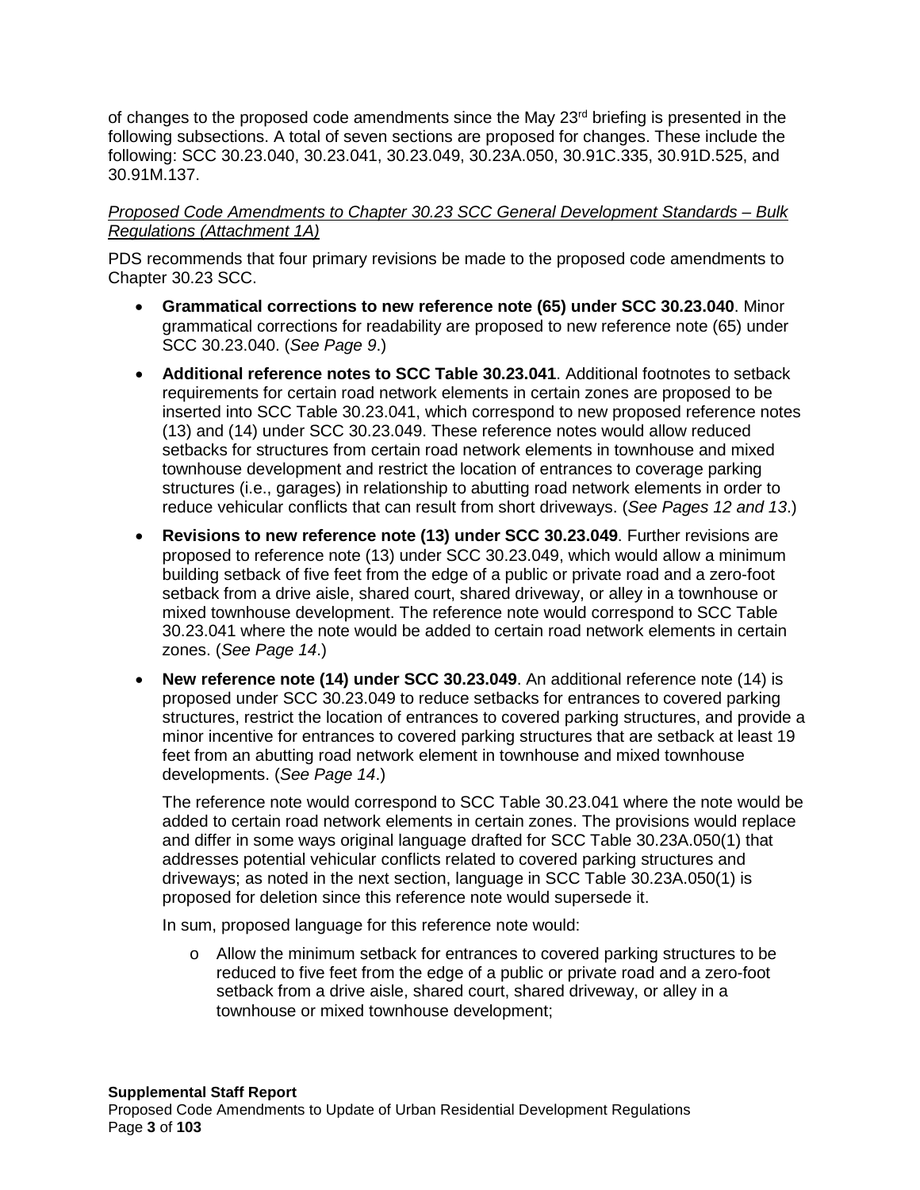of changes to the proposed code amendments since the May 23rd briefing is presented in the following subsections. A total of seven sections are proposed for changes. These include the following: SCC 30.23.040, 30.23.041, 30.23.049, 30.23A.050, 30.91C.335, 30.91D.525, and 30.91M.137.

*Proposed Code Amendments to Chapter 30.23 SCC General Development Standards – Bulk Regulations (Attachment 1A)*

PDS recommends that four primary revisions be made to the proposed code amendments to Chapter 30.23 SCC.

- **Grammatical corrections to new reference note (65) under SCC 30.23.040**. Minor grammatical corrections for readability are proposed to new reference note (65) under SCC 30.23.040. (*See Page 9*.)
- **Additional reference notes to SCC Table 30.23.041**. Additional footnotes to setback requirements for certain road network elements in certain zones are proposed to be inserted into SCC Table 30.23.041, which correspond to new proposed reference notes (13) and (14) under SCC 30.23.049. These reference notes would allow reduced setbacks for structures from certain road network elements in townhouse and mixed townhouse development and restrict the location of entrances to coverage parking structures (i.e., garages) in relationship to abutting road network elements in order to reduce vehicular conflicts that can result from short driveways. (*See Pages 12 and 13*.)
- **Revisions to new reference note (13) under SCC 30.23.049**. Further revisions are proposed to reference note (13) under SCC 30.23.049, which would allow a minimum building setback of five feet from the edge of a public or private road and a zero-foot setback from a drive aisle, shared court, shared driveway, or alley in a townhouse or mixed townhouse development. The reference note would correspond to SCC Table 30.23.041 where the note would be added to certain road network elements in certain zones. (*See Page 14*.)
- **New reference note (14) under SCC 30.23.049**. An additional reference note (14) is proposed under SCC 30.23.049 to reduce setbacks for entrances to covered parking structures, restrict the location of entrances to covered parking structures, and provide a minor incentive for entrances to covered parking structures that are setback at least 19 feet from an abutting road network element in townhouse and mixed townhouse developments. (*See Page 14*.)

  The reference note would correspond to SCC Table 30.23.041 where the note would be added to certain road network elements in certain zones. The provisions would replace and differ in some ways original language drafted for SCC Table 30.23A.050(1) that addresses potential vehicular conflicts related to covered parking structures and driveways; as noted in the next section, language in SCC Table 30.23A.050(1) is proposed for deletion since this reference note would supersede it.

  In sum, proposed language for this reference note would:

  - Allow the minimum setback for entrances to covered parking structures to be reduced to five feet from the edge of a public or private road and a zero-foot setback from a drive aisle, shared court, shared driveway, or alley in a townhouse or mixed townhouse development;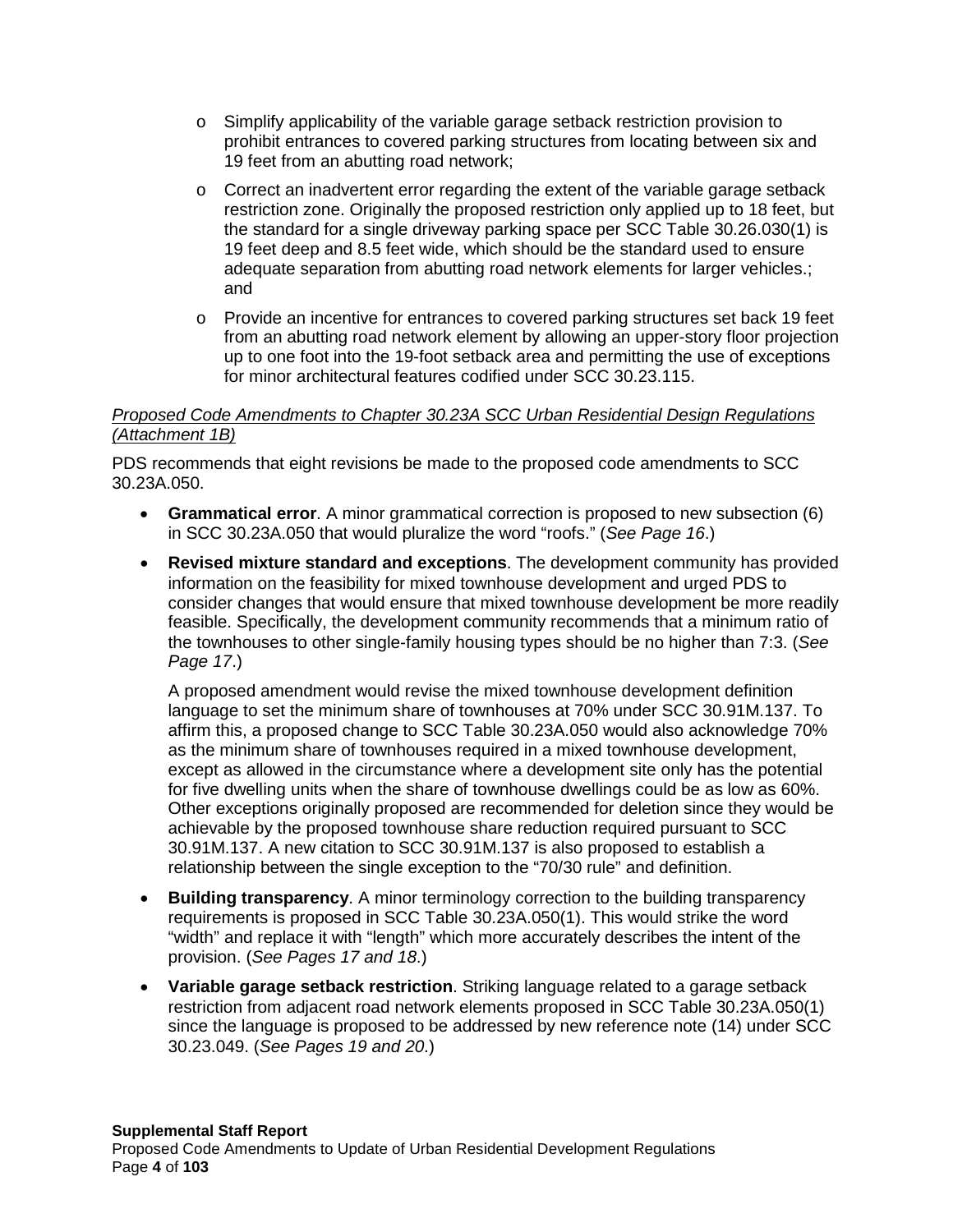- Simplify applicability of the variable garage setback restriction provision to prohibit entrances to covered parking structures from locating between six and 19 feet from an abutting road network;
- Correct an inadvertent error regarding the extent of the variable garage setback restriction zone. Originally the proposed restriction only applied up to 18 feet, but the standard for a single driveway parking space per SCC Table 30.26.030(1) is 19 feet deep and 8.5 feet wide, which should be the standard used to ensure adequate separation from abutting road network elements for larger vehicles.; and
- Provide an incentive for entrances to covered parking structures set back 19 feet from an abutting road network element by allowing an upper-story floor projection up to one foot into the 19-foot setback area and permitting the use of exceptions for minor architectural features codified under SCC 30.23.115.

*Proposed Code Amendments to Chapter 30.23A SCC Urban Residential Design Regulations (Attachment 1B)*

PDS recommends that eight revisions be made to the proposed code amendments to SCC 30.23A.050.

- **Grammatical error**. A minor grammatical correction is proposed to new subsection (6) in SCC 30.23A.050 that would pluralize the word "roofs." (*See Page 16*.)
- **Revised mixture standard and exceptions**. The development community has provided information on the feasibility for mixed townhouse development and urged PDS to consider changes that would ensure that mixed townhouse development be more readily feasible. Specifically, the development community recommends that a minimum ratio of the townhouses to other single-family housing types should be no higher than 7:3. (*See Page 17*.)

  A proposed amendment would revise the mixed townhouse development definition language to set the minimum share of townhouses at 70% under SCC 30.91M.137. To affirm this, a proposed change to SCC Table 30.23A.050 would also acknowledge 70% as the minimum share of townhouses required in a mixed townhouse development, except as allowed in the circumstance where a development site only has the potential for five dwelling units when the share of townhouse dwellings could be as low as 60%. Other exceptions originally proposed are recommended for deletion since they would be achievable by the proposed townhouse share reduction required pursuant to SCC 30.91M.137. A new citation to SCC 30.91M.137 is also proposed to establish a relationship between the single exception to the "70/30 rule" and definition.
- **Building transparency**. A minor terminology correction to the building transparency requirements is proposed in SCC Table 30.23A.050(1). This would strike the word "width" and replace it with "length" which more accurately describes the intent of the provision. (*See Pages 17 and 18*.)
- **Variable garage setback restriction**. Striking language related to a garage setback restriction from adjacent road network elements proposed in SCC Table 30.23A.050(1) since the language is proposed to be addressed by new reference note (14) under SCC 30.23.049. (*See Pages 19 and 20*.)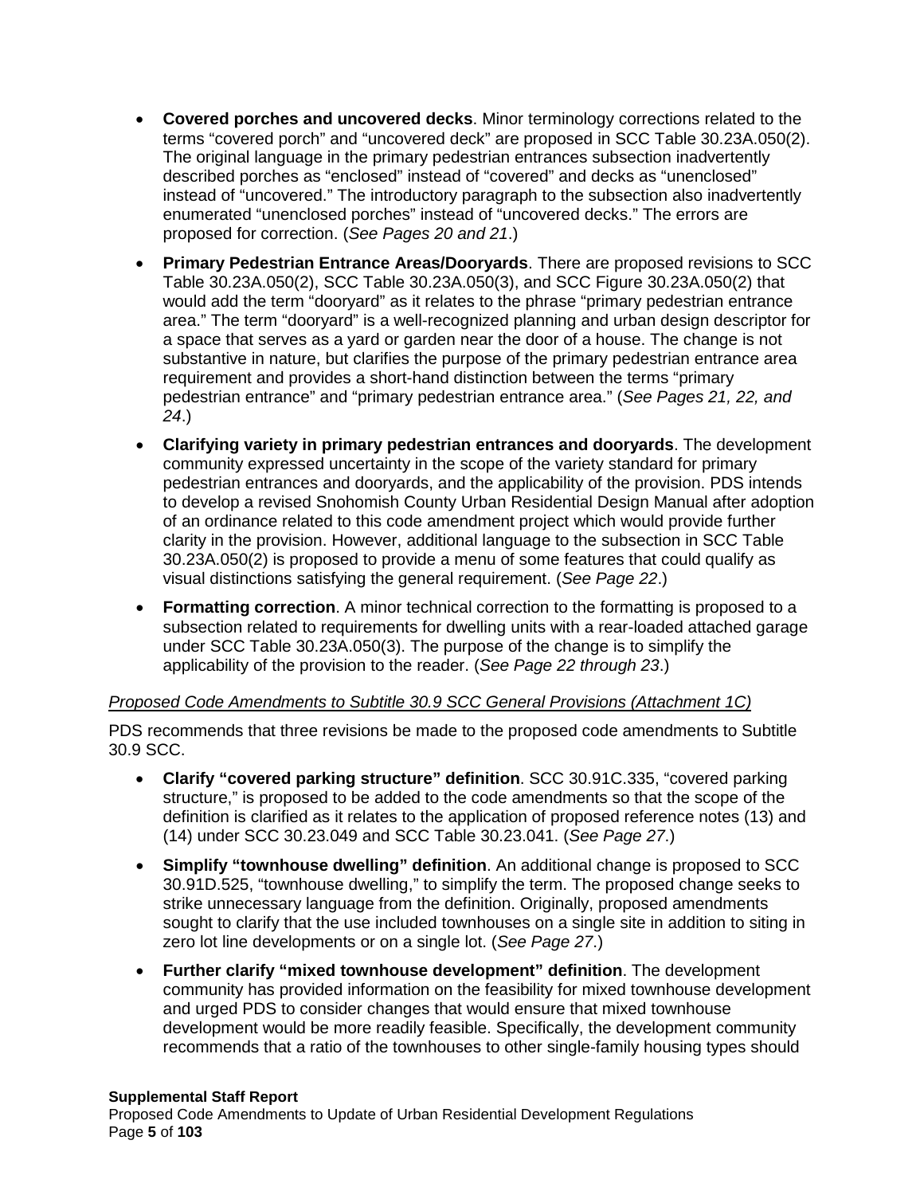- **Covered porches and uncovered decks**. Minor terminology corrections related to the terms "covered porch" and "uncovered deck" are proposed in SCC Table 30.23A.050(2). The original language in the primary pedestrian entrances subsection inadvertently described porches as "enclosed" instead of "covered" and decks as "unenclosed" instead of "uncovered." The introductory paragraph to the subsection also inadvertently enumerated "unenclosed porches" instead of "uncovered decks." The errors are proposed for correction. (*See Pages 20 and 21*.)
- **Primary Pedestrian Entrance Areas/Dooryards**. There are proposed revisions to SCC Table 30.23A.050(2), SCC Table 30.23A.050(3), and SCC Figure 30.23A.050(2) that would add the term "dooryard" as it relates to the phrase "primary pedestrian entrance area." The term "dooryard" is a well-recognized planning and urban design descriptor for a space that serves as a yard or garden near the door of a house. The change is not substantive in nature, but clarifies the purpose of the primary pedestrian entrance area requirement and provides a short-hand distinction between the terms "primary pedestrian entrance" and "primary pedestrian entrance area." (*See Pages 21, 22, and 24*.)
- **Clarifying variety in primary pedestrian entrances and dooryards**. The development community expressed uncertainty in the scope of the variety standard for primary pedestrian entrances and dooryards, and the applicability of the provision. PDS intends to develop a revised Snohomish County Urban Residential Design Manual after adoption of an ordinance related to this code amendment project which would provide further clarity in the provision. However, additional language to the subsection in SCC Table 30.23A.050(2) is proposed to provide a menu of some features that could qualify as visual distinctions satisfying the general requirement. (*See Page 22*.)
- **Formatting correction**. A minor technical correction to the formatting is proposed to a subsection related to requirements for dwelling units with a rear-loaded attached garage under SCC Table 30.23A.050(3). The purpose of the change is to simplify the applicability of the provision to the reader. (*See Page 22 through 23*.)

*<u>Proposed Code Amendments to Subtitle 30.9 SCC General Provisions (Attachment 1C)</u>*

PDS recommends that three revisions be made to the proposed code amendments to Subtitle 30.9 SCC.

- **Clarify "covered parking structure" definition**. SCC 30.91C.335, "covered parking structure," is proposed to be added to the code amendments so that the scope of the definition is clarified as it relates to the application of proposed reference notes (13) and (14) under SCC 30.23.049 and SCC Table 30.23.041. (*See Page 27*.)
- **Simplify "townhouse dwelling" definition**. An additional change is proposed to SCC 30.91D.525, "townhouse dwelling," to simplify the term. The proposed change seeks to strike unnecessary language from the definition. Originally, proposed amendments sought to clarify that the use included townhouses on a single site in addition to siting in zero lot line developments or on a single lot. (*See Page 27*.)
- **Further clarify "mixed townhouse development" definition**. The development community has provided information on the feasibility for mixed townhouse development and urged PDS to consider changes that would ensure that mixed townhouse development would be more readily feasible. Specifically, the development community recommends that a ratio of the townhouses to other single-family housing types should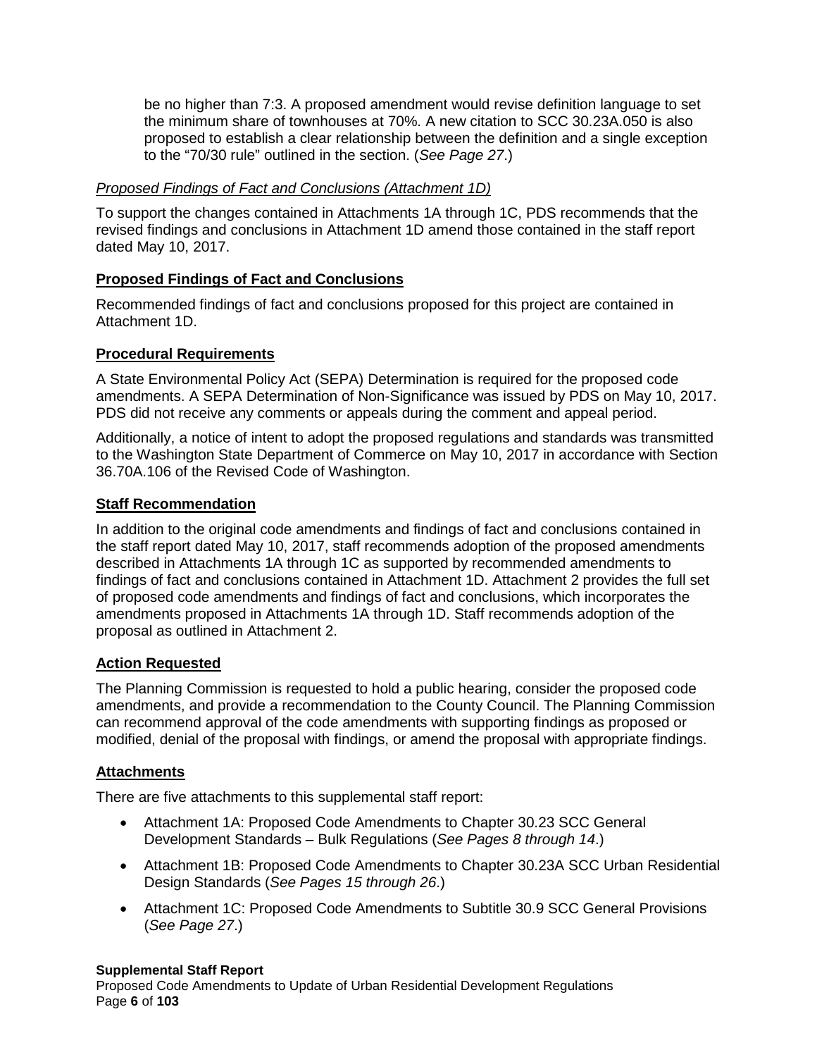be no higher than 7:3. A proposed amendment would revise definition language to set the minimum share of townhouses at 70%. A new citation to SCC 30.23A.050 is also proposed to establish a clear relationship between the definition and a single exception to the "70/30 rule" outlined in the section. (*See Page 27*.)

*Proposed Findings of Fact and Conclusions (Attachment 1D)*

To support the changes contained in Attachments 1A through 1C, PDS recommends that the revised findings and conclusions in Attachment 1D amend those contained in the staff report dated May 10, 2017.

## Proposed Findings of Fact and Conclusions

Recommended findings of fact and conclusions proposed for this project are contained in Attachment 1D.

## Procedural Requirements

A State Environmental Policy Act (SEPA) Determination is required for the proposed code amendments. A SEPA Determination of Non-Significance was issued by PDS on May 10, 2017. PDS did not receive any comments or appeals during the comment and appeal period.

Additionally, a notice of intent to adopt the proposed regulations and standards was transmitted to the Washington State Department of Commerce on May 10, 2017 in accordance with Section 36.70A.106 of the Revised Code of Washington.

## Staff Recommendation

In addition to the original code amendments and findings of fact and conclusions contained in the staff report dated May 10, 2017, staff recommends adoption of the proposed amendments described in Attachments 1A through 1C as supported by recommended amendments to findings of fact and conclusions contained in Attachment 1D. Attachment 2 provides the full set of proposed code amendments and findings of fact and conclusions, which incorporates the amendments proposed in Attachments 1A through 1D. Staff recommends adoption of the proposal as outlined in Attachment 2.

## Action Requested

The Planning Commission is requested to hold a public hearing, consider the proposed code amendments, and provide a recommendation to the County Council. The Planning Commission can recommend approval of the code amendments with supporting findings as proposed or modified, denial of the proposal with findings, or amend the proposal with appropriate findings.

## Attachments

There are five attachments to this supplemental staff report:

- Attachment 1A: Proposed Code Amendments to Chapter 30.23 SCC General Development Standards – Bulk Regulations (*See Pages 8 through 14*.)
- Attachment 1B: Proposed Code Amendments to Chapter 30.23A SCC Urban Residential Design Standards (*See Pages 15 through 26*.)
- Attachment 1C: Proposed Code Amendments to Subtitle 30.9 SCC General Provisions (*See Page 27*.)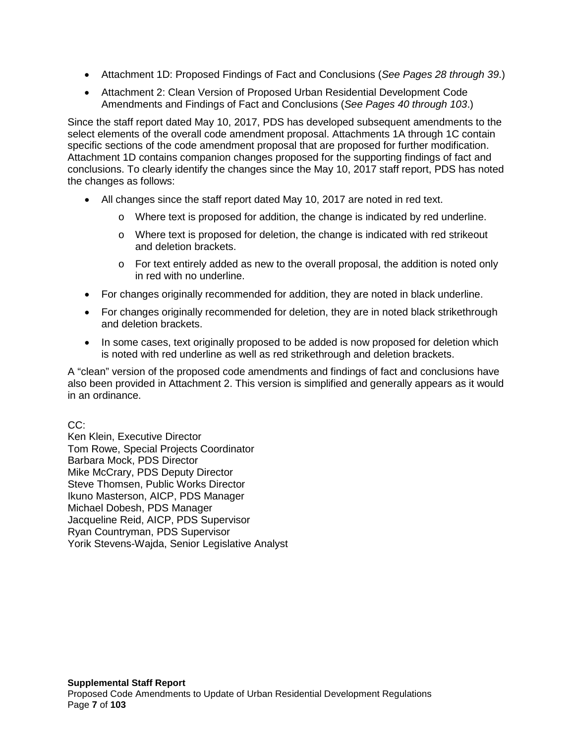- Attachment 1D: Proposed Findings of Fact and Conclusions (*See Pages 28 through 39*.)
- Attachment 2: Clean Version of Proposed Urban Residential Development Code Amendments and Findings of Fact and Conclusions (*See Pages 40 through 103*.)

Since the staff report dated May 10, 2017, PDS has developed subsequent amendments to the select elements of the overall code amendment proposal. Attachments 1A through 1C contain specific sections of the code amendment proposal that are proposed for further modification. Attachment 1D contains companion changes proposed for the supporting findings of fact and conclusions. To clearly identify the changes since the May 10, 2017 staff report, PDS has noted the changes as follows:

- All changes since the staff report dated May 10, 2017 are noted in red text.
  - Where text is proposed for addition, the change is indicated by red underline.
  - Where text is proposed for deletion, the change is indicated with red strikeout and deletion brackets.
  - For text entirely added as new to the overall proposal, the addition is noted only in red with no underline.
- For changes originally recommended for addition, they are noted in black underline.
- For changes originally recommended for deletion, they are in noted black strikethrough and deletion brackets.
- In some cases, text originally proposed to be added is now proposed for deletion which is noted with red underline as well as red strikethrough and deletion brackets.

A "clean" version of the proposed code amendments and findings of fact and conclusions have also been provided in Attachment 2. This version is simplified and generally appears as it would in an ordinance.

CC:
Ken Klein, Executive Director
Tom Rowe, Special Projects Coordinator
Barbara Mock, PDS Director
Mike McCrary, PDS Deputy Director
Steve Thomsen, Public Works Director
Ikuno Masterson, AICP, PDS Manager
Michael Dobesh, PDS Manager
Jacqueline Reid, AICP, PDS Supervisor
Ryan Countryman, PDS Supervisor
Yorik Stevens-Wajda, Senior Legislative Analyst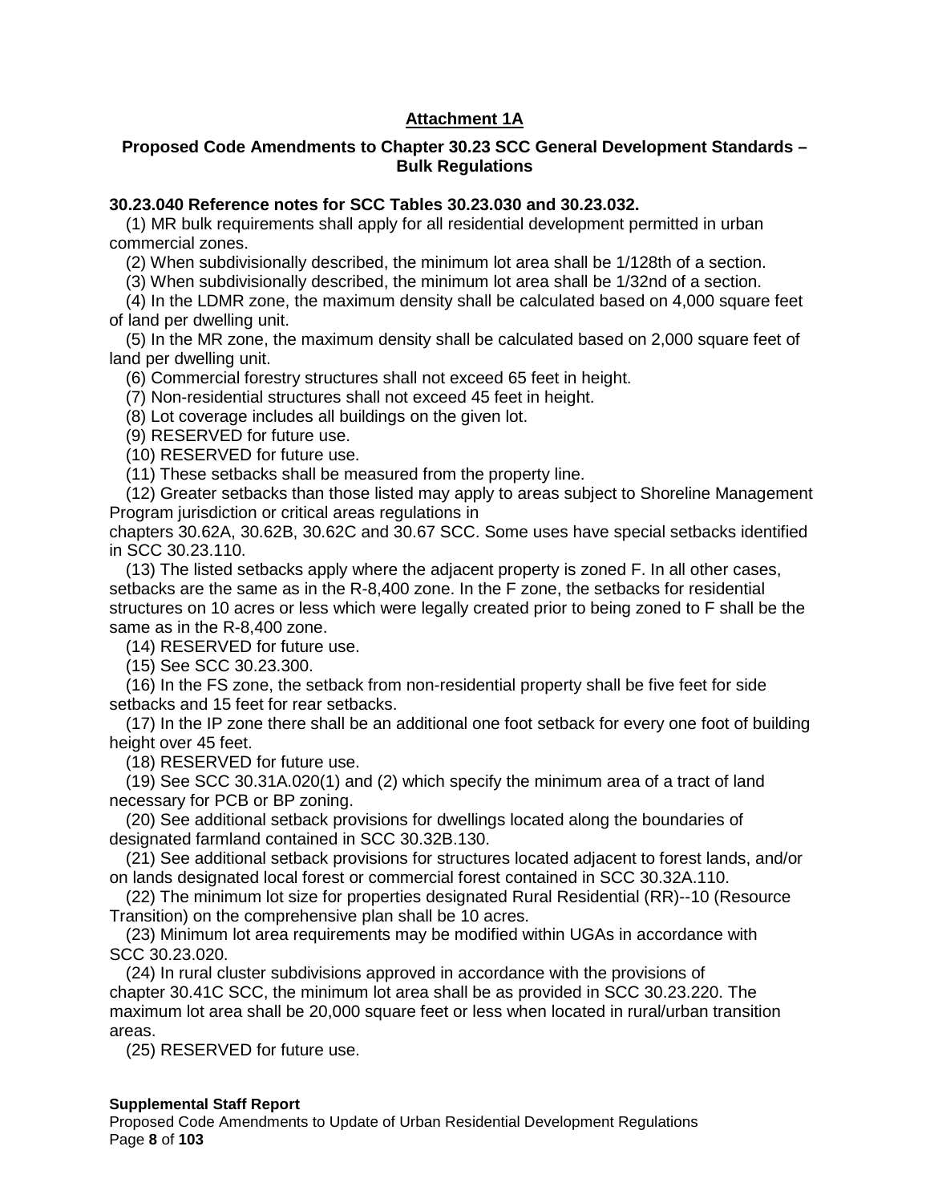**Attachment 1A**

**Proposed Code Amendments to Chapter 30.23 SCC General Development Standards – Bulk Regulations**

**30.23.040 Reference notes for SCC Tables 30.23.030 and 30.23.032.**

(1) MR bulk requirements shall apply for all residential development permitted in urban commercial zones.

(2) When subdivisionally described, the minimum lot area shall be 1/128th of a section.

(3) When subdivisionally described, the minimum lot area shall be 1/32nd of a section.

(4) In the LDMR zone, the maximum density shall be calculated based on 4,000 square feet of land per dwelling unit.

(5) In the MR zone, the maximum density shall be calculated based on 2,000 square feet of land per dwelling unit.

(6) Commercial forestry structures shall not exceed 65 feet in height.

(7) Non-residential structures shall not exceed 45 feet in height.

(8) Lot coverage includes all buildings on the given lot.

(9) RESERVED for future use.

(10) RESERVED for future use.

(11) These setbacks shall be measured from the property line.

(12) Greater setbacks than those listed may apply to areas subject to Shoreline Management Program jurisdiction or critical areas regulations in chapters 30.62A, 30.62B, 30.62C and 30.67 SCC. Some uses have special setbacks identified in SCC 30.23.110.

(13) The listed setbacks apply where the adjacent property is zoned F. In all other cases, setbacks are the same as in the R-8,400 zone. In the F zone, the setbacks for residential structures on 10 acres or less which were legally created prior to being zoned to F shall be the same as in the R-8,400 zone.

(14) RESERVED for future use.

(15) See SCC 30.23.300.

(16) In the FS zone, the setback from non-residential property shall be five feet for side setbacks and 15 feet for rear setbacks.

(17) In the IP zone there shall be an additional one foot setback for every one foot of building height over 45 feet.

(18) RESERVED for future use.

(19) See SCC 30.31A.020(1) and (2) which specify the minimum area of a tract of land necessary for PCB or BP zoning.

(20) See additional setback provisions for dwellings located along the boundaries of designated farmland contained in SCC 30.32B.130.

(21) See additional setback provisions for structures located adjacent to forest lands, and/or on lands designated local forest or commercial forest contained in SCC 30.32A.110.

(22) The minimum lot size for properties designated Rural Residential (RR)--10 (Resource Transition) on the comprehensive plan shall be 10 acres.

(23) Minimum lot area requirements may be modified within UGAs in accordance with SCC 30.23.020.

(24) In rural cluster subdivisions approved in accordance with the provisions of chapter 30.41C SCC, the minimum lot area shall be as provided in SCC 30.23.220. The maximum lot area shall be 20,000 square feet or less when located in rural/urban transition areas.

(25) RESERVED for future use.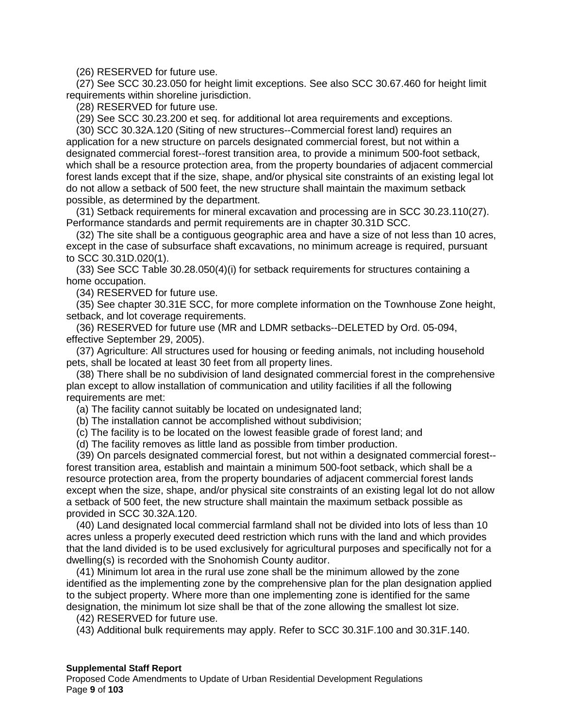(26) RESERVED for future use.

(27) See SCC 30.23.050 for height limit exceptions. See also SCC 30.67.460 for height limit requirements within shoreline jurisdiction.

(28) RESERVED for future use.

(29) See SCC 30.23.200 et seq. for additional lot area requirements and exceptions.

(30) SCC 30.32A.120 (Siting of new structures--Commercial forest land) requires an application for a new structure on parcels designated commercial forest, but not within a designated commercial forest--forest transition area, to provide a minimum 500-foot setback, which shall be a resource protection area, from the property boundaries of adjacent commercial forest lands except that if the size, shape, and/or physical site constraints of an existing legal lot do not allow a setback of 500 feet, the new structure shall maintain the maximum setback possible, as determined by the department.

(31) Setback requirements for mineral excavation and processing are in SCC 30.23.110(27). Performance standards and permit requirements are in chapter 30.31D SCC.

(32) The site shall be a contiguous geographic area and have a size of not less than 10 acres, except in the case of subsurface shaft excavations, no minimum acreage is required, pursuant to SCC 30.31D.020(1).

(33) See SCC Table 30.28.050(4)(i) for setback requirements for structures containing a home occupation.

(34) RESERVED for future use.

(35) See chapter 30.31E SCC, for more complete information on the Townhouse Zone height, setback, and lot coverage requirements.

(36) RESERVED for future use (MR and LDMR setbacks--DELETED by Ord. 05-094, effective September 29, 2005).

(37) Agriculture: All structures used for housing or feeding animals, not including household pets, shall be located at least 30 feet from all property lines.

(38) There shall be no subdivision of land designated commercial forest in the comprehensive plan except to allow installation of communication and utility facilities if all the following requirements are met:

(a) The facility cannot suitably be located on undesignated land;

(b) The installation cannot be accomplished without subdivision;

(c) The facility is to be located on the lowest feasible grade of forest land; and

(d) The facility removes as little land as possible from timber production.

(39) On parcels designated commercial forest, but not within a designated commercial forest--forest transition area, establish and maintain a minimum 500-foot setback, which shall be a resource protection area, from the property boundaries of adjacent commercial forest lands except when the size, shape, and/or physical site constraints of an existing legal lot do not allow a setback of 500 feet, the new structure shall maintain the maximum setback possible as provided in SCC 30.32A.120.

(40) Land designated local commercial farmland shall not be divided into lots of less than 10 acres unless a properly executed deed restriction which runs with the land and which provides that the land divided is to be used exclusively for agricultural purposes and specifically not for a dwelling(s) is recorded with the Snohomish County auditor.

(41) Minimum lot area in the rural use zone shall be the minimum allowed by the zone identified as the implementing zone by the comprehensive plan for the plan designation applied to the subject property. Where more than one implementing zone is identified for the same designation, the minimum lot size shall be that of the zone allowing the smallest lot size.

(42) RESERVED for future use.

(43) Additional bulk requirements may apply. Refer to SCC 30.31F.100 and 30.31F.140.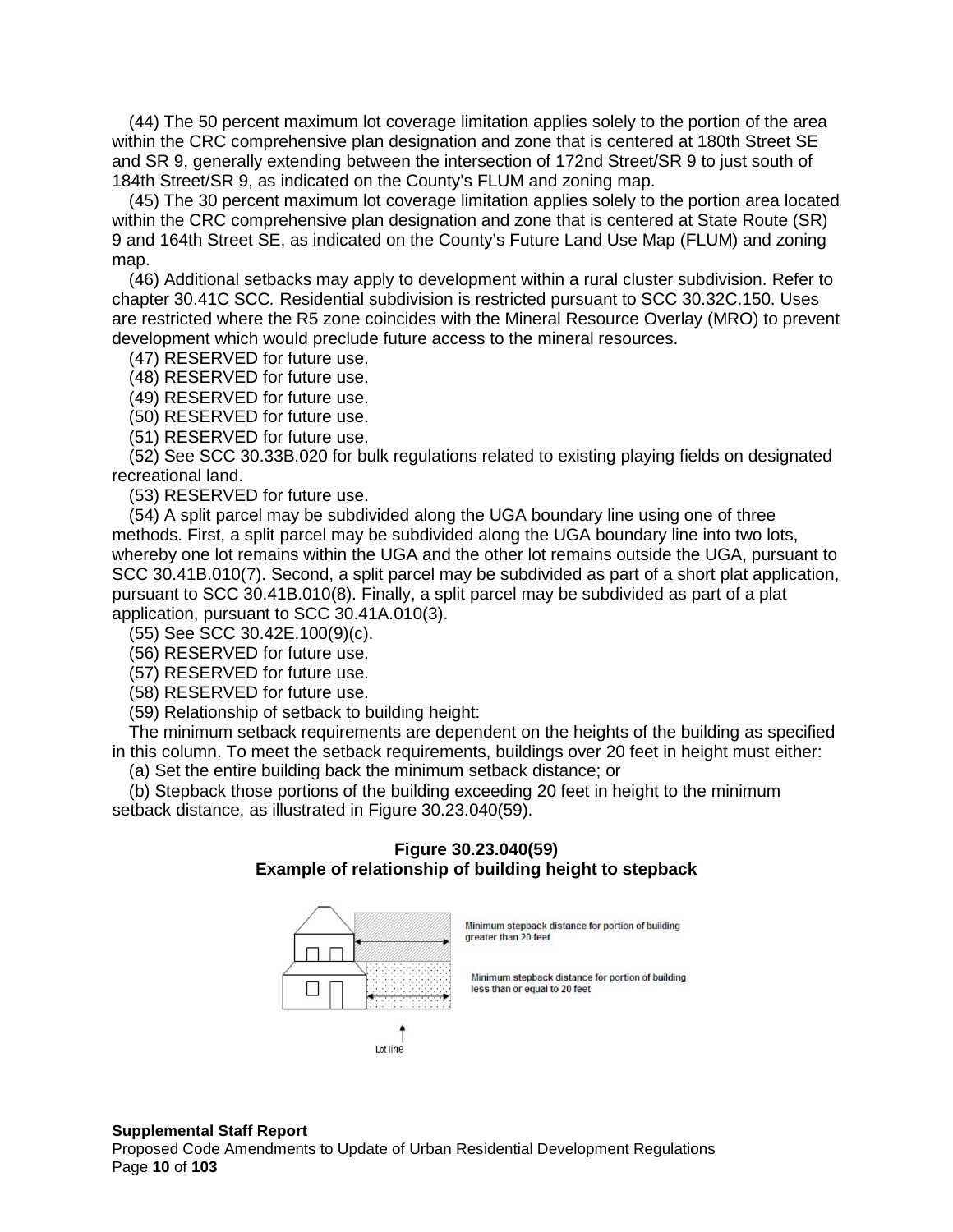(44) The 50 percent maximum lot coverage limitation applies solely to the portion of the area within the CRC comprehensive plan designation and zone that is centered at 180th Street SE and SR 9, generally extending between the intersection of 172nd Street/SR 9 to just south of 184th Street/SR 9, as indicated on the County's FLUM and zoning map.

(45) The 30 percent maximum lot coverage limitation applies solely to the portion area located within the CRC comprehensive plan designation and zone that is centered at State Route (SR) 9 and 164th Street SE, as indicated on the County's Future Land Use Map (FLUM) and zoning map.

(46) Additional setbacks may apply to development within a rural cluster subdivision. Refer to chapter 30.41C SCC. Residential subdivision is restricted pursuant to SCC 30.32C.150. Uses are restricted where the R5 zone coincides with the Mineral Resource Overlay (MRO) to prevent development which would preclude future access to the mineral resources.

(47) RESERVED for future use.

(48) RESERVED for future use.

(49) RESERVED for future use.

(50) RESERVED for future use.

(51) RESERVED for future use.

(52) See SCC 30.33B.020 for bulk regulations related to existing playing fields on designated recreational land.

(53) RESERVED for future use.

(54) A split parcel may be subdivided along the UGA boundary line using one of three methods. First, a split parcel may be subdivided along the UGA boundary line into two lots, whereby one lot remains within the UGA and the other lot remains outside the UGA, pursuant to SCC 30.41B.010(7). Second, a split parcel may be subdivided as part of a short plat application, pursuant to SCC 30.41B.010(8). Finally, a split parcel may be subdivided as part of a plat application, pursuant to SCC 30.41A.010(3).

(55) See SCC 30.42E.100(9)(c).

(56) RESERVED for future use.

(57) RESERVED for future use.

(58) RESERVED for future use.

(59) Relationship of setback to building height:

The minimum setback requirements are dependent on the heights of the building as specified in this column. To meet the setback requirements, buildings over 20 feet in height must either:

(a) Set the entire building back the minimum setback distance; or

(b) Stepback those portions of the building exceeding 20 feet in height to the minimum setback distance, as illustrated in Figure 30.23.040(59).

**Figure 30.23.040(59)**
**Example of relationship of building height to stepback**

Minimum stepback distance for portion of building greater than 20 feet

Minimum stepback distance for portion of building less than or equal to 20 feet

Lot line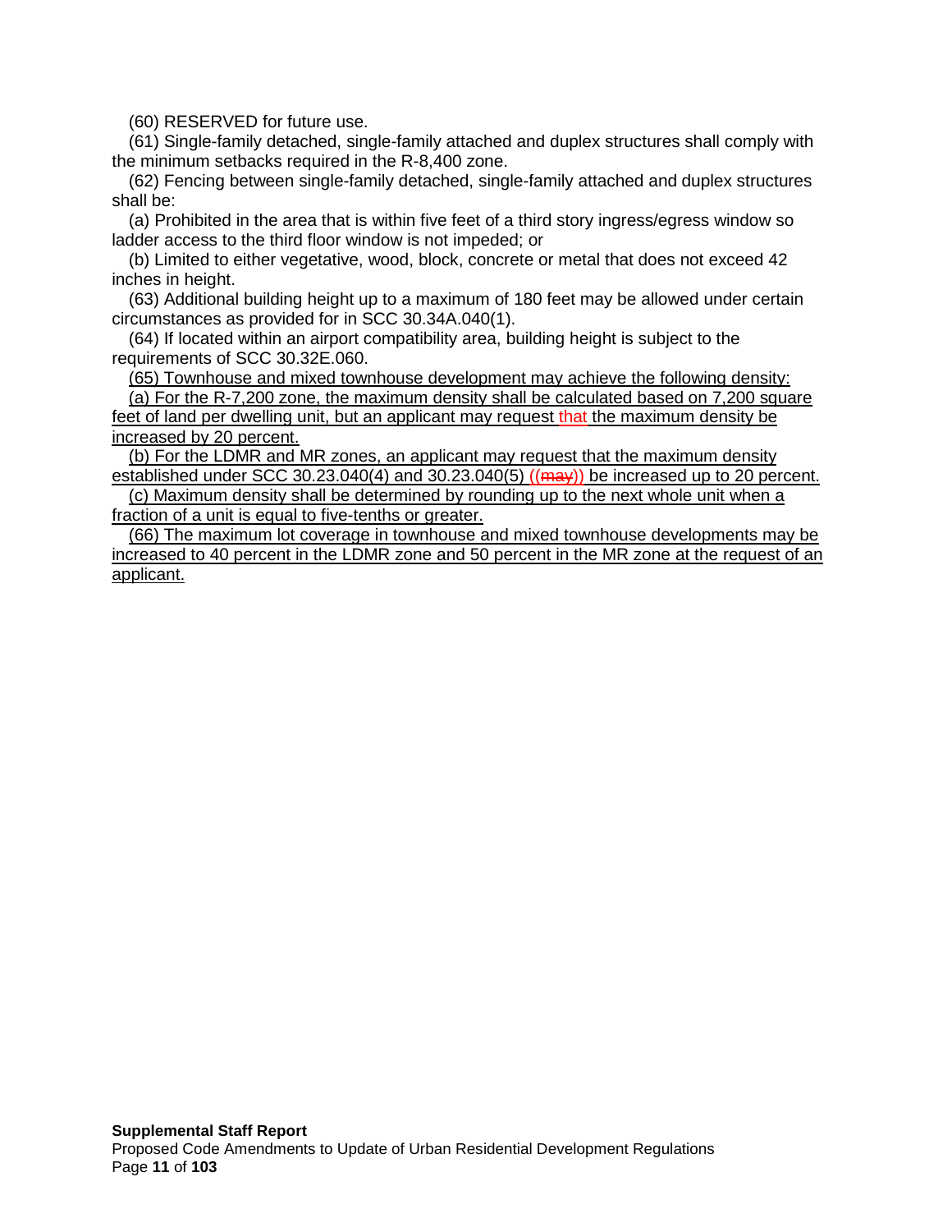(60) RESERVED for future use.

(61) Single-family detached, single-family attached and duplex structures shall comply with the minimum setbacks required in the R-8,400 zone.

(62) Fencing between single-family detached, single-family attached and duplex structures shall be:

(a) Prohibited in the area that is within five feet of a third story ingress/egress window so ladder access to the third floor window is not impeded; or

(b) Limited to either vegetative, wood, block, concrete or metal that does not exceed 42 inches in height.

(63) Additional building height up to a maximum of 180 feet may be allowed under certain circumstances as provided for in SCC 30.34A.040(1).

(64) If located within an airport compatibility area, building height is subject to the requirements of SCC 30.32E.060.

<u>(65) Townhouse and mixed townhouse development may achieve the following density:</u>

<u>(a) For the R-7,200 zone, the maximum density shall be calculated based on 7,200 square feet of land per dwelling unit, but an applicant may request that the maximum density be increased by 20 percent.</u>

<u>(b) For the LDMR and MR zones, an applicant may request that the maximum density established under SCC 30.23.040(4) and 30.23.040(5) ((~~may~~)) be increased up to 20 percent.</u>

<u>(c) Maximum density shall be determined by rounding up to the next whole unit when a fraction of a unit is equal to five-tenths or greater.</u>

<u>(66) The maximum lot coverage in townhouse and mixed townhouse developments may be increased to 40 percent in the LDMR zone and 50 percent in the MR zone at the request of an applicant.</u>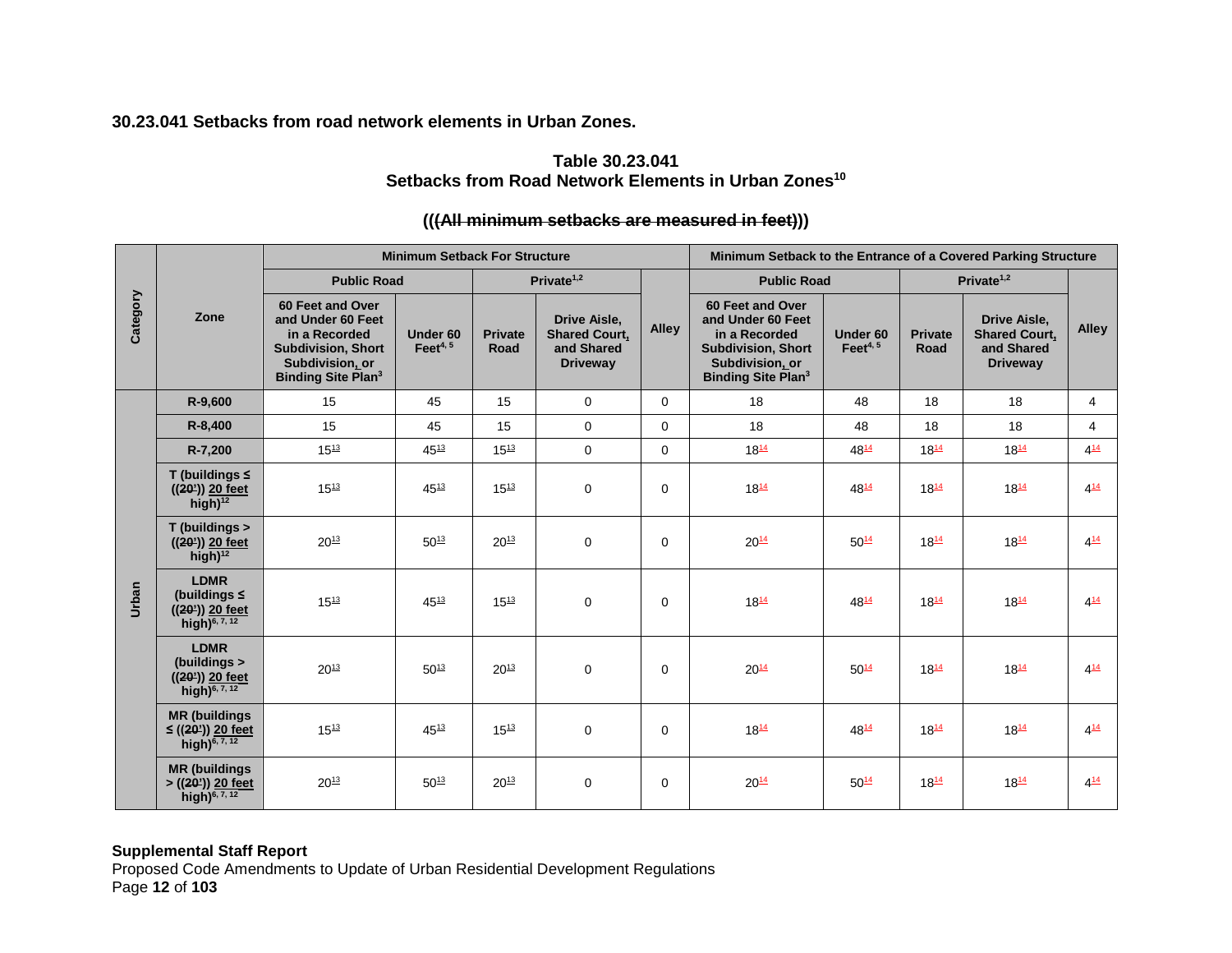### 30.23.041 Setbacks from road network elements in Urban Zones.

**Table 30.23.041**
**Setbacks from Road Network Elements in Urban Zones[10]**

**~~(((All minimum setbacks are measured in feet)))~~**

| Category | Zone | Minimum Setback For Structure | | | | | Minimum Setback to the Entrance of a Covered Parking Structure | | | | |
|---|---|---|---|---|---|---|---|---|---|---|---|
| | | Public Road | | Private[1,2] | | Alley | Public Road | | Private[1,2] | | Alley |
| | | 60 Feet and Over and Under 60 Feet in a Recorded Subdivision, Short Subdivision, or Binding Site Plan[3] | Under 60 Feet[4, 5] | Private Road | Drive Aisle, Shared Court, and Shared Driveway | | 60 Feet and Over and Under 60 Feet in a Recorded Subdivision, Short Subdivision, or Binding Site Plan[3] | Under 60 Feet[4, 5] | Private Road | Drive Aisle, Shared Court, and Shared Driveway | |
| Urban | R-9,600 | 15 | 45 | 15 | 0 | 0 | 18 | 48 | 18 | 18 | 4 |
| | R-8,400 | 15 | 45 | 15 | 0 | 0 | 18 | 48 | 18 | 18 | 4 |
| | R-7,200 | 15[13] | 45[13] | 15[13] | 0 | 0 | 18[14] | 48[14] | 18[14] | 18[14] | 4[14] |
| | T (buildings ≤ ((~~20'~~)) 20 feet high)[12] | 15[13] | 45[13] | 15[13] | 0 | 0 | 18[14] | 48[14] | 18[14] | 18[14] | 4[14] |
| | T (buildings > ((~~20'~~)) 20 feet high)[12] | 20[13] | 50[13] | 20[13] | 0 | 0 | 20[14] | 50[14] | 18[14] | 18[14] | 4[14] |
| | LDMR (buildings ≤ ((~~20'~~)) 20 feet high)[6, 7, 12] | 15[13] | 45[13] | 15[13] | 0 | 0 | 18[14] | 48[14] | 18[14] | 18[14] | 4[14] |
| | LDMR (buildings > ((~~20'~~)) 20 feet high)[6, 7, 12] | 20[13] | 50[13] | 20[13] | 0 | 0 | 20[14] | 50[14] | 18[14] | 18[14] | 4[14] |
| | MR (buildings ≤ ((~~20'~~)) 20 feet high)[6, 7, 12] | 15[13] | 45[13] | 15[13] | 0 | 0 | 18[14] | 48[14] | 18[14] | 18[14] | 4[14] |
| | MR (buildings > ((~~20'~~)) 20 feet high)[6, 7, 12] | 20[13] | 50[13] | 20[13] | 0 | 0 | 20[14] | 50[14] | 18[14] | 18[14] | 4[14] |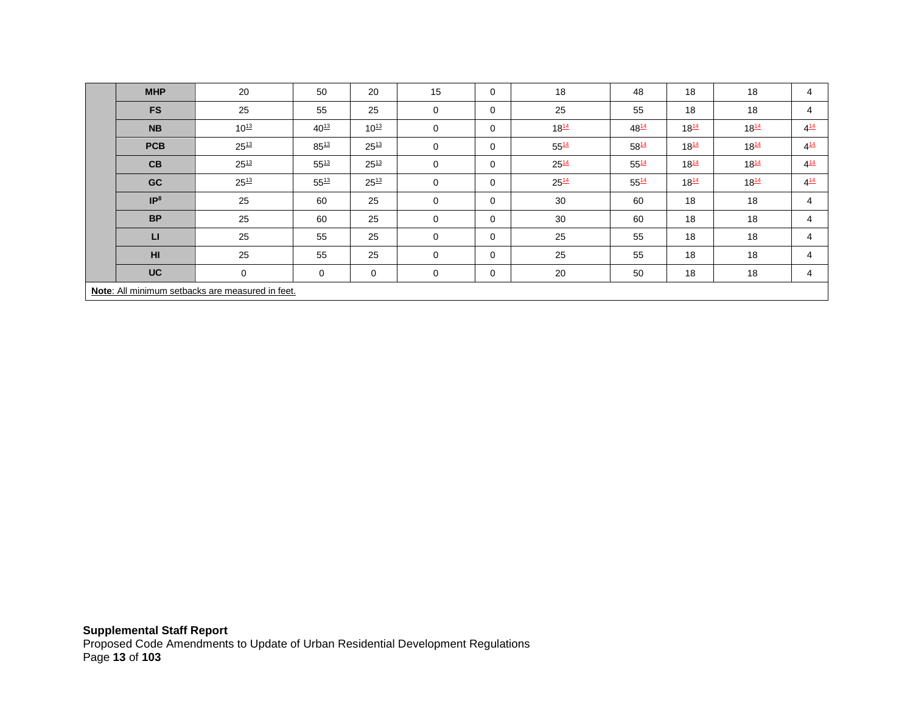| | | | | | | | | | | |
|---|---|---|---|---|---|---|---|---|---|---|
| | **MHP** | 20 | 50 | 20 | 15 | 0 | 18 | 48 | 18 | 18 | 4 |
| | **FS** | 25 | 55 | 25 | 0 | 0 | 25 | 55 | 18 | 18 | 4 |
| | **NB** | 10[13] | 40[13] | 10[13] | 0 | 0 | 18[14] | 48[14] | 18[14] | 18[14] | 4[14] |
| | **PCB** | 25[13] | 85[13] | 25[13] | 0 | 0 | 55[14] | 58[14] | 18[14] | 18[14] | 4[14] |
| | **CB** | 25[13] | 55[13] | 25[13] | 0 | 0 | 25[14] | 55[14] | 18[14] | 18[14] | 4[14] |
| | **GC** | 25[13] | 55[13] | 25[13] | 0 | 0 | 25[14] | 55[14] | 18[14] | 18[14] | 4[14] |
| | **IP**[8] | 25 | 60 | 25 | 0 | 0 | 30 | 60 | 18 | 18 | 4 |
| | **BP** | 25 | 60 | 25 | 0 | 0 | 30 | 60 | 18 | 18 | 4 |
| | **LI** | 25 | 55 | 25 | 0 | 0 | 25 | 55 | 18 | 18 | 4 |
| | **HI** | 25 | 55 | 25 | 0 | 0 | 25 | 55 | 18 | 18 | 4 |
| | **UC** | 0 | 0 | 0 | 0 | 0 | 20 | 50 | 18 | 18 | 4 |

**Note**: All minimum setbacks are measured in feet.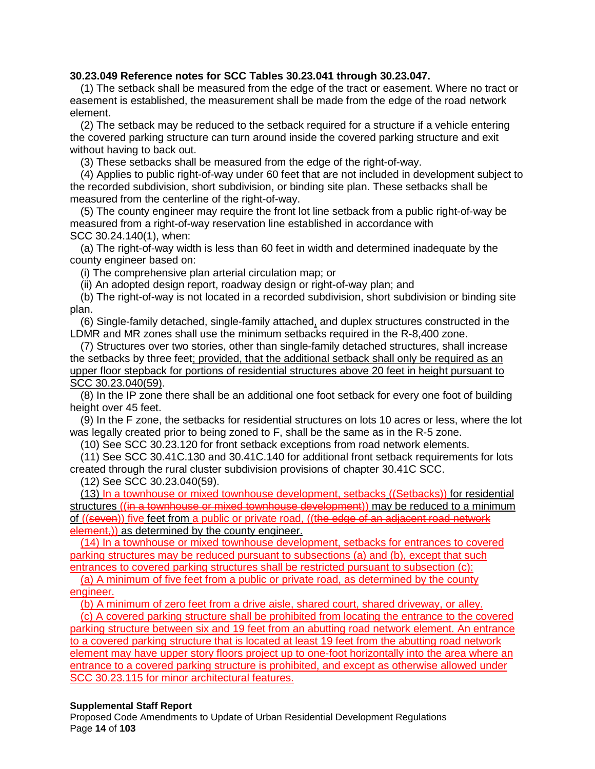**30.23.049 Reference notes for SCC Tables 30.23.041 through 30.23.047.**

(1) The setback shall be measured from the edge of the tract or easement. Where no tract or easement is established, the measurement shall be made from the edge of the road network element.

(2) The setback may be reduced to the setback required for a structure if a vehicle entering the covered parking structure can turn around inside the covered parking structure and exit without having to back out.

(3) These setbacks shall be measured from the edge of the right-of-way.

(4) Applies to public right-of-way under 60 feet that are not included in development subject to the recorded subdivision, short subdivision, or binding site plan. These setbacks shall be measured from the centerline of the right-of-way.

(5) The county engineer may require the front lot line setback from a public right-of-way be measured from a right-of-way reservation line established in accordance with SCC 30.24.140(1), when:

(a) The right-of-way width is less than 60 feet in width and determined inadequate by the county engineer based on:

(i) The comprehensive plan arterial circulation map; or

(ii) An adopted design report, roadway design or right-of-way plan; and

(b) The right-of-way is not located in a recorded subdivision, short subdivision or binding site plan.

(6) Single-family detached, single-family attached, and duplex structures constructed in the LDMR and MR zones shall use the minimum setbacks required in the R-8,400 zone.

(7) Structures over two stories, other than single-family detached structures, shall increase the setbacks by three feet; provided, that the additional setback shall only be required as an upper floor stepback for portions of residential structures above 20 feet in height pursuant to SCC 30.23.040(59).

(8) In the IP zone there shall be an additional one foot setback for every one foot of building height over 45 feet.

(9) In the F zone, the setbacks for residential structures on lots 10 acres or less, where the lot was legally created prior to being zoned to F, shall be the same as in the R-5 zone.

(10) See SCC 30.23.120 for front setback exceptions from road network elements.

(11) See SCC 30.41C.130 and 30.41C.140 for additional front setback requirements for lots created through the rural cluster subdivision provisions of chapter 30.41C SCC.

(12) See SCC 30.23.040(59).

(13) In a townhouse or mixed townhouse development, setbacks ((~~Setbacks~~)) for residential structures ((~~in a townhouse or mixed townhouse development~~)) may be reduced to a minimum of ((~~seven~~)) five feet from a public or private road, ((~~the edge of an adjacent road network element,~~)) as determined by the county engineer.

(14) In a townhouse or mixed townhouse development, setbacks for entrances to covered parking structures may be reduced pursuant to subsections (a) and (b), except that such entrances to covered parking structures shall be restricted pursuant to subsection (c):

(a) A minimum of five feet from a public or private road, as determined by the county engineer.

(b) A minimum of zero feet from a drive aisle, shared court, shared driveway, or alley.

(c) A covered parking structure shall be prohibited from locating the entrance to the covered parking structure between six and 19 feet from an abutting road network element. An entrance to a covered parking structure that is located at least 19 feet from the abutting road network element may have upper story floors project up to one-foot horizontally into the area where an entrance to a covered parking structure is prohibited, and except as otherwise allowed under SCC 30.23.115 for minor architectural features.

**Supplemental Staff Report**
Proposed Code Amendments to Update of Urban Residential Development Regulations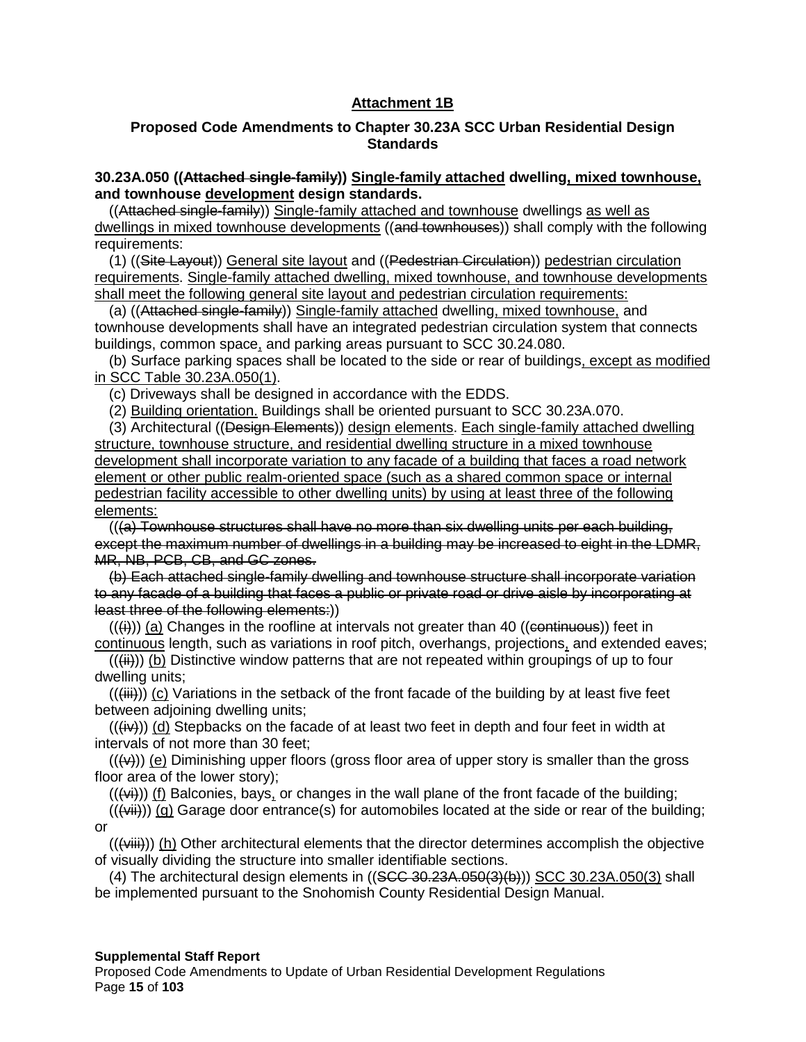**Attachment 1B**

**Proposed Code Amendments to Chapter 30.23A SCC Urban Residential Design Standards**

**30.23A.050 ((~~Attached single-family~~)) <u>Single-family attached</u> dwelling<u>, mixed townhouse,</u> and townhouse <u>development</u> design standards.**

((~~Attached single-family~~)) <u>Single-family attached and townhouse</u> dwellings <u>as well as dwellings in mixed townhouse developments</u> ((~~and townhouses~~)) shall comply with the following requirements:

(1) ((~~Site Layout~~)) <u>General site layout</u> and ((~~Pedestrian Circulation~~)) <u>pedestrian circulation requirements</u>. <u>Single-family attached dwelling, mixed townhouse, and townhouse developments shall meet the following general site layout and pedestrian circulation requirements:</u>

(a) ((~~Attached single-family~~)) <u>Single-family attached</u> dwelling<u>, mixed townhouse,</u> and townhouse developments shall have an integrated pedestrian circulation system that connects buildings, common space<u>,</u> and parking areas pursuant to SCC 30.24.080.

(b) Surface parking spaces shall be located to the side or rear of buildings<u>, except as modified in SCC Table 30.23A.050(1)</u>.

(c) Driveways shall be designed in accordance with the EDDS.

(2) <u>Building orientation.</u> Buildings shall be oriented pursuant to SCC 30.23A.070.

(3) Architectural ((~~Design Elements~~)) <u>design elements</u>. <u>Each single-family attached dwelling structure, townhouse structure, and residential dwelling structure in a mixed townhouse development shall incorporate variation to any facade of a building that faces a road network element or other public realm-oriented space (such as a shared common space or internal pedestrian facility accessible to other dwelling units) by using at least three of the following elements:</u>

((~~(a) Townhouse structures shall have no more than six dwelling units per each building, except the maximum number of dwellings in a building may be increased to eight in the LDMR, MR, NB, PCB, CB, and GC zones.~~

~~(b) Each attached single-family dwelling and townhouse structure shall incorporate variation to any facade of a building that faces a public or private road or drive aisle by incorporating at least three of the following elements:~~))

((~~(i)~~)) <u>(a)</u> Changes in the roofline at intervals not greater than 40 ((~~continuous~~)) feet in <u>continuous</u> length, such as variations in roof pitch, overhangs, projections<u>,</u> and extended eaves;

((~~(ii)~~)) <u>(b)</u> Distinctive window patterns that are not repeated within groupings of up to four dwelling units;

((~~(iii)~~)) <u>(c)</u> Variations in the setback of the front facade of the building by at least five feet between adjoining dwelling units;

((~~(iv)~~)) <u>(d)</u> Stepbacks on the facade of at least two feet in depth and four feet in width at intervals of not more than 30 feet;

((~~(v)~~)) <u>(e)</u> Diminishing upper floors (gross floor area of upper story is smaller than the gross floor area of the lower story);

((~~(vi)~~)) <u>(f)</u> Balconies, bays<u>,</u> or changes in the wall plane of the front facade of the building;

((~~(vii)~~)) <u>(g)</u> Garage door entrance(s) for automobiles located at the side or rear of the building; or

((~~(viii)~~)) <u>(h)</u> Other architectural elements that the director determines accomplish the objective of visually dividing the structure into smaller identifiable sections.

(4) The architectural design elements in ((~~SCC 30.23A.050(3)(b)~~)) <u>SCC 30.23A.050(3)</u> shall be implemented pursuant to the Snohomish County Residential Design Manual.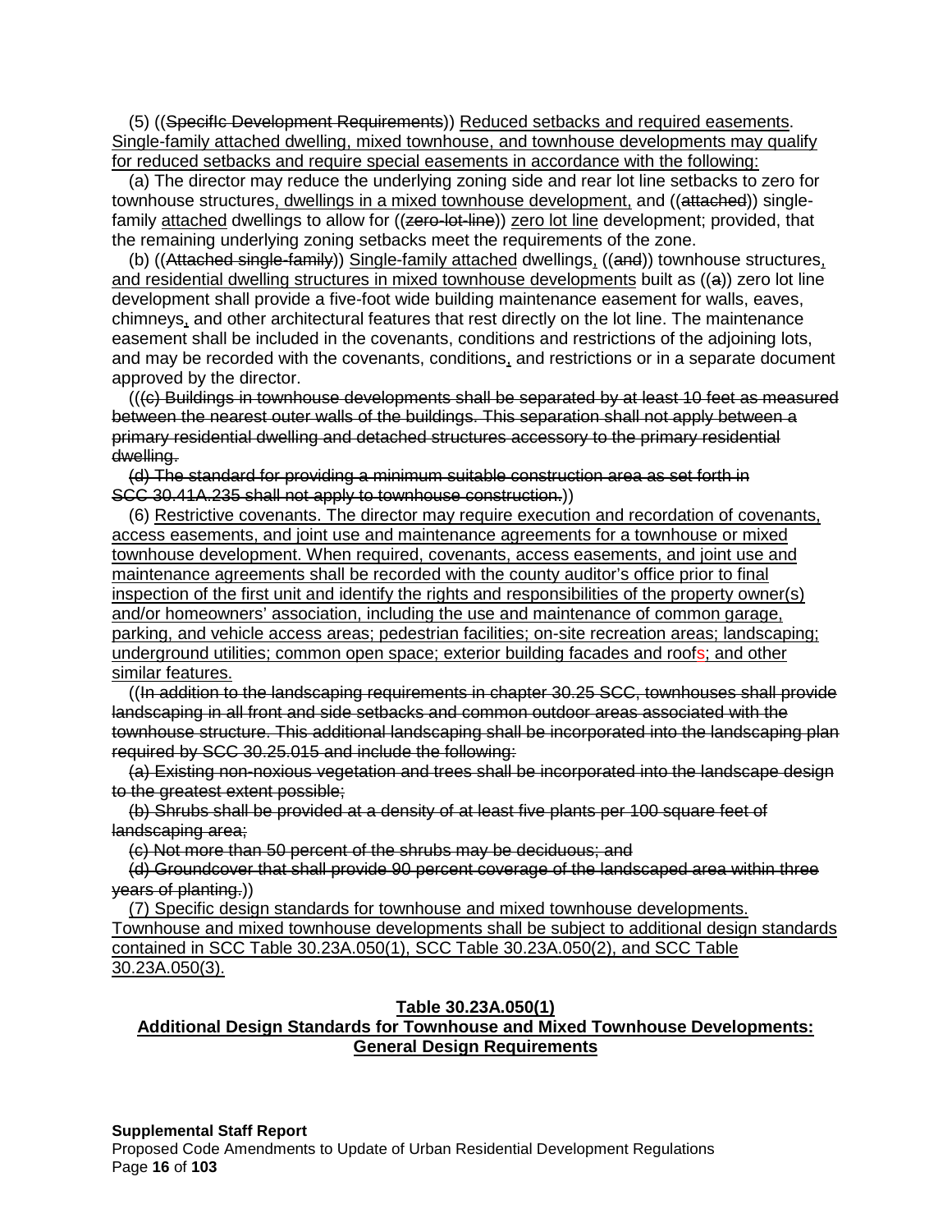(5) ((Specific Development Requirements)) Reduced setbacks and required easements. Single-family attached dwelling, mixed townhouse, and townhouse developments may qualify for reduced setbacks and require special easements in accordance with the following:

(a) The director may reduce the underlying zoning side and rear lot line setbacks to zero for townhouse structures, dwellings in a mixed townhouse development, and ((attached)) single-family attached dwellings to allow for ((zero-lot-line)) zero lot line development; provided, that the remaining underlying zoning setbacks meet the requirements of the zone.

(b) ((Attached single-family)) Single-family attached dwellings, ((and)) townhouse structures, and residential dwelling structures in mixed townhouse developments built as ((a)) zero lot line development shall provide a five-foot wide building maintenance easement for walls, eaves, chimneys, and other architectural features that rest directly on the lot line. The maintenance easement shall be included in the covenants, conditions and restrictions of the adjoining lots, and may be recorded with the covenants, conditions, and restrictions or in a separate document approved by the director.

(((c) Buildings in townhouse developments shall be separated by at least 10 feet as measured between the nearest outer walls of the buildings. This separation shall not apply between a primary residential dwelling and detached structures accessory to the primary residential dwelling.

(d) The standard for providing a minimum suitable construction area as set forth in SCC 30.41A.235 shall not apply to townhouse construction.))

(6) Restrictive covenants. The director may require execution and recordation of covenants, access easements, and joint use and maintenance agreements for a townhouse or mixed townhouse development. When required, covenants, access easements, and joint use and maintenance agreements shall be recorded with the county auditor's office prior to final inspection of the first unit and identify the rights and responsibilities of the property owner(s) and/or homeowners' association, including the use and maintenance of common garage, parking, and vehicle access areas; pedestrian facilities; on-site recreation areas; landscaping; underground utilities; common open space; exterior building facades and roofs; and other similar features.

((In addition to the landscaping requirements in chapter 30.25 SCC, townhouses shall provide landscaping in all front and side setbacks and common outdoor areas associated with the townhouse structure. This additional landscaping shall be incorporated into the landscaping plan required by SCC 30.25.015 and include the following:

(a) Existing non-noxious vegetation and trees shall be incorporated into the landscape design to the greatest extent possible;

(b) Shrubs shall be provided at a density of at least five plants per 100 square feet of landscaping area;

(c) Not more than 50 percent of the shrubs may be deciduous; and

(d) Groundcover that shall provide 90 percent coverage of the landscaped area within three years of planting.))

(7) Specific design standards for townhouse and mixed townhouse developments. Townhouse and mixed townhouse developments shall be subject to additional design standards contained in SCC Table 30.23A.050(1), SCC Table 30.23A.050(2), and SCC Table 30.23A.050(3).

**Table 30.23A.050(1)**
**Additional Design Standards for Townhouse and Mixed Townhouse Developments: General Design Requirements**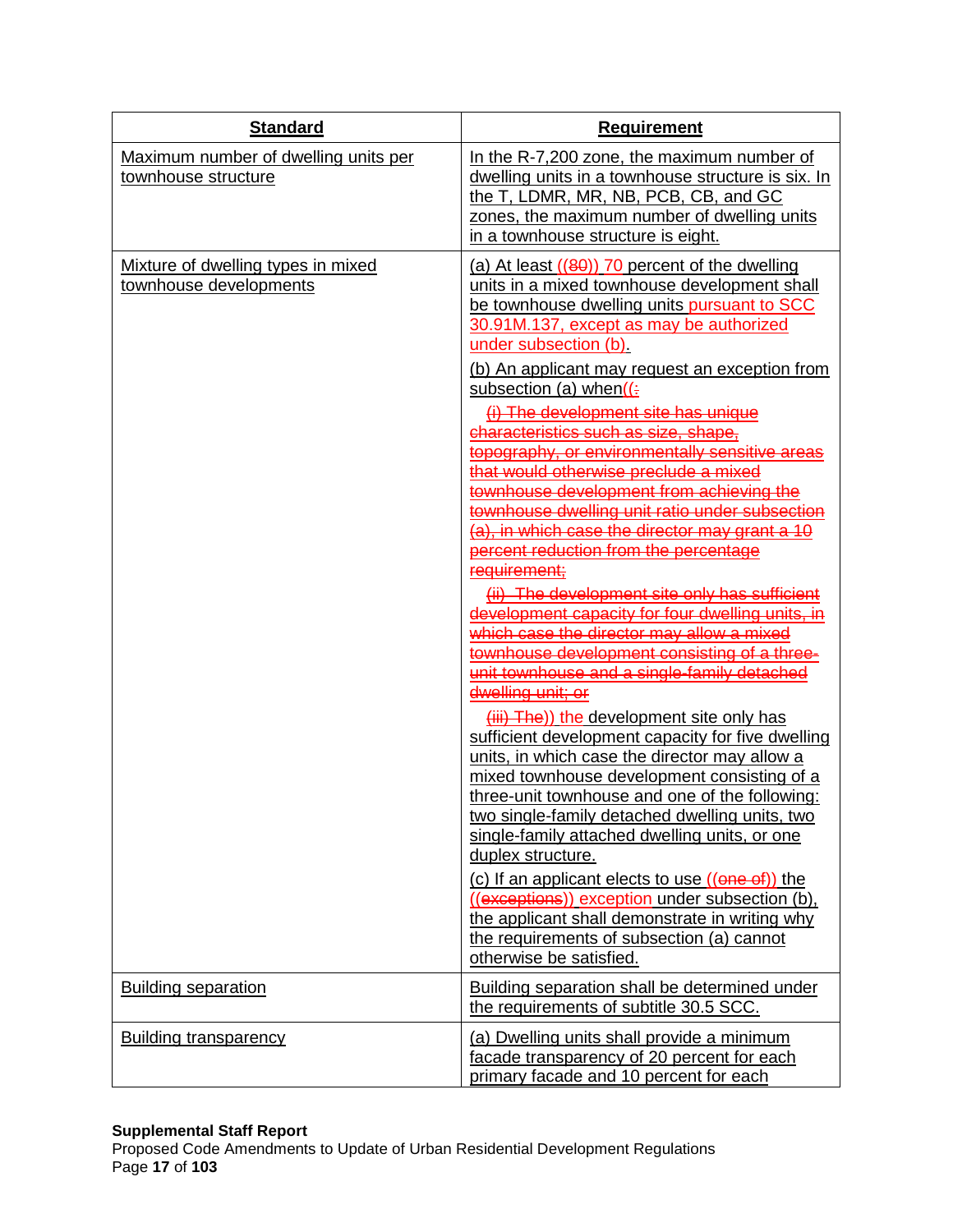| Standard | Requirement |
|---|---|
| Maximum number of dwelling units per townhouse structure | In the R-7,200 zone, the maximum number of dwelling units in a townhouse structure is six. In the T, LDMR, MR, NB, PCB, CB, and GC zones, the maximum number of dwelling units in a townhouse structure is eight. |
| Mixture of dwelling types in mixed townhouse developments | (a) At least ((80)) 70 percent of the dwelling units in a mixed townhouse development shall be townhouse dwelling units pursuant to SCC 30.91M.137, except as may be authorized under subsection (b). <br><br> (b) An applicant may request an exception from subsection (a) when((: <br><br> (i) The development site has unique characteristics such as size, shape, topography, or environmentally sensitive areas that would otherwise preclude a mixed townhouse development from achieving the townhouse dwelling unit ratio under subsection (a), in which case the director may grant a 10 percent reduction from the percentage requirement; <br><br> (ii) The development site only has sufficient development capacity for four dwelling units, in which case the director may allow a mixed townhouse development consisting of a three-unit townhouse and a single-family detached dwelling unit; or <br><br> (iii) The)) the development site only has sufficient development capacity for five dwelling units, in which case the director may allow a mixed townhouse development consisting of a three-unit townhouse and one of the following: two single-family detached dwelling units, two single-family attached dwelling units, or one duplex structure. <br><br> (c) If an applicant elects to use ((one of)) the ((exceptions)) exception under subsection (b), the applicant shall demonstrate in writing why the requirements of subsection (a) cannot otherwise be satisfied. |
| Building separation | Building separation shall be determined under the requirements of subtitle 30.5 SCC. |
| Building transparency | (a) Dwelling units shall provide a minimum facade transparency of 20 percent for each primary facade and 10 percent for each |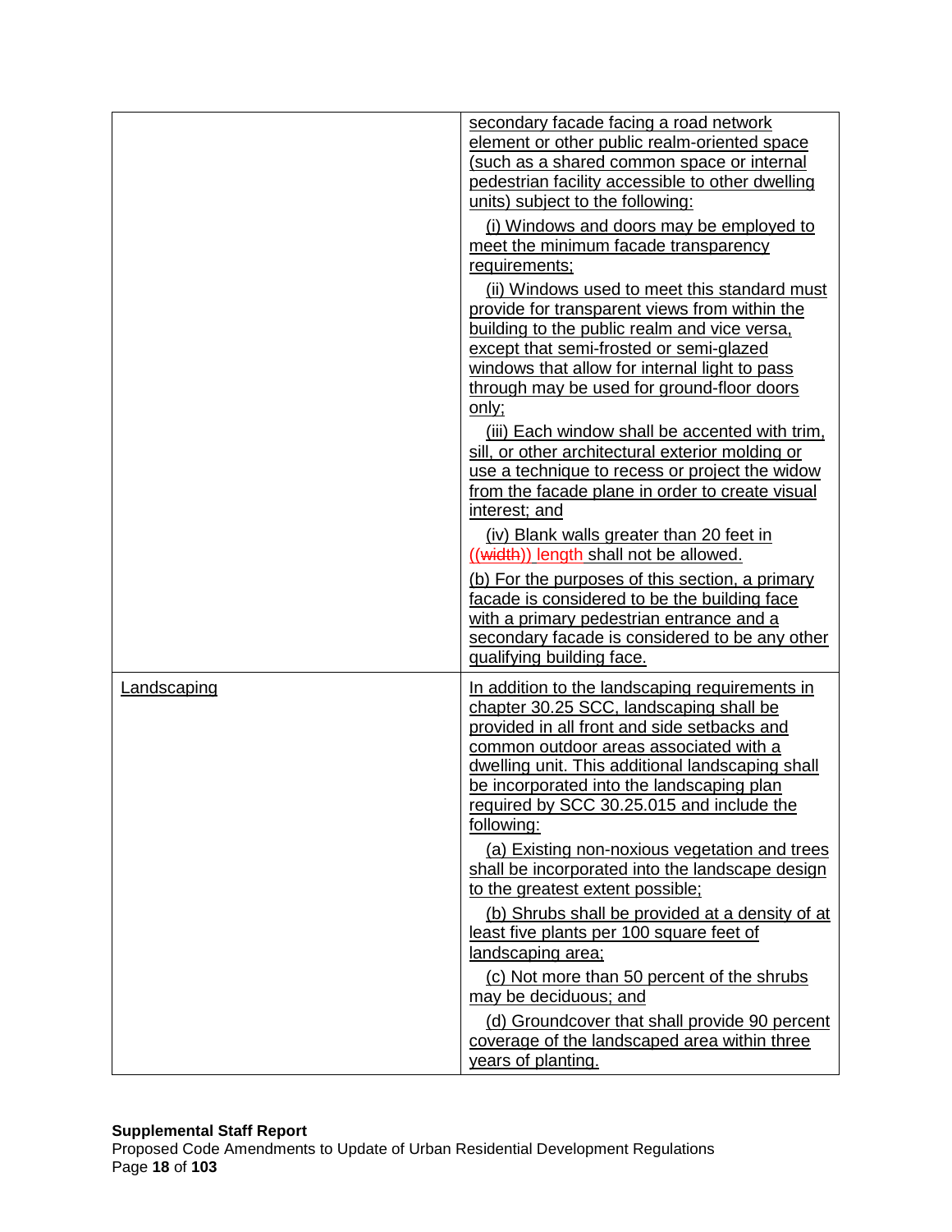| | |
|---|---|
| | secondary facade facing a road network element or other public realm-oriented space (such as a shared common space or internal pedestrian facility accessible to other dwelling units) subject to the following:<br><br>(i) Windows and doors may be employed to meet the minimum facade transparency requirements;<br><br>(ii) Windows used to meet this standard must provide for transparent views from within the building to the public realm and vice versa, except that semi-frosted or semi-glazed windows that allow for internal light to pass through may be used for ground-floor doors only;<br><br>(iii) Each window shall be accented with trim, sill, or other architectural exterior molding or use a technique to recess or project the widow from the facade plane in order to create visual interest; and<br><br>(iv) Blank walls greater than 20 feet in ((~~width~~)) length shall not be allowed.<br><br>(b) For the purposes of this section, a primary facade is considered to be the building face with a primary pedestrian entrance and a secondary facade is considered to be any other qualifying building face. |
| Landscaping | In addition to the landscaping requirements in chapter 30.25 SCC, landscaping shall be provided in all front and side setbacks and common outdoor areas associated with a dwelling unit. This additional landscaping shall be incorporated into the landscaping plan required by SCC 30.25.015 and include the following:<br><br>(a) Existing non-noxious vegetation and trees shall be incorporated into the landscape design to the greatest extent possible;<br><br>(b) Shrubs shall be provided at a density of at least five plants per 100 square feet of landscaping area;<br><br>(c) Not more than 50 percent of the shrubs may be deciduous; and<br><br>(d) Groundcover that shall provide 90 percent coverage of the landscaped area within three years of planting. |

**Supplemental Staff Report**
Proposed Code Amendments to Update of Urban Residential Development Regulations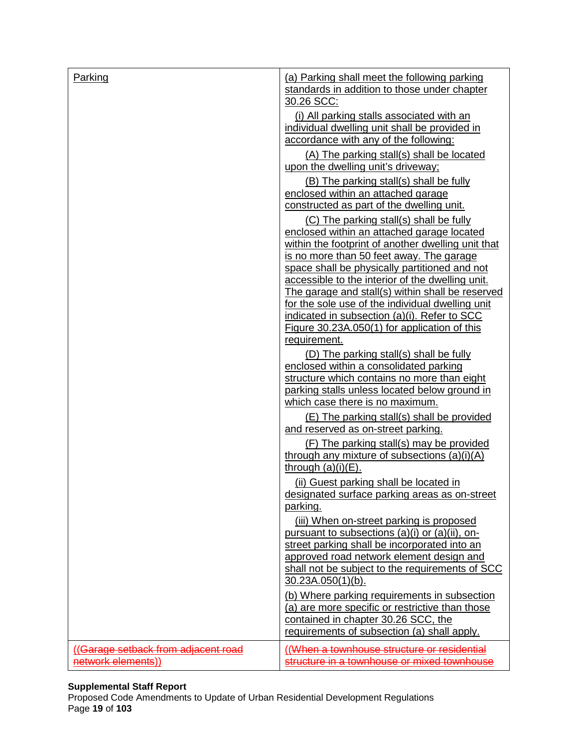| | |
|---|---|
| Parking | (a) Parking shall meet the following parking standards in addition to those under chapter 30.26 SCC:<br>(i) All parking stalls associated with an individual dwelling unit shall be provided in accordance with any of the following:<br>(A) The parking stall(s) shall be located upon the dwelling unit's driveway;<br>(B) The parking stall(s) shall be fully enclosed within an attached garage constructed as part of the dwelling unit.<br>(C) The parking stall(s) shall be fully enclosed within an attached garage located within the footprint of another dwelling unit that is no more than 50 feet away. The garage space shall be physically partitioned and not accessible to the interior of the dwelling unit. The garage and stall(s) within shall be reserved for the sole use of the individual dwelling unit indicated in subsection (a)(i). Refer to SCC Figure 30.23A.050(1) for application of this requirement.<br>(D) The parking stall(s) shall be fully enclosed within a consolidated parking structure which contains no more than eight parking stalls unless located below ground in which case there is no maximum.<br>(E) The parking stall(s) shall be provided and reserved as on-street parking.<br>(F) The parking stall(s) may be provided through any mixture of subsections (a)(i)(A) through (a)(i)(E).<br>(ii) Guest parking shall be located in designated surface parking areas as on-street parking.<br>(iii) When on-street parking is proposed pursuant to subsections (a)(i) or (a)(ii), on-street parking shall be incorporated into an approved road network element design and shall not be subject to the requirements of SCC 30.23A.050(1)(b).<br>(b) Where parking requirements in subsection (a) are more specific or restrictive than those contained in chapter 30.26 SCC, the requirements of subsection (a) shall apply. |
| ~~((Garage setback from adjacent road network elements))~~ | ~~((When a townhouse structure or residential structure in a townhouse or mixed townhouse~~ |

**Supplemental Staff Report**
Proposed Code Amendments to Update of Urban Residential Development Regulations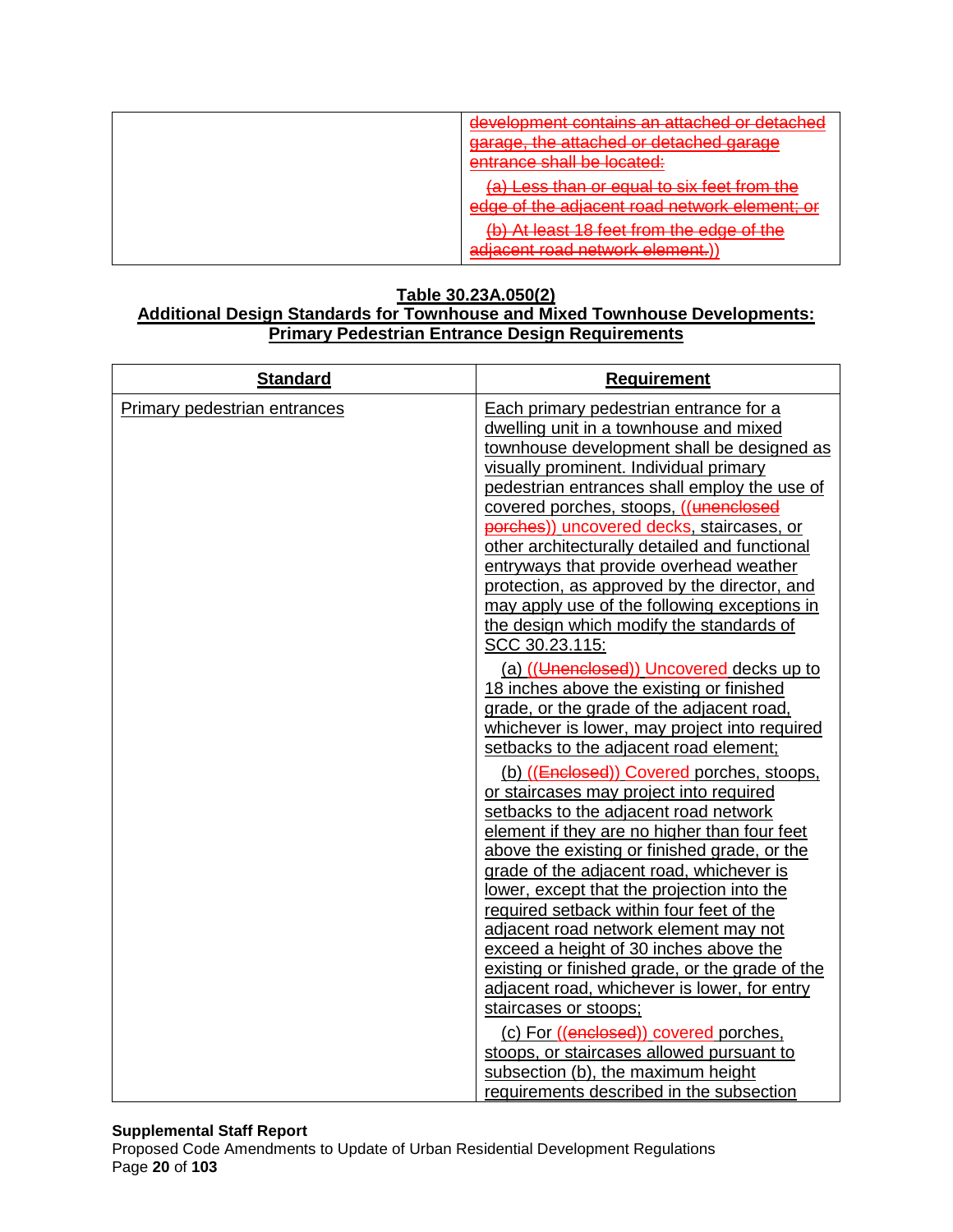| | |
|---|---|
| | ~~development contains an attached or detached garage, the attached or detached garage entrance shall be located:~~ ~~(a) Less than or equal to six feet from the edge of the adjacent road network element; or~~ ~~(b) At least 18 feet from the edge of the adjacent road network element.))~~ |

**Table 30.23A.050(2)**
**Additional Design Standards for Townhouse and Mixed Townhouse Developments: Primary Pedestrian Entrance Design Requirements**

| Standard | Requirement |
|---|---|
| Primary pedestrian entrances | Each primary pedestrian entrance for a dwelling unit in a townhouse and mixed townhouse development shall be designed as visually prominent. Individual primary pedestrian entrances shall employ the use of covered porches, stoops, ((~~unenclosed porches~~)) uncovered decks, staircases, or other architecturally detailed and functional entryways that provide overhead weather protection, as approved by the director, and may apply use of the following exceptions in the design which modify the standards of SCC 30.23.115: (a) ((~~Unenclosed~~)) Uncovered decks up to 18 inches above the existing or finished grade, or the grade of the adjacent road, whichever is lower, may project into required setbacks to the adjacent road element; (b) ((~~Enclosed~~)) Covered porches, stoops, or staircases may project into required setbacks to the adjacent road network element if they are no higher than four feet above the existing or finished grade, or the grade of the adjacent road, whichever is lower, except that the projection into the required setback within four feet of the adjacent road network element may not exceed a height of 30 inches above the existing or finished grade, or the grade of the adjacent road, whichever is lower, for entry staircases or stoops; (c) For ((~~enclosed~~)) covered porches, stoops, or staircases allowed pursuant to subsection (b), the maximum height requirements described in the subsection |

**Supplemental Staff Report**
Proposed Code Amendments to Update of Urban Residential Development Regulations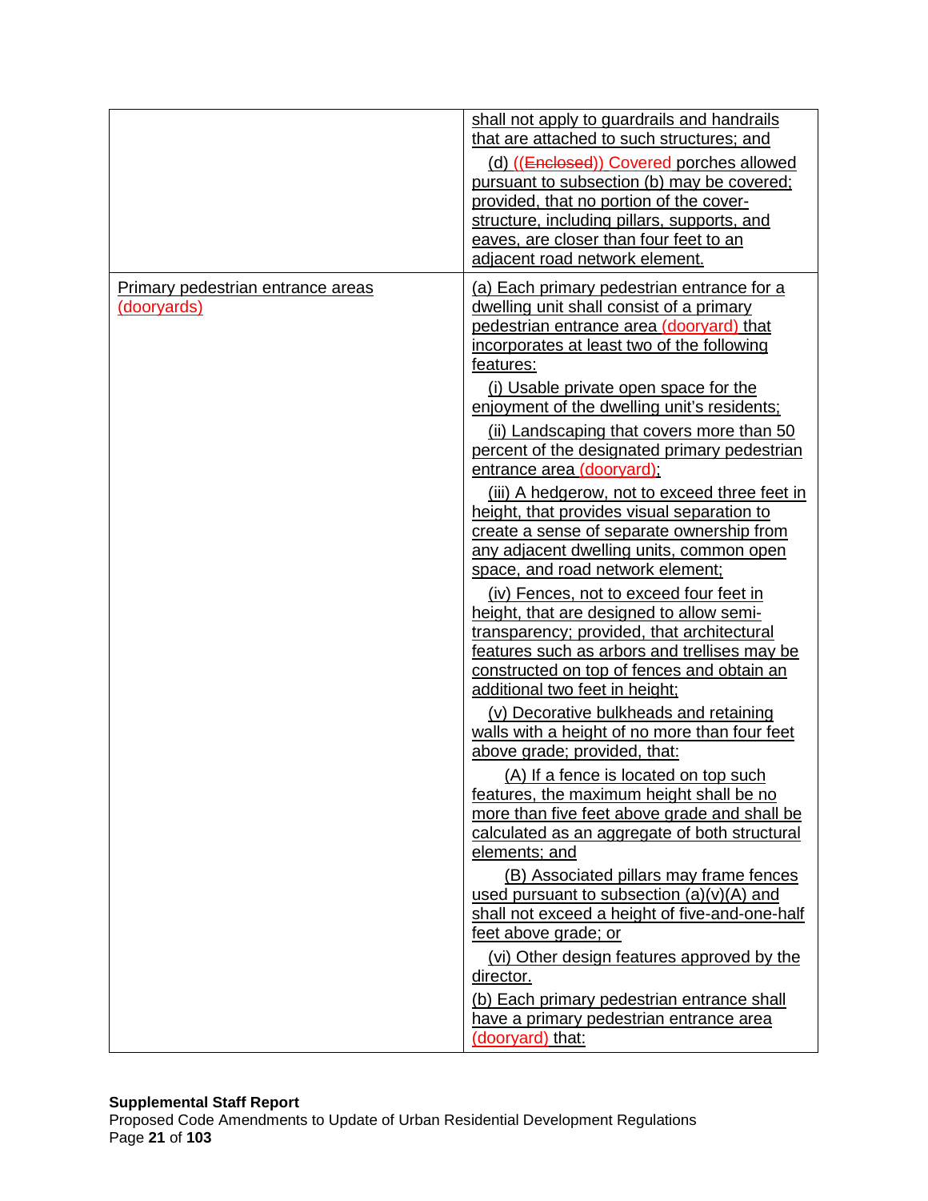| | |
|---|---|
| | shall not apply to guardrails and handrails that are attached to such structures; and<br><br>(d) ((~~Enclosed~~)) Covered porches allowed pursuant to subsection (b) may be covered; provided, that no portion of the cover-structure, including pillars, supports, and eaves, are closer than four feet to an adjacent road network element. |
| Primary pedestrian entrance areas (dooryards) | (a) Each primary pedestrian entrance for a dwelling unit shall consist of a primary pedestrian entrance area (dooryard) that incorporates at least two of the following features:<br><br>(i) Usable private open space for the enjoyment of the dwelling unit's residents;<br><br>(ii) Landscaping that covers more than 50 percent of the designated primary pedestrian entrance area (dooryard);<br><br>(iii) A hedgerow, not to exceed three feet in height, that provides visual separation to create a sense of separate ownership from any adjacent dwelling units, common open space, and road network element;<br><br>(iv) Fences, not to exceed four feet in height, that are designed to allow semi-transparency; provided, that architectural features such as arbors and trellises may be constructed on top of fences and obtain an additional two feet in height;<br><br>(v) Decorative bulkheads and retaining walls with a height of no more than four feet above grade; provided, that:<br><br>(A) If a fence is located on top such features, the maximum height shall be no more than five feet above grade and shall be calculated as an aggregate of both structural elements; and<br><br>(B) Associated pillars may frame fences used pursuant to subsection (a)(v)(A) and shall not exceed a height of five-and-one-half feet above grade; or<br><br>(vi) Other design features approved by the director.<br><br>(b) Each primary pedestrian entrance shall have a primary pedestrian entrance area (dooryard) that: |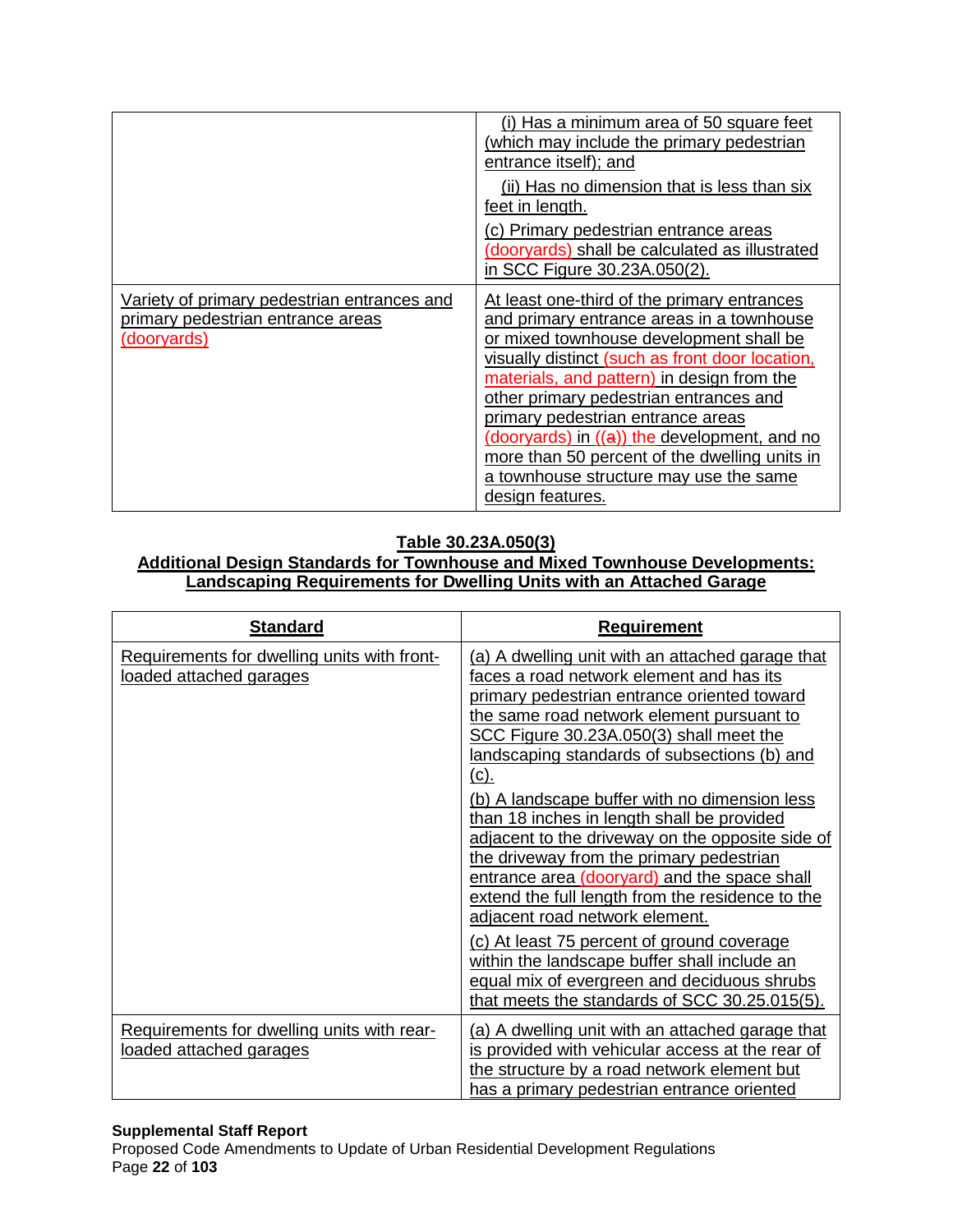| | |
|---|---|
| | (i) Has a minimum area of 50 square feet (which may include the primary pedestrian entrance itself); and<br><br>(ii) Has no dimension that is less than six feet in length.<br><br>(c) Primary pedestrian entrance areas (dooryards) shall be calculated as illustrated in SCC Figure 30.23A.050(2). |
| Variety of primary pedestrian entrances and primary pedestrian entrance areas (dooryards) | At least one-third of the primary entrances and primary entrance areas in a townhouse or mixed townhouse development shall be visually distinct (such as front door location, materials, and pattern) in design from the other primary pedestrian entrances and primary pedestrian entrance areas (dooryards) in ((a)) the development, and no more than 50 percent of the dwelling units in a townhouse structure may use the same design features. |

**Table 30.23A.050(3)**
**Additional Design Standards for Townhouse and Mixed Townhouse Developments: Landscaping Requirements for Dwelling Units with an Attached Garage**

| **Standard** | **Requirement** |
|---|---|
| Requirements for dwelling units with front-loaded attached garages | (a) A dwelling unit with an attached garage that faces a road network element and has its primary pedestrian entrance oriented toward the same road network element pursuant to SCC Figure 30.23A.050(3) shall meet the landscaping standards of subsections (b) and (c).<br><br>(b) A landscape buffer with no dimension less than 18 inches in length shall be provided adjacent to the driveway on the opposite side of the driveway from the primary pedestrian entrance area (dooryard) and the space shall extend the full length from the residence to the adjacent road network element.<br><br>(c) At least 75 percent of ground coverage within the landscape buffer shall include an equal mix of evergreen and deciduous shrubs that meets the standards of SCC 30.25.015(5). |
| Requirements for dwelling units with rear-loaded attached garages | (a) A dwelling unit with an attached garage that is provided with vehicular access at the rear of the structure by a road network element but has a primary pedestrian entrance oriented |

**Supplemental Staff Report**
Proposed Code Amendments to Update of Urban Residential Development Regulations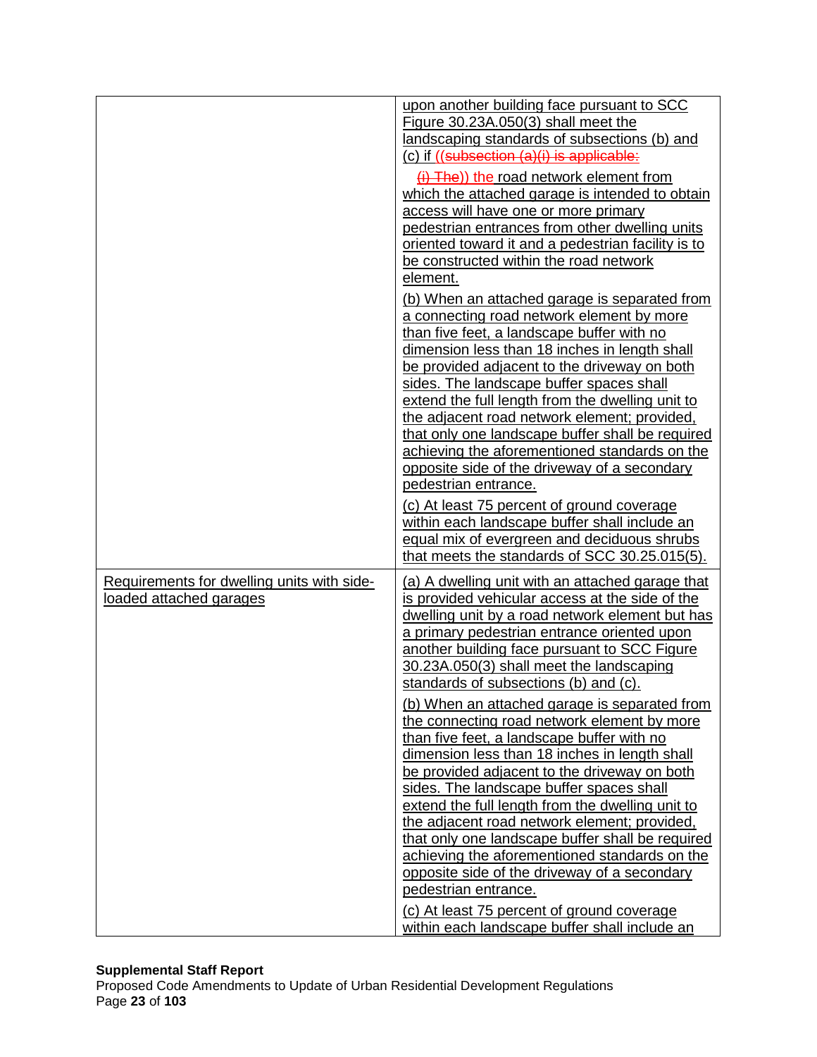| | |
|---|---|
| | <u>upon another building face pursuant to SCC Figure 30.23A.050(3) shall meet the landscaping standards of subsections (b) and (c) if</u> ~~((subsection (a)(i) is applicable:~~<br><br>~~(i) The))~~ the <u>road network element from which the attached garage is intended to obtain access will have one or more primary pedestrian entrances from other dwelling units oriented toward it and a pedestrian facility is to be constructed within the road network element.</u><br><br><u>(b) When an attached garage is separated from a connecting road network element by more than five feet, a landscape buffer with no dimension less than 18 inches in length shall be provided adjacent to the driveway on both sides. The landscape buffer spaces shall extend the full length from the dwelling unit to the adjacent road network element; provided, that only one landscape buffer shall be required achieving the aforementioned standards on the opposite side of the driveway of a secondary pedestrian entrance.</u><br><br><u>(c) At least 75 percent of ground coverage within each landscape buffer shall include an equal mix of evergreen and deciduous shrubs that meets the standards of SCC 30.25.015(5).</u> |
| <u>Requirements for dwelling units with side-loaded attached garages</u> | <u>(a) A dwelling unit with an attached garage that is provided vehicular access at the side of the dwelling unit by a road network element but has a primary pedestrian entrance oriented upon another building face pursuant to SCC Figure 30.23A.050(3) shall meet the landscaping standards of subsections (b) and (c).</u><br><br><u>(b) When an attached garage is separated from the connecting road network element by more than five feet, a landscape buffer with no dimension less than 18 inches in length shall be provided adjacent to the driveway on both sides. The landscape buffer spaces shall extend the full length from the dwelling unit to the adjacent road network element; provided, that only one landscape buffer shall be required achieving the aforementioned standards on the opposite side of the driveway of a secondary pedestrian entrance.</u><br><br><u>(c) At least 75 percent of ground coverage within each landscape buffer shall include an</u> |

**Supplemental Staff Report**
Proposed Code Amendments to Update of Urban Residential Development Regulations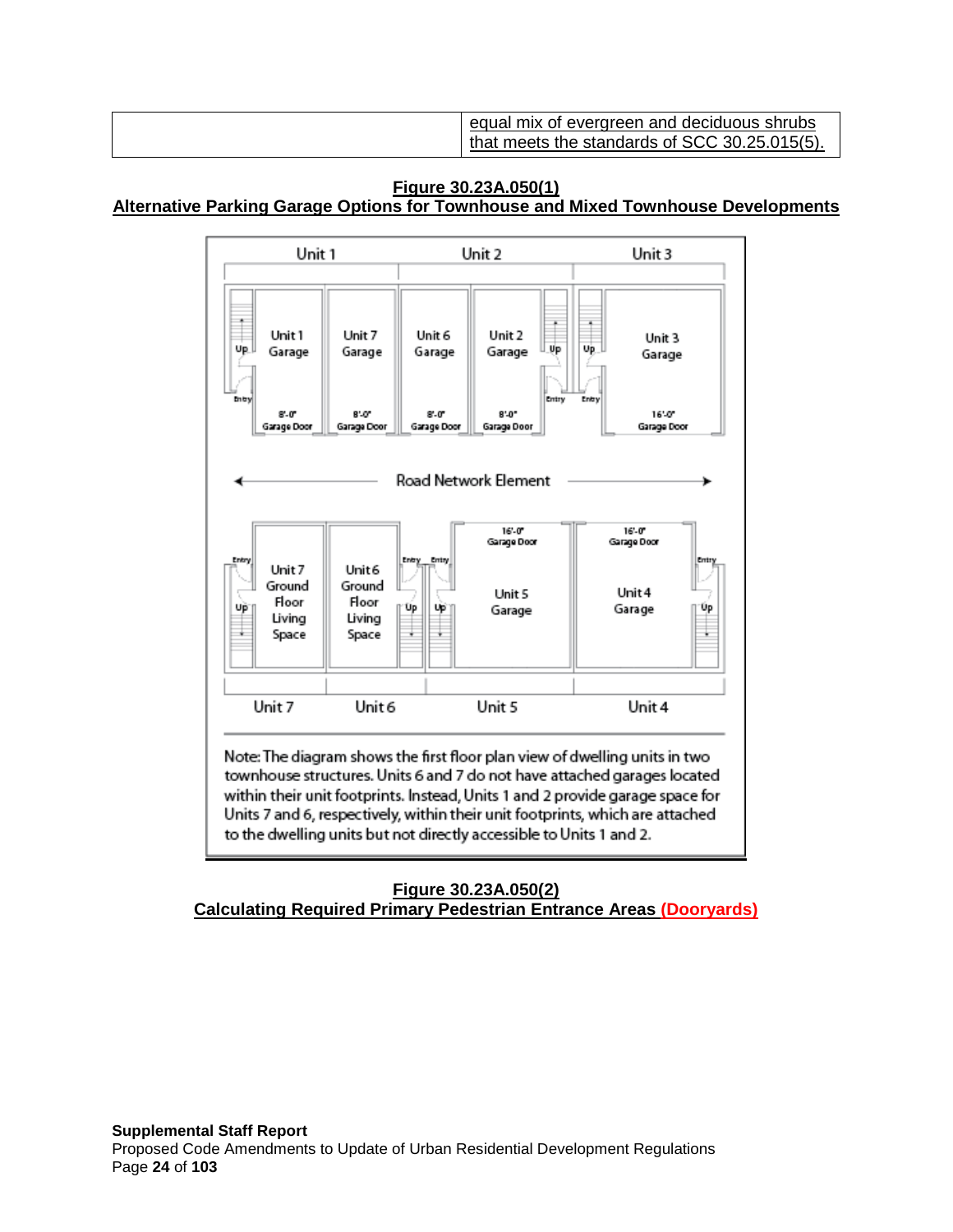| | equal mix of evergreen and deciduous shrubs that meets the standards of SCC 30.25.015(5). |
|---|---|

**Figure 30.23A.050(1)**
**Alternative Parking Garage Options for Townhouse and Mixed Townhouse Developments**

Unit 1 Unit 2 Unit 3

Unit 1 Garage — 8'-0" Garage Door
Unit 7 Garage — 8'-0" Garage Door
Unit 6 Garage — 8'-0" Garage Door
Unit 2 Garage — 8'-0" Garage Door
Unit 3 Garage — 16'-0" Garage Door

Road Network Element

Unit 7 Ground Floor Living Space
Unit 6 Ground Floor Living Space
Unit 5 Garage — 16'-0" Garage Door
Unit 4 Garage — 16'-0" Garage Door

Unit 7 Unit 6 Unit 5 Unit 4

Note: The diagram shows the first floor plan view of dwelling units in two townhouse structures. Units 6 and 7 do not have attached garages located within their unit footprints. Instead, Units 1 and 2 provide garage space for Units 7 and 6, respectively, within their unit footprints, which are attached to the dwelling units but not directly accessible to Units 1 and 2.

**Figure 30.23A.050(2)**
**Calculating Required Primary Pedestrian Entrance Areas (Dooryards)**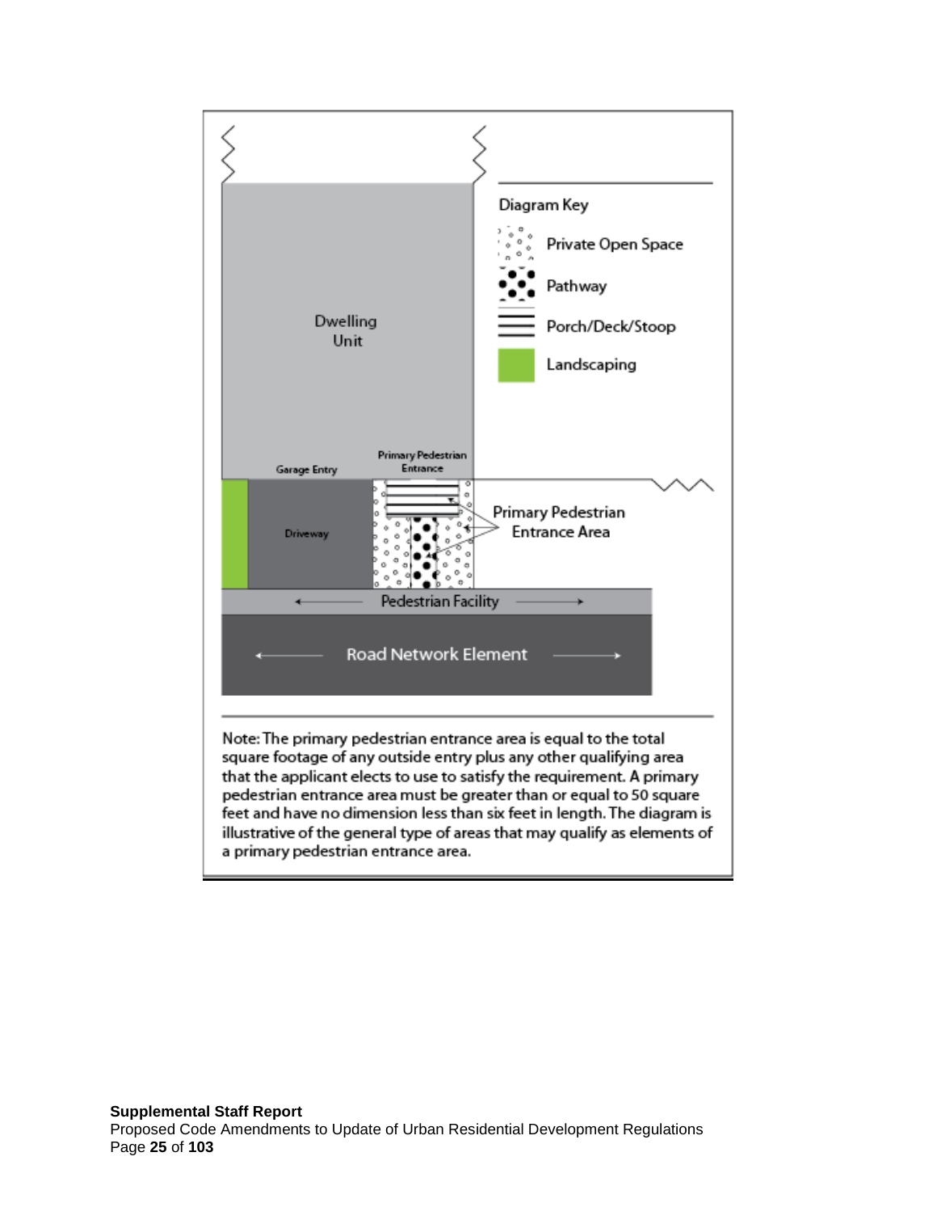Diagram Key

- Private Open Space
- Pathway
- Porch/Deck/Stoop
- Landscaping

Dwelling Unit

Garage Entry

Primary Pedestrian Entrance

Driveway

Primary Pedestrian Entrance Area

Pedestrian Facility

Road Network Element

Note: The primary pedestrian entrance area is equal to the total square footage of any outside entry plus any other qualifying area that the applicant elects to use to satisfy the requirement. A primary pedestrian entrance area must be greater than or equal to 50 square feet and have no dimension less than six feet in length. The diagram is illustrative of the general type of areas that may qualify as elements of a primary pedestrian entrance area.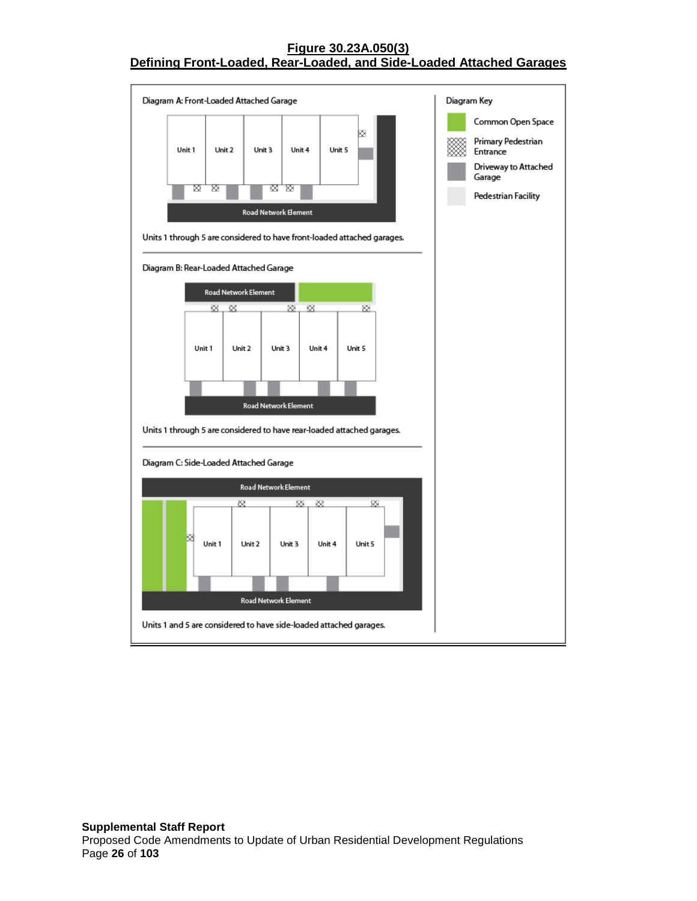**Figure 30.23A.050(3)**
**Defining Front-Loaded, Rear-Loaded, and Side-Loaded Attached Garages**

Diagram A: Front-Loaded Attached Garage

Unit 1 | Unit 2 | Unit 3 | Unit 4 | Unit 5

Road Network Element

Units 1 through 5 are considered to have front-loaded attached garages.

Diagram B: Rear-Loaded Attached Garage

Road Network Element

Unit 1 | Unit 2 | Unit 3 | Unit 4 | Unit 5

Road Network Element

Units 1 through 5 are considered to have rear-loaded attached garages.

Diagram C: Side-Loaded Attached Garage

Road Network Element

Unit 1 | Unit 2 | Unit 3 | Unit 4 | Unit 5

Road Network Element

Units 1 and 5 are considered to have side-loaded attached garages.

Diagram Key

- Common Open Space
- Primary Pedestrian Entrance
- Driveway to Attached Garage
- Pedestrian Facility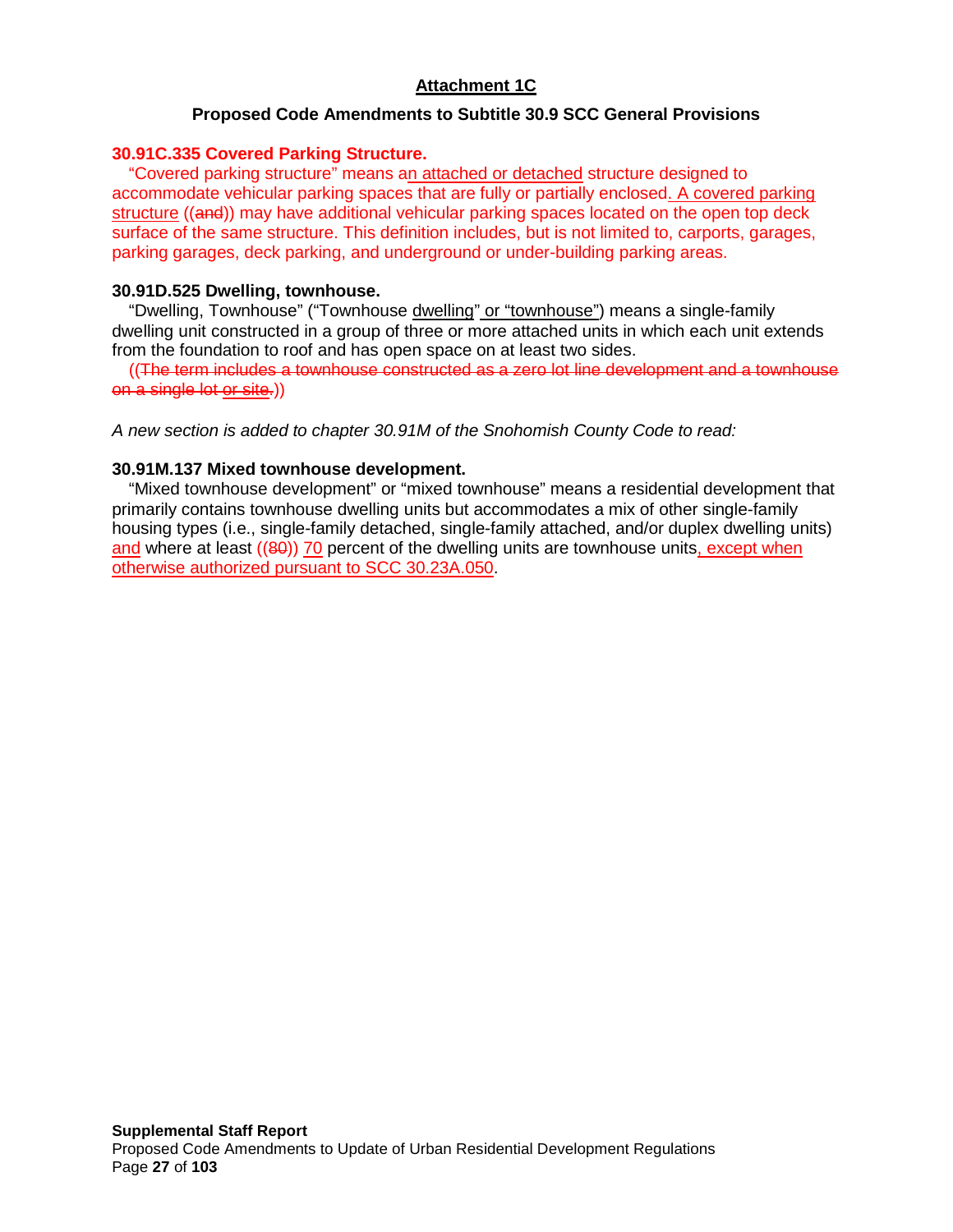**Attachment 1C**

**Proposed Code Amendments to Subtitle 30.9 SCC General Provisions**

**30.91C.335 Covered Parking Structure.**

"Covered parking structure" means an attached or detached structure designed to accommodate vehicular parking spaces that are fully or partially enclosed. A covered parking structure ((and)) may have additional vehicular parking spaces located on the open top deck surface of the same structure. This definition includes, but is not limited to, carports, garages, parking garages, deck parking, and underground or under-building parking areas.

**30.91D.525 Dwelling, townhouse.**

"Dwelling, Townhouse" ("Townhouse dwelling" or "townhouse") means a single-family dwelling unit constructed in a group of three or more attached units in which each unit extends from the foundation to roof and has open space on at least two sides.

((~~The term includes a townhouse constructed as a zero lot line development and a townhouse on a single lot or site.~~))

*A new section is added to chapter 30.91M of the Snohomish County Code to read:*

**30.91M.137 Mixed townhouse development.**

"Mixed townhouse development" or "mixed townhouse" means a residential development that primarily contains townhouse dwelling units but accommodates a mix of other single-family housing types (i.e., single-family detached, single-family attached, and/or duplex dwelling units) and where at least ((~~80~~)) 70 percent of the dwelling units are townhouse units, except when otherwise authorized pursuant to SCC 30.23A.050.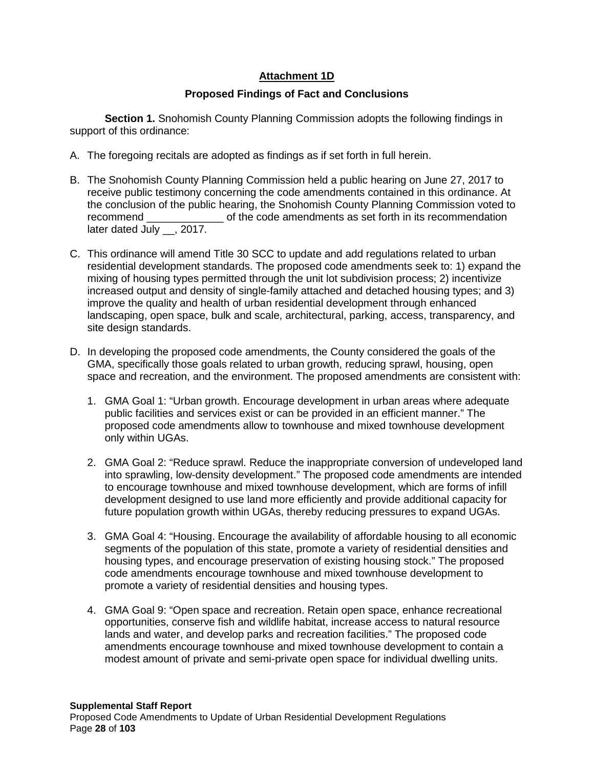**Attachment 1D**

**Proposed Findings of Fact and Conclusions**

**Section 1.** Snohomish County Planning Commission adopts the following findings in support of this ordinance:

A. The foregoing recitals are adopted as findings as if set forth in full herein.

B. The Snohomish County Planning Commission held a public hearing on June 27, 2017 to receive public testimony concerning the code amendments contained in this ordinance. At the conclusion of the public hearing, the Snohomish County Planning Commission voted to recommend _____________ of the code amendments as set forth in its recommendation later dated July __, 2017.

C. This ordinance will amend Title 30 SCC to update and add regulations related to urban residential development standards. The proposed code amendments seek to: 1) expand the mixing of housing types permitted through the unit lot subdivision process; 2) incentivize increased output and density of single-family attached and detached housing types; and 3) improve the quality and health of urban residential development through enhanced landscaping, open space, bulk and scale, architectural, parking, access, transparency, and site design standards.

D. In developing the proposed code amendments, the County considered the goals of the GMA, specifically those goals related to urban growth, reducing sprawl, housing, open space and recreation, and the environment. The proposed amendments are consistent with:

   1. GMA Goal 1: "Urban growth. Encourage development in urban areas where adequate public facilities and services exist or can be provided in an efficient manner." The proposed code amendments allow to townhouse and mixed townhouse development only within UGAs.

   2. GMA Goal 2: "Reduce sprawl. Reduce the inappropriate conversion of undeveloped land into sprawling, low-density development." The proposed code amendments are intended to encourage townhouse and mixed townhouse development, which are forms of infill development designed to use land more efficiently and provide additional capacity for future population growth within UGAs, thereby reducing pressures to expand UGAs.

   3. GMA Goal 4: "Housing. Encourage the availability of affordable housing to all economic segments of the population of this state, promote a variety of residential densities and housing types, and encourage preservation of existing housing stock." The proposed code amendments encourage townhouse and mixed townhouse development to promote a variety of residential densities and housing types.

   4. GMA Goal 9: "Open space and recreation. Retain open space, enhance recreational opportunities, conserve fish and wildlife habitat, increase access to natural resource lands and water, and develop parks and recreation facilities." The proposed code amendments encourage townhouse and mixed townhouse development to contain a modest amount of private and semi-private open space for individual dwelling units.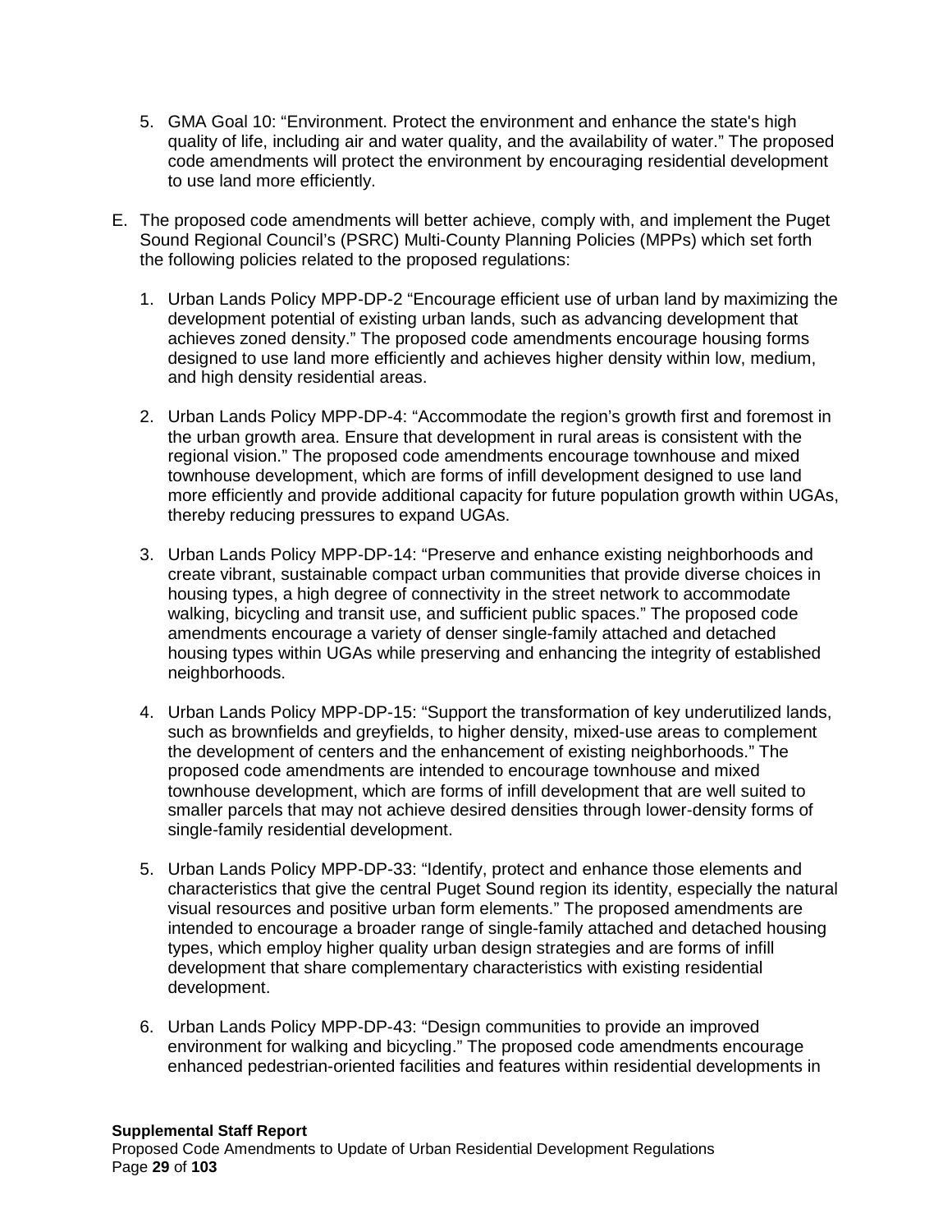5. GMA Goal 10: “Environment. Protect the environment and enhance the state's high quality of life, including air and water quality, and the availability of water.” The proposed code amendments will protect the environment by encouraging residential development to use land more efficiently.

E. The proposed code amendments will better achieve, comply with, and implement the Puget Sound Regional Council’s (PSRC) Multi-County Planning Policies (MPPs) which set forth the following policies related to the proposed regulations:

   1. Urban Lands Policy MPP-DP-2 “Encourage efficient use of urban land by maximizing the development potential of existing urban lands, such as advancing development that achieves zoned density.” The proposed code amendments encourage housing forms designed to use land more efficiently and achieves higher density within low, medium, and high density residential areas.

   2. Urban Lands Policy MPP-DP-4: “Accommodate the region’s growth first and foremost in the urban growth area. Ensure that development in rural areas is consistent with the regional vision.” The proposed code amendments encourage townhouse and mixed townhouse development, which are forms of infill development designed to use land more efficiently and provide additional capacity for future population growth within UGAs, thereby reducing pressures to expand UGAs.

   3. Urban Lands Policy MPP-DP-14: “Preserve and enhance existing neighborhoods and create vibrant, sustainable compact urban communities that provide diverse choices in housing types, a high degree of connectivity in the street network to accommodate walking, bicycling and transit use, and sufficient public spaces.” The proposed code amendments encourage a variety of denser single-family attached and detached housing types within UGAs while preserving and enhancing the integrity of established neighborhoods.

   4. Urban Lands Policy MPP-DP-15: “Support the transformation of key underutilized lands, such as brownfields and greyfields, to higher density, mixed-use areas to complement the development of centers and the enhancement of existing neighborhoods.” The proposed code amendments are intended to encourage townhouse and mixed townhouse development, which are forms of infill development that are well suited to smaller parcels that may not achieve desired densities through lower-density forms of single-family residential development.

   5. Urban Lands Policy MPP-DP-33: “Identify, protect and enhance those elements and characteristics that give the central Puget Sound region its identity, especially the natural visual resources and positive urban form elements.” The proposed amendments are intended to encourage a broader range of single-family attached and detached housing types, which employ higher quality urban design strategies and are forms of infill development that share complementary characteristics with existing residential development.

   6. Urban Lands Policy MPP-DP-43: “Design communities to provide an improved environment for walking and bicycling.” The proposed code amendments encourage enhanced pedestrian-oriented facilities and features within residential developments in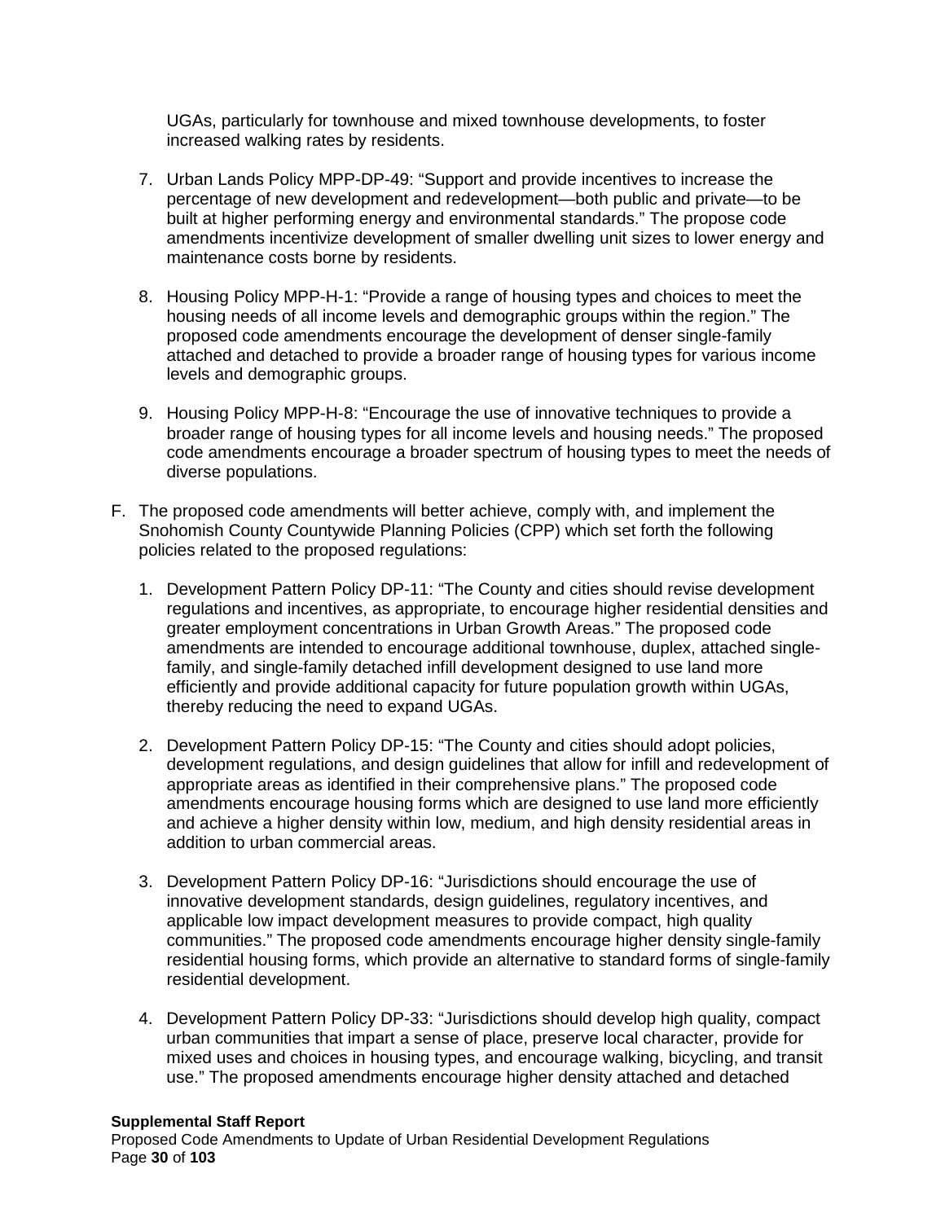UGAs, particularly for townhouse and mixed townhouse developments, to foster increased walking rates by residents.

7. Urban Lands Policy MPP-DP-49: "Support and provide incentives to increase the percentage of new development and redevelopment—both public and private—to be built at higher performing energy and environmental standards." The propose code amendments incentivize development of smaller dwelling unit sizes to lower energy and maintenance costs borne by residents.

8. Housing Policy MPP-H-1: "Provide a range of housing types and choices to meet the housing needs of all income levels and demographic groups within the region." The proposed code amendments encourage the development of denser single-family attached and detached to provide a broader range of housing types for various income levels and demographic groups.

9. Housing Policy MPP-H-8: "Encourage the use of innovative techniques to provide a broader range of housing types for all income levels and housing needs." The proposed code amendments encourage a broader spectrum of housing types to meet the needs of diverse populations.

F. The proposed code amendments will better achieve, comply with, and implement the Snohomish County Countywide Planning Policies (CPP) which set forth the following policies related to the proposed regulations:

   1. Development Pattern Policy DP-11: "The County and cities should revise development regulations and incentives, as appropriate, to encourage higher residential densities and greater employment concentrations in Urban Growth Areas." The proposed code amendments are intended to encourage additional townhouse, duplex, attached single-family, and single-family detached infill development designed to use land more efficiently and provide additional capacity for future population growth within UGAs, thereby reducing the need to expand UGAs.

   2. Development Pattern Policy DP-15: "The County and cities should adopt policies, development regulations, and design guidelines that allow for infill and redevelopment of appropriate areas as identified in their comprehensive plans." The proposed code amendments encourage housing forms which are designed to use land more efficiently and achieve a higher density within low, medium, and high density residential areas in addition to urban commercial areas.

   3. Development Pattern Policy DP-16: "Jurisdictions should encourage the use of innovative development standards, design guidelines, regulatory incentives, and applicable low impact development measures to provide compact, high quality communities." The proposed code amendments encourage higher density single-family residential housing forms, which provide an alternative to standard forms of single-family residential development.

   4. Development Pattern Policy DP-33: "Jurisdictions should develop high quality, compact urban communities that impart a sense of place, preserve local character, provide for mixed uses and choices in housing types, and encourage walking, bicycling, and transit use." The proposed amendments encourage higher density attached and detached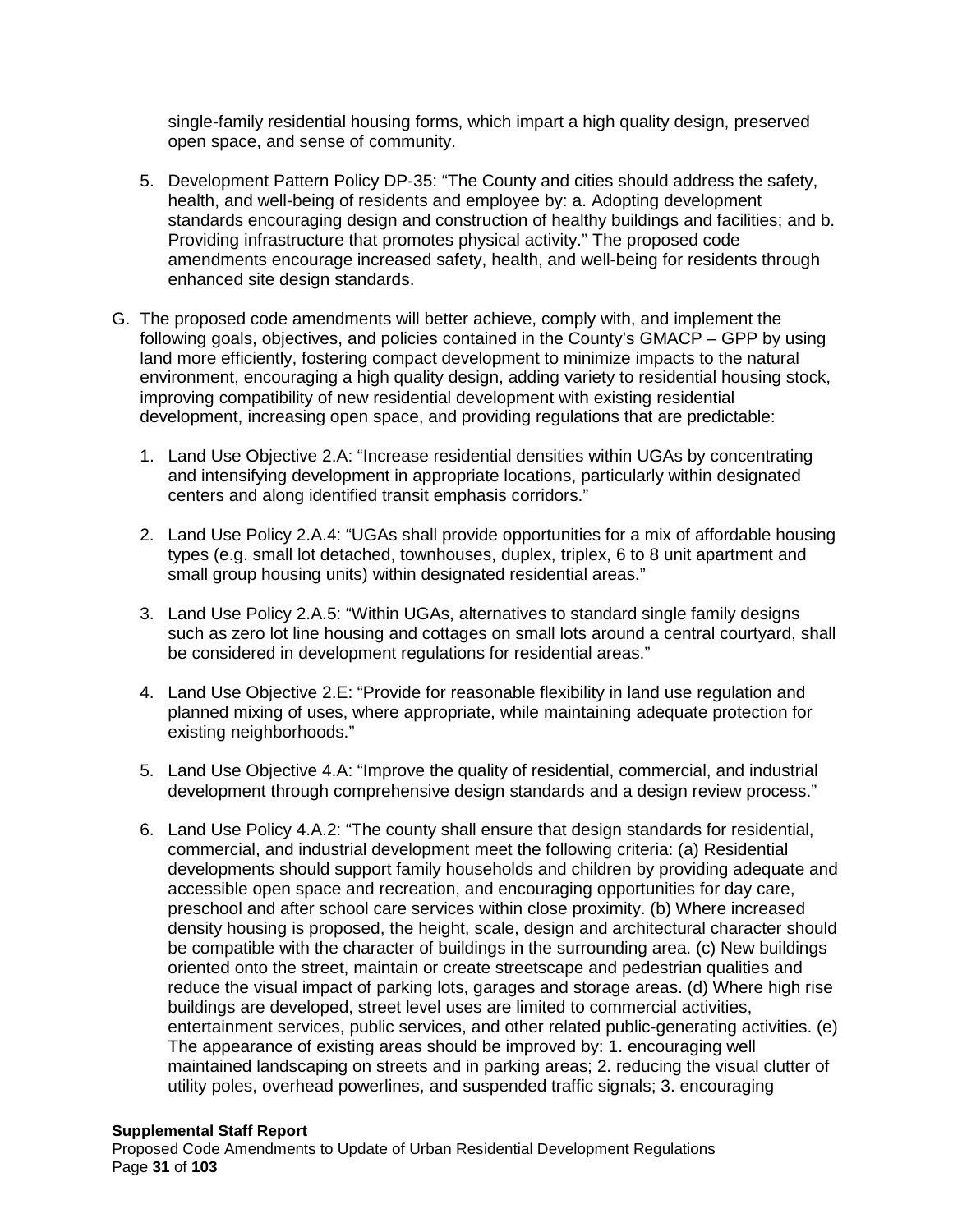single-family residential housing forms, which impart a high quality design, preserved open space, and sense of community.

5. Development Pattern Policy DP-35: "The County and cities should address the safety, health, and well-being of residents and employee by: a. Adopting development standards encouraging design and construction of healthy buildings and facilities; and b. Providing infrastructure that promotes physical activity." The proposed code amendments encourage increased safety, health, and well-being for residents through enhanced site design standards.

G. The proposed code amendments will better achieve, comply with, and implement the following goals, objectives, and policies contained in the County's GMACP – GPP by using land more efficiently, fostering compact development to minimize impacts to the natural environment, encouraging a high quality design, adding variety to residential housing stock, improving compatibility of new residential development with existing residential development, increasing open space, and providing regulations that are predictable:

   1. Land Use Objective 2.A: "Increase residential densities within UGAs by concentrating and intensifying development in appropriate locations, particularly within designated centers and along identified transit emphasis corridors."

   2. Land Use Policy 2.A.4: "UGAs shall provide opportunities for a mix of affordable housing types (e.g. small lot detached, townhouses, duplex, triplex, 6 to 8 unit apartment and small group housing units) within designated residential areas."

   3. Land Use Policy 2.A.5: "Within UGAs, alternatives to standard single family designs such as zero lot line housing and cottages on small lots around a central courtyard, shall be considered in development regulations for residential areas."

   4. Land Use Objective 2.E: "Provide for reasonable flexibility in land use regulation and planned mixing of uses, where appropriate, while maintaining adequate protection for existing neighborhoods."

   5. Land Use Objective 4.A: "Improve the quality of residential, commercial, and industrial development through comprehensive design standards and a design review process."

   6. Land Use Policy 4.A.2: "The county shall ensure that design standards for residential, commercial, and industrial development meet the following criteria: (a) Residential developments should support family households and children by providing adequate and accessible open space and recreation, and encouraging opportunities for day care, preschool and after school care services within close proximity. (b) Where increased density housing is proposed, the height, scale, design and architectural character should be compatible with the character of buildings in the surrounding area. (c) New buildings oriented onto the street, maintain or create streetscape and pedestrian qualities and reduce the visual impact of parking lots, garages and storage areas. (d) Where high rise buildings are developed, street level uses are limited to commercial activities, entertainment services, public services, and other related public-generating activities. (e) The appearance of existing areas should be improved by: 1. encouraging well maintained landscaping on streets and in parking areas; 2. reducing the visual clutter of utility poles, overhead powerlines, and suspended traffic signals; 3. encouraging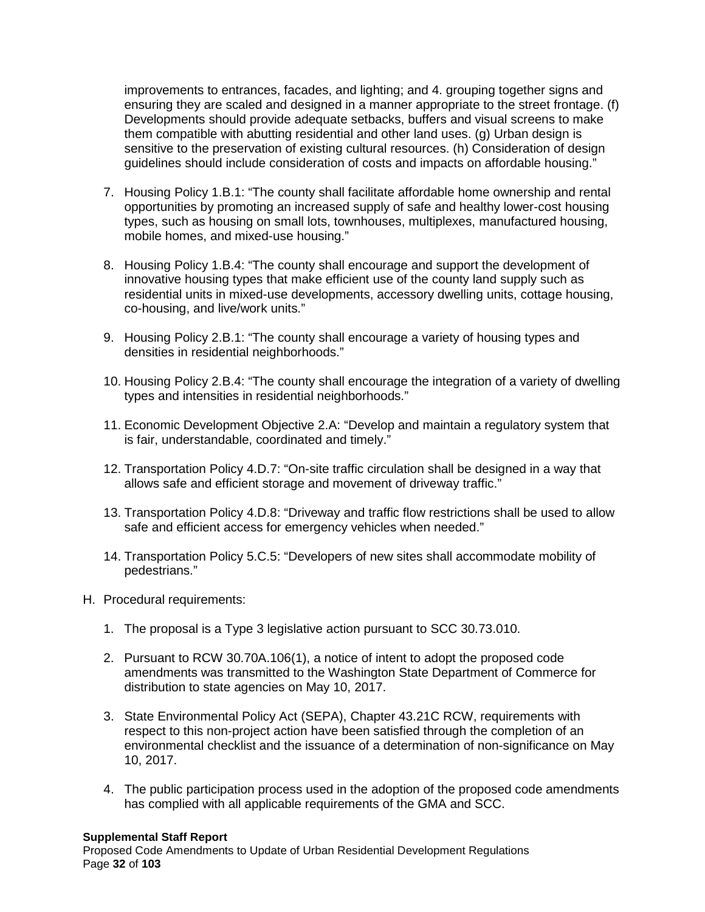improvements to entrances, facades, and lighting; and 4. grouping together signs and ensuring they are scaled and designed in a manner appropriate to the street frontage. (f) Developments should provide adequate setbacks, buffers and visual screens to make them compatible with abutting residential and other land uses. (g) Urban design is sensitive to the preservation of existing cultural resources. (h) Consideration of design guidelines should include consideration of costs and impacts on affordable housing."

7. Housing Policy 1.B.1: "The county shall facilitate affordable home ownership and rental opportunities by promoting an increased supply of safe and healthy lower-cost housing types, such as housing on small lots, townhouses, multiplexes, manufactured housing, mobile homes, and mixed-use housing."

8. Housing Policy 1.B.4: "The county shall encourage and support the development of innovative housing types that make efficient use of the county land supply such as residential units in mixed-use developments, accessory dwelling units, cottage housing, co-housing, and live/work units."

9. Housing Policy 2.B.1: "The county shall encourage a variety of housing types and densities in residential neighborhoods."

10. Housing Policy 2.B.4: "The county shall encourage the integration of a variety of dwelling types and intensities in residential neighborhoods."

11. Economic Development Objective 2.A: "Develop and maintain a regulatory system that is fair, understandable, coordinated and timely."

12. Transportation Policy 4.D.7: "On-site traffic circulation shall be designed in a way that allows safe and efficient storage and movement of driveway traffic."

13. Transportation Policy 4.D.8: "Driveway and traffic flow restrictions shall be used to allow safe and efficient access for emergency vehicles when needed."

14. Transportation Policy 5.C.5: "Developers of new sites shall accommodate mobility of pedestrians."

H. Procedural requirements:

1. The proposal is a Type 3 legislative action pursuant to SCC 30.73.010.

2. Pursuant to RCW 30.70A.106(1), a notice of intent to adopt the proposed code amendments was transmitted to the Washington State Department of Commerce for distribution to state agencies on May 10, 2017.

3. State Environmental Policy Act (SEPA), Chapter 43.21C RCW, requirements with respect to this non-project action have been satisfied through the completion of an environmental checklist and the issuance of a determination of non-significance on May 10, 2017.

4. The public participation process used in the adoption of the proposed code amendments has complied with all applicable requirements of the GMA and SCC.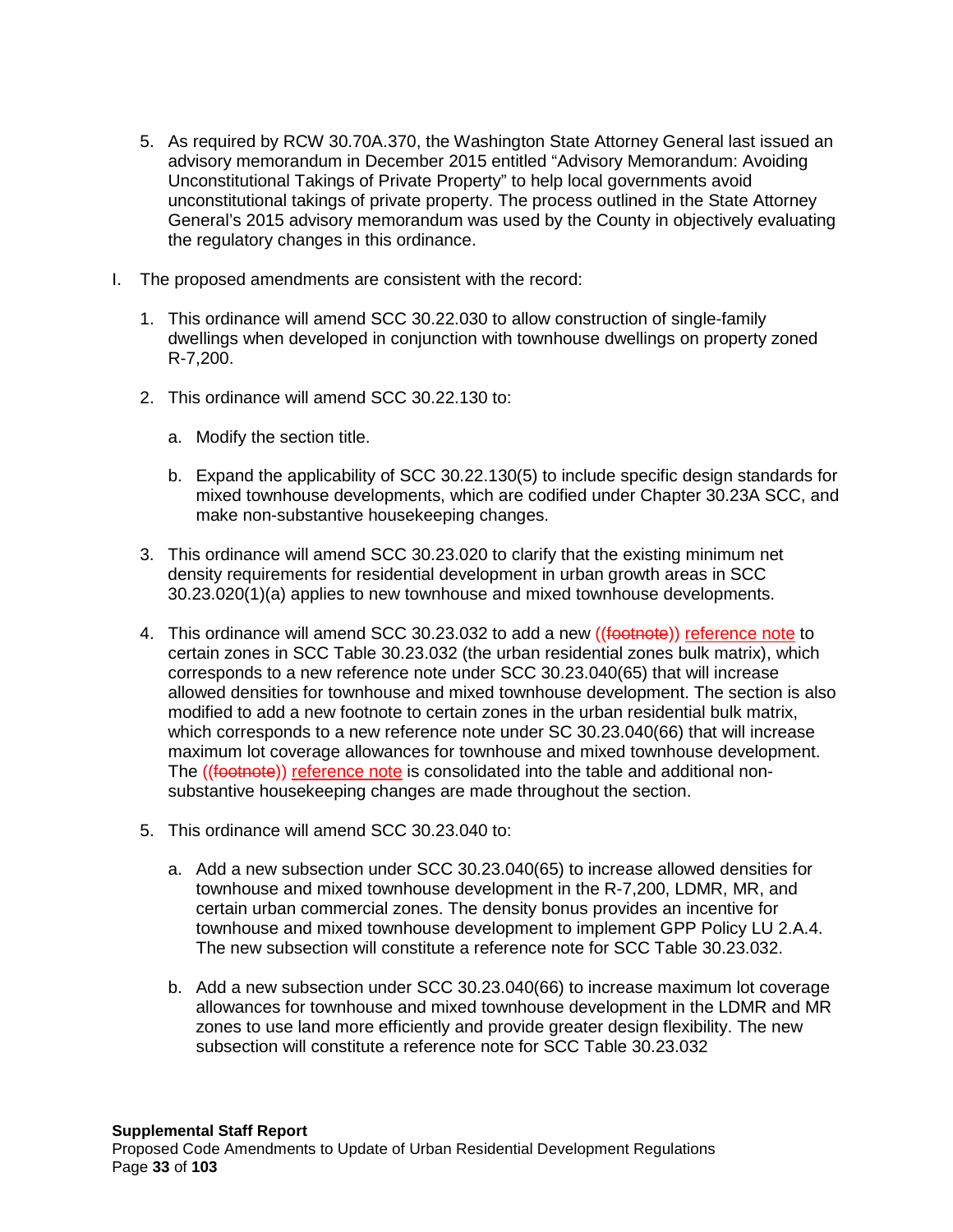5. As required by RCW 30.70A.370, the Washington State Attorney General last issued an advisory memorandum in December 2015 entitled “Advisory Memorandum: Avoiding Unconstitutional Takings of Private Property” to help local governments avoid unconstitutional takings of private property. The process outlined in the State Attorney General’s 2015 advisory memorandum was used by the County in objectively evaluating the regulatory changes in this ordinance.

I. The proposed amendments are consistent with the record:

1. This ordinance will amend SCC 30.22.030 to allow construction of single-family dwellings when developed in conjunction with townhouse dwellings on property zoned R-7,200.

2. This ordinance will amend SCC 30.22.130 to:

   a. Modify the section title.

   b. Expand the applicability of SCC 30.22.130(5) to include specific design standards for mixed townhouse developments, which are codified under Chapter 30.23A SCC, and make non-substantive housekeeping changes.

3. This ordinance will amend SCC 30.23.020 to clarify that the existing minimum net density requirements for residential development in urban growth areas in SCC 30.23.020(1)(a) applies to new townhouse and mixed townhouse developments.

4. This ordinance will amend SCC 30.23.032 to add a new ((~~footnote~~)) <u>reference note</u> to certain zones in SCC Table 30.23.032 (the urban residential zones bulk matrix), which corresponds to a new reference note under SCC 30.23.040(65) that will increase allowed densities for townhouse and mixed townhouse development. The section is also modified to add a new footnote to certain zones in the urban residential bulk matrix, which corresponds to a new reference note under SC 30.23.040(66) that will increase maximum lot coverage allowances for townhouse and mixed townhouse development. The ((~~footnote~~)) <u>reference note</u> is consolidated into the table and additional non-substantive housekeeping changes are made throughout the section.

5. This ordinance will amend SCC 30.23.040 to:

   a. Add a new subsection under SCC 30.23.040(65) to increase allowed densities for townhouse and mixed townhouse development in the R-7,200, LDMR, MR, and certain urban commercial zones. The density bonus provides an incentive for townhouse and mixed townhouse development to implement GPP Policy LU 2.A.4. The new subsection will constitute a reference note for SCC Table 30.23.032.

   b. Add a new subsection under SCC 30.23.040(66) to increase maximum lot coverage allowances for townhouse and mixed townhouse development in the LDMR and MR zones to use land more efficiently and provide greater design flexibility. The new subsection will constitute a reference note for SCC Table 30.23.032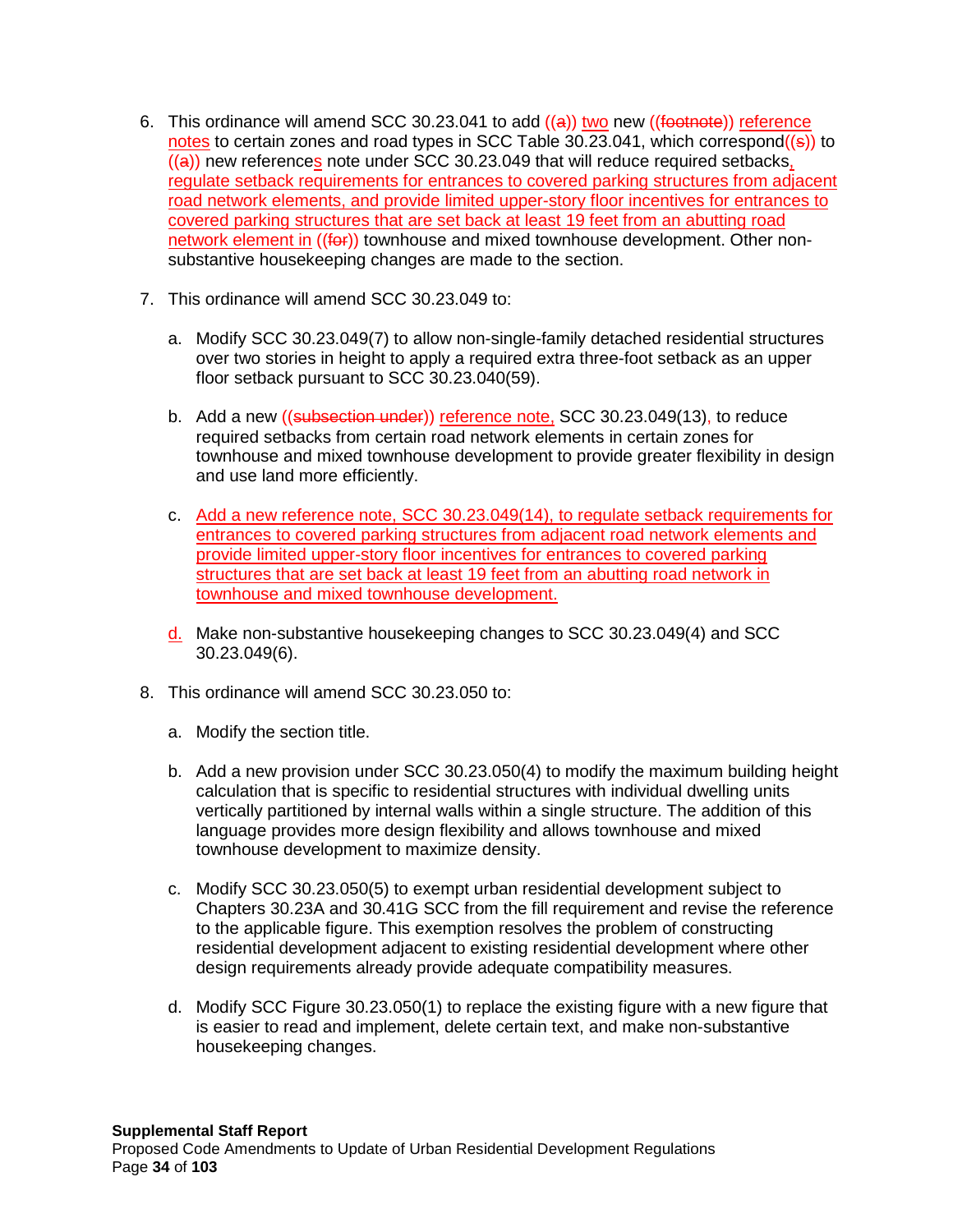6. This ordinance will amend SCC 30.23.041 to add ((a)) two new ((footnote)) reference notes to certain zones and road types in SCC Table 30.23.041, which correspond((s)) to ((a)) new references note under SCC 30.23.049 that will reduce required setbacks, regulate setback requirements for entrances to covered parking structures from adjacent road network elements, and provide limited upper-story floor incentives for entrances to covered parking structures that are set back at least 19 feet from an abutting road network element in ((for)) townhouse and mixed townhouse development. Other non-substantive housekeeping changes are made to the section.

7. This ordinance will amend SCC 30.23.049 to:

   a. Modify SCC 30.23.049(7) to allow non-single-family detached residential structures over two stories in height to apply a required extra three-foot setback as an upper floor setback pursuant to SCC 30.23.040(59).

   b. Add a new ((subsection under)) reference note, SCC 30.23.049(13), to reduce required setbacks from certain road network elements in certain zones for townhouse and mixed townhouse development to provide greater flexibility in design and use land more efficiently.

   c. Add a new reference note, SCC 30.23.049(14), to regulate setback requirements for entrances to covered parking structures from adjacent road network elements and provide limited upper-story floor incentives for entrances to covered parking structures that are set back at least 19 feet from an abutting road network in townhouse and mixed townhouse development.

   d. Make non-substantive housekeeping changes to SCC 30.23.049(4) and SCC 30.23.049(6).

8. This ordinance will amend SCC 30.23.050 to:

   a. Modify the section title.

   b. Add a new provision under SCC 30.23.050(4) to modify the maximum building height calculation that is specific to residential structures with individual dwelling units vertically partitioned by internal walls within a single structure. The addition of this language provides more design flexibility and allows townhouse and mixed townhouse development to maximize density.

   c. Modify SCC 30.23.050(5) to exempt urban residential development subject to Chapters 30.23A and 30.41G SCC from the fill requirement and revise the reference to the applicable figure. This exemption resolves the problem of constructing residential development adjacent to existing residential development where other design requirements already provide adequate compatibility measures.

   d. Modify SCC Figure 30.23.050(1) to replace the existing figure with a new figure that is easier to read and implement, delete certain text, and make non-substantive housekeeping changes.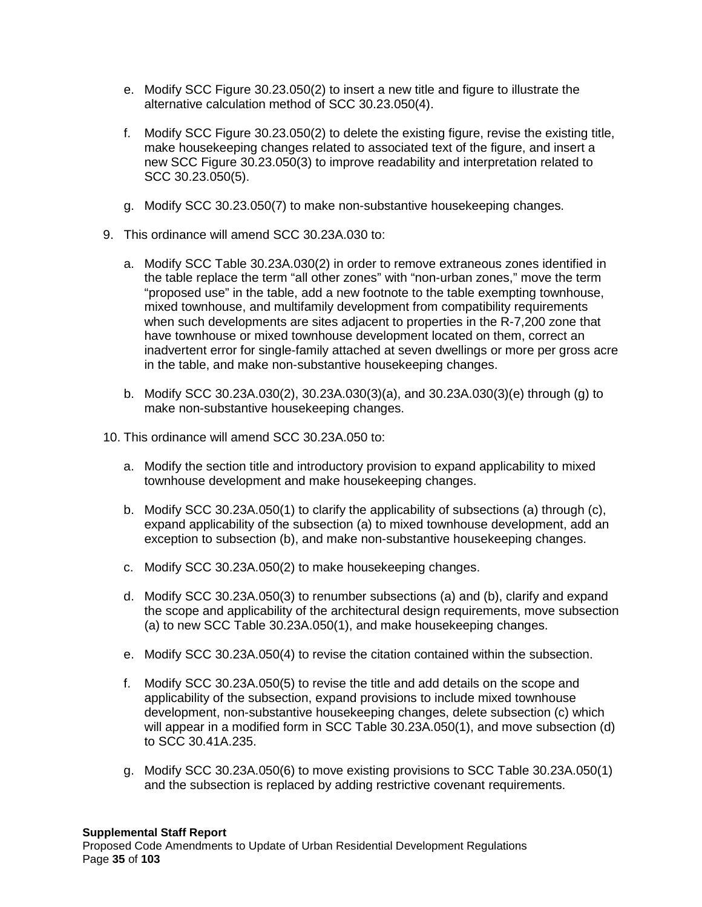e. Modify SCC Figure 30.23.050(2) to insert a new title and figure to illustrate the alternative calculation method of SCC 30.23.050(4).

f. Modify SCC Figure 30.23.050(2) to delete the existing figure, revise the existing title, make housekeeping changes related to associated text of the figure, and insert a new SCC Figure 30.23.050(3) to improve readability and interpretation related to SCC 30.23.050(5).

g. Modify SCC 30.23.050(7) to make non-substantive housekeeping changes.

9. This ordinance will amend SCC 30.23A.030 to:

   a. Modify SCC Table 30.23A.030(2) in order to remove extraneous zones identified in the table replace the term “all other zones” with “non-urban zones,” move the term “proposed use” in the table, add a new footnote to the table exempting townhouse, mixed townhouse, and multifamily development from compatibility requirements when such developments are sites adjacent to properties in the R-7,200 zone that have townhouse or mixed townhouse development located on them, correct an inadvertent error for single-family attached at seven dwellings or more per gross acre in the table, and make non-substantive housekeeping changes.

   b. Modify SCC 30.23A.030(2), 30.23A.030(3)(a), and 30.23A.030(3)(e) through (g) to make non-substantive housekeeping changes.

10. This ordinance will amend SCC 30.23A.050 to:

    a. Modify the section title and introductory provision to expand applicability to mixed townhouse development and make housekeeping changes.

    b. Modify SCC 30.23A.050(1) to clarify the applicability of subsections (a) through (c), expand applicability of the subsection (a) to mixed townhouse development, add an exception to subsection (b), and make non-substantive housekeeping changes.

    c. Modify SCC 30.23A.050(2) to make housekeeping changes.

    d. Modify SCC 30.23A.050(3) to renumber subsections (a) and (b), clarify and expand the scope and applicability of the architectural design requirements, move subsection (a) to new SCC Table 30.23A.050(1), and make housekeeping changes.

    e. Modify SCC 30.23A.050(4) to revise the citation contained within the subsection.

    f. Modify SCC 30.23A.050(5) to revise the title and add details on the scope and applicability of the subsection, expand provisions to include mixed townhouse development, non-substantive housekeeping changes, delete subsection (c) which will appear in a modified form in SCC Table 30.23A.050(1), and move subsection (d) to SCC 30.41A.235.

    g. Modify SCC 30.23A.050(6) to move existing provisions to SCC Table 30.23A.050(1) and the subsection is replaced by adding restrictive covenant requirements.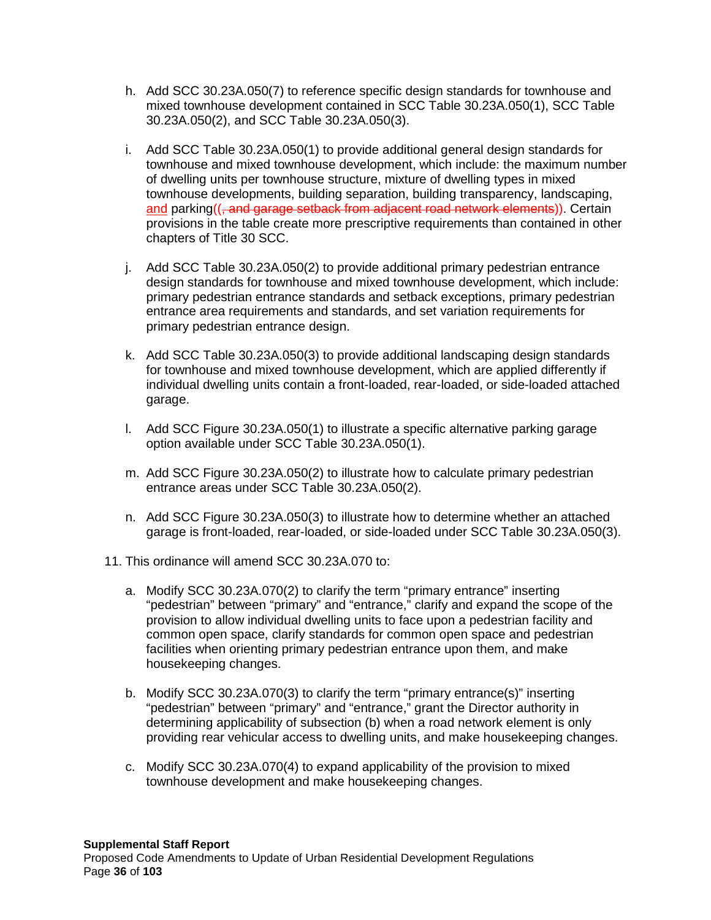h. Add SCC 30.23A.050(7) to reference specific design standards for townhouse and mixed townhouse development contained in SCC Table 30.23A.050(1), SCC Table 30.23A.050(2), and SCC Table 30.23A.050(3).

i. Add SCC Table 30.23A.050(1) to provide additional general design standards for townhouse and mixed townhouse development, which include: the maximum number of dwelling units per townhouse structure, mixture of dwelling types in mixed townhouse developments, building separation, building transparency, landscaping, <u>and</u> parking~~((, and garage setback from adjacent road network elements))~~. Certain provisions in the table create more prescriptive requirements than contained in other chapters of Title 30 SCC.

j. Add SCC Table 30.23A.050(2) to provide additional primary pedestrian entrance design standards for townhouse and mixed townhouse development, which include: primary pedestrian entrance standards and setback exceptions, primary pedestrian entrance area requirements and standards, and set variation requirements for primary pedestrian entrance design.

k. Add SCC Table 30.23A.050(3) to provide additional landscaping design standards for townhouse and mixed townhouse development, which are applied differently if individual dwelling units contain a front-loaded, rear-loaded, or side-loaded attached garage.

l. Add SCC Figure 30.23A.050(1) to illustrate a specific alternative parking garage option available under SCC Table 30.23A.050(1).

m. Add SCC Figure 30.23A.050(2) to illustrate how to calculate primary pedestrian entrance areas under SCC Table 30.23A.050(2).

n. Add SCC Figure 30.23A.050(3) to illustrate how to determine whether an attached garage is front-loaded, rear-loaded, or side-loaded under SCC Table 30.23A.050(3).

11. This ordinance will amend SCC 30.23A.070 to:

a. Modify SCC 30.23A.070(2) to clarify the term "primary entrance" inserting "pedestrian" between "primary" and "entrance," clarify and expand the scope of the provision to allow individual dwelling units to face upon a pedestrian facility and common open space, clarify standards for common open space and pedestrian facilities when orienting primary pedestrian entrance upon them, and make housekeeping changes.

b. Modify SCC 30.23A.070(3) to clarify the term "primary entrance(s)" inserting "pedestrian" between "primary" and "entrance," grant the Director authority in determining applicability of subsection (b) when a road network element is only providing rear vehicular access to dwelling units, and make housekeeping changes.

c. Modify SCC 30.23A.070(4) to expand applicability of the provision to mixed townhouse development and make housekeeping changes.

**Supplemental Staff Report**
Proposed Code Amendments to Update of Urban Residential Development Regulations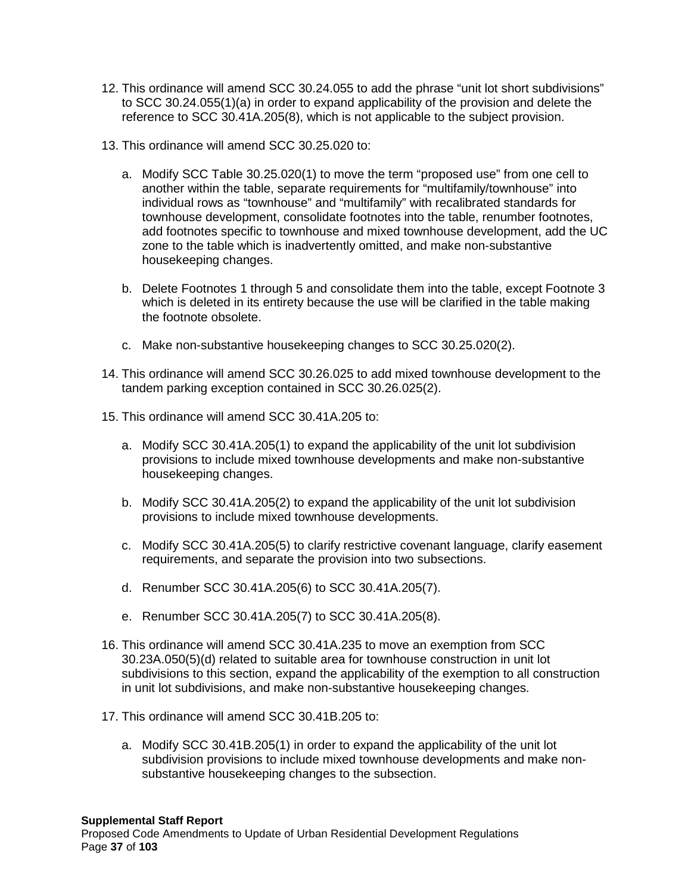12. This ordinance will amend SCC 30.24.055 to add the phrase “unit lot short subdivisions” to SCC 30.24.055(1)(a) in order to expand applicability of the provision and delete the reference to SCC 30.41A.205(8), which is not applicable to the subject provision.

13. This ordinance will amend SCC 30.25.020 to:

    a. Modify SCC Table 30.25.020(1) to move the term “proposed use” from one cell to another within the table, separate requirements for “multifamily/townhouse” into individual rows as “townhouse” and “multifamily” with recalibrated standards for townhouse development, consolidate footnotes into the table, renumber footnotes, add footnotes specific to townhouse and mixed townhouse development, add the UC zone to the table which is inadvertently omitted, and make non-substantive housekeeping changes.

    b. Delete Footnotes 1 through 5 and consolidate them into the table, except Footnote 3 which is deleted in its entirety because the use will be clarified in the table making the footnote obsolete.

    c. Make non-substantive housekeeping changes to SCC 30.25.020(2).

14. This ordinance will amend SCC 30.26.025 to add mixed townhouse development to the tandem parking exception contained in SCC 30.26.025(2).

15. This ordinance will amend SCC 30.41A.205 to:

    a. Modify SCC 30.41A.205(1) to expand the applicability of the unit lot subdivision provisions to include mixed townhouse developments and make non-substantive housekeeping changes.

    b. Modify SCC 30.41A.205(2) to expand the applicability of the unit lot subdivision provisions to include mixed townhouse developments.

    c. Modify SCC 30.41A.205(5) to clarify restrictive covenant language, clarify easement requirements, and separate the provision into two subsections.

    d. Renumber SCC 30.41A.205(6) to SCC 30.41A.205(7).

    e. Renumber SCC 30.41A.205(7) to SCC 30.41A.205(8).

16. This ordinance will amend SCC 30.41A.235 to move an exemption from SCC 30.23A.050(5)(d) related to suitable area for townhouse construction in unit lot subdivisions to this section, expand the applicability of the exemption to all construction in unit lot subdivisions, and make non-substantive housekeeping changes.

17. This ordinance will amend SCC 30.41B.205 to:

    a. Modify SCC 30.41B.205(1) in order to expand the applicability of the unit lot subdivision provisions to include mixed townhouse developments and make non-substantive housekeeping changes to the subsection.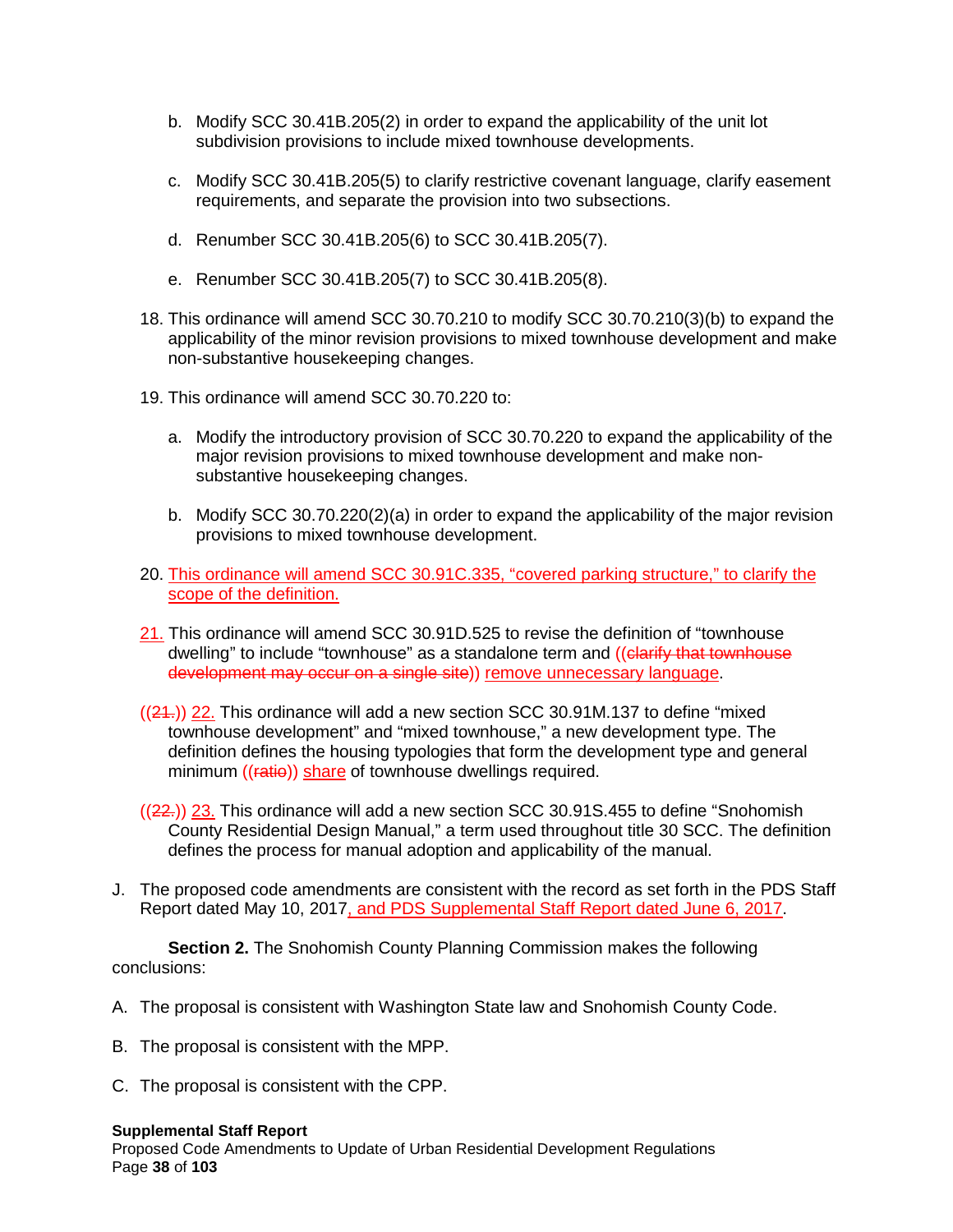b. Modify SCC 30.41B.205(2) in order to expand the applicability of the unit lot subdivision provisions to include mixed townhouse developments.

c. Modify SCC 30.41B.205(5) to clarify restrictive covenant language, clarify easement requirements, and separate the provision into two subsections.

d. Renumber SCC 30.41B.205(6) to SCC 30.41B.205(7).

e. Renumber SCC 30.41B.205(7) to SCC 30.41B.205(8).

18. This ordinance will amend SCC 30.70.210 to modify SCC 30.70.210(3)(b) to expand the applicability of the minor revision provisions to mixed townhouse development and make non-substantive housekeeping changes.

19. This ordinance will amend SCC 30.70.220 to:

    a. Modify the introductory provision of SCC 30.70.220 to expand the applicability of the major revision provisions to mixed townhouse development and make non-substantive housekeeping changes.

    b. Modify SCC 30.70.220(2)(a) in order to expand the applicability of the major revision provisions to mixed townhouse development.

20. This ordinance will amend SCC 30.91C.335, "covered parking structure," to clarify the scope of the definition.

21. This ordinance will amend SCC 30.91D.525 to revise the definition of "townhouse dwelling" to include "townhouse" as a standalone term and ((~~clarify that townhouse development may occur on a single site~~)) remove unnecessary language.

((~~21.~~)) 22. This ordinance will add a new section SCC 30.91M.137 to define "mixed townhouse development" and "mixed townhouse," a new development type. The definition defines the housing typologies that form the development type and general minimum ((~~ratio~~)) share of townhouse dwellings required.

((~~22.~~)) 23. This ordinance will add a new section SCC 30.91S.455 to define "Snohomish County Residential Design Manual," a term used throughout title 30 SCC. The definition defines the process for manual adoption and applicability of the manual.

J. The proposed code amendments are consistent with the record as set forth in the PDS Staff Report dated May 10, 2017, and PDS Supplemental Staff Report dated June 6, 2017.

**Section 2.** The Snohomish County Planning Commission makes the following conclusions:

A. The proposal is consistent with Washington State law and Snohomish County Code.

B. The proposal is consistent with the MPP.

C. The proposal is consistent with the CPP.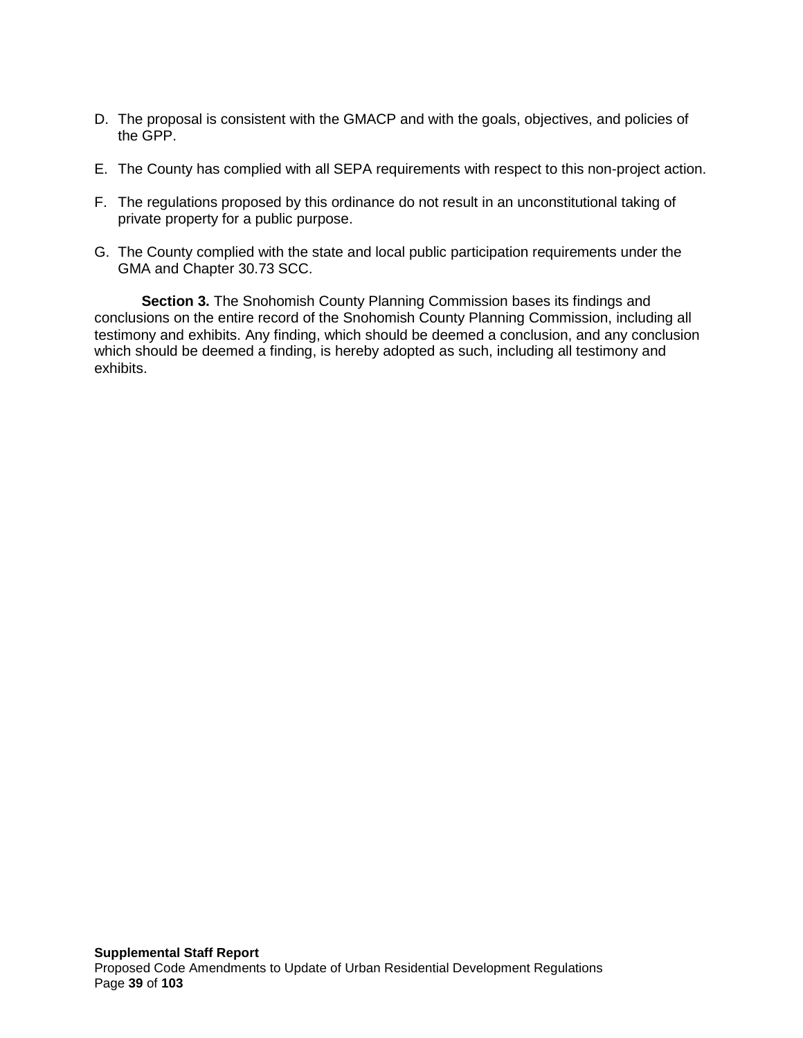D. The proposal is consistent with the GMACP and with the goals, objectives, and policies of the GPP.

E. The County has complied with all SEPA requirements with respect to this non-project action.

F. The regulations proposed by this ordinance do not result in an unconstitutional taking of private property for a public purpose.

G. The County complied with the state and local public participation requirements under the GMA and Chapter 30.73 SCC.

**Section 3.** The Snohomish County Planning Commission bases its findings and conclusions on the entire record of the Snohomish County Planning Commission, including all testimony and exhibits. Any finding, which should be deemed a conclusion, and any conclusion which should be deemed a finding, is hereby adopted as such, including all testimony and exhibits.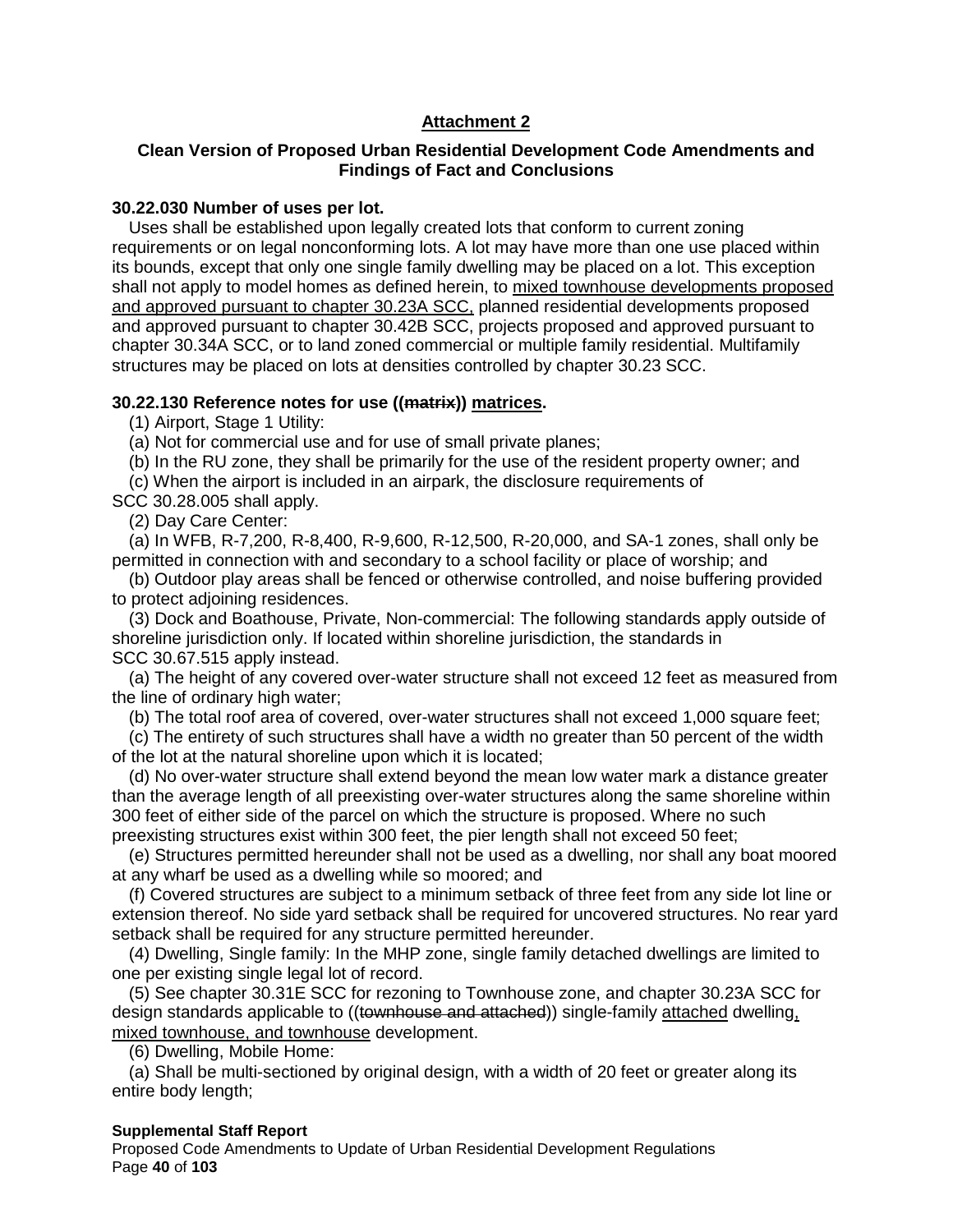**<u>Attachment 2</u>**

**Clean Version of Proposed Urban Residential Development Code Amendments and Findings of Fact and Conclusions**

**30.22.030 Number of uses per lot.**

Uses shall be established upon legally created lots that conform to current zoning requirements or on legal nonconforming lots. A lot may have more than one use placed within its bounds, except that only one single family dwelling may be placed on a lot. This exception shall not apply to model homes as defined herein, to <u>mixed townhouse developments proposed and approved pursuant to chapter 30.23A SCC,</u> planned residential developments proposed and approved pursuant to chapter 30.42B SCC, projects proposed and approved pursuant to chapter 30.34A SCC, or to land zoned commercial or multiple family residential. Multifamily structures may be placed on lots at densities controlled by chapter 30.23 SCC.

**30.22.130 Reference notes for use ((~~matrix~~)) <u>matrices</u>.**

(1) Airport, Stage 1 Utility:

(a) Not for commercial use and for use of small private planes;

(b) In the RU zone, they shall be primarily for the use of the resident property owner; and

(c) When the airport is included in an airpark, the disclosure requirements of SCC 30.28.005 shall apply.

(2) Day Care Center:

(a) In WFB, R-7,200, R-8,400, R-9,600, R-12,500, R-20,000, and SA-1 zones, shall only be permitted in connection with and secondary to a school facility or place of worship; and

(b) Outdoor play areas shall be fenced or otherwise controlled, and noise buffering provided to protect adjoining residences.

(3) Dock and Boathouse, Private, Non-commercial: The following standards apply outside of shoreline jurisdiction only. If located within shoreline jurisdiction, the standards in SCC 30.67.515 apply instead.

(a) The height of any covered over-water structure shall not exceed 12 feet as measured from the line of ordinary high water;

(b) The total roof area of covered, over-water structures shall not exceed 1,000 square feet;

(c) The entirety of such structures shall have a width no greater than 50 percent of the width of the lot at the natural shoreline upon which it is located;

(d) No over-water structure shall extend beyond the mean low water mark a distance greater than the average length of all preexisting over-water structures along the same shoreline within 300 feet of either side of the parcel on which the structure is proposed. Where no such preexisting structures exist within 300 feet, the pier length shall not exceed 50 feet;

(e) Structures permitted hereunder shall not be used as a dwelling, nor shall any boat moored at any wharf be used as a dwelling while so moored; and

(f) Covered structures are subject to a minimum setback of three feet from any side lot line or extension thereof. No side yard setback shall be required for uncovered structures. No rear yard setback shall be required for any structure permitted hereunder.

(4) Dwelling, Single family: In the MHP zone, single family detached dwellings are limited to one per existing single legal lot of record.

(5) See chapter 30.31E SCC for rezoning to Townhouse zone, and chapter 30.23A SCC for design standards applicable to ((~~townhouse and attached~~)) single-family <u>attached</u> dwelling<u>, mixed townhouse, and townhouse</u> development.

(6) Dwelling, Mobile Home:

(a) Shall be multi-sectioned by original design, with a width of 20 feet or greater along its entire body length;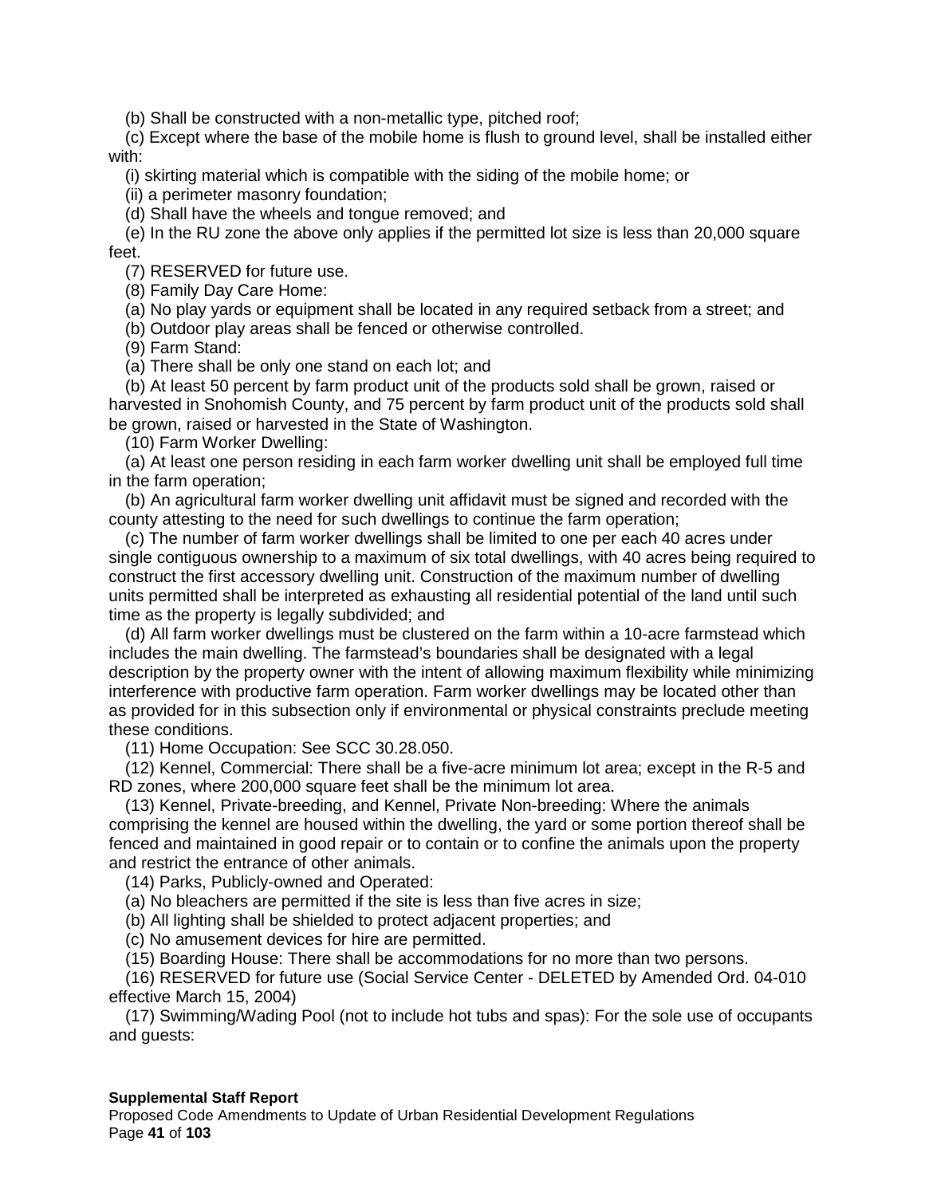(b) Shall be constructed with a non-metallic type, pitched roof;

(c) Except where the base of the mobile home is flush to ground level, shall be installed either with:

(i) skirting material which is compatible with the siding of the mobile home; or

(ii) a perimeter masonry foundation;

(d) Shall have the wheels and tongue removed; and

(e) In the RU zone the above only applies if the permitted lot size is less than 20,000 square feet.

(7) RESERVED for future use.

(8) Family Day Care Home:

(a) No play yards or equipment shall be located in any required setback from a street; and

(b) Outdoor play areas shall be fenced or otherwise controlled.

(9) Farm Stand:

(a) There shall be only one stand on each lot; and

(b) At least 50 percent by farm product unit of the products sold shall be grown, raised or harvested in Snohomish County, and 75 percent by farm product unit of the products sold shall be grown, raised or harvested in the State of Washington.

(10) Farm Worker Dwelling:

(a) At least one person residing in each farm worker dwelling unit shall be employed full time in the farm operation;

(b) An agricultural farm worker dwelling unit affidavit must be signed and recorded with the county attesting to the need for such dwellings to continue the farm operation;

(c) The number of farm worker dwellings shall be limited to one per each 40 acres under single contiguous ownership to a maximum of six total dwellings, with 40 acres being required to construct the first accessory dwelling unit. Construction of the maximum number of dwelling units permitted shall be interpreted as exhausting all residential potential of the land until such time as the property is legally subdivided; and

(d) All farm worker dwellings must be clustered on the farm within a 10-acre farmstead which includes the main dwelling. The farmstead's boundaries shall be designated with a legal description by the property owner with the intent of allowing maximum flexibility while minimizing interference with productive farm operation. Farm worker dwellings may be located other than as provided for in this subsection only if environmental or physical constraints preclude meeting these conditions.

(11) Home Occupation: See SCC 30.28.050.

(12) Kennel, Commercial: There shall be a five-acre minimum lot area; except in the R-5 and RD zones, where 200,000 square feet shall be the minimum lot area.

(13) Kennel, Private-breeding, and Kennel, Private Non-breeding: Where the animals comprising the kennel are housed within the dwelling, the yard or some portion thereof shall be fenced and maintained in good repair or to contain or to confine the animals upon the property and restrict the entrance of other animals.

(14) Parks, Publicly-owned and Operated:

(a) No bleachers are permitted if the site is less than five acres in size;

(b) All lighting shall be shielded to protect adjacent properties; and

(c) No amusement devices for hire are permitted.

(15) Boarding House: There shall be accommodations for no more than two persons.

(16) RESERVED for future use (Social Service Center - DELETED by Amended Ord. 04-010 effective March 15, 2004)

(17) Swimming/Wading Pool (not to include hot tubs and spas): For the sole use of occupants and guests: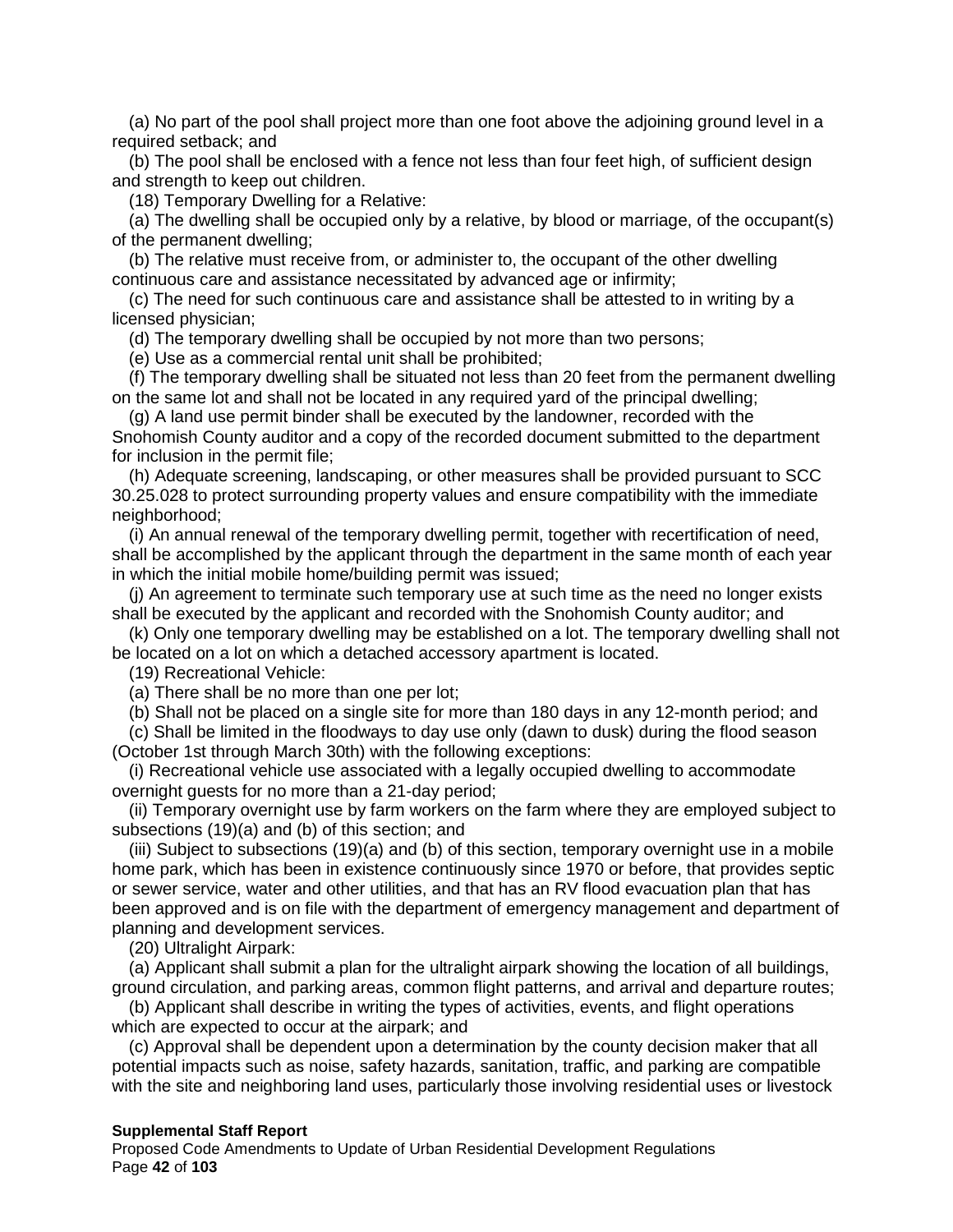(a) No part of the pool shall project more than one foot above the adjoining ground level in a required setback; and

(b) The pool shall be enclosed with a fence not less than four feet high, of sufficient design and strength to keep out children.

(18) Temporary Dwelling for a Relative:

(a) The dwelling shall be occupied only by a relative, by blood or marriage, of the occupant(s) of the permanent dwelling;

(b) The relative must receive from, or administer to, the occupant of the other dwelling continuous care and assistance necessitated by advanced age or infirmity;

(c) The need for such continuous care and assistance shall be attested to in writing by a licensed physician;

(d) The temporary dwelling shall be occupied by not more than two persons;

(e) Use as a commercial rental unit shall be prohibited;

(f) The temporary dwelling shall be situated not less than 20 feet from the permanent dwelling on the same lot and shall not be located in any required yard of the principal dwelling;

(g) A land use permit binder shall be executed by the landowner, recorded with the Snohomish County auditor and a copy of the recorded document submitted to the department for inclusion in the permit file;

(h) Adequate screening, landscaping, or other measures shall be provided pursuant to SCC 30.25.028 to protect surrounding property values and ensure compatibility with the immediate neighborhood;

(i) An annual renewal of the temporary dwelling permit, together with recertification of need, shall be accomplished by the applicant through the department in the same month of each year in which the initial mobile home/building permit was issued;

(j) An agreement to terminate such temporary use at such time as the need no longer exists shall be executed by the applicant and recorded with the Snohomish County auditor; and

(k) Only one temporary dwelling may be established on a lot. The temporary dwelling shall not be located on a lot on which a detached accessory apartment is located.

(19) Recreational Vehicle:

(a) There shall be no more than one per lot;

(b) Shall not be placed on a single site for more than 180 days in any 12-month period; and

(c) Shall be limited in the floodways to day use only (dawn to dusk) during the flood season (October 1st through March 30th) with the following exceptions:

(i) Recreational vehicle use associated with a legally occupied dwelling to accommodate overnight guests for no more than a 21-day period;

(ii) Temporary overnight use by farm workers on the farm where they are employed subject to subsections (19)(a) and (b) of this section; and

(iii) Subject to subsections (19)(a) and (b) of this section, temporary overnight use in a mobile home park, which has been in existence continuously since 1970 or before, that provides septic or sewer service, water and other utilities, and that has an RV flood evacuation plan that has been approved and is on file with the department of emergency management and department of planning and development services.

(20) Ultralight Airpark:

(a) Applicant shall submit a plan for the ultralight airpark showing the location of all buildings, ground circulation, and parking areas, common flight patterns, and arrival and departure routes;

(b) Applicant shall describe in writing the types of activities, events, and flight operations which are expected to occur at the airpark; and

(c) Approval shall be dependent upon a determination by the county decision maker that all potential impacts such as noise, safety hazards, sanitation, traffic, and parking are compatible with the site and neighboring land uses, particularly those involving residential uses or livestock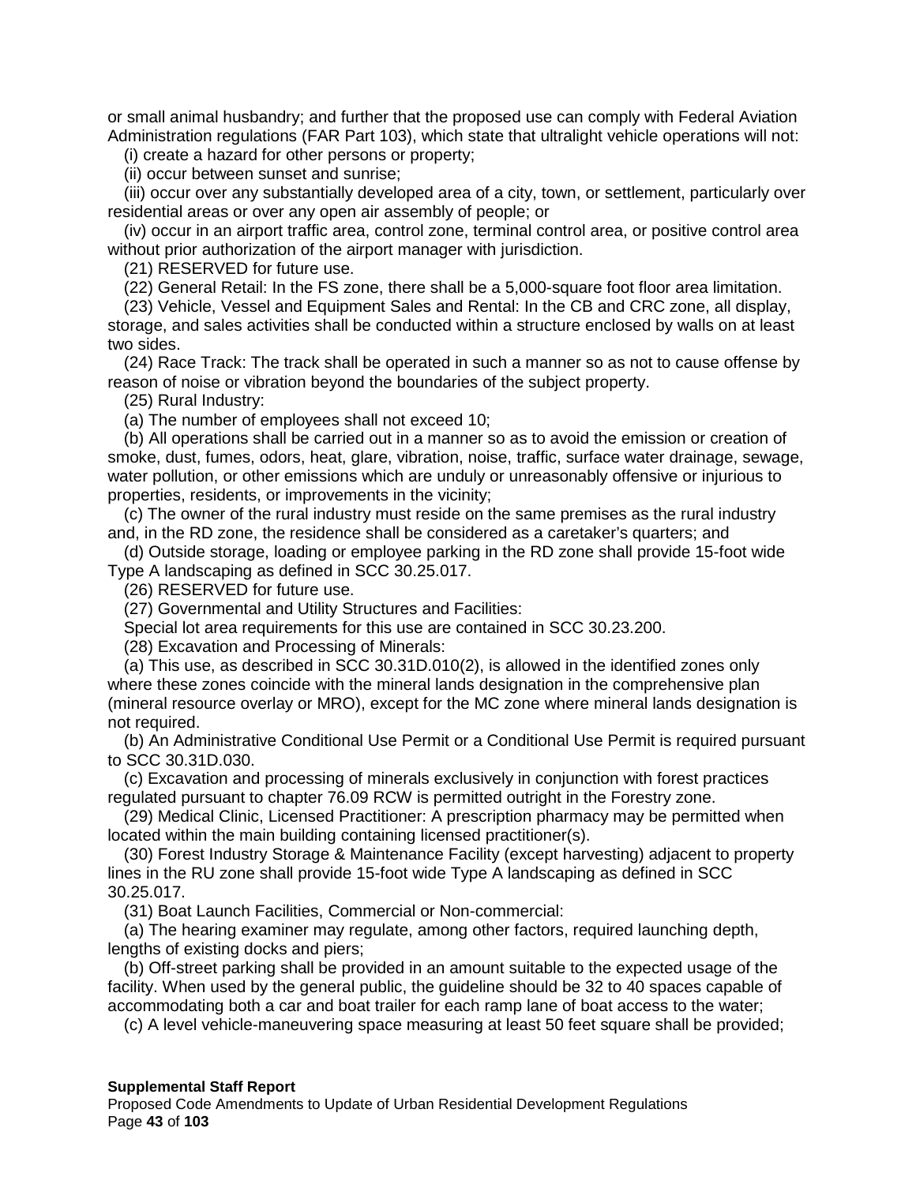or small animal husbandry; and further that the proposed use can comply with Federal Aviation Administration regulations (FAR Part 103), which state that ultralight vehicle operations will not:

(i) create a hazard for other persons or property;

(ii) occur between sunset and sunrise;

(iii) occur over any substantially developed area of a city, town, or settlement, particularly over residential areas or over any open air assembly of people; or

(iv) occur in an airport traffic area, control zone, terminal control area, or positive control area without prior authorization of the airport manager with jurisdiction.

(21) RESERVED for future use.

(22) General Retail: In the FS zone, there shall be a 5,000-square foot floor area limitation.

(23) Vehicle, Vessel and Equipment Sales and Rental: In the CB and CRC zone, all display, storage, and sales activities shall be conducted within a structure enclosed by walls on at least two sides.

(24) Race Track: The track shall be operated in such a manner so as not to cause offense by reason of noise or vibration beyond the boundaries of the subject property.

(25) Rural Industry:

(a) The number of employees shall not exceed 10;

(b) All operations shall be carried out in a manner so as to avoid the emission or creation of smoke, dust, fumes, odors, heat, glare, vibration, noise, traffic, surface water drainage, sewage, water pollution, or other emissions which are unduly or unreasonably offensive or injurious to properties, residents, or improvements in the vicinity;

(c) The owner of the rural industry must reside on the same premises as the rural industry and, in the RD zone, the residence shall be considered as a caretaker's quarters; and

(d) Outside storage, loading or employee parking in the RD zone shall provide 15-foot wide Type A landscaping as defined in SCC 30.25.017.

(26) RESERVED for future use.

(27) Governmental and Utility Structures and Facilities:

Special lot area requirements for this use are contained in SCC 30.23.200.

(28) Excavation and Processing of Minerals:

(a) This use, as described in SCC 30.31D.010(2), is allowed in the identified zones only where these zones coincide with the mineral lands designation in the comprehensive plan (mineral resource overlay or MRO), except for the MC zone where mineral lands designation is not required.

(b) An Administrative Conditional Use Permit or a Conditional Use Permit is required pursuant to SCC 30.31D.030.

(c) Excavation and processing of minerals exclusively in conjunction with forest practices regulated pursuant to chapter 76.09 RCW is permitted outright in the Forestry zone.

(29) Medical Clinic, Licensed Practitioner: A prescription pharmacy may be permitted when located within the main building containing licensed practitioner(s).

(30) Forest Industry Storage & Maintenance Facility (except harvesting) adjacent to property lines in the RU zone shall provide 15-foot wide Type A landscaping as defined in SCC 30.25.017.

(31) Boat Launch Facilities, Commercial or Non-commercial:

(a) The hearing examiner may regulate, among other factors, required launching depth, lengths of existing docks and piers;

(b) Off-street parking shall be provided in an amount suitable to the expected usage of the facility. When used by the general public, the guideline should be 32 to 40 spaces capable of accommodating both a car and boat trailer for each ramp lane of boat access to the water;

(c) A level vehicle-maneuvering space measuring at least 50 feet square shall be provided;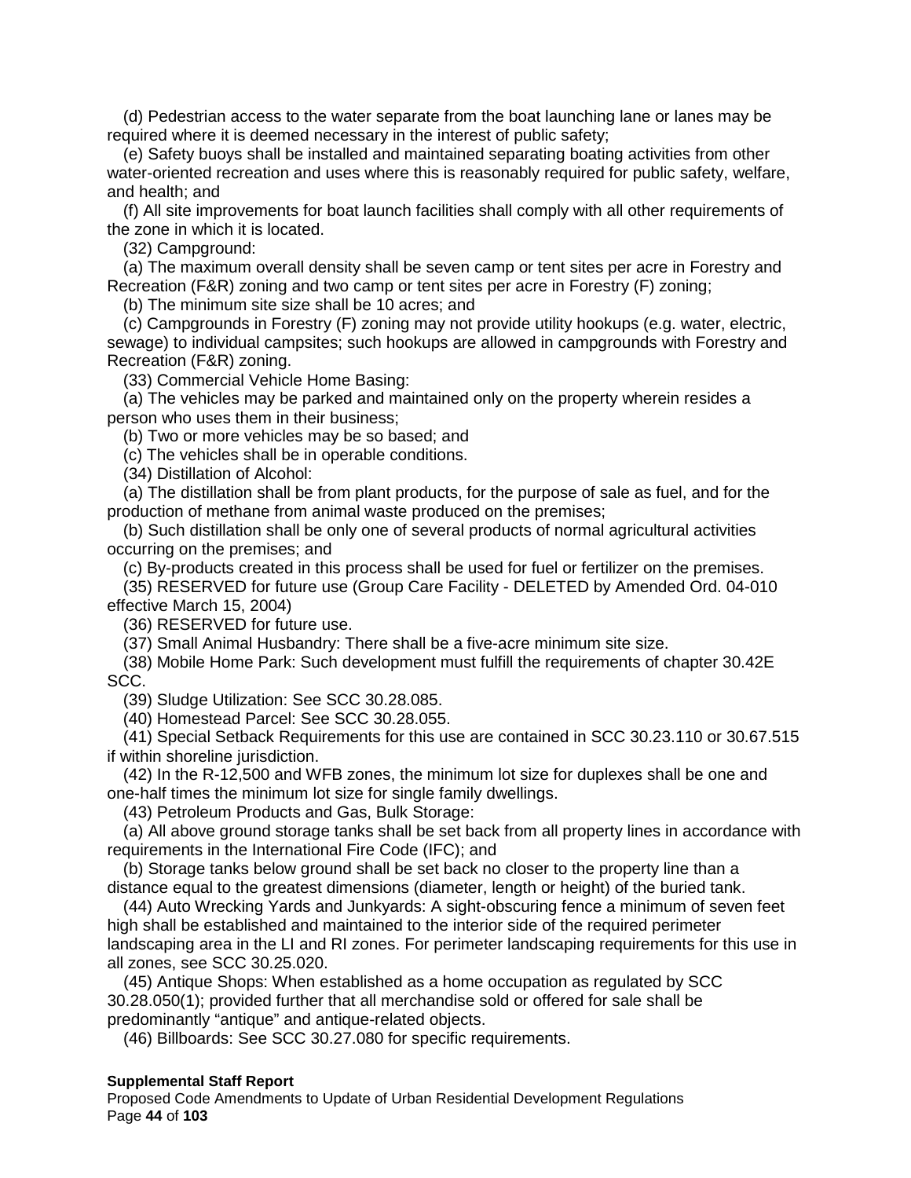(d) Pedestrian access to the water separate from the boat launching lane or lanes may be required where it is deemed necessary in the interest of public safety;

(e) Safety buoys shall be installed and maintained separating boating activities from other water-oriented recreation and uses where this is reasonably required for public safety, welfare, and health; and

(f) All site improvements for boat launch facilities shall comply with all other requirements of the zone in which it is located.

(32) Campground:

(a) The maximum overall density shall be seven camp or tent sites per acre in Forestry and Recreation (F&R) zoning and two camp or tent sites per acre in Forestry (F) zoning;

(b) The minimum site size shall be 10 acres; and

(c) Campgrounds in Forestry (F) zoning may not provide utility hookups (e.g. water, electric, sewage) to individual campsites; such hookups are allowed in campgrounds with Forestry and Recreation (F&R) zoning.

(33) Commercial Vehicle Home Basing:

(a) The vehicles may be parked and maintained only on the property wherein resides a person who uses them in their business;

(b) Two or more vehicles may be so based; and

(c) The vehicles shall be in operable conditions.

(34) Distillation of Alcohol:

(a) The distillation shall be from plant products, for the purpose of sale as fuel, and for the production of methane from animal waste produced on the premises;

(b) Such distillation shall be only one of several products of normal agricultural activities occurring on the premises; and

(c) By-products created in this process shall be used for fuel or fertilizer on the premises.

(35) RESERVED for future use (Group Care Facility - DELETED by Amended Ord. 04-010 effective March 15, 2004)

(36) RESERVED for future use.

(37) Small Animal Husbandry: There shall be a five-acre minimum site size.

(38) Mobile Home Park: Such development must fulfill the requirements of chapter 30.42E SCC.

(39) Sludge Utilization: See SCC 30.28.085.

(40) Homestead Parcel: See SCC 30.28.055.

(41) Special Setback Requirements for this use are contained in SCC 30.23.110 or 30.67.515 if within shoreline jurisdiction.

(42) In the R-12,500 and WFB zones, the minimum lot size for duplexes shall be one and one-half times the minimum lot size for single family dwellings.

(43) Petroleum Products and Gas, Bulk Storage:

(a) All above ground storage tanks shall be set back from all property lines in accordance with requirements in the International Fire Code (IFC); and

(b) Storage tanks below ground shall be set back no closer to the property line than a distance equal to the greatest dimensions (diameter, length or height) of the buried tank.

(44) Auto Wrecking Yards and Junkyards: A sight-obscuring fence a minimum of seven feet high shall be established and maintained to the interior side of the required perimeter landscaping area in the LI and RI zones. For perimeter landscaping requirements for this use in all zones, see SCC 30.25.020.

(45) Antique Shops: When established as a home occupation as regulated by SCC 30.28.050(1); provided further that all merchandise sold or offered for sale shall be predominantly “antique” and antique-related objects.

(46) Billboards: See SCC 30.27.080 for specific requirements.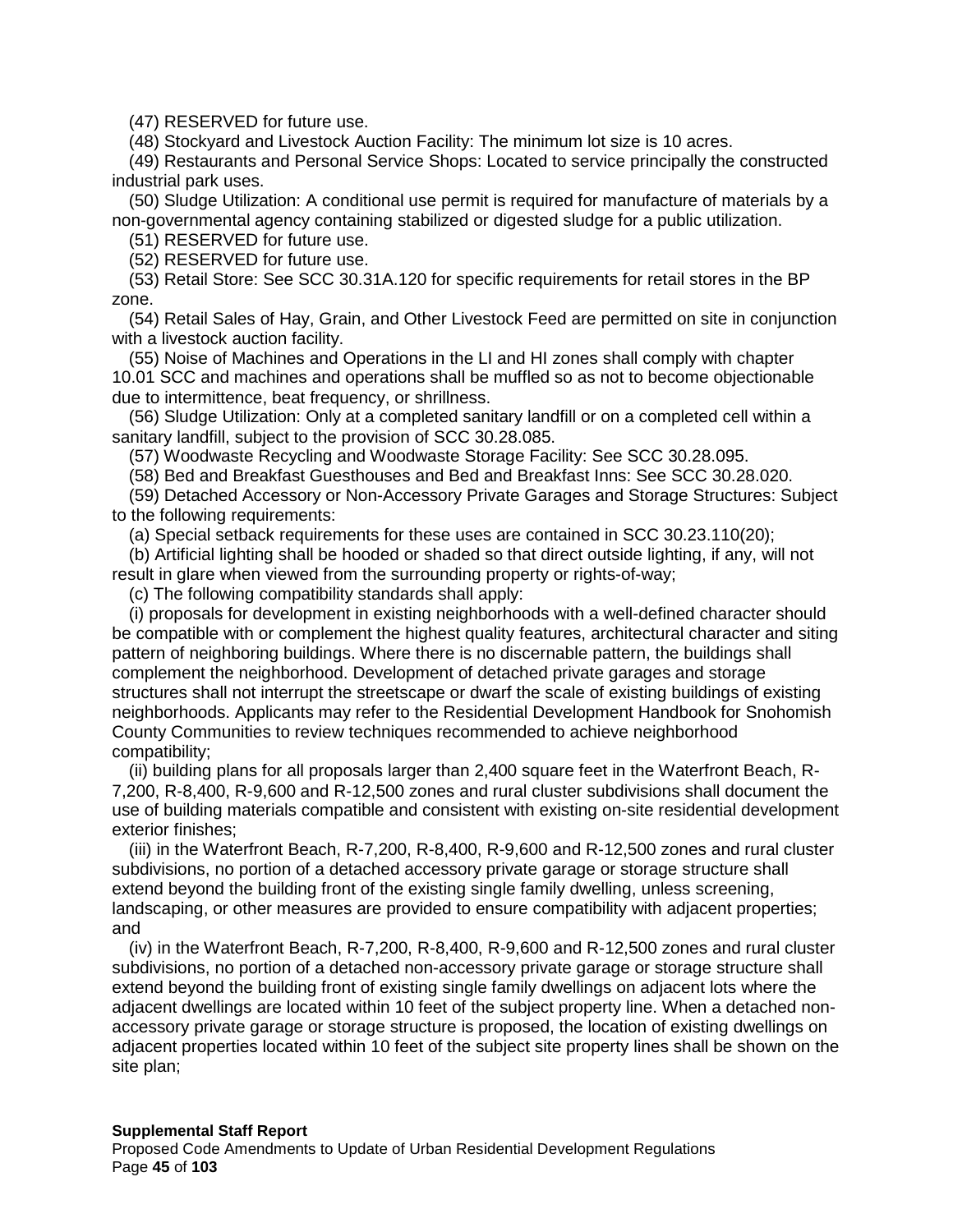(47) RESERVED for future use.

(48) Stockyard and Livestock Auction Facility: The minimum lot size is 10 acres.

(49) Restaurants and Personal Service Shops: Located to service principally the constructed industrial park uses.

(50) Sludge Utilization: A conditional use permit is required for manufacture of materials by a non-governmental agency containing stabilized or digested sludge for a public utilization.

(51) RESERVED for future use.

(52) RESERVED for future use.

(53) Retail Store: See SCC 30.31A.120 for specific requirements for retail stores in the BP zone.

(54) Retail Sales of Hay, Grain, and Other Livestock Feed are permitted on site in conjunction with a livestock auction facility.

(55) Noise of Machines and Operations in the LI and HI zones shall comply with chapter 10.01 SCC and machines and operations shall be muffled so as not to become objectionable due to intermittence, beat frequency, or shrillness.

(56) Sludge Utilization: Only at a completed sanitary landfill or on a completed cell within a sanitary landfill, subject to the provision of SCC 30.28.085.

(57) Woodwaste Recycling and Woodwaste Storage Facility: See SCC 30.28.095.

(58) Bed and Breakfast Guesthouses and Bed and Breakfast Inns: See SCC 30.28.020.

(59) Detached Accessory or Non-Accessory Private Garages and Storage Structures: Subject to the following requirements:

(a) Special setback requirements for these uses are contained in SCC 30.23.110(20);

(b) Artificial lighting shall be hooded or shaded so that direct outside lighting, if any, will not result in glare when viewed from the surrounding property or rights-of-way;

(c) The following compatibility standards shall apply:

(i) proposals for development in existing neighborhoods with a well-defined character should be compatible with or complement the highest quality features, architectural character and siting pattern of neighboring buildings. Where there is no discernable pattern, the buildings shall complement the neighborhood. Development of detached private garages and storage structures shall not interrupt the streetscape or dwarf the scale of existing buildings of existing neighborhoods. Applicants may refer to the Residential Development Handbook for Snohomish County Communities to review techniques recommended to achieve neighborhood compatibility;

(ii) building plans for all proposals larger than 2,400 square feet in the Waterfront Beach, R-7,200, R-8,400, R-9,600 and R-12,500 zones and rural cluster subdivisions shall document the use of building materials compatible and consistent with existing on-site residential development exterior finishes;

(iii) in the Waterfront Beach, R-7,200, R-8,400, R-9,600 and R-12,500 zones and rural cluster subdivisions, no portion of a detached accessory private garage or storage structure shall extend beyond the building front of the existing single family dwelling, unless screening, landscaping, or other measures are provided to ensure compatibility with adjacent properties; and

(iv) in the Waterfront Beach, R-7,200, R-8,400, R-9,600 and R-12,500 zones and rural cluster subdivisions, no portion of a detached non-accessory private garage or storage structure shall extend beyond the building front of existing single family dwellings on adjacent lots where the adjacent dwellings are located within 10 feet of the subject property line. When a detached non-accessory private garage or storage structure is proposed, the location of existing dwellings on adjacent properties located within 10 feet of the subject site property lines shall be shown on the site plan;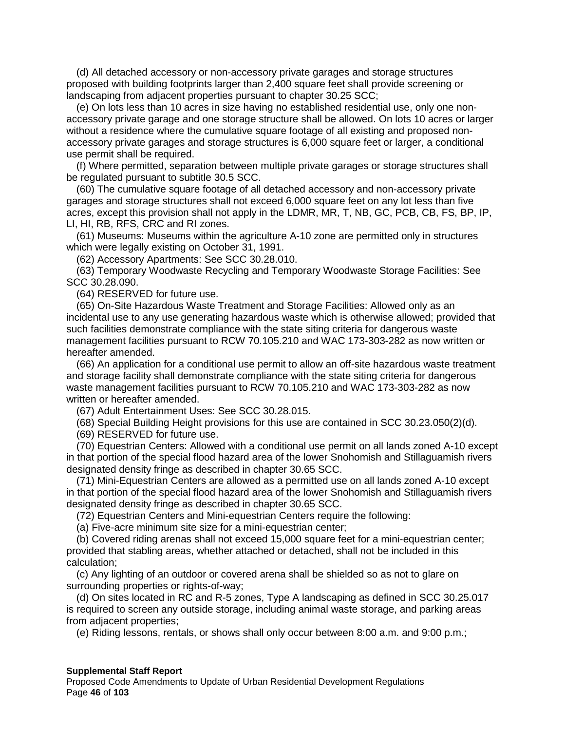(d) All detached accessory or non-accessory private garages and storage structures proposed with building footprints larger than 2,400 square feet shall provide screening or landscaping from adjacent properties pursuant to chapter 30.25 SCC;

(e) On lots less than 10 acres in size having no established residential use, only one non-accessory private garage and one storage structure shall be allowed. On lots 10 acres or larger without a residence where the cumulative square footage of all existing and proposed non-accessory private garages and storage structures is 6,000 square feet or larger, a conditional use permit shall be required.

(f) Where permitted, separation between multiple private garages or storage structures shall be regulated pursuant to subtitle 30.5 SCC.

(60) The cumulative square footage of all detached accessory and non-accessory private garages and storage structures shall not exceed 6,000 square feet on any lot less than five acres, except this provision shall not apply in the LDMR, MR, T, NB, GC, PCB, CB, FS, BP, IP, LI, HI, RB, RFS, CRC and RI zones.

(61) Museums: Museums within the agriculture A-10 zone are permitted only in structures which were legally existing on October 31, 1991.

(62) Accessory Apartments: See SCC 30.28.010.

(63) Temporary Woodwaste Recycling and Temporary Woodwaste Storage Facilities: See SCC 30.28.090.

(64) RESERVED for future use.

(65) On-Site Hazardous Waste Treatment and Storage Facilities: Allowed only as an incidental use to any use generating hazardous waste which is otherwise allowed; provided that such facilities demonstrate compliance with the state siting criteria for dangerous waste management facilities pursuant to RCW 70.105.210 and WAC 173-303-282 as now written or hereafter amended.

(66) An application for a conditional use permit to allow an off-site hazardous waste treatment and storage facility shall demonstrate compliance with the state siting criteria for dangerous waste management facilities pursuant to RCW 70.105.210 and WAC 173-303-282 as now written or hereafter amended.

(67) Adult Entertainment Uses: See SCC 30.28.015.

(68) Special Building Height provisions for this use are contained in SCC 30.23.050(2)(d).

(69) RESERVED for future use.

(70) Equestrian Centers: Allowed with a conditional use permit on all lands zoned A-10 except in that portion of the special flood hazard area of the lower Snohomish and Stillaguamish rivers designated density fringe as described in chapter 30.65 SCC.

(71) Mini-Equestrian Centers are allowed as a permitted use on all lands zoned A-10 except in that portion of the special flood hazard area of the lower Snohomish and Stillaguamish rivers designated density fringe as described in chapter 30.65 SCC.

(72) Equestrian Centers and Mini-equestrian Centers require the following:

(a) Five-acre minimum site size for a mini-equestrian center;

(b) Covered riding arenas shall not exceed 15,000 square feet for a mini-equestrian center; provided that stabling areas, whether attached or detached, shall not be included in this calculation;

(c) Any lighting of an outdoor or covered arena shall be shielded so as not to glare on surrounding properties or rights-of-way;

(d) On sites located in RC and R-5 zones, Type A landscaping as defined in SCC 30.25.017 is required to screen any outside storage, including animal waste storage, and parking areas from adjacent properties;

(e) Riding lessons, rentals, or shows shall only occur between 8:00 a.m. and 9:00 p.m.;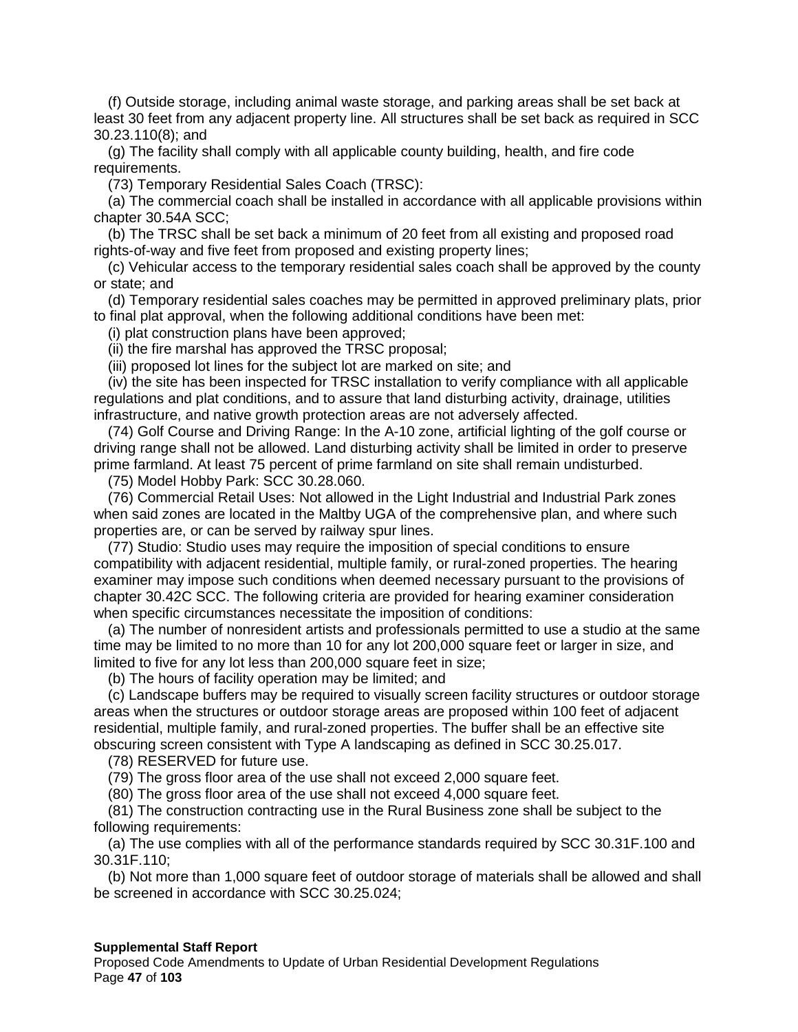(f) Outside storage, including animal waste storage, and parking areas shall be set back at least 30 feet from any adjacent property line. All structures shall be set back as required in SCC 30.23.110(8); and

(g) The facility shall comply with all applicable county building, health, and fire code requirements.

(73) Temporary Residential Sales Coach (TRSC):

(a) The commercial coach shall be installed in accordance with all applicable provisions within chapter 30.54A SCC;

(b) The TRSC shall be set back a minimum of 20 feet from all existing and proposed road rights-of-way and five feet from proposed and existing property lines;

(c) Vehicular access to the temporary residential sales coach shall be approved by the county or state; and

(d) Temporary residential sales coaches may be permitted in approved preliminary plats, prior to final plat approval, when the following additional conditions have been met:

(i) plat construction plans have been approved;

(ii) the fire marshal has approved the TRSC proposal;

(iii) proposed lot lines for the subject lot are marked on site; and

(iv) the site has been inspected for TRSC installation to verify compliance with all applicable regulations and plat conditions, and to assure that land disturbing activity, drainage, utilities infrastructure, and native growth protection areas are not adversely affected.

(74) Golf Course and Driving Range: In the A-10 zone, artificial lighting of the golf course or driving range shall not be allowed. Land disturbing activity shall be limited in order to preserve prime farmland. At least 75 percent of prime farmland on site shall remain undisturbed.

(75) Model Hobby Park: SCC 30.28.060.

(76) Commercial Retail Uses: Not allowed in the Light Industrial and Industrial Park zones when said zones are located in the Maltby UGA of the comprehensive plan, and where such properties are, or can be served by railway spur lines.

(77) Studio: Studio uses may require the imposition of special conditions to ensure compatibility with adjacent residential, multiple family, or rural-zoned properties. The hearing examiner may impose such conditions when deemed necessary pursuant to the provisions of chapter 30.42C SCC. The following criteria are provided for hearing examiner consideration when specific circumstances necessitate the imposition of conditions:

(a) The number of nonresident artists and professionals permitted to use a studio at the same time may be limited to no more than 10 for any lot 200,000 square feet or larger in size, and limited to five for any lot less than 200,000 square feet in size;

(b) The hours of facility operation may be limited; and

(c) Landscape buffers may be required to visually screen facility structures or outdoor storage areas when the structures or outdoor storage areas are proposed within 100 feet of adjacent residential, multiple family, and rural-zoned properties. The buffer shall be an effective site obscuring screen consistent with Type A landscaping as defined in SCC 30.25.017.

(78) RESERVED for future use.

(79) The gross floor area of the use shall not exceed 2,000 square feet.

(80) The gross floor area of the use shall not exceed 4,000 square feet.

(81) The construction contracting use in the Rural Business zone shall be subject to the following requirements:

(a) The use complies with all of the performance standards required by SCC 30.31F.100 and 30.31F.110;

(b) Not more than 1,000 square feet of outdoor storage of materials shall be allowed and shall be screened in accordance with SCC 30.25.024;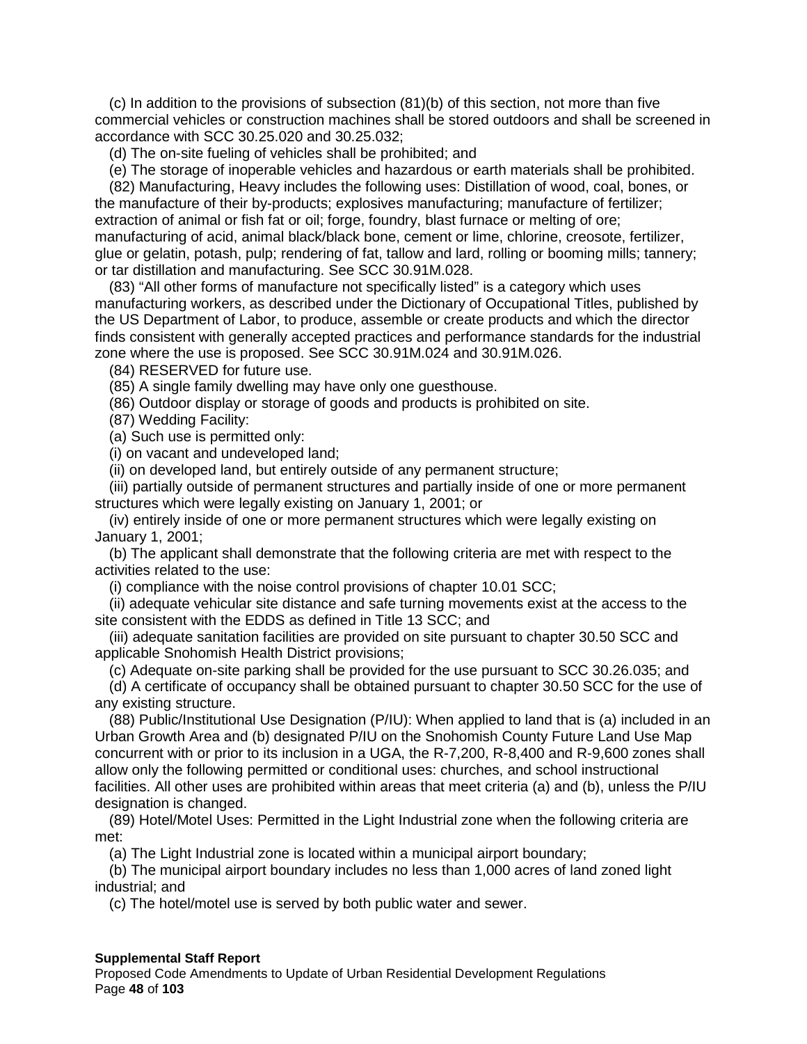(c) In addition to the provisions of subsection (81)(b) of this section, not more than five commercial vehicles or construction machines shall be stored outdoors and shall be screened in accordance with SCC 30.25.020 and 30.25.032;

(d) The on-site fueling of vehicles shall be prohibited; and

(e) The storage of inoperable vehicles and hazardous or earth materials shall be prohibited.

(82) Manufacturing, Heavy includes the following uses: Distillation of wood, coal, bones, or the manufacture of their by-products; explosives manufacturing; manufacture of fertilizer; extraction of animal or fish fat or oil; forge, foundry, blast furnace or melting of ore; manufacturing of acid, animal black/black bone, cement or lime, chlorine, creosote, fertilizer, glue or gelatin, potash, pulp; rendering of fat, tallow and lard, rolling or booming mills; tannery; or tar distillation and manufacturing. See SCC 30.91M.028.

(83) "All other forms of manufacture not specifically listed" is a category which uses manufacturing workers, as described under the Dictionary of Occupational Titles, published by the US Department of Labor, to produce, assemble or create products and which the director finds consistent with generally accepted practices and performance standards for the industrial zone where the use is proposed. See SCC 30.91M.024 and 30.91M.026.

(84) RESERVED for future use.

(85) A single family dwelling may have only one guesthouse.

(86) Outdoor display or storage of goods and products is prohibited on site.

(87) Wedding Facility:

(a) Such use is permitted only:

(i) on vacant and undeveloped land;

(ii) on developed land, but entirely outside of any permanent structure;

(iii) partially outside of permanent structures and partially inside of one or more permanent structures which were legally existing on January 1, 2001; or

(iv) entirely inside of one or more permanent structures which were legally existing on January 1, 2001;

(b) The applicant shall demonstrate that the following criteria are met with respect to the activities related to the use:

(i) compliance with the noise control provisions of chapter 10.01 SCC;

(ii) adequate vehicular site distance and safe turning movements exist at the access to the site consistent with the EDDS as defined in Title 13 SCC; and

(iii) adequate sanitation facilities are provided on site pursuant to chapter 30.50 SCC and applicable Snohomish Health District provisions;

(c) Adequate on-site parking shall be provided for the use pursuant to SCC 30.26.035; and

(d) A certificate of occupancy shall be obtained pursuant to chapter 30.50 SCC for the use of any existing structure.

(88) Public/Institutional Use Designation (P/IU): When applied to land that is (a) included in an Urban Growth Area and (b) designated P/IU on the Snohomish County Future Land Use Map concurrent with or prior to its inclusion in a UGA, the R-7,200, R-8,400 and R-9,600 zones shall allow only the following permitted or conditional uses: churches, and school instructional facilities. All other uses are prohibited within areas that meet criteria (a) and (b), unless the P/IU designation is changed.

(89) Hotel/Motel Uses: Permitted in the Light Industrial zone when the following criteria are met:

(a) The Light Industrial zone is located within a municipal airport boundary;

(b) The municipal airport boundary includes no less than 1,000 acres of land zoned light industrial; and

(c) The hotel/motel use is served by both public water and sewer.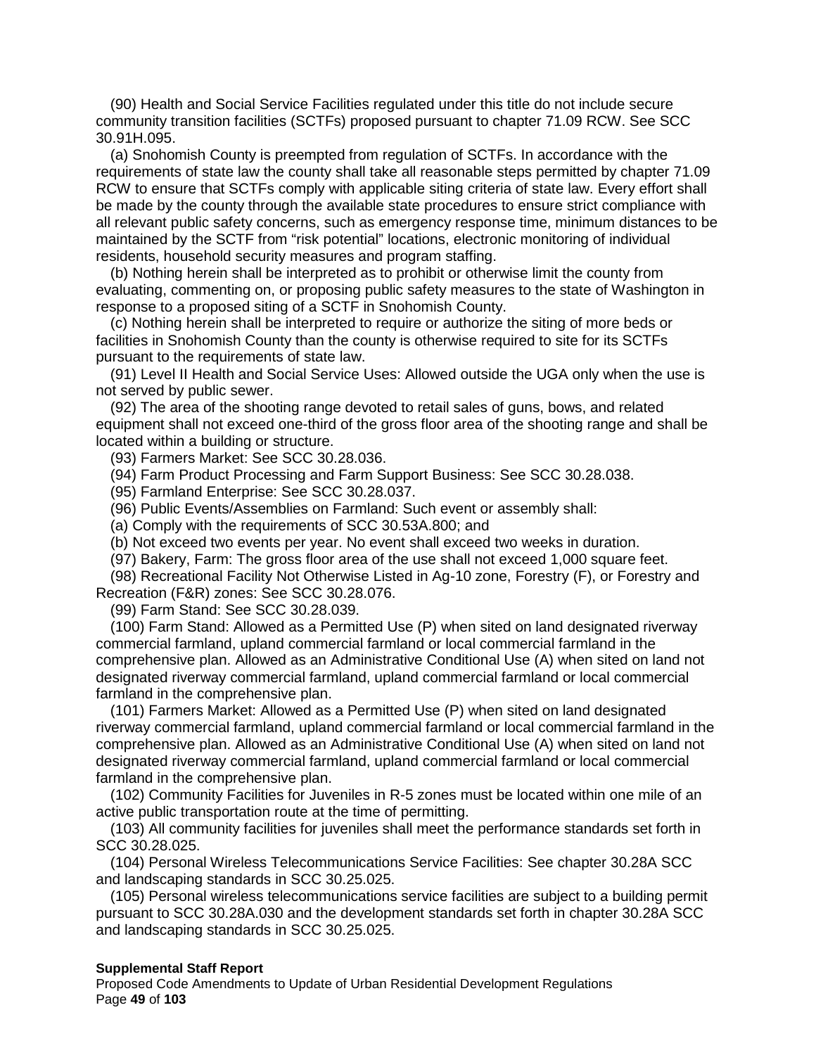(90) Health and Social Service Facilities regulated under this title do not include secure community transition facilities (SCTFs) proposed pursuant to chapter 71.09 RCW. See SCC 30.91H.095.

(a) Snohomish County is preempted from regulation of SCTFs. In accordance with the requirements of state law the county shall take all reasonable steps permitted by chapter 71.09 RCW to ensure that SCTFs comply with applicable siting criteria of state law. Every effort shall be made by the county through the available state procedures to ensure strict compliance with all relevant public safety concerns, such as emergency response time, minimum distances to be maintained by the SCTF from "risk potential" locations, electronic monitoring of individual residents, household security measures and program staffing.

(b) Nothing herein shall be interpreted as to prohibit or otherwise limit the county from evaluating, commenting on, or proposing public safety measures to the state of Washington in response to a proposed siting of a SCTF in Snohomish County.

(c) Nothing herein shall be interpreted to require or authorize the siting of more beds or facilities in Snohomish County than the county is otherwise required to site for its SCTFs pursuant to the requirements of state law.

(91) Level II Health and Social Service Uses: Allowed outside the UGA only when the use is not served by public sewer.

(92) The area of the shooting range devoted to retail sales of guns, bows, and related equipment shall not exceed one-third of the gross floor area of the shooting range and shall be located within a building or structure.

(93) Farmers Market: See SCC 30.28.036.

(94) Farm Product Processing and Farm Support Business: See SCC 30.28.038.

(95) Farmland Enterprise: See SCC 30.28.037.

(96) Public Events/Assemblies on Farmland: Such event or assembly shall:

(a) Comply with the requirements of SCC 30.53A.800; and

(b) Not exceed two events per year. No event shall exceed two weeks in duration.

(97) Bakery, Farm: The gross floor area of the use shall not exceed 1,000 square feet.

(98) Recreational Facility Not Otherwise Listed in Ag-10 zone, Forestry (F), or Forestry and Recreation (F&R) zones: See SCC 30.28.076.

(99) Farm Stand: See SCC 30.28.039.

(100) Farm Stand: Allowed as a Permitted Use (P) when sited on land designated riverway commercial farmland, upland commercial farmland or local commercial farmland in the comprehensive plan. Allowed as an Administrative Conditional Use (A) when sited on land not designated riverway commercial farmland, upland commercial farmland or local commercial farmland in the comprehensive plan.

(101) Farmers Market: Allowed as a Permitted Use (P) when sited on land designated riverway commercial farmland, upland commercial farmland or local commercial farmland in the comprehensive plan. Allowed as an Administrative Conditional Use (A) when sited on land not designated riverway commercial farmland, upland commercial farmland or local commercial farmland in the comprehensive plan.

(102) Community Facilities for Juveniles in R-5 zones must be located within one mile of an active public transportation route at the time of permitting.

(103) All community facilities for juveniles shall meet the performance standards set forth in SCC 30.28.025.

(104) Personal Wireless Telecommunications Service Facilities: See chapter 30.28A SCC and landscaping standards in SCC 30.25.025.

(105) Personal wireless telecommunications service facilities are subject to a building permit pursuant to SCC 30.28A.030 and the development standards set forth in chapter 30.28A SCC and landscaping standards in SCC 30.25.025.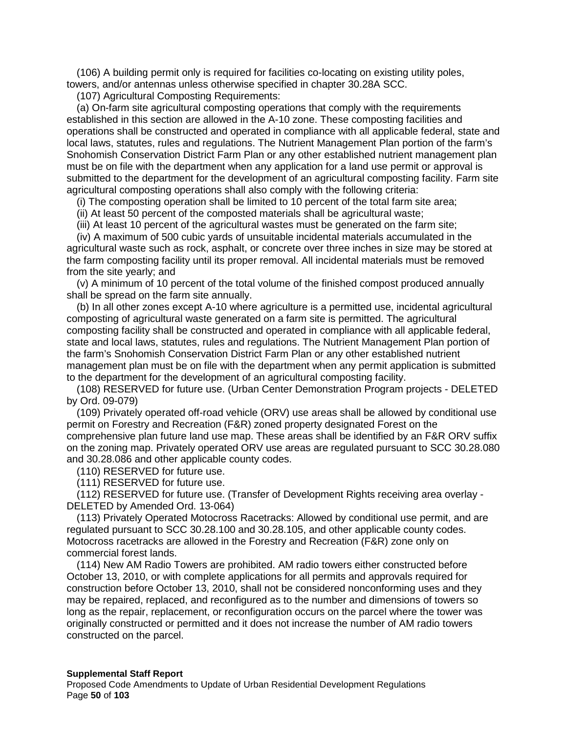(106) A building permit only is required for facilities co-locating on existing utility poles, towers, and/or antennas unless otherwise specified in chapter 30.28A SCC.

(107) Agricultural Composting Requirements:

(a) On-farm site agricultural composting operations that comply with the requirements established in this section are allowed in the A-10 zone. These composting facilities and operations shall be constructed and operated in compliance with all applicable federal, state and local laws, statutes, rules and regulations. The Nutrient Management Plan portion of the farm's Snohomish Conservation District Farm Plan or any other established nutrient management plan must be on file with the department when any application for a land use permit or approval is submitted to the department for the development of an agricultural composting facility. Farm site agricultural composting operations shall also comply with the following criteria:

(i) The composting operation shall be limited to 10 percent of the total farm site area;

(ii) At least 50 percent of the composted materials shall be agricultural waste;

(iii) At least 10 percent of the agricultural wastes must be generated on the farm site;

(iv) A maximum of 500 cubic yards of unsuitable incidental materials accumulated in the agricultural waste such as rock, asphalt, or concrete over three inches in size may be stored at the farm composting facility until its proper removal. All incidental materials must be removed from the site yearly; and

(v) A minimum of 10 percent of the total volume of the finished compost produced annually shall be spread on the farm site annually.

(b) In all other zones except A-10 where agriculture is a permitted use, incidental agricultural composting of agricultural waste generated on a farm site is permitted. The agricultural composting facility shall be constructed and operated in compliance with all applicable federal, state and local laws, statutes, rules and regulations. The Nutrient Management Plan portion of the farm's Snohomish Conservation District Farm Plan or any other established nutrient management plan must be on file with the department when any permit application is submitted to the department for the development of an agricultural composting facility.

(108) RESERVED for future use. (Urban Center Demonstration Program projects - DELETED by Ord. 09-079)

(109) Privately operated off-road vehicle (ORV) use areas shall be allowed by conditional use permit on Forestry and Recreation (F&R) zoned property designated Forest on the comprehensive plan future land use map. These areas shall be identified by an F&R ORV suffix on the zoning map. Privately operated ORV use areas are regulated pursuant to SCC 30.28.080 and 30.28.086 and other applicable county codes.

(110) RESERVED for future use.

(111) RESERVED for future use.

(112) RESERVED for future use. (Transfer of Development Rights receiving area overlay - DELETED by Amended Ord. 13-064)

(113) Privately Operated Motocross Racetracks: Allowed by conditional use permit, and are regulated pursuant to SCC 30.28.100 and 30.28.105, and other applicable county codes. Motocross racetracks are allowed in the Forestry and Recreation (F&R) zone only on commercial forest lands.

(114) New AM Radio Towers are prohibited. AM radio towers either constructed before October 13, 2010, or with complete applications for all permits and approvals required for construction before October 13, 2010, shall not be considered nonconforming uses and they may be repaired, replaced, and reconfigured as to the number and dimensions of towers so long as the repair, replacement, or reconfiguration occurs on the parcel where the tower was originally constructed or permitted and it does not increase the number of AM radio towers constructed on the parcel.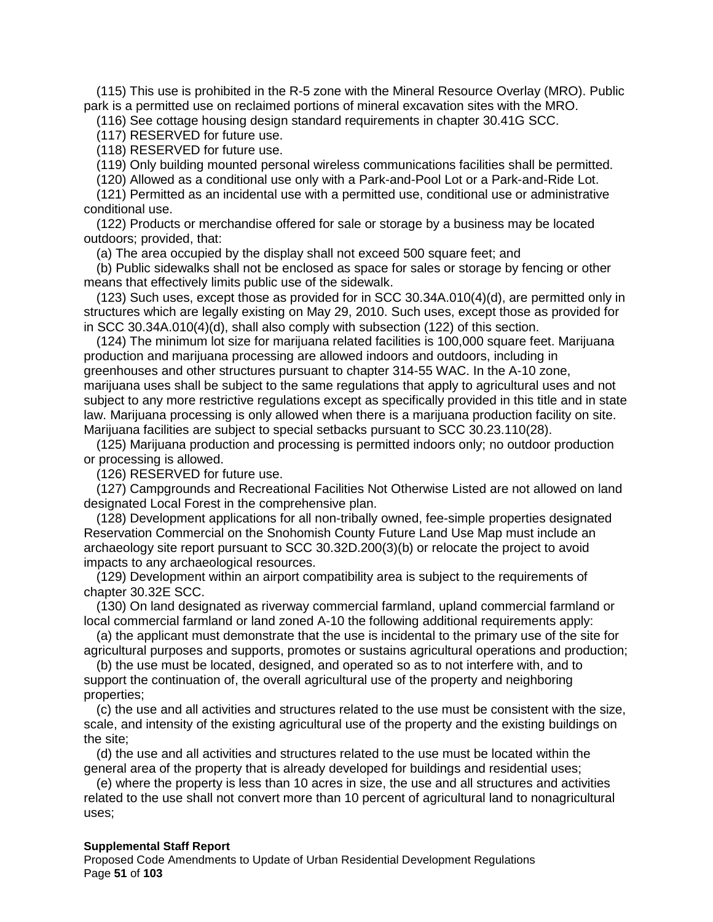(115) This use is prohibited in the R-5 zone with the Mineral Resource Overlay (MRO). Public park is a permitted use on reclaimed portions of mineral excavation sites with the MRO.

(116) See cottage housing design standard requirements in chapter 30.41G SCC.

(117) RESERVED for future use.

(118) RESERVED for future use.

(119) Only building mounted personal wireless communications facilities shall be permitted.

(120) Allowed as a conditional use only with a Park-and-Pool Lot or a Park-and-Ride Lot.

(121) Permitted as an incidental use with a permitted use, conditional use or administrative conditional use.

(122) Products or merchandise offered for sale or storage by a business may be located outdoors; provided, that:

(a) The area occupied by the display shall not exceed 500 square feet; and

(b) Public sidewalks shall not be enclosed as space for sales or storage by fencing or other means that effectively limits public use of the sidewalk.

(123) Such uses, except those as provided for in SCC 30.34A.010(4)(d), are permitted only in structures which are legally existing on May 29, 2010. Such uses, except those as provided for in SCC 30.34A.010(4)(d), shall also comply with subsection (122) of this section.

(124) The minimum lot size for marijuana related facilities is 100,000 square feet. Marijuana production and marijuana processing are allowed indoors and outdoors, including in greenhouses and other structures pursuant to chapter 314-55 WAC. In the A-10 zone, marijuana uses shall be subject to the same regulations that apply to agricultural uses and not subject to any more restrictive regulations except as specifically provided in this title and in state law. Marijuana processing is only allowed when there is a marijuana production facility on site. Marijuana facilities are subject to special setbacks pursuant to SCC 30.23.110(28).

(125) Marijuana production and processing is permitted indoors only; no outdoor production or processing is allowed.

(126) RESERVED for future use.

(127) Campgrounds and Recreational Facilities Not Otherwise Listed are not allowed on land designated Local Forest in the comprehensive plan.

(128) Development applications for all non-tribally owned, fee-simple properties designated Reservation Commercial on the Snohomish County Future Land Use Map must include an archaeology site report pursuant to SCC 30.32D.200(3)(b) or relocate the project to avoid impacts to any archaeological resources.

(129) Development within an airport compatibility area is subject to the requirements of chapter 30.32E SCC.

(130) On land designated as riverway commercial farmland, upland commercial farmland or local commercial farmland or land zoned A-10 the following additional requirements apply:

(a) the applicant must demonstrate that the use is incidental to the primary use of the site for agricultural purposes and supports, promotes or sustains agricultural operations and production;

(b) the use must be located, designed, and operated so as to not interfere with, and to support the continuation of, the overall agricultural use of the property and neighboring properties;

(c) the use and all activities and structures related to the use must be consistent with the size, scale, and intensity of the existing agricultural use of the property and the existing buildings on the site;

(d) the use and all activities and structures related to the use must be located within the general area of the property that is already developed for buildings and residential uses;

(e) where the property is less than 10 acres in size, the use and all structures and activities related to the use shall not convert more than 10 percent of agricultural land to nonagricultural uses;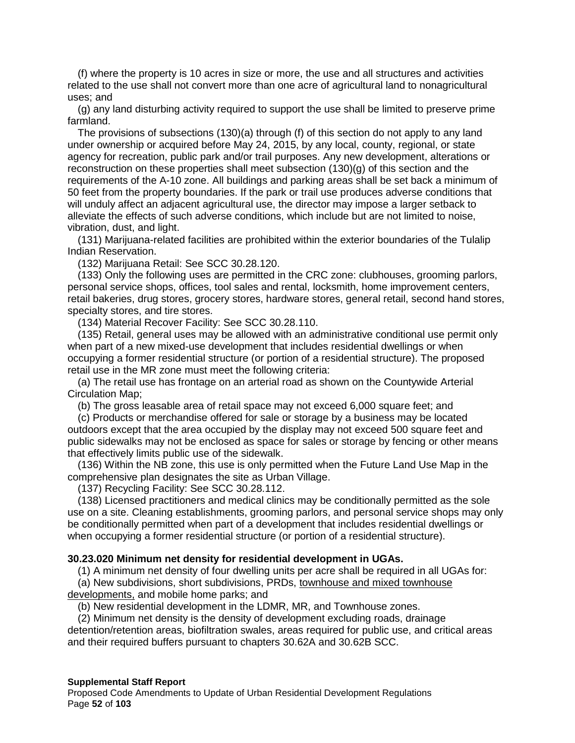(f) where the property is 10 acres in size or more, the use and all structures and activities related to the use shall not convert more than one acre of agricultural land to nonagricultural uses; and

(g) any land disturbing activity required to support the use shall be limited to preserve prime farmland.

The provisions of subsections (130)(a) through (f) of this section do not apply to any land under ownership or acquired before May 24, 2015, by any local, county, regional, or state agency for recreation, public park and/or trail purposes. Any new development, alterations or reconstruction on these properties shall meet subsection (130)(g) of this section and the requirements of the A-10 zone. All buildings and parking areas shall be set back a minimum of 50 feet from the property boundaries. If the park or trail use produces adverse conditions that will unduly affect an adjacent agricultural use, the director may impose a larger setback to alleviate the effects of such adverse conditions, which include but are not limited to noise, vibration, dust, and light.

(131) Marijuana-related facilities are prohibited within the exterior boundaries of the Tulalip Indian Reservation.

(132) Marijuana Retail: See SCC 30.28.120.

(133) Only the following uses are permitted in the CRC zone: clubhouses, grooming parlors, personal service shops, offices, tool sales and rental, locksmith, home improvement centers, retail bakeries, drug stores, grocery stores, hardware stores, general retail, second hand stores, specialty stores, and tire stores.

(134) Material Recover Facility: See SCC 30.28.110.

(135) Retail, general uses may be allowed with an administrative conditional use permit only when part of a new mixed-use development that includes residential dwellings or when occupying a former residential structure (or portion of a residential structure). The proposed retail use in the MR zone must meet the following criteria:

(a) The retail use has frontage on an arterial road as shown on the Countywide Arterial Circulation Map;

(b) The gross leasable area of retail space may not exceed 6,000 square feet; and

(c) Products or merchandise offered for sale or storage by a business may be located outdoors except that the area occupied by the display may not exceed 500 square feet and public sidewalks may not be enclosed as space for sales or storage by fencing or other means that effectively limits public use of the sidewalk.

(136) Within the NB zone, this use is only permitted when the Future Land Use Map in the comprehensive plan designates the site as Urban Village.

(137) Recycling Facility: See SCC 30.28.112.

(138) Licensed practitioners and medical clinics may be conditionally permitted as the sole use on a site. Cleaning establishments, grooming parlors, and personal service shops may only be conditionally permitted when part of a development that includes residential dwellings or when occupying a former residential structure (or portion of a residential structure).

**30.23.020 Minimum net density for residential development in UGAs.**

(1) A minimum net density of four dwelling units per acre shall be required in all UGAs for:

(a) New subdivisions, short subdivisions, PRDs, <u>townhouse and mixed townhouse developments,</u> and mobile home parks; and

(b) New residential development in the LDMR, MR, and Townhouse zones.

(2) Minimum net density is the density of development excluding roads, drainage detention/retention areas, biofiltration swales, areas required for public use, and critical areas and their required buffers pursuant to chapters 30.62A and 30.62B SCC.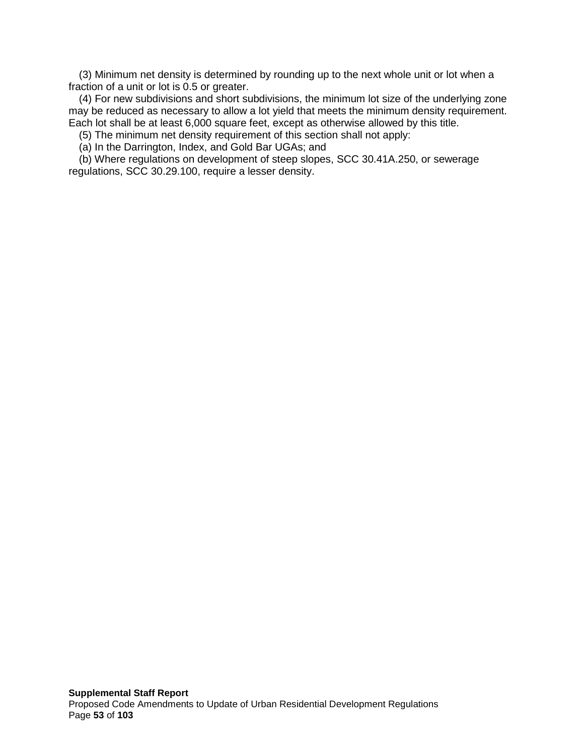(3) Minimum net density is determined by rounding up to the next whole unit or lot when a fraction of a unit or lot is 0.5 or greater.

(4) For new subdivisions and short subdivisions, the minimum lot size of the underlying zone may be reduced as necessary to allow a lot yield that meets the minimum density requirement. Each lot shall be at least 6,000 square feet, except as otherwise allowed by this title.

(5) The minimum net density requirement of this section shall not apply:

(a) In the Darrington, Index, and Gold Bar UGAs; and

(b) Where regulations on development of steep slopes, SCC 30.41A.250, or sewerage regulations, SCC 30.29.100, require a lesser density.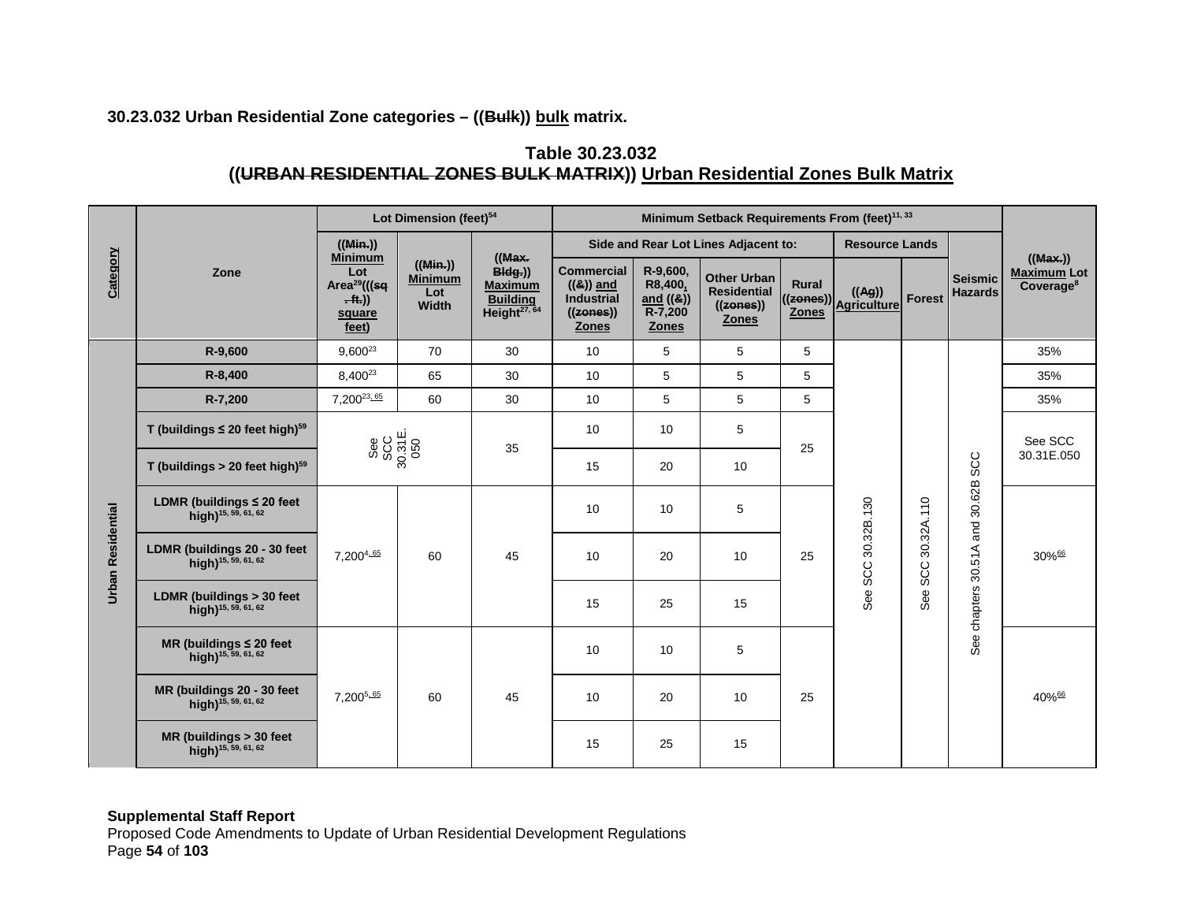**30.23.032 Urban Residential Zone categories – ((Bulk)) bulk matrix.**

**Table 30.23.032**
**((URBAN RESIDENTIAL ZONES BULK MATRIX)) Urban Residential Zones Bulk Matrix**

| Category | Zone | Lot Dimension (feet)[54] | | | Minimum Setback Requirements From (feet)[11, 33] | | | | | | | ((Max.)) Maximum Lot Coverage[8] |
|---|---|---|---|---|---|---|---|---|---|---|---|---|
| | | ((Min.)) Minimum Lot Area[29](((sq. ft.)) square feet) | ((Min.)) Minimum Lot Width | ((Max. Bldg.)) Maximum Building Height[27, 64] | Side and Rear Lot Lines Adjacent to: Commercial ((&)) and Industrial ((zones)) Zones | Side and Rear Lot Lines Adjacent to: R-9,600, R8,400, and ((&)) R-7,200 Zones | Side and Rear Lot Lines Adjacent to: Other Urban Residential ((zones)) Zones | Side and Rear Lot Lines Adjacent to: Rural ((zones)) Zones | Resource Lands: ((Ag)) Agriculture | Resource Lands: Forest | Seismic Hazards | |
| Urban Residential | R-9,600 | 9,600[23] | 70 | 30 | 10 | 5 | 5 | 5 | See SCC 30.32B.130 | See SCC 30.32A.110 | See chapters 30.51A and 30.62B SCC | 35% |
| | R-8,400 | 8,400[23] | 65 | 30 | 10 | 5 | 5 | 5 | | | | 35% |
| | R-7,200 | 7,200[23, 65] | 60 | 30 | 10 | 5 | 5 | 5 | | | | 35% |
| | T (buildings ≤ 20 feet high)[59] | See SCC 30.31E.050 | | 35 | 10 | 10 | 5 | 25 | | | | See SCC 30.31E.050 |
| | T (buildings > 20 feet high)[59] | | | | 15 | 20 | 10 | | | | | |
| | LDMR (buildings ≤ 20 feet high)[15, 59, 61, 62] | 7,200[4, 65] | 60 | 45 | 10 | 10 | 5 | 25 | | | | 30%[66] |
| | LDMR (buildings 20 - 30 feet high)[15, 59, 61, 62] | | | | 10 | 20 | 10 | | | | | |
| | LDMR (buildings > 30 feet high)[15, 59, 61, 62] | | | | 15 | 25 | 15 | | | | | |
| | MR (buildings ≤ 20 feet high)[15, 59, 61, 62] | 7,200[5, 65] | 60 | 45 | 10 | 10 | 5 | 25 | | | | 40%[66] |
| | MR (buildings 20 - 30 feet high)[15, 59, 61, 62] | | | | 10 | 20 | 10 | | | | | |
| | MR (buildings > 30 feet high)[15, 59, 61, 62] | | | | 15 | 25 | 15 | | | | | |

**Supplemental Staff Report**
Proposed Code Amendments to Update of Urban Residential Development Regulations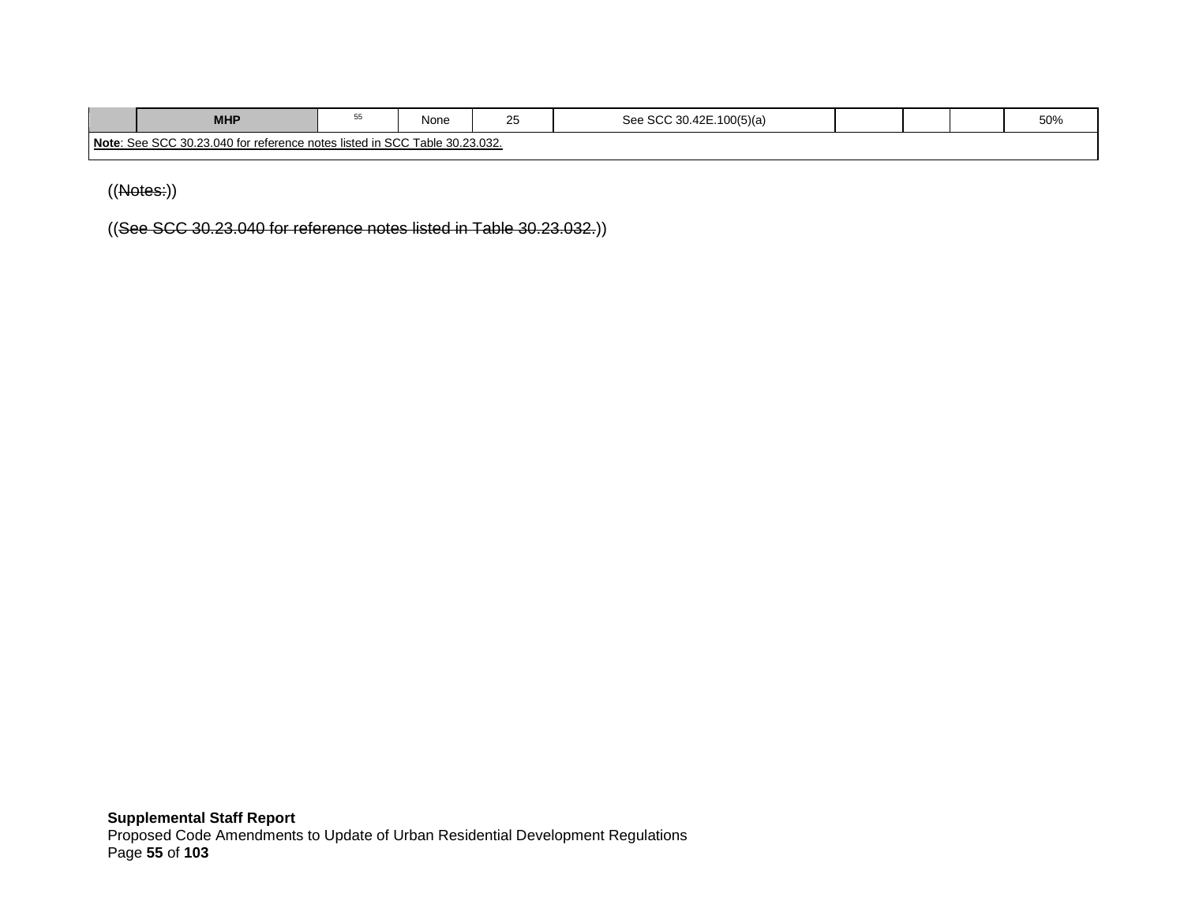|  | **MHP** | [55] | None | 25 | See SCC 30.42E.100(5)(a) |  |  |  | 50% |
| --- | --- | --- | --- | --- | --- | --- | --- | --- | --- |
| **Note**: See SCC 30.23.040 for reference notes listed in SCC Table 30.23.032. | | | | | | | | | |

((~~Notes:~~))

((~~See SCC 30.23.040 for reference notes listed in Table 30.23.032.~~))

**Supplemental Staff Report**
Proposed Code Amendments to Update of Urban Residential Development Regulations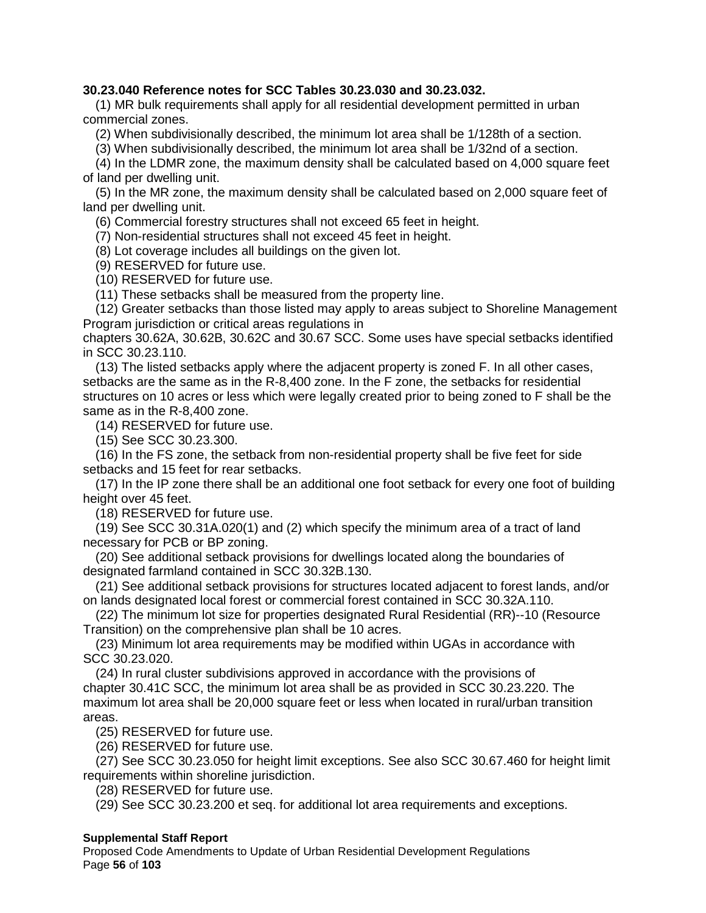**30.23.040 Reference notes for SCC Tables 30.23.030 and 30.23.032.**

(1) MR bulk requirements shall apply for all residential development permitted in urban commercial zones.

(2) When subdivisionally described, the minimum lot area shall be 1/128th of a section.

(3) When subdivisionally described, the minimum lot area shall be 1/32nd of a section.

(4) In the LDMR zone, the maximum density shall be calculated based on 4,000 square feet of land per dwelling unit.

(5) In the MR zone, the maximum density shall be calculated based on 2,000 square feet of land per dwelling unit.

(6) Commercial forestry structures shall not exceed 65 feet in height.

(7) Non-residential structures shall not exceed 45 feet in height.

(8) Lot coverage includes all buildings on the given lot.

(9) RESERVED for future use.

(10) RESERVED for future use.

(11) These setbacks shall be measured from the property line.

(12) Greater setbacks than those listed may apply to areas subject to Shoreline Management Program jurisdiction or critical areas regulations in chapters 30.62A, 30.62B, 30.62C and 30.67 SCC. Some uses have special setbacks identified in SCC 30.23.110.

(13) The listed setbacks apply where the adjacent property is zoned F. In all other cases, setbacks are the same as in the R-8,400 zone. In the F zone, the setbacks for residential structures on 10 acres or less which were legally created prior to being zoned to F shall be the same as in the R-8,400 zone.

(14) RESERVED for future use.

(15) See SCC 30.23.300.

(16) In the FS zone, the setback from non-residential property shall be five feet for side setbacks and 15 feet for rear setbacks.

(17) In the IP zone there shall be an additional one foot setback for every one foot of building height over 45 feet.

(18) RESERVED for future use.

(19) See SCC 30.31A.020(1) and (2) which specify the minimum area of a tract of land necessary for PCB or BP zoning.

(20) See additional setback provisions for dwellings located along the boundaries of designated farmland contained in SCC 30.32B.130.

(21) See additional setback provisions for structures located adjacent to forest lands, and/or on lands designated local forest or commercial forest contained in SCC 30.32A.110.

(22) The minimum lot size for properties designated Rural Residential (RR)--10 (Resource Transition) on the comprehensive plan shall be 10 acres.

(23) Minimum lot area requirements may be modified within UGAs in accordance with SCC 30.23.020.

(24) In rural cluster subdivisions approved in accordance with the provisions of chapter 30.41C SCC, the minimum lot area shall be as provided in SCC 30.23.220. The maximum lot area shall be 20,000 square feet or less when located in rural/urban transition areas.

(25) RESERVED for future use.

(26) RESERVED for future use.

(27) See SCC 30.23.050 for height limit exceptions. See also SCC 30.67.460 for height limit requirements within shoreline jurisdiction.

(28) RESERVED for future use.

(29) See SCC 30.23.200 et seq. for additional lot area requirements and exceptions.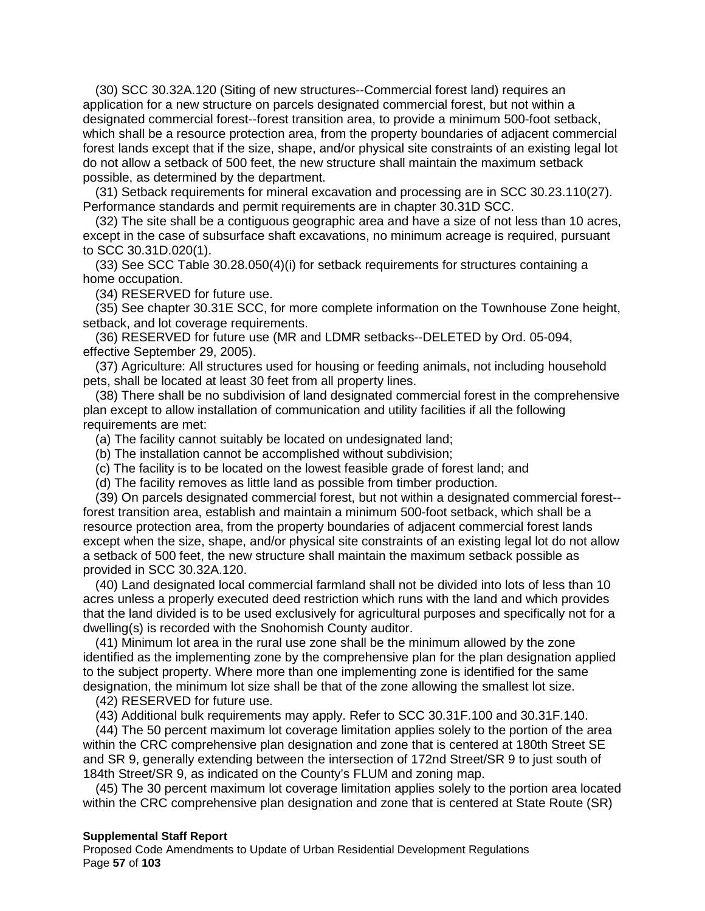(30) SCC 30.32A.120 (Siting of new structures--Commercial forest land) requires an application for a new structure on parcels designated commercial forest, but not within a designated commercial forest--forest transition area, to provide a minimum 500-foot setback, which shall be a resource protection area, from the property boundaries of adjacent commercial forest lands except that if the size, shape, and/or physical site constraints of an existing legal lot do not allow a setback of 500 feet, the new structure shall maintain the maximum setback possible, as determined by the department.

(31) Setback requirements for mineral excavation and processing are in SCC 30.23.110(27). Performance standards and permit requirements are in chapter 30.31D SCC.

(32) The site shall be a contiguous geographic area and have a size of not less than 10 acres, except in the case of subsurface shaft excavations, no minimum acreage is required, pursuant to SCC 30.31D.020(1).

(33) See SCC Table 30.28.050(4)(i) for setback requirements for structures containing a home occupation.

(34) RESERVED for future use.

(35) See chapter 30.31E SCC, for more complete information on the Townhouse Zone height, setback, and lot coverage requirements.

(36) RESERVED for future use (MR and LDMR setbacks--DELETED by Ord. 05-094, effective September 29, 2005).

(37) Agriculture: All structures used for housing or feeding animals, not including household pets, shall be located at least 30 feet from all property lines.

(38) There shall be no subdivision of land designated commercial forest in the comprehensive plan except to allow installation of communication and utility facilities if all the following requirements are met:

(a) The facility cannot suitably be located on undesignated land;

(b) The installation cannot be accomplished without subdivision;

(c) The facility is to be located on the lowest feasible grade of forest land; and

(d) The facility removes as little land as possible from timber production.

(39) On parcels designated commercial forest, but not within a designated commercial forest--forest transition area, establish and maintain a minimum 500-foot setback, which shall be a resource protection area, from the property boundaries of adjacent commercial forest lands except when the size, shape, and/or physical site constraints of an existing legal lot do not allow a setback of 500 feet, the new structure shall maintain the maximum setback possible as provided in SCC 30.32A.120.

(40) Land designated local commercial farmland shall not be divided into lots of less than 10 acres unless a properly executed deed restriction which runs with the land and which provides that the land divided is to be used exclusively for agricultural purposes and specifically not for a dwelling(s) is recorded with the Snohomish County auditor.

(41) Minimum lot area in the rural use zone shall be the minimum allowed by the zone identified as the implementing zone by the comprehensive plan for the plan designation applied to the subject property. Where more than one implementing zone is identified for the same designation, the minimum lot size shall be that of the zone allowing the smallest lot size.

(42) RESERVED for future use.

(43) Additional bulk requirements may apply. Refer to SCC 30.31F.100 and 30.31F.140.

(44) The 50 percent maximum lot coverage limitation applies solely to the portion of the area within the CRC comprehensive plan designation and zone that is centered at 180th Street SE and SR 9, generally extending between the intersection of 172nd Street/SR 9 to just south of 184th Street/SR 9, as indicated on the County's FLUM and zoning map.

(45) The 30 percent maximum lot coverage limitation applies solely to the portion area located within the CRC comprehensive plan designation and zone that is centered at State Route (SR)

**Supplemental Staff Report**
Proposed Code Amendments to Update of Urban Residential Development Regulations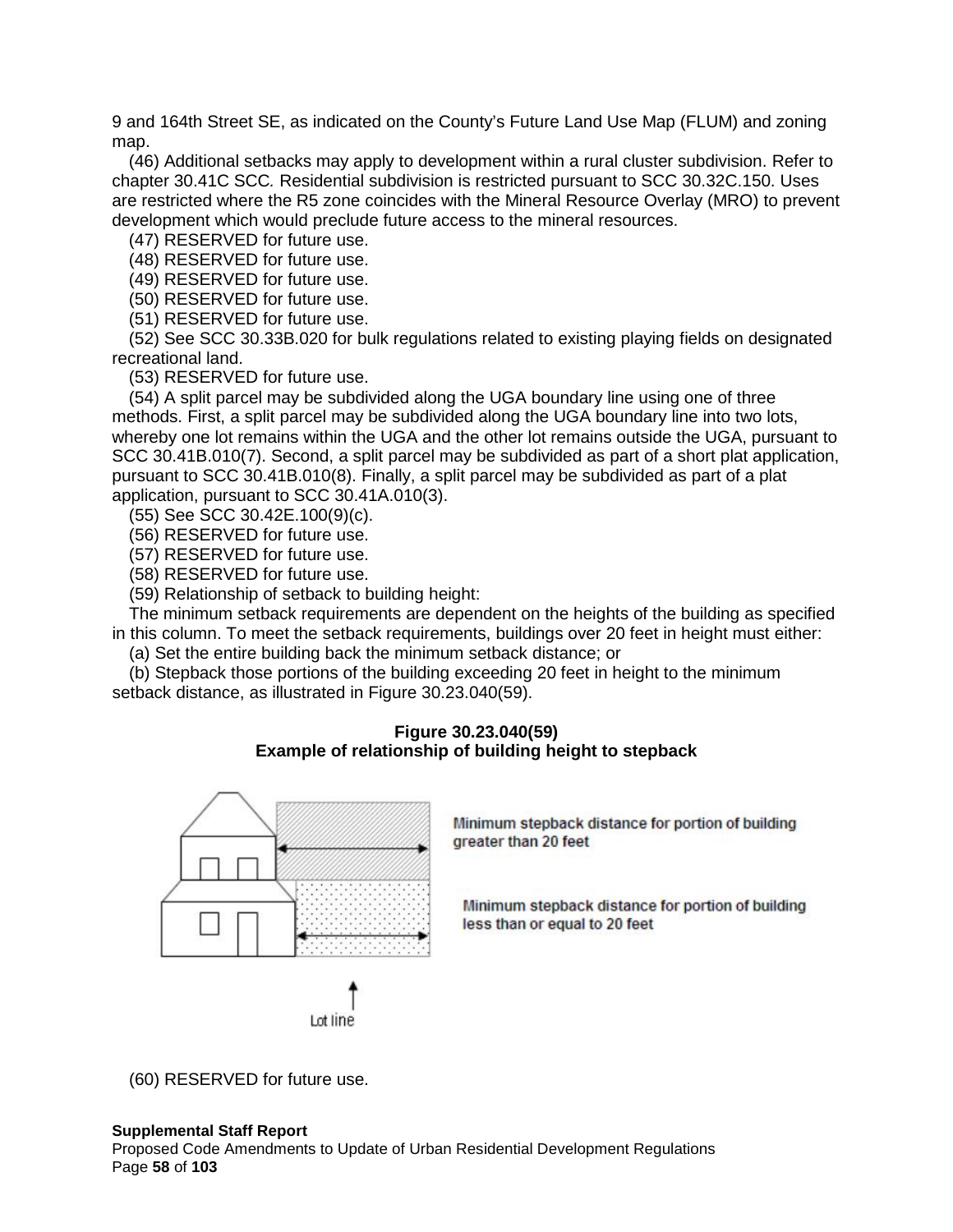9 and 164th Street SE, as indicated on the County's Future Land Use Map (FLUM) and zoning map.

(46) Additional setbacks may apply to development within a rural cluster subdivision. Refer to chapter 30.41C SCC. Residential subdivision is restricted pursuant to SCC 30.32C.150. Uses are restricted where the R5 zone coincides with the Mineral Resource Overlay (MRO) to prevent development which would preclude future access to the mineral resources.

(47) RESERVED for future use.

(48) RESERVED for future use.

(49) RESERVED for future use.

(50) RESERVED for future use.

(51) RESERVED for future use.

(52) See SCC 30.33B.020 for bulk regulations related to existing playing fields on designated recreational land.

(53) RESERVED for future use.

(54) A split parcel may be subdivided along the UGA boundary line using one of three methods. First, a split parcel may be subdivided along the UGA boundary line into two lots, whereby one lot remains within the UGA and the other lot remains outside the UGA, pursuant to SCC 30.41B.010(7). Second, a split parcel may be subdivided as part of a short plat application, pursuant to SCC 30.41B.010(8). Finally, a split parcel may be subdivided as part of a plat application, pursuant to SCC 30.41A.010(3).

(55) See SCC 30.42E.100(9)(c).

(56) RESERVED for future use.

(57) RESERVED for future use.

(58) RESERVED for future use.

(59) Relationship of setback to building height:

The minimum setback requirements are dependent on the heights of the building as specified in this column. To meet the setback requirements, buildings over 20 feet in height must either:

(a) Set the entire building back the minimum setback distance; or

(b) Stepback those portions of the building exceeding 20 feet in height to the minimum setback distance, as illustrated in Figure 30.23.040(59).

**Figure 30.23.040(59)**
**Example of relationship of building height to stepback**

Minimum stepback distance for portion of building greater than 20 feet

Minimum stepback distance for portion of building less than or equal to 20 feet

Lot line

(60) RESERVED for future use.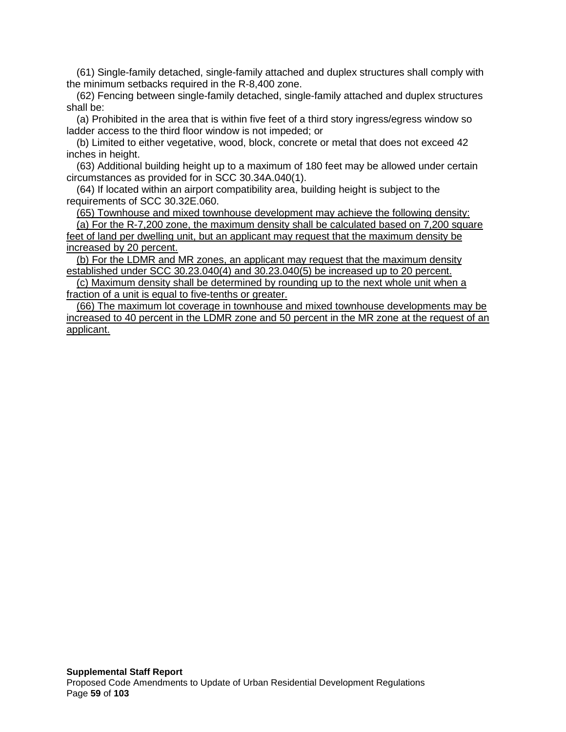(61) Single-family detached, single-family attached and duplex structures shall comply with the minimum setbacks required in the R-8,400 zone.

(62) Fencing between single-family detached, single-family attached and duplex structures shall be:

(a) Prohibited in the area that is within five feet of a third story ingress/egress window so ladder access to the third floor window is not impeded; or

(b) Limited to either vegetative, wood, block, concrete or metal that does not exceed 42 inches in height.

(63) Additional building height up to a maximum of 180 feet may be allowed under certain circumstances as provided for in SCC 30.34A.040(1).

(64) If located within an airport compatibility area, building height is subject to the requirements of SCC 30.32E.060.

<u>(65) Townhouse and mixed townhouse development may achieve the following density:</u>

<u>(a) For the R-7,200 zone, the maximum density shall be calculated based on 7,200 square feet of land per dwelling unit, but an applicant may request that the maximum density be increased by 20 percent.</u>

<u>(b) For the LDMR and MR zones, an applicant may request that the maximum density established under SCC 30.23.040(4) and 30.23.040(5) be increased up to 20 percent.</u>

<u>(c) Maximum density shall be determined by rounding up to the next whole unit when a fraction of a unit is equal to five-tenths or greater.</u>

<u>(66) The maximum lot coverage in townhouse and mixed townhouse developments may be increased to 40 percent in the LDMR zone and 50 percent in the MR zone at the request of an applicant.</u>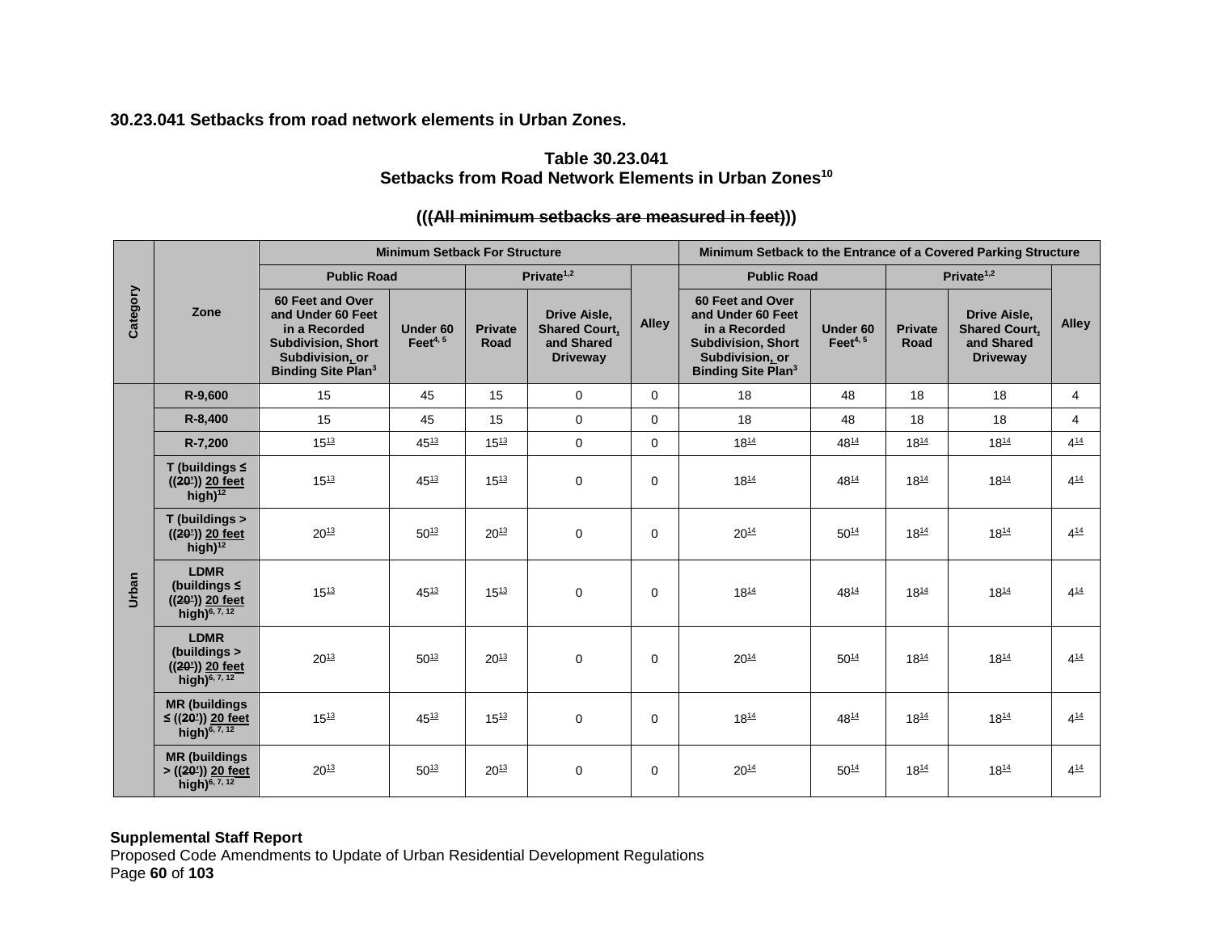**30.23.041 Setbacks from road network elements in Urban Zones.**

**Table 30.23.041**
**Setbacks from Road Network Elements in Urban Zones[10]**

**(((All minimum setbacks are measured in feet)))**

| Category | Zone | Minimum Setback For Structure | | | | | Minimum Setback to the Entrance of a Covered Parking Structure | | | | |
|---|---|---|---|---|---|---|---|---|---|---|---|
| | | Public Road | | Private[1,2] | | Alley | Public Road | | Private[1,2] | | Alley |
| | | 60 Feet and Over and Under 60 Feet in a Recorded Subdivision, Short Subdivision, or Binding Site Plan[3] | Under 60 Feet[4, 5] | Private Road | Drive Aisle, Shared Court, and Shared Driveway | | 60 Feet and Over and Under 60 Feet in a Recorded Subdivision, Short Subdivision, or Binding Site Plan[3] | Under 60 Feet[4, 5] | Private Road | Drive Aisle, Shared Court, and Shared Driveway | |
| Urban | R-9,600 | 15 | 45 | 15 | 0 | 0 | 18 | 48 | 18 | 18 | 4 |
| | R-8,400 | 15 | 45 | 15 | 0 | 0 | 18 | 48 | 18 | 18 | 4 |
| | R-7,200 | 15[13] | 45[13] | 15[13] | 0 | 0 | 18[14] | 48[14] | 18[14] | 18[14] | 4[14] |
| | T (buildings ≤ ((20')) 20 feet high)[12] | 15[13] | 45[13] | 15[13] | 0 | 0 | 18[14] | 48[14] | 18[14] | 18[14] | 4[14] |
| | T (buildings > ((20')) 20 feet high)[12] | 20[13] | 50[13] | 20[13] | 0 | 0 | 20[14] | 50[14] | 18[14] | 18[14] | 4[14] |
| | LDMR (buildings ≤ ((20')) 20 feet high)[6, 7, 12] | 15[13] | 45[13] | 15[13] | 0 | 0 | 18[14] | 48[14] | 18[14] | 18[14] | 4[14] |
| | LDMR (buildings > ((20')) 20 feet high)[6, 7, 12] | 20[13] | 50[13] | 20[13] | 0 | 0 | 20[14] | 50[14] | 18[14] | 18[14] | 4[14] |
| | MR (buildings ≤ ((20')) 20 feet high)[6, 7, 12] | 15[13] | 45[13] | 15[13] | 0 | 0 | 18[14] | 48[14] | 18[14] | 18[14] | 4[14] |
| | MR (buildings > ((20')) 20 feet high)[6, 7, 12] | 20[13] | 50[13] | 20[13] | 0 | 0 | 20[14] | 50[14] | 18[14] | 18[14] | 4[14] |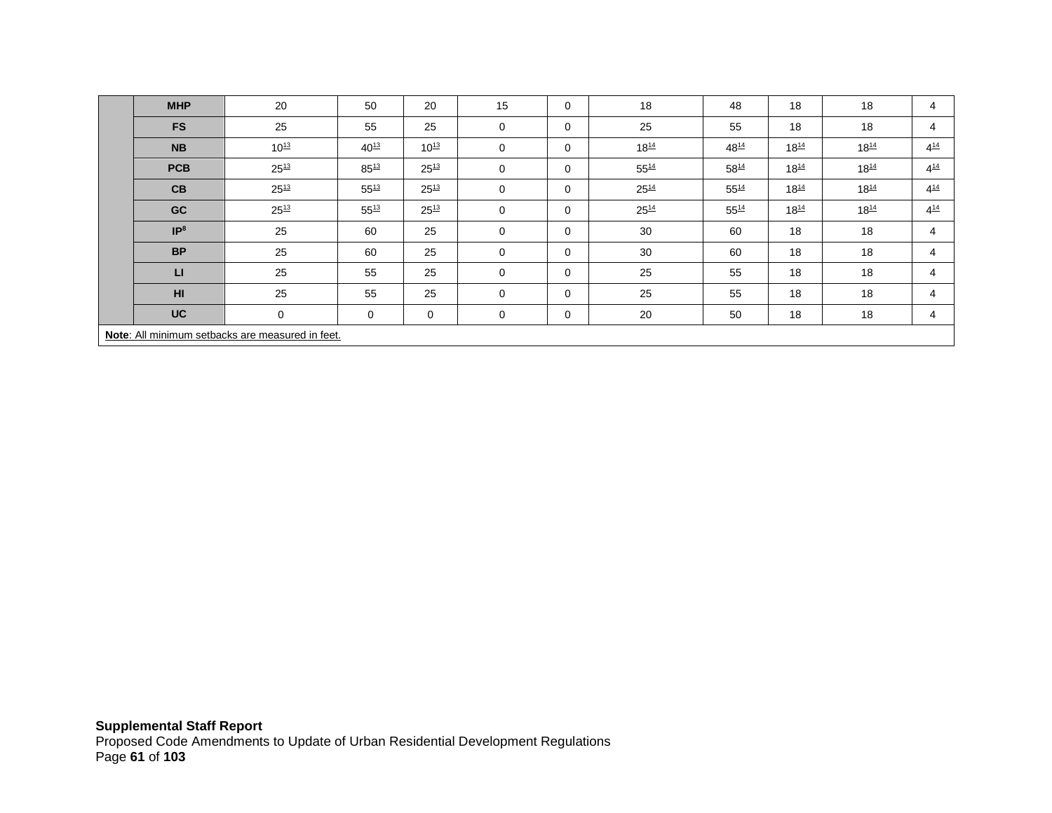| | | | | | | | | | | | |
|---|---|---|---|---|---|---|---|---|---|---|---|
| | **MHP** | 20 | 50 | 20 | 15 | 0 | 18 | 48 | 18 | 18 | 4 |
| | **FS** | 25 | 55 | 25 | 0 | 0 | 25 | 55 | 18 | 18 | 4 |
| | **NB** | 10[13] | 40[13] | 10[13] | 0 | 0 | 18[14] | 48[14] | 18[14] | 18[14] | 4[14] |
| | **PCB** | 25[13] | 85[13] | 25[13] | 0 | 0 | 55[14] | 58[14] | 18[14] | 18[14] | 4[14] |
| | **CB** | 25[13] | 55[13] | 25[13] | 0 | 0 | 25[14] | 55[14] | 18[14] | 18[14] | 4[14] |
| | **GC** | 25[13] | 55[13] | 25[13] | 0 | 0 | 25[14] | 55[14] | 18[14] | 18[14] | 4[14] |
| | **IP[8]** | 25 | 60 | 25 | 0 | 0 | 30 | 60 | 18 | 18 | 4 |
| | **BP** | 25 | 60 | 25 | 0 | 0 | 30 | 60 | 18 | 18 | 4 |
| | **LI** | 25 | 55 | 25 | 0 | 0 | 25 | 55 | 18 | 18 | 4 |
| | **HI** | 25 | 55 | 25 | 0 | 0 | 25 | 55 | 18 | 18 | 4 |
| | **UC** | 0 | 0 | 0 | 0 | 0 | 20 | 50 | 18 | 18 | 4 |

**Note**: All minimum setbacks are measured in feet.

**Supplemental Staff Report**
Proposed Code Amendments to Update of Urban Residential Development Regulations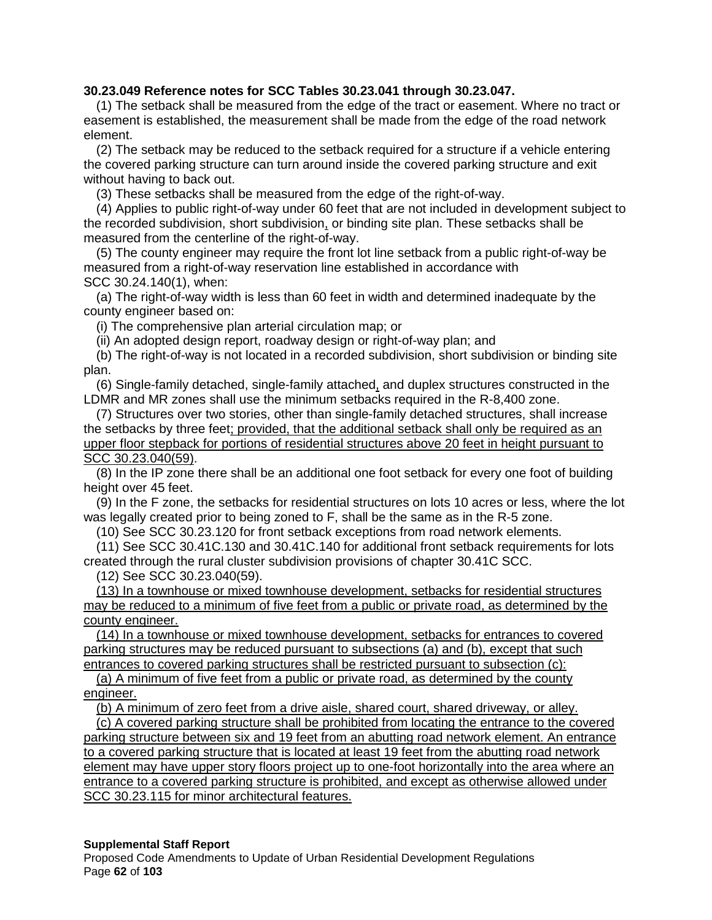**30.23.049 Reference notes for SCC Tables 30.23.041 through 30.23.047.**

(1) The setback shall be measured from the edge of the tract or easement. Where no tract or easement is established, the measurement shall be made from the edge of the road network element.

(2) The setback may be reduced to the setback required for a structure if a vehicle entering the covered parking structure can turn around inside the covered parking structure and exit without having to back out.

(3) These setbacks shall be measured from the edge of the right-of-way.

(4) Applies to public right-of-way under 60 feet that are not included in development subject to the recorded subdivision, short subdivision, or binding site plan. These setbacks shall be measured from the centerline of the right-of-way.

(5) The county engineer may require the front lot line setback from a public right-of-way be measured from a right-of-way reservation line established in accordance with SCC 30.24.140(1), when:

(a) The right-of-way width is less than 60 feet in width and determined inadequate by the county engineer based on:

(i) The comprehensive plan arterial circulation map; or

(ii) An adopted design report, roadway design or right-of-way plan; and

(b) The right-of-way is not located in a recorded subdivision, short subdivision or binding site plan.

(6) Single-family detached, single-family attached, and duplex structures constructed in the LDMR and MR zones shall use the minimum setbacks required in the R-8,400 zone.

(7) Structures over two stories, other than single-family detached structures, shall increase the setbacks by three feet; provided, that the additional setback shall only be required as an upper floor stepback for portions of residential structures above 20 feet in height pursuant to SCC 30.23.040(59).

(8) In the IP zone there shall be an additional one foot setback for every one foot of building height over 45 feet.

(9) In the F zone, the setbacks for residential structures on lots 10 acres or less, where the lot was legally created prior to being zoned to F, shall be the same as in the R-5 zone.

(10) See SCC 30.23.120 for front setback exceptions from road network elements.

(11) See SCC 30.41C.130 and 30.41C.140 for additional front setback requirements for lots created through the rural cluster subdivision provisions of chapter 30.41C SCC.

(12) See SCC 30.23.040(59).

(13) In a townhouse or mixed townhouse development, setbacks for residential structures may be reduced to a minimum of five feet from a public or private road, as determined by the county engineer.

(14) In a townhouse or mixed townhouse development, setbacks for entrances to covered parking structures may be reduced pursuant to subsections (a) and (b), except that such entrances to covered parking structures shall be restricted pursuant to subsection (c):

(a) A minimum of five feet from a public or private road, as determined by the county engineer.

(b) A minimum of zero feet from a drive aisle, shared court, shared driveway, or alley.

(c) A covered parking structure shall be prohibited from locating the entrance to the covered parking structure between six and 19 feet from an abutting road network element. An entrance to a covered parking structure that is located at least 19 feet from the abutting road network element may have upper story floors project up to one-foot horizontally into the area where an entrance to a covered parking structure is prohibited, and except as otherwise allowed under SCC 30.23.115 for minor architectural features.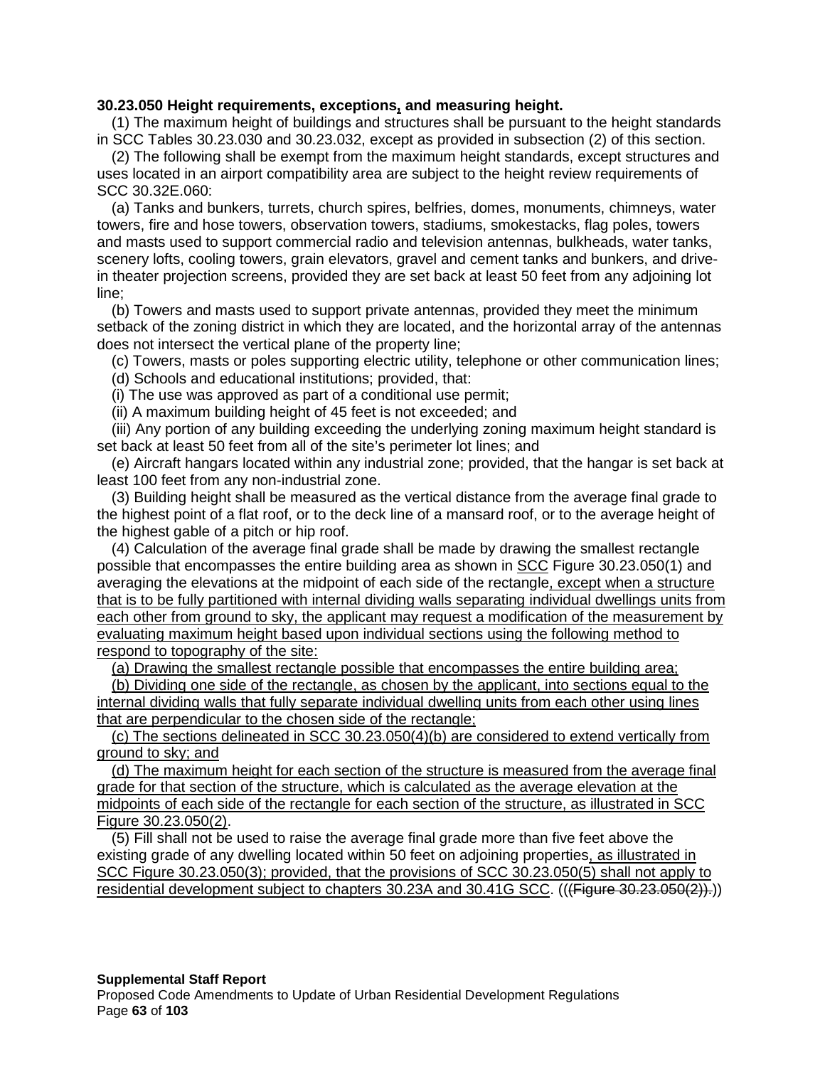**30.23.050 Height requirements, exceptions, and measuring height.**

(1) The maximum height of buildings and structures shall be pursuant to the height standards in SCC Tables 30.23.030 and 30.23.032, except as provided in subsection (2) of this section.

(2) The following shall be exempt from the maximum height standards, except structures and uses located in an airport compatibility area are subject to the height review requirements of SCC 30.32E.060:

(a) Tanks and bunkers, turrets, church spires, belfries, domes, monuments, chimneys, water towers, fire and hose towers, observation towers, stadiums, smokestacks, flag poles, towers and masts used to support commercial radio and television antennas, bulkheads, water tanks, scenery lofts, cooling towers, grain elevators, gravel and cement tanks and bunkers, and drive-in theater projection screens, provided they are set back at least 50 feet from any adjoining lot line;

(b) Towers and masts used to support private antennas, provided they meet the minimum setback of the zoning district in which they are located, and the horizontal array of the antennas does not intersect the vertical plane of the property line;

(c) Towers, masts or poles supporting electric utility, telephone or other communication lines;

(d) Schools and educational institutions; provided, that:

(i) The use was approved as part of a conditional use permit;

(ii) A maximum building height of 45 feet is not exceeded; and

(iii) Any portion of any building exceeding the underlying zoning maximum height standard is set back at least 50 feet from all of the site's perimeter lot lines; and

(e) Aircraft hangars located within any industrial zone; provided, that the hangar is set back at least 100 feet from any non-industrial zone.

(3) Building height shall be measured as the vertical distance from the average final grade to the highest point of a flat roof, or to the deck line of a mansard roof, or to the average height of the highest gable of a pitch or hip roof.

(4) Calculation of the average final grade shall be made by drawing the smallest rectangle possible that encompasses the entire building area as shown in SCC Figure 30.23.050(1) and averaging the elevations at the midpoint of each side of the rectangle, except when a structure that is to be fully partitioned with internal dividing walls separating individual dwellings units from each other from ground to sky, the applicant may request a modification of the measurement by evaluating maximum height based upon individual sections using the following method to respond to topography of the site:

(a) Drawing the smallest rectangle possible that encompasses the entire building area;

(b) Dividing one side of the rectangle, as chosen by the applicant, into sections equal to the internal dividing walls that fully separate individual dwelling units from each other using lines that are perpendicular to the chosen side of the rectangle;

(c) The sections delineated in SCC 30.23.050(4)(b) are considered to extend vertically from ground to sky; and

(d) The maximum height for each section of the structure is measured from the average final grade for that section of the structure, which is calculated as the average elevation at the midpoints of each side of the rectangle for each section of the structure, as illustrated in SCC Figure 30.23.050(2).

(5) Fill shall not be used to raise the average final grade more than five feet above the existing grade of any dwelling located within 50 feet on adjoining properties, as illustrated in SCC Figure 30.23.050(3); provided, that the provisions of SCC 30.23.050(5) shall not apply to residential development subject to chapters 30.23A and 30.41G SCC. ((~~(Figure 30.23.050(2)).~~))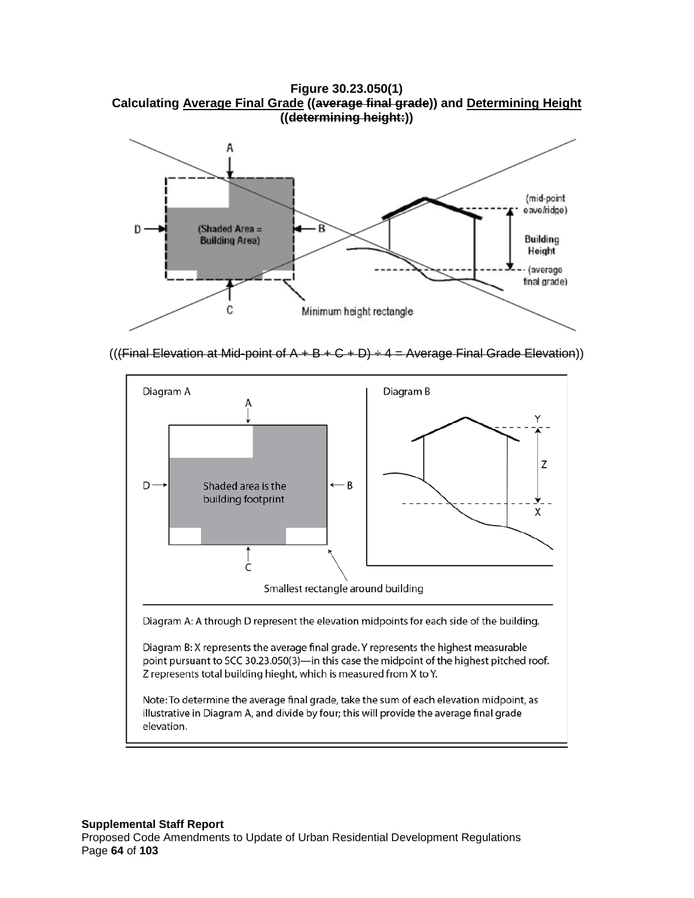**Figure 30.23.050(1)**
**Calculating <u>Average Final Grade</u> ((~~average final grade~~)) and <u>Determining Height</u> ((~~determining height:~~))**

(((~~Final Elevation at Mid-point of A + B + C + D) ÷ 4 = Average Final Grade Elevation~~))

Diagram A: A through D represent the elevation midpoints for each side of the building.

Diagram B: X represents the average final grade. Y represents the highest measurable point pursuant to SCC 30.23.050(3)—in this case the midpoint of the highest pitched roof. Z represents total building hieght, which is measured from X to Y.

Note: To determine the average final grade, take the sum of each elevation midpoint, as illustrative in Diagram A, and divide by four; this will provide the average final grade elevation.

**Supplemental Staff Report**
Proposed Code Amendments to Update of Urban Residential Development Regulations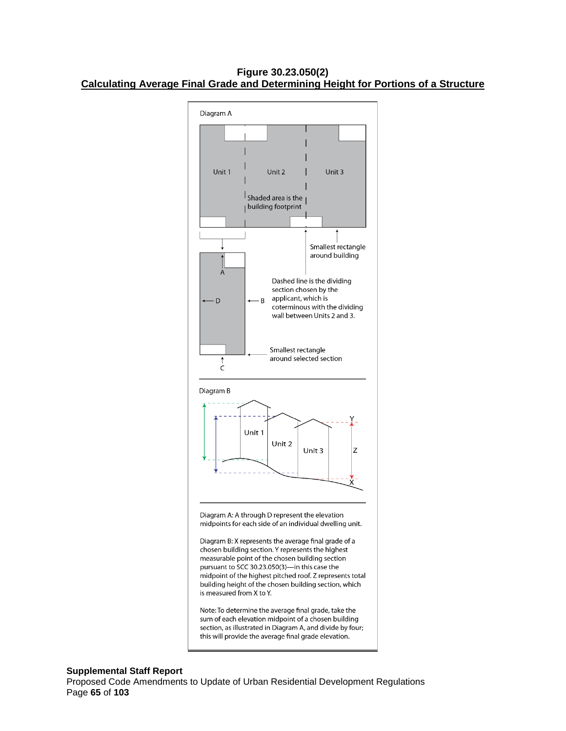**Figure 30.23.050(2)**
**Calculating Average Final Grade and Determining Height for Portions of a Structure**

Diagram A

Unit 1 Unit 2 Unit 3

Shaded area is the building footprint

Smallest rectangle around building

Dashed line is the dividing section chosen by the applicant, which is coterminous with the dividing wall between Units 2 and 3.

A B C D

Smallest rectangle around selected section

Diagram B

Unit 1 Unit 2 Unit 3

Y Z X

Diagram A: A through D represent the elevation midpoints for each side of an individual dwelling unit.

Diagram B: X represents the average final grade of a chosen building section. Y represents the highest measurable point of the chosen building section pursuant to SCC 30.23.050(3)—in this case the midpoint of the highest pitched roof. Z represents total building height of the chosen building section, which is measured from X to Y.

Note: To determine the average final grade, take the sum of each elevation midpoint of a chosen building section, as illustrated in Diagram A, and divide by four; this will provide the average final grade elevation.

**Supplemental Staff Report**
Proposed Code Amendments to Update of Urban Residential Development Regulations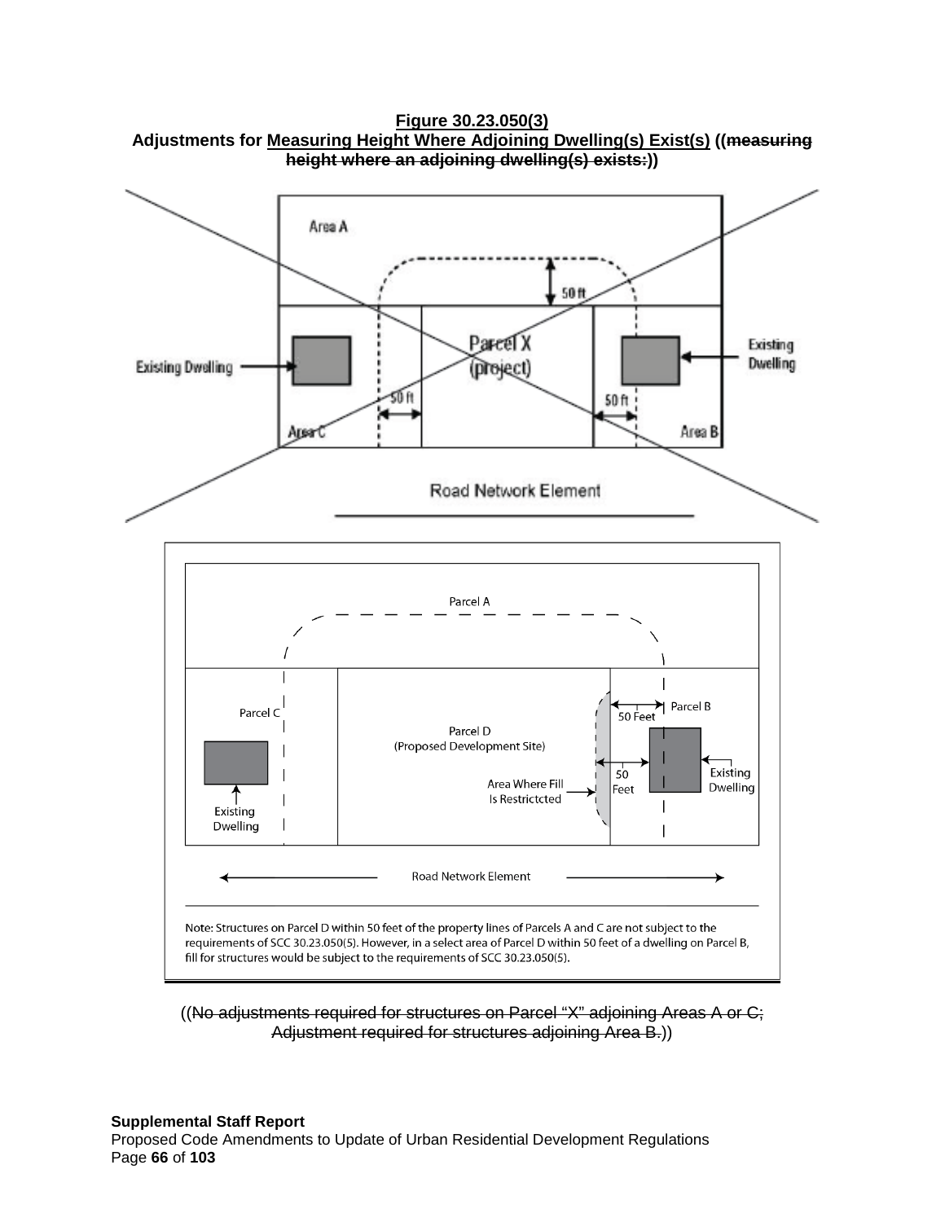**Figure 30.23.050(3)**
**Adjustments for Measuring Height Where Adjoining Dwelling(s) Exist(s) ((~~measuring height where an adjoining dwelling(s) exists:~~))**

Area A

50 ft

Parcel X (project)

Existing Dwelling

Existing Dwelling

50 ft

50 ft

Area C

Area B

Road Network Element

Parcel A

Parcel C

Parcel D (Proposed Development Site)

50 Feet

Parcel B

50 Feet

Area Where Fill Is Restrictcted

Existing Dwelling

Existing Dwelling

Road Network Element

Note: Structures on Parcel D within 50 feet of the property lines of Parcels A and C are not subject to the requirements of SCC 30.23.050(5). However, in a select area of Parcel D within 50 feet of a dwelling on Parcel B, fill for structures would be subject to the requirements of SCC 30.23.050(5).

((~~No adjustments required for structures on Parcel "X" adjoining Areas A or C; Adjustment required for structures adjoining Area B.~~))

**Supplemental Staff Report**
Proposed Code Amendments to Update of Urban Residential Development Regulations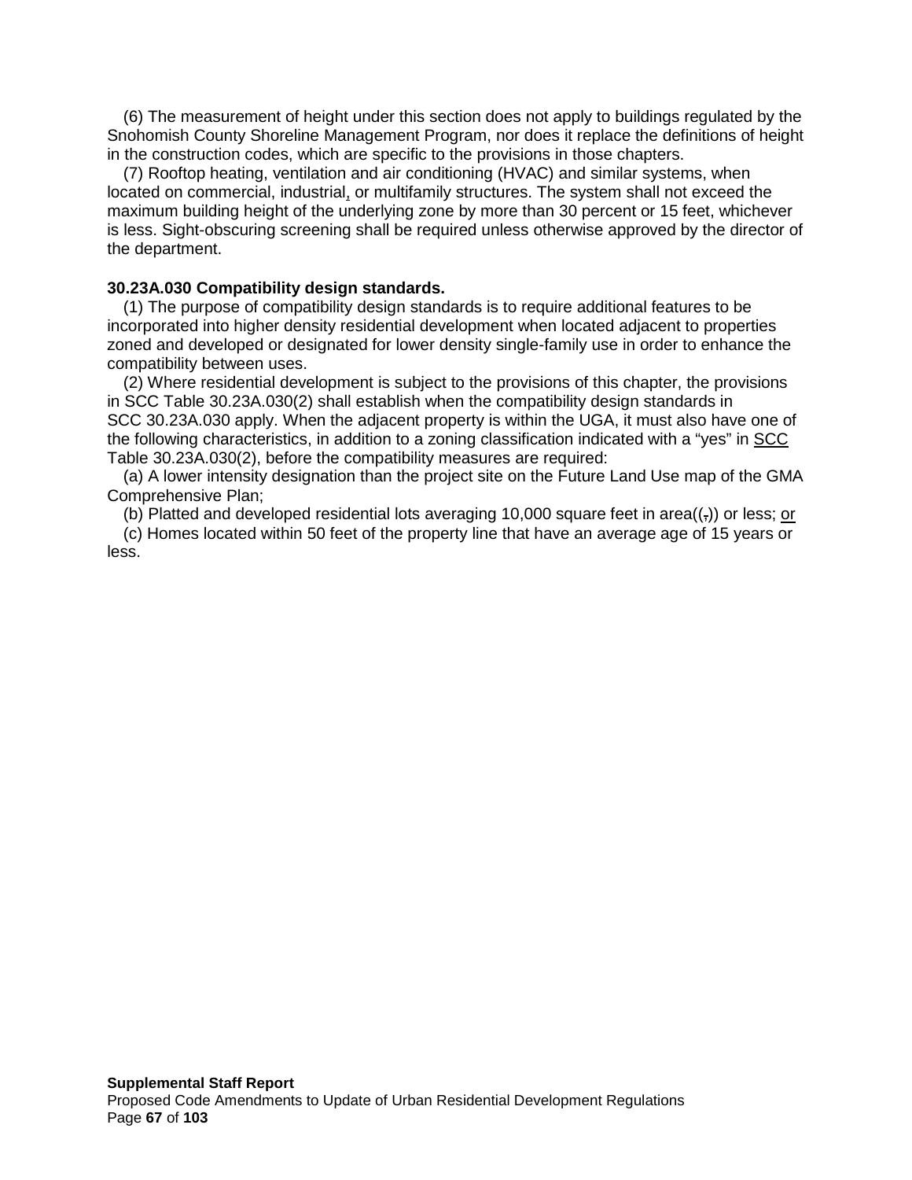(6) The measurement of height under this section does not apply to buildings regulated by the Snohomish County Shoreline Management Program, nor does it replace the definitions of height in the construction codes, which are specific to the provisions in those chapters.

(7) Rooftop heating, ventilation and air conditioning (HVAC) and similar systems, when located on commercial, industrial, or multifamily structures. The system shall not exceed the maximum building height of the underlying zone by more than 30 percent or 15 feet, whichever is less. Sight-obscuring screening shall be required unless otherwise approved by the director of the department.

**30.23A.030 Compatibility design standards.**

(1) The purpose of compatibility design standards is to require additional features to be incorporated into higher density residential development when located adjacent to properties zoned and developed or designated for lower density single-family use in order to enhance the compatibility between uses.

(2) Where residential development is subject to the provisions of this chapter, the provisions in SCC Table 30.23A.030(2) shall establish when the compatibility design standards in SCC 30.23A.030 apply. When the adjacent property is within the UGA, it must also have one of the following characteristics, in addition to a zoning classification indicated with a "yes" in SCC Table 30.23A.030(2), before the compatibility measures are required:

(a) A lower intensity designation than the project site on the Future Land Use map of the GMA Comprehensive Plan;

(b) Platted and developed residential lots averaging 10,000 square feet in area((,)) or less; or

(c) Homes located within 50 feet of the property line that have an average age of 15 years or less.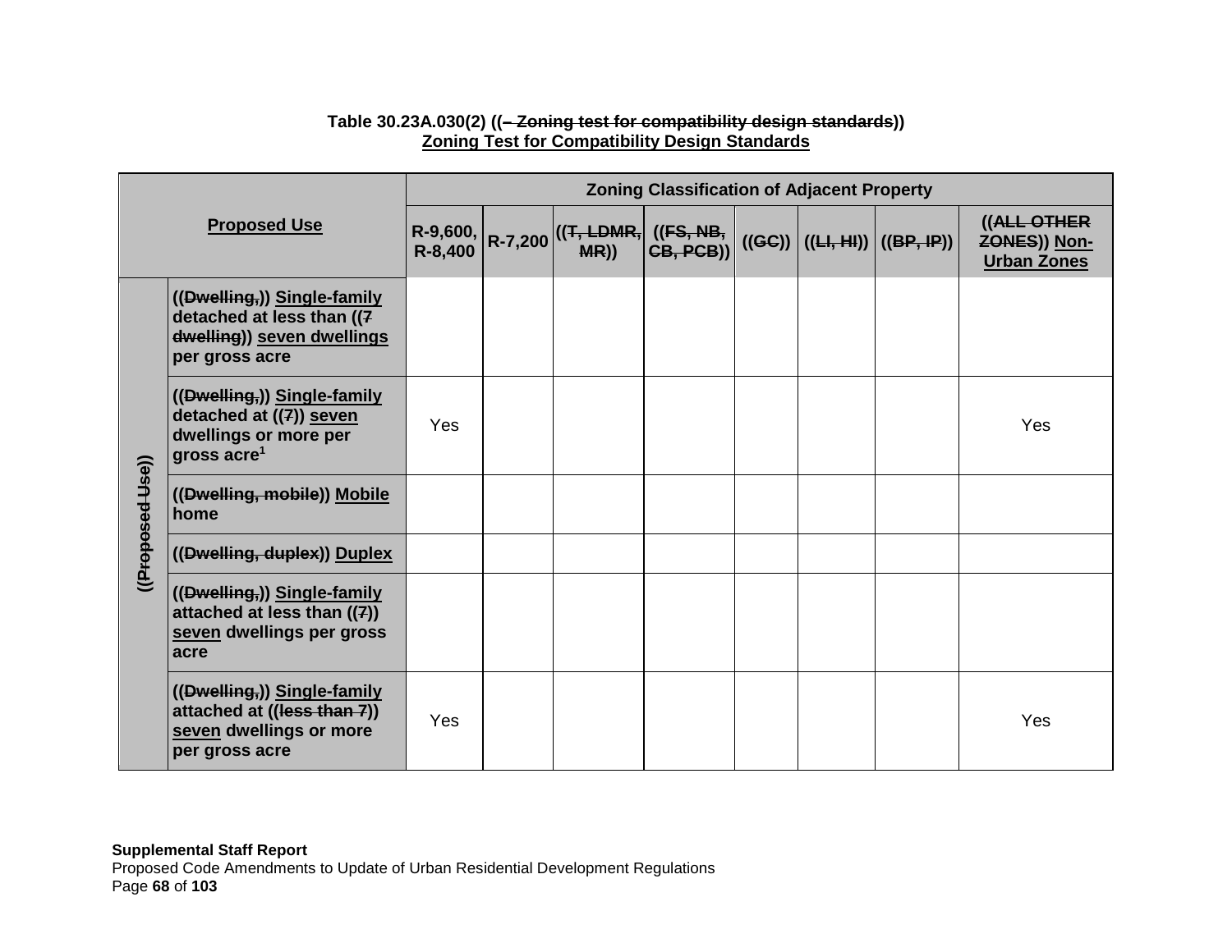**Table 30.23A.030(2) ((~~– Zoning test for compatibility design standards~~))**
**Zoning Test for Compatibility Design Standards**

| Proposed Use | | Zoning Classification of Adjacent Property | | | | | | | |
|---|---|---|---|---|---|---|---|---|---|
| | | R-9,600, R-8,400 | R-7,200 | ((~~T, LDMR, MR~~)) | ((~~FS, NB, CB, PCB~~)) | ((~~GC~~)) | ((~~LI, HI~~)) | ((~~BP, IP~~)) | ((~~ALL OTHER ZONES~~)) Non-Urban Zones |
| ((~~Proposed Use~~)) | ((~~Dwelling,~~)) Single-family detached at less than ((~~7 dwelling~~)) seven dwellings per gross acre | | | | | | | | |
| | ((~~Dwelling,~~)) Single-family detached at ((~~7~~)) seven dwellings or more per gross acre[1] | Yes | | | | | | | Yes |
| | ((~~Dwelling, mobile~~)) Mobile home | | | | | | | | |
| | ((~~Dwelling, duplex~~)) Duplex | | | | | | | | |
| | ((~~Dwelling,~~)) Single-family attached at less than ((~~7~~)) seven dwellings per gross acre | | | | | | | | |
| | ((~~Dwelling,~~)) Single-family attached at ((~~less than 7~~)) seven dwellings or more per gross acre | Yes | | | | | | | Yes |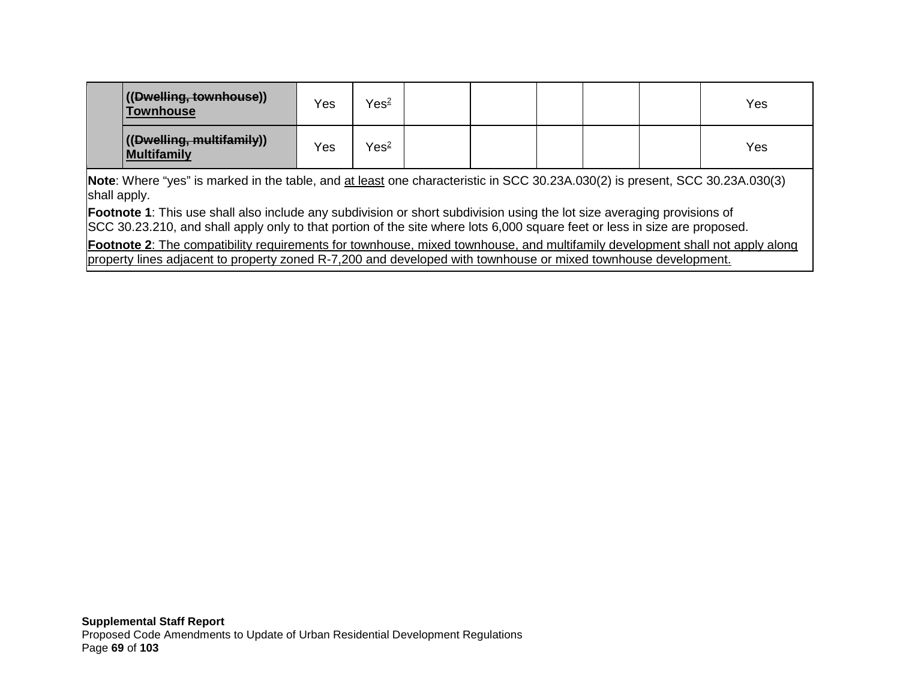| | | | | | | | | | |
|---|---|---|---|---|---|---|---|---|---|
| | ((~~Dwelling, townhouse~~)) <u>**Townhouse**</u> | Yes | Yes[2] | | | | | | Yes |
| | ((~~Dwelling, multifamily~~)) <u>**Multifamily**</u> | Yes | Yes[2] | | | | | | Yes |

**Note**: Where "yes" is marked in the table, and <u>at least</u> one characteristic in SCC 30.23A.030(2) is present, SCC 30.23A.030(3) shall apply.

**Footnote 1**: This use shall also include any subdivision or short subdivision using the lot size averaging provisions of SCC 30.23.210, and shall apply only to that portion of the site where lots 6,000 square feet or less in size are proposed.

<u>**Footnote 2**: The compatibility requirements for townhouse, mixed townhouse, and multifamily development shall not apply along property lines adjacent to property zoned R-7,200 and developed with townhouse or mixed townhouse development.</u>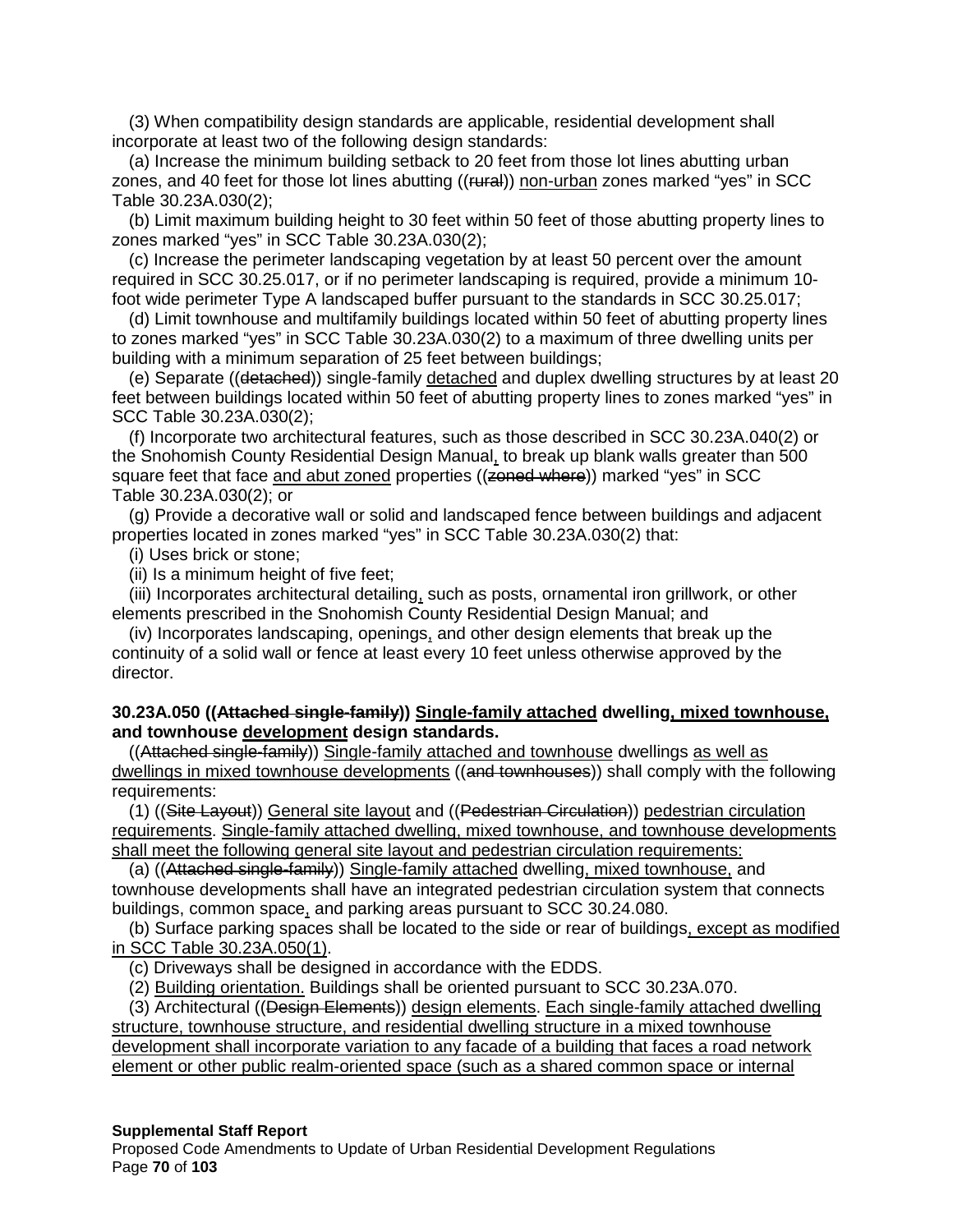(3) When compatibility design standards are applicable, residential development shall incorporate at least two of the following design standards:

(a) Increase the minimum building setback to 20 feet from those lot lines abutting urban zones, and 40 feet for those lot lines abutting ((~~rural~~)) <u>non-urban</u> zones marked "yes" in SCC Table 30.23A.030(2);

(b) Limit maximum building height to 30 feet within 50 feet of those abutting property lines to zones marked "yes" in SCC Table 30.23A.030(2);

(c) Increase the perimeter landscaping vegetation by at least 50 percent over the amount required in SCC 30.25.017, or if no perimeter landscaping is required, provide a minimum 10-foot wide perimeter Type A landscaped buffer pursuant to the standards in SCC 30.25.017;

(d) Limit townhouse and multifamily buildings located within 50 feet of abutting property lines to zones marked "yes" in SCC Table 30.23A.030(2) to a maximum of three dwelling units per building with a minimum separation of 25 feet between buildings;

(e) Separate ((~~detached~~)) single-family <u>detached</u> and duplex dwelling structures by at least 20 feet between buildings located within 50 feet of abutting property lines to zones marked "yes" in SCC Table 30.23A.030(2);

(f) Incorporate two architectural features, such as those described in SCC 30.23A.040(2) or the Snohomish County Residential Design Manual<u>,</u> to break up blank walls greater than 500 square feet that face <u>and abut zoned</u> properties ((~~zoned where~~)) marked "yes" in SCC Table 30.23A.030(2); or

(g) Provide a decorative wall or solid and landscaped fence between buildings and adjacent properties located in zones marked "yes" in SCC Table 30.23A.030(2) that:

(i) Uses brick or stone;

(ii) Is a minimum height of five feet;

(iii) Incorporates architectural detailing<u>,</u> such as posts, ornamental iron grillwork, or other elements prescribed in the Snohomish County Residential Design Manual; and

(iv) Incorporates landscaping, openings<u>,</u> and other design elements that break up the continuity of a solid wall or fence at least every 10 feet unless otherwise approved by the director.

**30.23A.050 ((~~Attached single-family~~)) <u>Single-family attached</u> dwelling<u>, mixed townhouse,</u> and townhouse <u>development</u> design standards.**

((~~Attached single-family~~)) <u>Single-family attached and townhouse</u> dwellings <u>as well as dwellings in mixed townhouse developments</u> ((~~and townhouses~~)) shall comply with the following requirements:

(1) ((~~Site Layout~~)) <u>General site layout</u> and ((~~Pedestrian Circulation~~)) <u>pedestrian circulation requirements</u>. <u>Single-family attached dwelling, mixed townhouse, and townhouse developments shall meet the following general site layout and pedestrian circulation requirements:</u>

(a) ((~~Attached single-family~~)) <u>Single-family attached</u> dwelling<u>, mixed townhouse,</u> and townhouse developments shall have an integrated pedestrian circulation system that connects buildings, common space<u>,</u> and parking areas pursuant to SCC 30.24.080.

(b) Surface parking spaces shall be located to the side or rear of buildings<u>, except as modified in SCC Table 30.23A.050(1)</u>.

(c) Driveways shall be designed in accordance with the EDDS.

(2) <u>Building orientation.</u> Buildings shall be oriented pursuant to SCC 30.23A.070.

(3) Architectural ((~~Design Elements~~)) <u>design elements</u>. <u>Each single-family attached dwelling structure, townhouse structure, and residential dwelling structure in a mixed townhouse development shall incorporate variation to any facade of a building that faces a road network element or other public realm-oriented space (such as a shared common space or internal</u>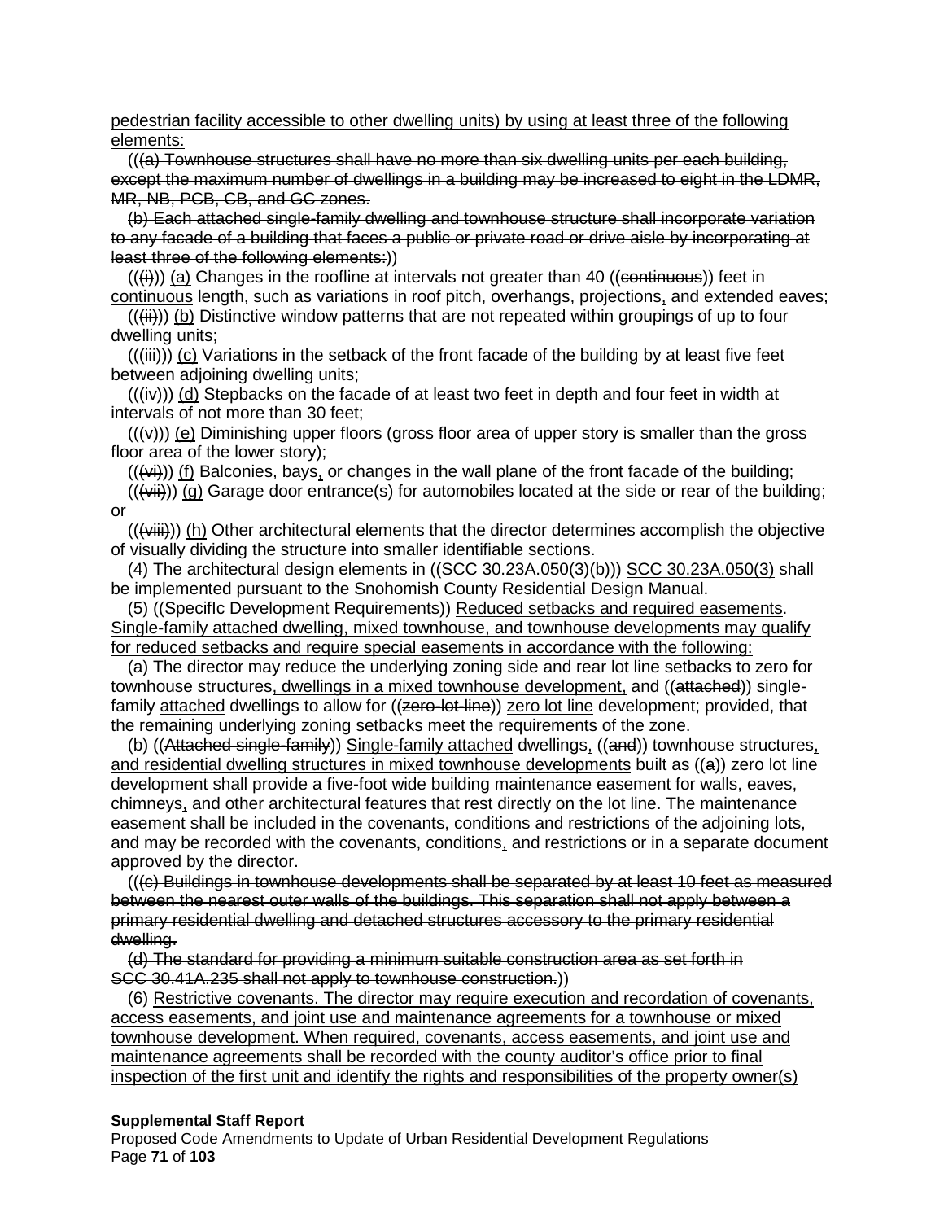pedestrian facility accessible to other dwelling units) by using at least three of the following elements:

(((a) Townhouse structures shall have no more than six dwelling units per each building, except the maximum number of dwellings in a building may be increased to eight in the LDMR, MR, NB, PCB, CB, and GC zones.

(b) Each attached single-family dwelling and townhouse structure shall incorporate variation to any facade of a building that faces a public or private road or drive aisle by incorporating at least three of the following elements:))

(((i))) (a) Changes in the roofline at intervals not greater than 40 ((continuous)) feet in continuous length, such as variations in roof pitch, overhangs, projections, and extended eaves;

(((ii))) (b) Distinctive window patterns that are not repeated within groupings of up to four dwelling units;

(((iii))) (c) Variations in the setback of the front facade of the building by at least five feet between adjoining dwelling units;

(((iv))) (d) Stepbacks on the facade of at least two feet in depth and four feet in width at intervals of not more than 30 feet;

(((v))) (e) Diminishing upper floors (gross floor area of upper story is smaller than the gross floor area of the lower story);

(((vi))) (f) Balconies, bays, or changes in the wall plane of the front facade of the building;

(((vii))) (g) Garage door entrance(s) for automobiles located at the side or rear of the building; or

(((viii))) (h) Other architectural elements that the director determines accomplish the objective of visually dividing the structure into smaller identifiable sections.

(4) The architectural design elements in ((SCC 30.23A.050(3)(b))) SCC 30.23A.050(3) shall be implemented pursuant to the Snohomish County Residential Design Manual.

(5) ((Specific Development Requirements)) Reduced setbacks and required easements. Single-family attached dwelling, mixed townhouse, and townhouse developments may qualify for reduced setbacks and require special easements in accordance with the following:

(a) The director may reduce the underlying zoning side and rear lot line setbacks to zero for townhouse structures, dwellings in a mixed townhouse development, and ((attached)) single-family attached dwellings to allow for ((zero-lot-line)) zero lot line development; provided, that the remaining underlying zoning setbacks meet the requirements of the zone.

(b) ((Attached single-family)) Single-family attached dwellings, ((and)) townhouse structures, and residential dwelling structures in mixed townhouse developments built as ((a)) zero lot line development shall provide a five-foot wide building maintenance easement for walls, eaves, chimneys, and other architectural features that rest directly on the lot line. The maintenance easement shall be included in the covenants, conditions and restrictions of the adjoining lots, and may be recorded with the covenants, conditions, and restrictions or in a separate document approved by the director.

(((c) Buildings in townhouse developments shall be separated by at least 10 feet as measured between the nearest outer walls of the buildings. This separation shall not apply between a primary residential dwelling and detached structures accessory to the primary residential dwelling.

(d) The standard for providing a minimum suitable construction area as set forth in SCC 30.41A.235 shall not apply to townhouse construction.))

(6) Restrictive covenants. The director may require execution and recordation of covenants, access easements, and joint use and maintenance agreements for a townhouse or mixed townhouse development. When required, covenants, access easements, and joint use and maintenance agreements shall be recorded with the county auditor's office prior to final inspection of the first unit and identify the rights and responsibilities of the property owner(s)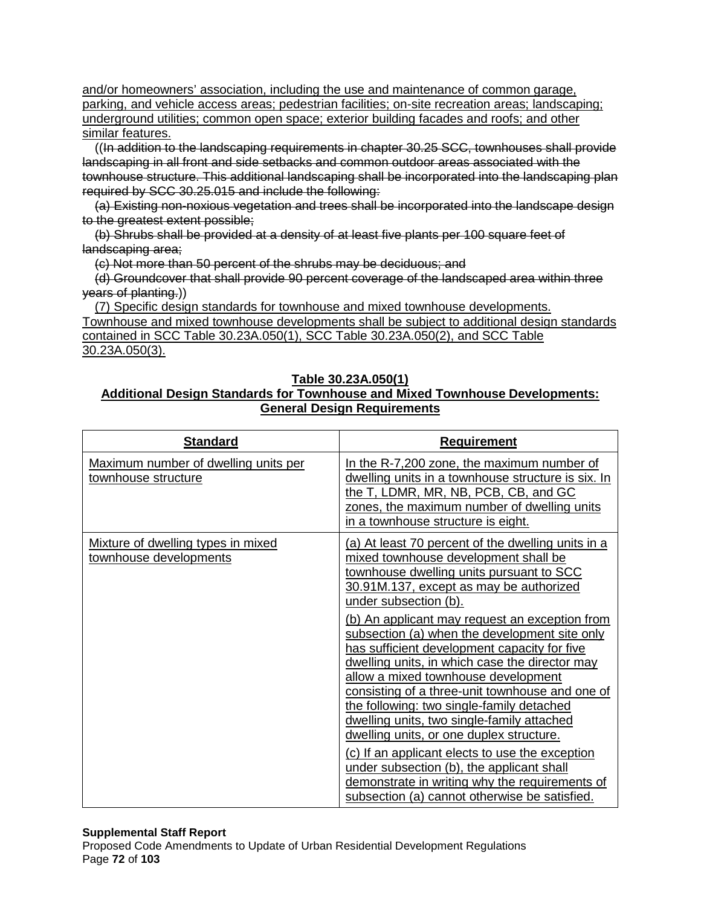and/or homeowners' association, including the use and maintenance of common garage, parking, and vehicle access areas; pedestrian facilities; on-site recreation areas; landscaping; underground utilities; common open space; exterior building facades and roofs; and other similar features.

((~~In addition to the landscaping requirements in chapter 30.25 SCC, townhouses shall provide landscaping in all front and side setbacks and common outdoor areas associated with the townhouse structure. This additional landscaping shall be incorporated into the landscaping plan required by SCC 30.25.015 and include the following:~~

~~(a) Existing non-noxious vegetation and trees shall be incorporated into the landscape design to the greatest extent possible;~~

~~(b) Shrubs shall be provided at a density of at least five plants per 100 square feet of landscaping area;~~

~~(c) Not more than 50 percent of the shrubs may be deciduous; and~~

~~(d) Groundcover that shall provide 90 percent coverage of the landscaped area within three years of planting.~~))

(7) Specific design standards for townhouse and mixed townhouse developments. Townhouse and mixed townhouse developments shall be subject to additional design standards contained in SCC Table 30.23A.050(1), SCC Table 30.23A.050(2), and SCC Table 30.23A.050(3).

**Table 30.23A.050(1)**
**Additional Design Standards for Townhouse and Mixed Townhouse Developments: General Design Requirements**

| Standard | Requirement |
| --- | --- |
| Maximum number of dwelling units per townhouse structure | In the R-7,200 zone, the maximum number of dwelling units in a townhouse structure is six. In the T, LDMR, MR, NB, PCB, CB, and GC zones, the maximum number of dwelling units in a townhouse structure is eight. |
| Mixture of dwelling types in mixed townhouse developments | (a) At least 70 percent of the dwelling units in a mixed townhouse development shall be townhouse dwelling units pursuant to SCC 30.91M.137, except as may be authorized under subsection (b).<br><br>(b) An applicant may request an exception from subsection (a) when the development site only has sufficient development capacity for five dwelling units, in which case the director may allow a mixed townhouse development consisting of a three-unit townhouse and one of the following: two single-family detached dwelling units, two single-family attached dwelling units, or one duplex structure.<br><br>(c) If an applicant elects to use the exception under subsection (b), the applicant shall demonstrate in writing why the requirements of subsection (a) cannot otherwise be satisfied. |

**Supplemental Staff Report**
Proposed Code Amendments to Update of Urban Residential Development Regulations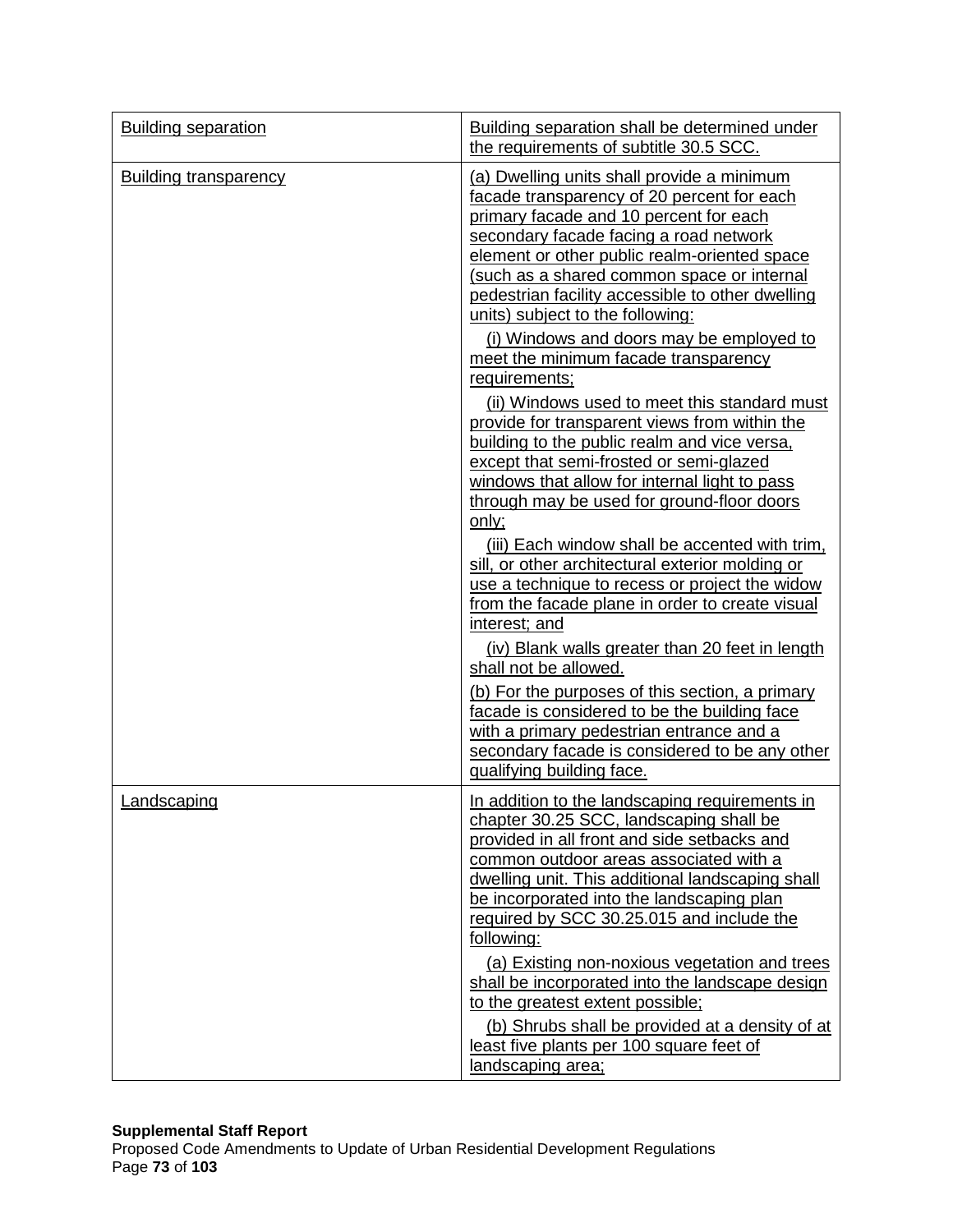| | |
|---|---|
| Building separation | Building separation shall be determined under the requirements of subtitle 30.5 SCC. |
| Building transparency | (a) Dwelling units shall provide a minimum facade transparency of 20 percent for each primary facade and 10 percent for each secondary facade facing a road network element or other public realm-oriented space (such as a shared common space or internal pedestrian facility accessible to other dwelling units) subject to the following:<br>(i) Windows and doors may be employed to meet the minimum facade transparency requirements;<br>(ii) Windows used to meet this standard must provide for transparent views from within the building to the public realm and vice versa, except that semi-frosted or semi-glazed windows that allow for internal light to pass through may be used for ground-floor doors only;<br>(iii) Each window shall be accented with trim, sill, or other architectural exterior molding or use a technique to recess or project the widow from the facade plane in order to create visual interest; and<br>(iv) Blank walls greater than 20 feet in length shall not be allowed.<br>(b) For the purposes of this section, a primary facade is considered to be the building face with a primary pedestrian entrance and a secondary facade is considered to be any other qualifying building face. |
| Landscaping | In addition to the landscaping requirements in chapter 30.25 SCC, landscaping shall be provided in all front and side setbacks and common outdoor areas associated with a dwelling unit. This additional landscaping shall be incorporated into the landscaping plan required by SCC 30.25.015 and include the following:<br>(a) Existing non-noxious vegetation and trees shall be incorporated into the landscape design to the greatest extent possible;<br>(b) Shrubs shall be provided at a density of at least five plants per 100 square feet of landscaping area; |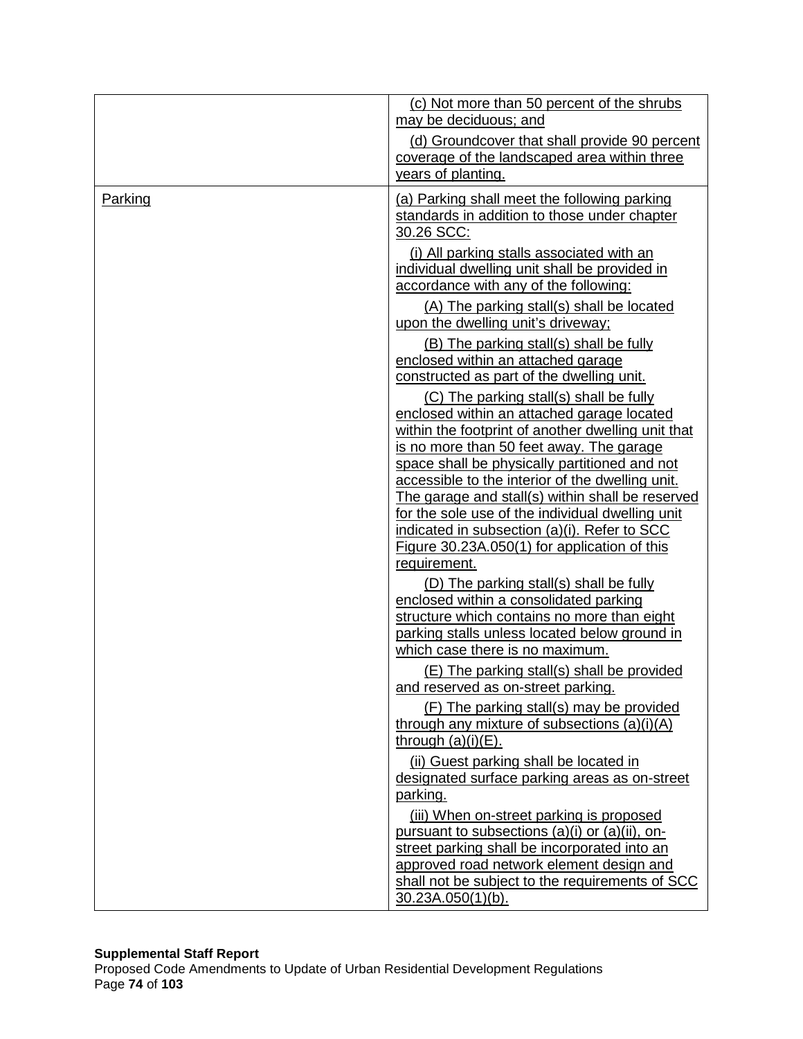| | |
|---|---|
| | (c) Not more than 50 percent of the shrubs may be deciduous; and<br><br>(d) Groundcover that shall provide 90 percent coverage of the landscaped area within three years of planting. |
| Parking | (a) Parking shall meet the following parking standards in addition to those under chapter 30.26 SCC:<br><br>(i) All parking stalls associated with an individual dwelling unit shall be provided in accordance with any of the following:<br><br>(A) The parking stall(s) shall be located upon the dwelling unit's driveway;<br><br>(B) The parking stall(s) shall be fully enclosed within an attached garage constructed as part of the dwelling unit.<br><br>(C) The parking stall(s) shall be fully enclosed within an attached garage located within the footprint of another dwelling unit that is no more than 50 feet away. The garage space shall be physically partitioned and not accessible to the interior of the dwelling unit. The garage and stall(s) within shall be reserved for the sole use of the individual dwelling unit indicated in subsection (a)(i). Refer to SCC Figure 30.23A.050(1) for application of this requirement.<br><br>(D) The parking stall(s) shall be fully enclosed within a consolidated parking structure which contains no more than eight parking stalls unless located below ground in which case there is no maximum.<br><br>(E) The parking stall(s) shall be provided and reserved as on-street parking.<br><br>(F) The parking stall(s) may be provided through any mixture of subsections (a)(i)(A) through (a)(i)(E).<br><br>(ii) Guest parking shall be located in designated surface parking areas as on-street parking.<br><br>(iii) When on-street parking is proposed pursuant to subsections (a)(i) or (a)(ii), on-street parking shall be incorporated into an approved road network element design and shall not be subject to the requirements of SCC 30.23A.050(1)(b). |

**Supplemental Staff Report**
Proposed Code Amendments to Update of Urban Residential Development Regulations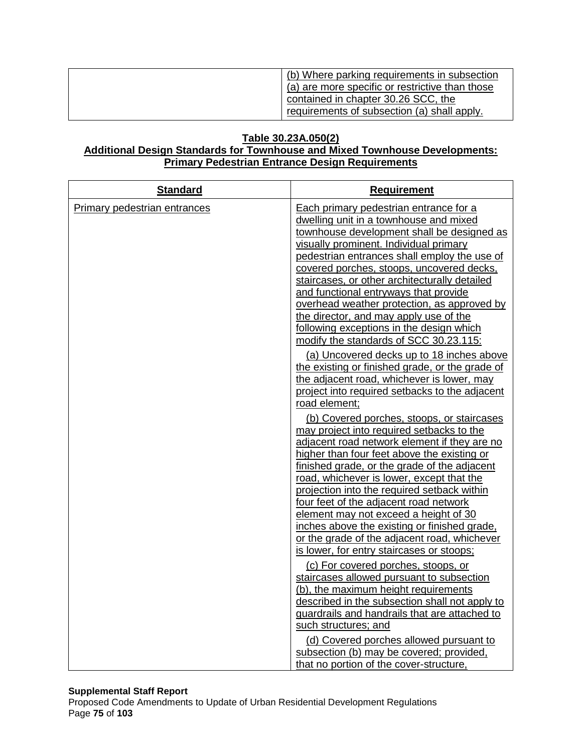| | |
|---|---|
| | (b) Where parking requirements in subsection (a) are more specific or restrictive than those contained in chapter 30.26 SCC, the requirements of subsection (a) shall apply. |

**Table 30.23A.050(2)**
**Additional Design Standards for Townhouse and Mixed Townhouse Developments: Primary Pedestrian Entrance Design Requirements**

| Standard | Requirement |
|---|---|
| Primary pedestrian entrances | Each primary pedestrian entrance for a dwelling unit in a townhouse and mixed townhouse development shall be designed as visually prominent. Individual primary pedestrian entrances shall employ the use of covered porches, stoops, uncovered decks, staircases, or other architecturally detailed and functional entryways that provide overhead weather protection, as approved by the director, and may apply use of the following exceptions in the design which modify the standards of SCC 30.23.115:<br><br>(a) Uncovered decks up to 18 inches above the existing or finished grade, or the grade of the adjacent road, whichever is lower, may project into required setbacks to the adjacent road element;<br><br>(b) Covered porches, stoops, or staircases may project into required setbacks to the adjacent road network element if they are no higher than four feet above the existing or finished grade, or the grade of the adjacent road, whichever is lower, except that the projection into the required setback within four feet of the adjacent road network element may not exceed a height of 30 inches above the existing or finished grade, or the grade of the adjacent road, whichever is lower, for entry staircases or stoops;<br><br>(c) For covered porches, stoops, or staircases allowed pursuant to subsection (b), the maximum height requirements described in the subsection shall not apply to guardrails and handrails that are attached to such structures; and<br><br>(d) Covered porches allowed pursuant to subsection (b) may be covered; provided, that no portion of the cover-structure, |

**Supplemental Staff Report**
Proposed Code Amendments to Update of Urban Residential Development Regulations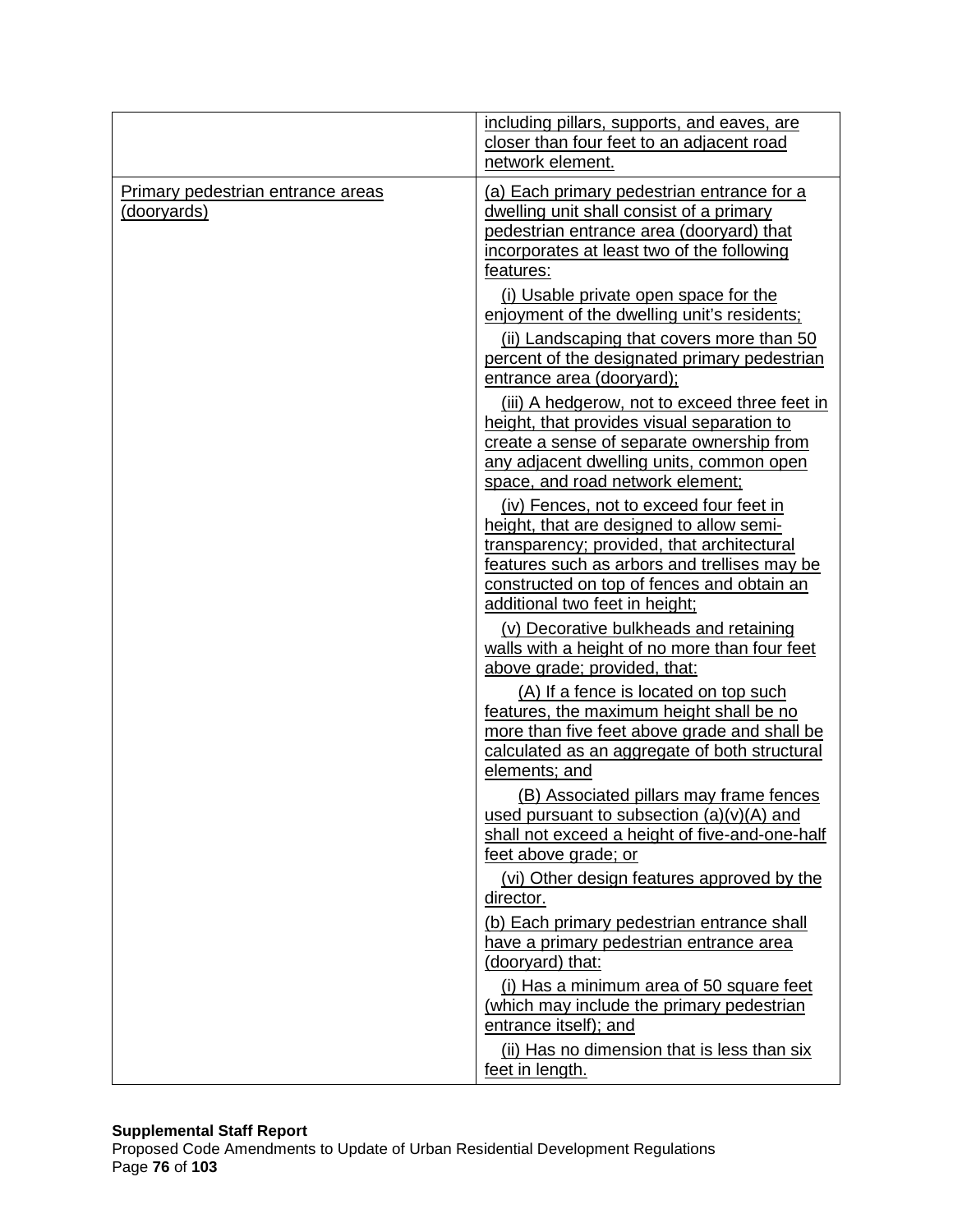| | |
|---|---|
| | including pillars, supports, and eaves, are closer than four feet to an adjacent road network element. |
| Primary pedestrian entrance areas (dooryards) | (a) Each primary pedestrian entrance for a dwelling unit shall consist of a primary pedestrian entrance area (dooryard) that incorporates at least two of the following features:<br>(i) Usable private open space for the enjoyment of the dwelling unit's residents;<br>(ii) Landscaping that covers more than 50 percent of the designated primary pedestrian entrance area (dooryard);<br>(iii) A hedgerow, not to exceed three feet in height, that provides visual separation to create a sense of separate ownership from any adjacent dwelling units, common open space, and road network element;<br>(iv) Fences, not to exceed four feet in height, that are designed to allow semi-transparency; provided, that architectural features such as arbors and trellises may be constructed on top of fences and obtain an additional two feet in height;<br>(v) Decorative bulkheads and retaining walls with a height of no more than four feet above grade; provided, that:<br>(A) If a fence is located on top such features, the maximum height shall be no more than five feet above grade and shall be calculated as an aggregate of both structural elements; and<br>(B) Associated pillars may frame fences used pursuant to subsection (a)(v)(A) and shall not exceed a height of five-and-one-half feet above grade; or<br>(vi) Other design features approved by the director.<br>(b) Each primary pedestrian entrance shall have a primary pedestrian entrance area (dooryard) that:<br>(i) Has a minimum area of 50 square feet (which may include the primary pedestrian entrance itself); and<br>(ii) Has no dimension that is less than six feet in length. |

**Supplemental Staff Report**
Proposed Code Amendments to Update of Urban Residential Development Regulations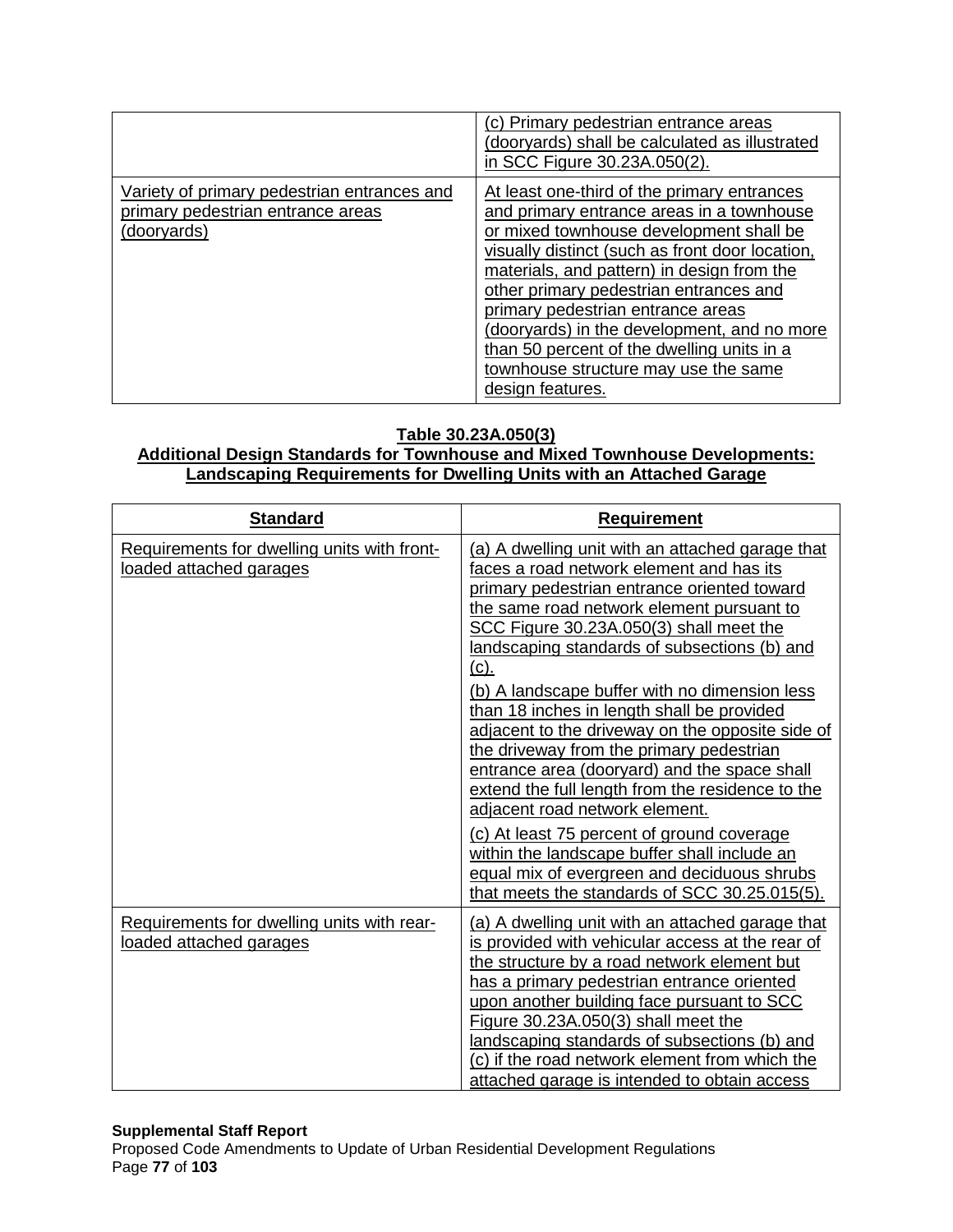| | |
|---|---|
| | (c) Primary pedestrian entrance areas (dooryards) shall be calculated as illustrated in SCC Figure 30.23A.050(2). |
| Variety of primary pedestrian entrances and primary pedestrian entrance areas (dooryards) | At least one-third of the primary entrances and primary entrance areas in a townhouse or mixed townhouse development shall be visually distinct (such as front door location, materials, and pattern) in design from the other primary pedestrian entrances and primary pedestrian entrance areas (dooryards) in the development, and no more than 50 percent of the dwelling units in a townhouse structure may use the same design features. |

**Table 30.23A.050(3)**
**Additional Design Standards for Townhouse and Mixed Townhouse Developments: Landscaping Requirements for Dwelling Units with an Attached Garage**

| Standard | Requirement |
|---|---|
| Requirements for dwelling units with front-loaded attached garages | (a) A dwelling unit with an attached garage that faces a road network element and has its primary pedestrian entrance oriented toward the same road network element pursuant to SCC Figure 30.23A.050(3) shall meet the landscaping standards of subsections (b) and (c).<br>(b) A landscape buffer with no dimension less than 18 inches in length shall be provided adjacent to the driveway on the opposite side of the driveway from the primary pedestrian entrance area (dooryard) and the space shall extend the full length from the residence to the adjacent road network element.<br>(c) At least 75 percent of ground coverage within the landscape buffer shall include an equal mix of evergreen and deciduous shrubs that meets the standards of SCC 30.25.015(5). |
| Requirements for dwelling units with rear-loaded attached garages | (a) A dwelling unit with an attached garage that is provided with vehicular access at the rear of the structure by a road network element but has a primary pedestrian entrance oriented upon another building face pursuant to SCC Figure 30.23A.050(3) shall meet the landscaping standards of subsections (b) and (c) if the road network element from which the attached garage is intended to obtain access |

**Supplemental Staff Report**
Proposed Code Amendments to Update of Urban Residential Development Regulations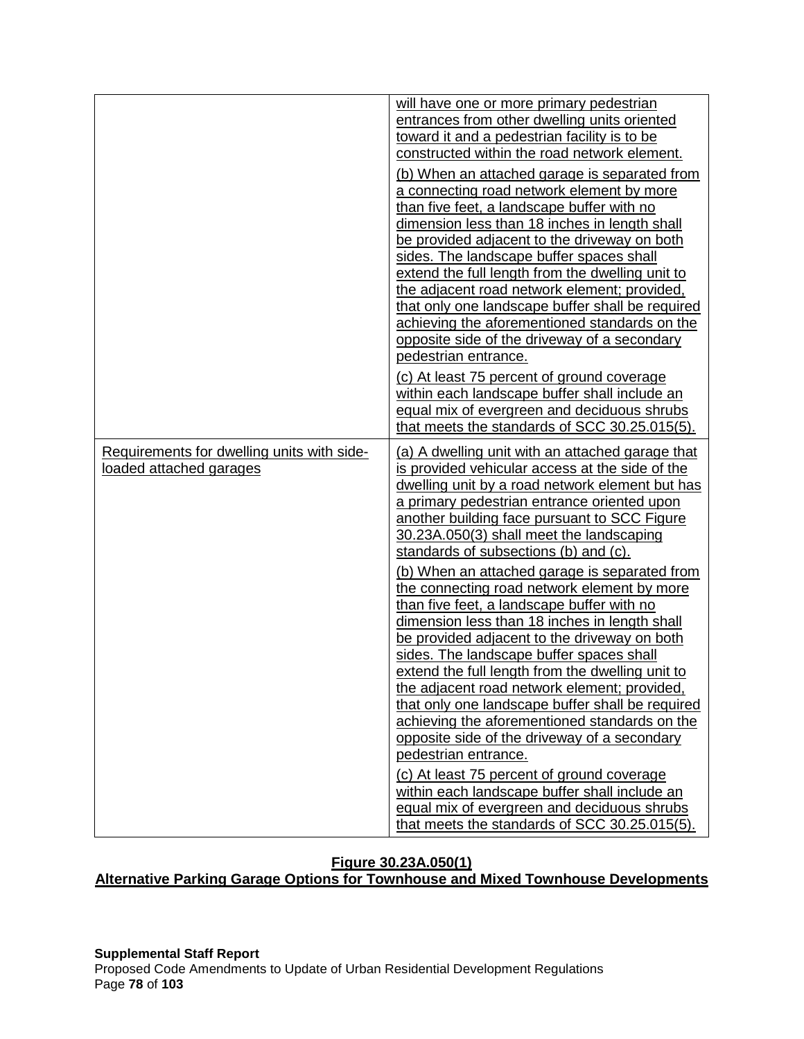| | |
|---|---|
| | will have one or more primary pedestrian entrances from other dwelling units oriented toward it and a pedestrian facility is to be constructed within the road network element.<br><br>(b) When an attached garage is separated from a connecting road network element by more than five feet, a landscape buffer with no dimension less than 18 inches in length shall be provided adjacent to the driveway on both sides. The landscape buffer spaces shall extend the full length from the dwelling unit to the adjacent road network element; provided, that only one landscape buffer shall be required achieving the aforementioned standards on the opposite side of the driveway of a secondary pedestrian entrance.<br><br>(c) At least 75 percent of ground coverage within each landscape buffer shall include an equal mix of evergreen and deciduous shrubs that meets the standards of SCC 30.25.015(5). |
| Requirements for dwelling units with side-loaded attached garages | (a) A dwelling unit with an attached garage that is provided vehicular access at the side of the dwelling unit by a road network element but has a primary pedestrian entrance oriented upon another building face pursuant to SCC Figure 30.23A.050(3) shall meet the landscaping standards of subsections (b) and (c).<br><br>(b) When an attached garage is separated from the connecting road network element by more than five feet, a landscape buffer with no dimension less than 18 inches in length shall be provided adjacent to the driveway on both sides. The landscape buffer spaces shall extend the full length from the dwelling unit to the adjacent road network element; provided, that only one landscape buffer shall be required achieving the aforementioned standards on the opposite side of the driveway of a secondary pedestrian entrance.<br><br>(c) At least 75 percent of ground coverage within each landscape buffer shall include an equal mix of evergreen and deciduous shrubs that meets the standards of SCC 30.25.015(5). |

**Figure 30.23A.050(1)**
**Alternative Parking Garage Options for Townhouse and Mixed Townhouse Developments**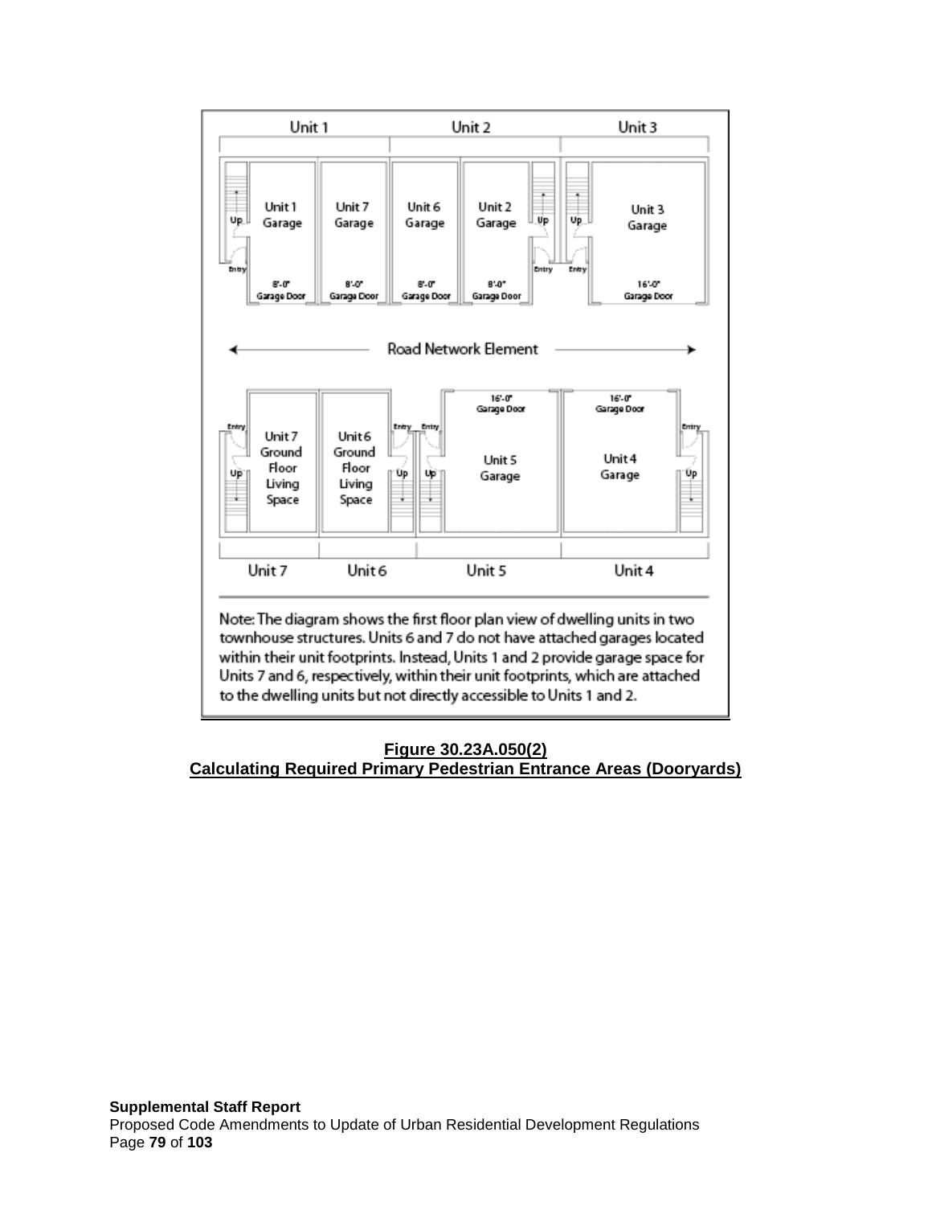Unit 1 | Unit 2 | Unit 3

Unit 1 Garage — 8'-0" Garage Door
Unit 7 Garage — 8'-0" Garage Door
Unit 6 Garage — 8'-0" Garage Door
Unit 2 Garage — 8'-0" Garage Door
Unit 3 Garage — 16'-0" Garage Door

Road Network Element

Unit 7 Ground Floor Living Space
Unit 6 Ground Floor Living Space
Unit 5 Garage — 16'-0" Garage Door
Unit 4 Garage — 16'-0" Garage Door

Unit 7 | Unit 6 | Unit 5 | Unit 4

Note: The diagram shows the first floor plan view of dwelling units in two townhouse structures. Units 6 and 7 do not have attached garages located within their unit footprints. Instead, Units 1 and 2 provide garage space for Units 7 and 6, respectively, within their unit footprints, which are attached to the dwelling units but not directly accessible to Units 1 and 2.

**Figure 30.23A.050(2)**
**Calculating Required Primary Pedestrian Entrance Areas (Dooryards)**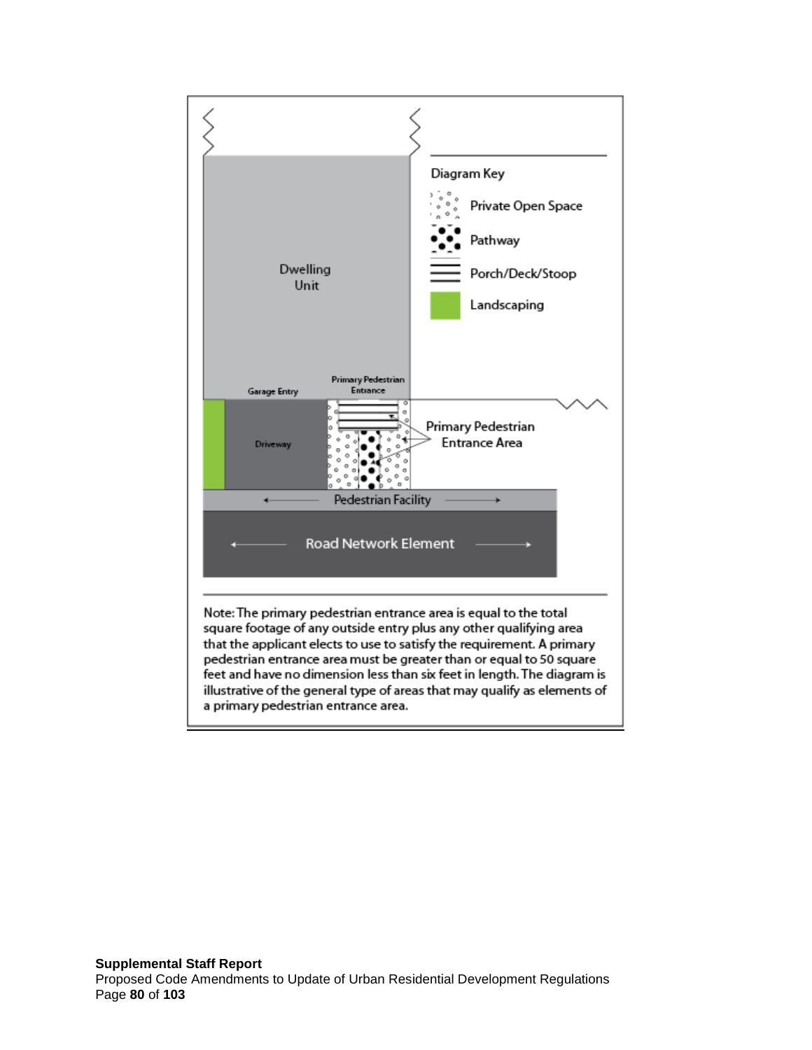Dwelling Unit

Garage Entry

Primary Pedestrian Entrance

Driveway

Diagram Key

Private Open Space

Pathway

Porch/Deck/Stoop

Landscaping

Primary Pedestrian Entrance Area

Pedestrian Facility

Road Network Element

Note: The primary pedestrian entrance area is equal to the total square footage of any outside entry plus any other qualifying area that the applicant elects to use to satisfy the requirement. A primary pedestrian entrance area must be greater than or equal to 50 square feet and have no dimension less than six feet in length. The diagram is illustrative of the general type of areas that may qualify as elements of a primary pedestrian entrance area.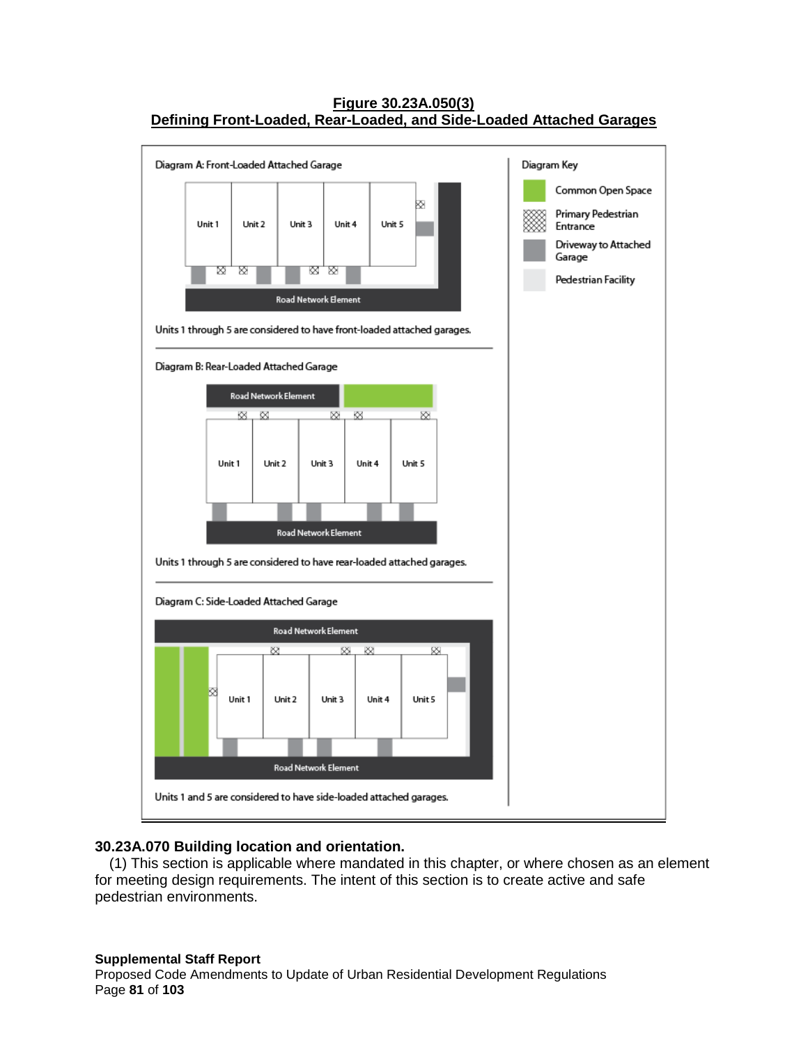**Figure 30.23A.050(3)**
**Defining Front-Loaded, Rear-Loaded, and Side-Loaded Attached Garages**

Diagram A: Front-Loaded Attached Garage

Unit 1 | Unit 2 | Unit 3 | Unit 4 | Unit 5

Road Network Element

Units 1 through 5 are considered to have front-loaded attached garages.

Diagram B: Rear-Loaded Attached Garage

Road Network Element

Unit 1 | Unit 2 | Unit 3 | Unit 4 | Unit 5

Road Network Element

Units 1 through 5 are considered to have rear-loaded attached garages.

Diagram C: Side-Loaded Attached Garage

Road Network Element

Unit 1 | Unit 2 | Unit 3 | Unit 4 | Unit 5

Road Network Element

Units 1 and 5 are considered to have side-loaded attached garages.

Diagram Key

- Common Open Space
- Primary Pedestrian Entrance
- Driveway to Attached Garage
- Pedestrian Facility

### 30.23A.070 Building location and orientation.

(1) This section is applicable where mandated in this chapter, or where chosen as an element for meeting design requirements. The intent of this section is to create active and safe pedestrian environments.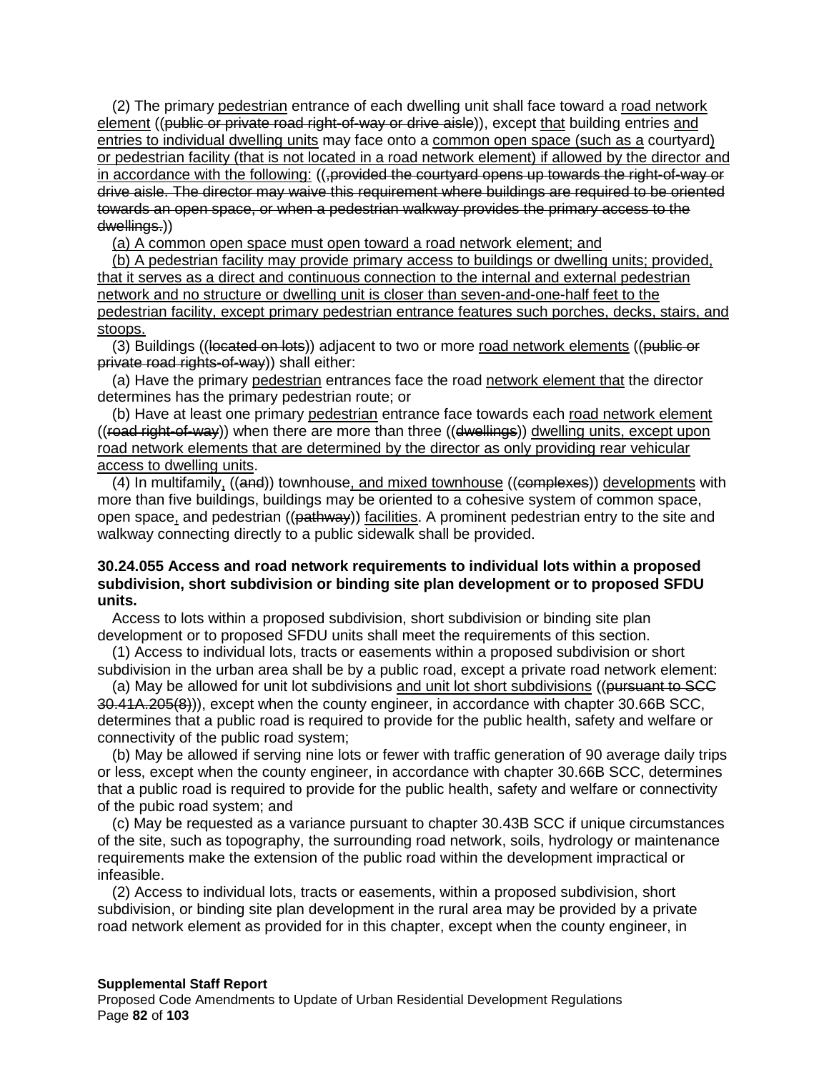(2) The primary <u>pedestrian</u> entrance of each dwelling unit shall face toward a <u>road network element</u> ((~~public or private road right-of-way or drive aisle~~)), except <u>that</u> building entries <u>and entries to individual dwelling units</u> may face onto a <u>common open space (such as a</u> courtyard<u>) or pedestrian facility (that is not located in a road network element) if allowed by the director and in accordance with the following:</u> ((~~, provided the courtyard opens up towards the right-of-way or drive aisle. The director may waive this requirement where buildings are required to be oriented towards an open space, or when a pedestrian walkway provides the primary access to the dwellings.~~))

<u>(a) A common open space must open toward a road network element; and</u>

<u>(b) A pedestrian facility may provide primary access to buildings or dwelling units; provided, that it serves as a direct and continuous connection to the internal and external pedestrian network and no structure or dwelling unit is closer than seven-and-one-half feet to the pedestrian facility, except primary pedestrian entrance features such porches, decks, stairs, and stoops.</u>

(3) Buildings ((~~located on lots~~)) adjacent to two or more <u>road network elements</u> ((~~public or private road rights-of-way~~)) shall either:

(a) Have the primary <u>pedestrian</u> entrances face the road <u>network element that</u> the director determines has the primary pedestrian route; or

(b) Have at least one primary <u>pedestrian</u> entrance face towards each <u>road network element</u> ((~~road right-of-way~~)) when there are more than three ((~~dwellings~~)) <u>dwelling units, except upon road network elements that are determined by the director as only providing rear vehicular access to dwelling units</u>.

(4) In multifamily<u>,</u> ((~~and~~)) townhouse<u>, and mixed townhouse</u> ((~~complexes~~)) <u>developments</u> with more than five buildings, buildings may be oriented to a cohesive system of common space, open space<u>,</u> and pedestrian ((~~pathway~~)) <u>facilities</u>. A prominent pedestrian entry to the site and walkway connecting directly to a public sidewalk shall be provided.

**30.24.055 Access and road network requirements to individual lots within a proposed subdivision, short subdivision or binding site plan development or to proposed SFDU units.**

Access to lots within a proposed subdivision, short subdivision or binding site plan development or to proposed SFDU units shall meet the requirements of this section.

(1) Access to individual lots, tracts or easements within a proposed subdivision or short subdivision in the urban area shall be by a public road, except a private road network element:

(a) May be allowed for unit lot subdivisions <u>and unit lot short subdivisions</u> ((~~pursuant to SCC 30.41A.205(8)~~)), except when the county engineer, in accordance with chapter 30.66B SCC, determines that a public road is required to provide for the public health, safety and welfare or connectivity of the public road system;

(b) May be allowed if serving nine lots or fewer with traffic generation of 90 average daily trips or less, except when the county engineer, in accordance with chapter 30.66B SCC, determines that a public road is required to provide for the public health, safety and welfare or connectivity of the pubic road system; and

(c) May be requested as a variance pursuant to chapter 30.43B SCC if unique circumstances of the site, such as topography, the surrounding road network, soils, hydrology or maintenance requirements make the extension of the public road within the development impractical or infeasible.

(2) Access to individual lots, tracts or easements, within a proposed subdivision, short subdivision, or binding site plan development in the rural area may be provided by a private road network element as provided for in this chapter, except when the county engineer, in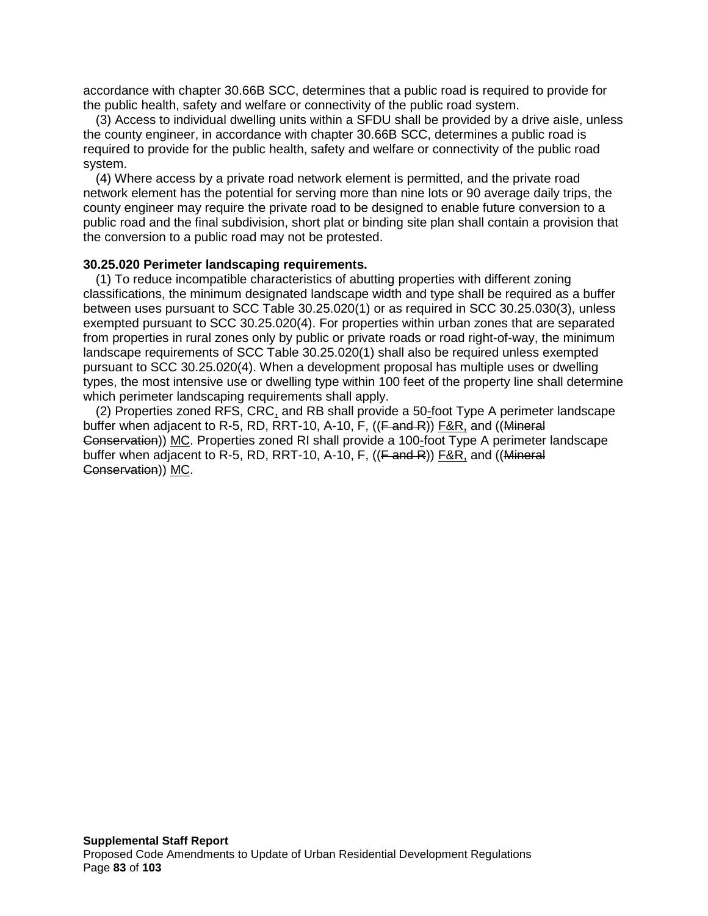accordance with chapter 30.66B SCC, determines that a public road is required to provide for the public health, safety and welfare or connectivity of the public road system.

(3) Access to individual dwelling units within a SFDU shall be provided by a drive aisle, unless the county engineer, in accordance with chapter 30.66B SCC, determines a public road is required to provide for the public health, safety and welfare or connectivity of the public road system.

(4) Where access by a private road network element is permitted, and the private road network element has the potential for serving more than nine lots or 90 average daily trips, the county engineer may require the private road to be designed to enable future conversion to a public road and the final subdivision, short plat or binding site plan shall contain a provision that the conversion to a public road may not be protested.

**30.25.020 Perimeter landscaping requirements.**

(1) To reduce incompatible characteristics of abutting properties with different zoning classifications, the minimum designated landscape width and type shall be required as a buffer between uses pursuant to SCC Table 30.25.020(1) or as required in SCC 30.25.030(3), unless exempted pursuant to SCC 30.25.020(4). For properties within urban zones that are separated from properties in rural zones only by public or private roads or road right-of-way, the minimum landscape requirements of SCC Table 30.25.020(1) shall also be required unless exempted pursuant to SCC 30.25.020(4). When a development proposal has multiple uses or dwelling types, the most intensive use or dwelling type within 100 feet of the property line shall determine which perimeter landscaping requirements shall apply.

(2) Properties zoned RFS, CRC<u>,</u> and RB shall provide a 50<u>-</u>foot Type A perimeter landscape buffer when adjacent to R-5, RD, RRT-10, A-10, F, ((~~F and R~~)) <u>F&R,</u> and ((~~Mineral Conservation~~)) <u>MC</u>. Properties zoned RI shall provide a 100<u>-</u>foot Type A perimeter landscape buffer when adjacent to R-5, RD, RRT-10, A-10, F, ((~~F and R~~)) <u>F&R,</u> and ((~~Mineral Conservation~~)) <u>MC</u>.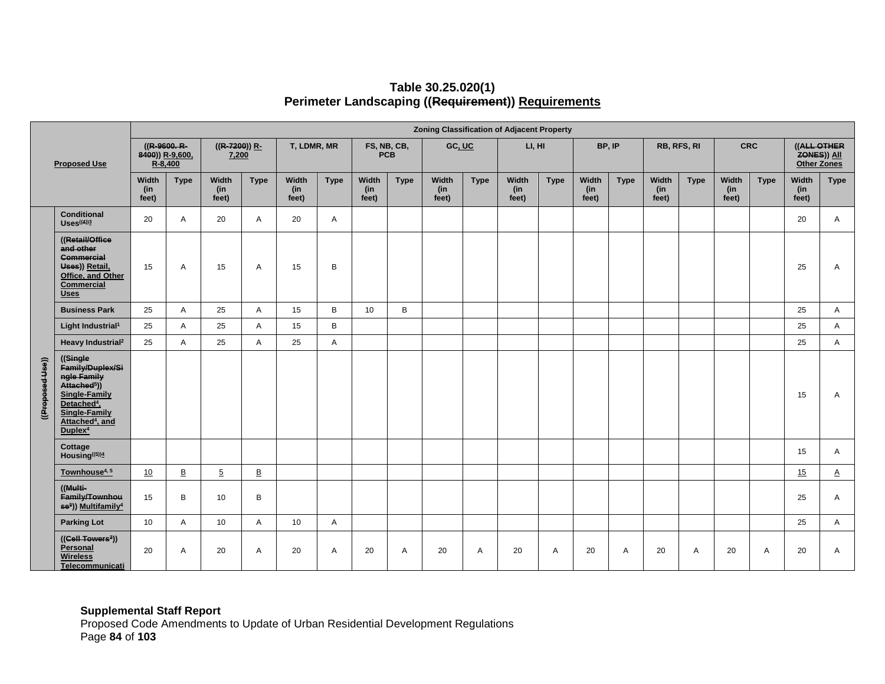**Table 30.25.020(1)**
**Perimeter Landscaping ((~~Requirement~~)) Requirements**

| Proposed Use | | Zoning Classification of Adjacent Property | | | | | | | | | | | | | | | | | | | |
|---|---|---|---|---|---|---|---|---|---|---|---|---|---|---|---|---|---|---|---|---|---|
| | | ((~~R-9600, R-8400~~)) R-9,600, R-8,400 | | ((~~R-7200~~)) R-7,200 | | T, LDMR, MR | | FS, NB, CB, PCB | | GC, UC | | LI, HI | | BP, IP | | RB, RFS, RI | | CRC | | ((~~ALL OTHER ZONES~~)) All Other Zones | |
| | | Width (in feet) | Type | Width (in feet) | Type | Width (in feet) | Type | Width (in feet) | Type | Width (in feet) | Type | Width (in feet) | Type | Width (in feet) | Type | Width (in feet) | Type | Width (in feet) | Type | Width (in feet) | Type |
| ((~~Proposed Use~~)) | Conditional Uses((~~4~~))3 | 20 | A | 20 | A | 20 | A | | | | | | | | | | | | | 20 | A |
| | ((~~Retail/Office and other Commercial Uses~~)) Retail, Office, and Other Commercial Uses | 15 | A | 15 | A | 15 | B | | | | | | | | | | | | | 25 | A |
| | Business Park | 25 | A | 25 | A | 15 | B | 10 | B | | | | | | | | | | | 25 | A |
| | Light Industrial[1] | 25 | A | 25 | A | 15 | B | | | | | | | | | | | | | 25 | A |
| | Heavy Industrial[2] | 25 | A | 25 | A | 25 | A | | | | | | | | | | | | | 25 | A |
| | ((~~Single Family/Duplex/Single Family Attached~~[5])) Single-Family Detached[4], Single-Family Attached[4], and Duplex[4] | | | | | | | | | | | | | | | | | | | 15 | A |
| | Cottage Housing((~~5~~))4 | | | | | | | | | | | | | | | | | | | 15 | A |
| | Townhouse[4, 5] | 10 | B | 5 | B | | | | | | | | | | | | | | | 15 | A |
| | ((~~Multi-Family/Townhouse~~[5])) Multifamily[4] | 15 | B | 10 | B | | | | | | | | | | | | | | | 25 | A |
| | Parking Lot | 10 | A | 10 | A | 10 | A | | | | | | | | | | | | | 25 | A |
| | ((~~Cell Towers~~[3])) Personal Wireless Telecommunicati | 20 | A | 20 | A | 20 | A | 20 | A | 20 | A | 20 | A | 20 | A | 20 | A | 20 | A | 20 | A |

**Supplemental Staff Report**
Proposed Code Amendments to Update of Urban Residential Development Regulations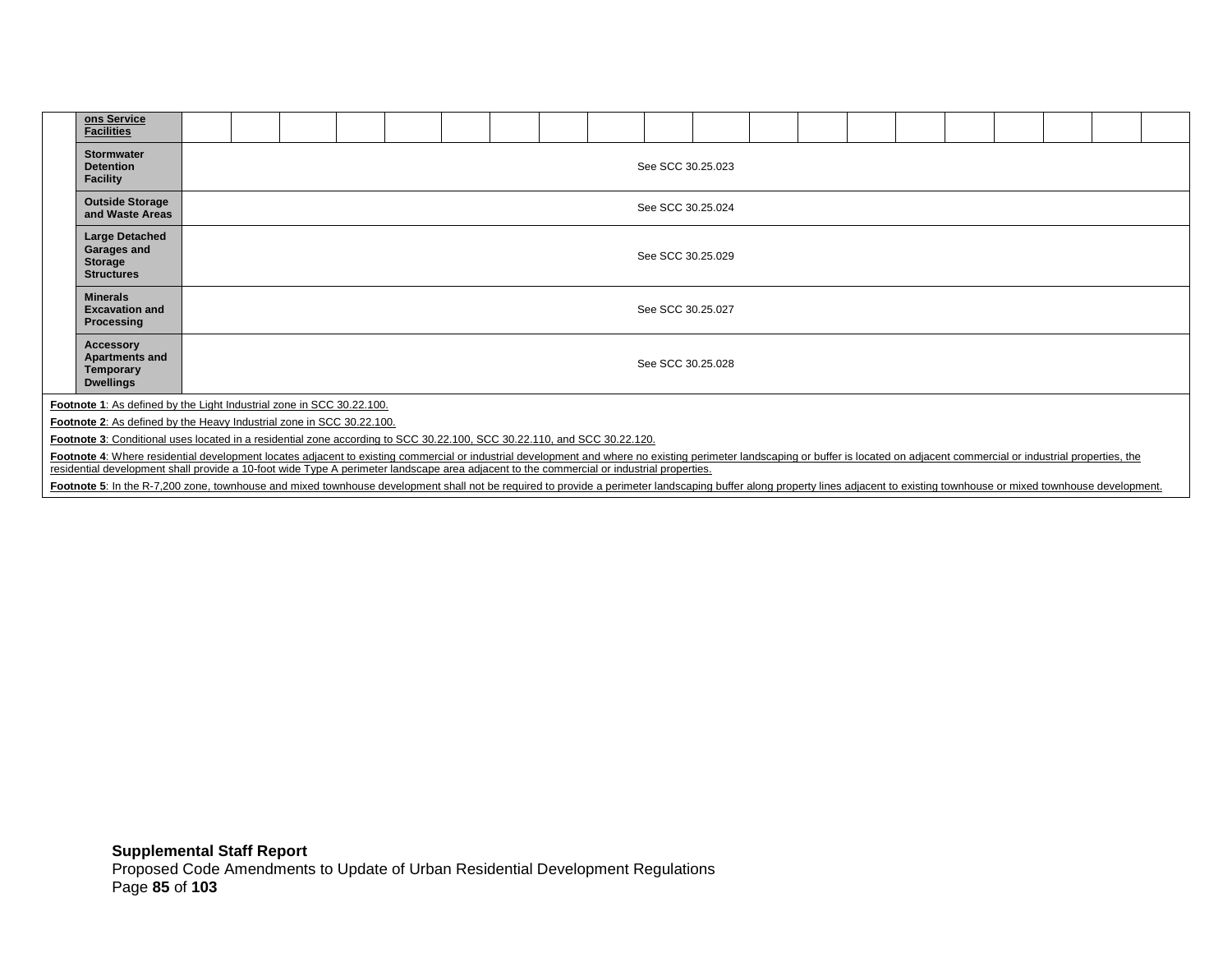| | | | | | | | | | | | | | | | | | | | | | |
|---|---|---|---|---|---|---|---|---|---|---|---|---|---|---|---|---|---|---|---|---|---|
| | **ons Service Facilities** | | | | | | | | | | | | | | | | | | | | |
| | **Stormwater Detention Facility** | See SCC 30.25.023 | | | | | | | | | | | | | | | | | | | |
| | **Outside Storage and Waste Areas** | See SCC 30.25.024 | | | | | | | | | | | | | | | | | | | |
| | **Large Detached Garages and Storage Structures** | See SCC 30.25.029 | | | | | | | | | | | | | | | | | | | |
| | **Minerals Excavation and Processing** | See SCC 30.25.027 | | | | | | | | | | | | | | | | | | | |
| | **Accessory Apartments and Temporary Dwellings** | See SCC 30.25.028 | | | | | | | | | | | | | | | | | | | |

**Footnote 1**: As defined by the Light Industrial zone in SCC 30.22.100.

**Footnote 2**: As defined by the Heavy Industrial zone in SCC 30.22.100.

**Footnote 3**: Conditional uses located in a residential zone according to SCC 30.22.100, SCC 30.22.110, and SCC 30.22.120.

**Footnote 4**: Where residential development locates adjacent to existing commercial or industrial development and where no existing perimeter landscaping or buffer is located on adjacent commercial or industrial properties, the residential development shall provide a 10-foot wide Type A perimeter landscape area adjacent to the commercial or industrial properties.

**Footnote 5**: In the R-7,200 zone, townhouse and mixed townhouse development shall not be required to provide a perimeter landscaping buffer along property lines adjacent to existing townhouse or mixed townhouse development.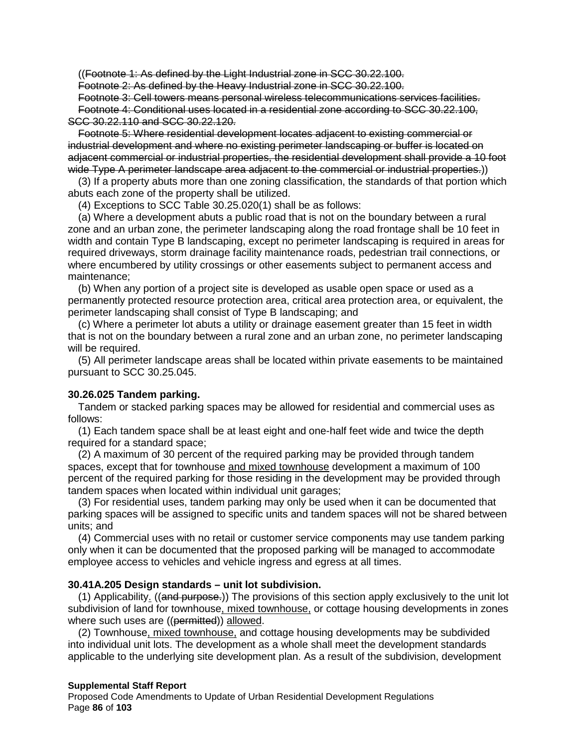((~~Footnote 1: As defined by the Light Industrial zone in SCC 30.22.100.~~

~~Footnote 2: As defined by the Heavy Industrial zone in SCC 30.22.100.~~

~~Footnote 3: Cell towers means personal wireless telecommunications services facilities.~~

~~Footnote 4: Conditional uses located in a residential zone according to SCC 30.22.100, SCC 30.22.110 and SCC 30.22.120.~~

~~Footnote 5: Where residential development locates adjacent to existing commercial or industrial development and where no existing perimeter landscaping or buffer is located on adjacent commercial or industrial properties, the residential development shall provide a 10 foot wide Type A perimeter landscape area adjacent to the commercial or industrial properties.~~))

(3) If a property abuts more than one zoning classification, the standards of that portion which abuts each zone of the property shall be utilized.

(4) Exceptions to SCC Table 30.25.020(1) shall be as follows:

(a) Where a development abuts a public road that is not on the boundary between a rural zone and an urban zone, the perimeter landscaping along the road frontage shall be 10 feet in width and contain Type B landscaping, except no perimeter landscaping is required in areas for required driveways, storm drainage facility maintenance roads, pedestrian trail connections, or where encumbered by utility crossings or other easements subject to permanent access and maintenance;

(b) When any portion of a project site is developed as usable open space or used as a permanently protected resource protection area, critical area protection area, or equivalent, the perimeter landscaping shall consist of Type B landscaping; and

(c) Where a perimeter lot abuts a utility or drainage easement greater than 15 feet in width that is not on the boundary between a rural zone and an urban zone, no perimeter landscaping will be required.

(5) All perimeter landscape areas shall be located within private easements to be maintained pursuant to SCC 30.25.045.

**30.26.025 Tandem parking.**

Tandem or stacked parking spaces may be allowed for residential and commercial uses as follows:

(1) Each tandem space shall be at least eight and one-half feet wide and twice the depth required for a standard space;

(2) A maximum of 30 percent of the required parking may be provided through tandem spaces, except that for townhouse <u>and mixed townhouse</u> development a maximum of 100 percent of the required parking for those residing in the development may be provided through tandem spaces when located within individual unit garages;

(3) For residential uses, tandem parking may only be used when it can be documented that parking spaces will be assigned to specific units and tandem spaces will not be shared between units; and

(4) Commercial uses with no retail or customer service components may use tandem parking only when it can be documented that the proposed parking will be managed to accommodate employee access to vehicles and vehicle ingress and egress at all times.

**30.41A.205 Design standards – unit lot subdivision.**

(1) Applicability<u>.</u> ((~~and purpose.~~)) The provisions of this section apply exclusively to the unit lot subdivision of land for townhouse<u>, mixed townhouse,</u> or cottage housing developments in zones where such uses are ((~~permitted~~)) <u>allowed</u>.

(2) Townhouse<u>, mixed townhouse,</u> and cottage housing developments may be subdivided into individual unit lots. The development as a whole shall meet the development standards applicable to the underlying site development plan. As a result of the subdivision, development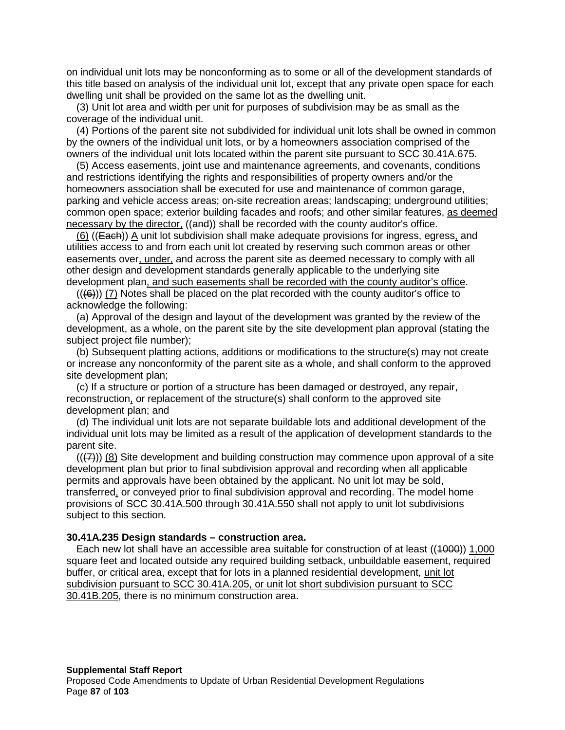on individual unit lots may be nonconforming as to some or all of the development standards of this title based on analysis of the individual unit lot, except that any private open space for each dwelling unit shall be provided on the same lot as the dwelling unit.

(3) Unit lot area and width per unit for purposes of subdivision may be as small as the coverage of the individual unit.

(4) Portions of the parent site not subdivided for individual unit lots shall be owned in common by the owners of the individual unit lots, or by a homeowners association comprised of the owners of the individual unit lots located within the parent site pursuant to SCC 30.41A.675.

(5) Access easements, joint use and maintenance agreements, and covenants, conditions and restrictions identifying the rights and responsibilities of property owners and/or the homeowners association shall be executed for use and maintenance of common garage, parking and vehicle access areas; on-site recreation areas; landscaping; underground utilities; common open space; exterior building facades and roofs; and other similar features, <u>as deemed necessary by the director,</u> ((~~and~~)) shall be recorded with the county auditor's office.

<u>(6)</u> ((~~Each~~)) <u>A</u> unit lot subdivision shall make adequate provisions for ingress, egress<u>,</u> and utilities access to and from each unit lot created by reserving such common areas or other easements over<u>, under,</u> and across the parent site as deemed necessary to comply with all other design and development standards generally applicable to the underlying site development plan<u>, and such easements shall be recorded with the county auditor's office</u>.

((~~(6)~~)) <u>(7)</u> Notes shall be placed on the plat recorded with the county auditor's office to acknowledge the following:

(a) Approval of the design and layout of the development was granted by the review of the development, as a whole, on the parent site by the site development plan approval (stating the subject project file number);

(b) Subsequent platting actions, additions or modifications to the structure(s) may not create or increase any nonconformity of the parent site as a whole, and shall conform to the approved site development plan;

(c) If a structure or portion of a structure has been damaged or destroyed, any repair, reconstruction<u>,</u> or replacement of the structure(s) shall conform to the approved site development plan; and

(d) The individual unit lots are not separate buildable lots and additional development of the individual unit lots may be limited as a result of the application of development standards to the parent site.

((~~(7)~~)) <u>(8)</u> Site development and building construction may commence upon approval of a site development plan but prior to final subdivision approval and recording when all applicable permits and approvals have been obtained by the applicant. No unit lot may be sold, transferred<u>,</u> or conveyed prior to final subdivision approval and recording. The model home provisions of SCC 30.41A.500 through 30.41A.550 shall not apply to unit lot subdivisions subject to this section.

**30.41A.235 Design standards – construction area.**

Each new lot shall have an accessible area suitable for construction of at least ((~~1000~~)) <u>1,000</u> square feet and located outside any required building setback, unbuildable easement, required buffer, or critical area, except that for lots in a planned residential development, <u>unit lot subdivision pursuant to SCC 30.41A.205, or unit lot short subdivision pursuant to SCC 30.41B.205</u>, there is no minimum construction area.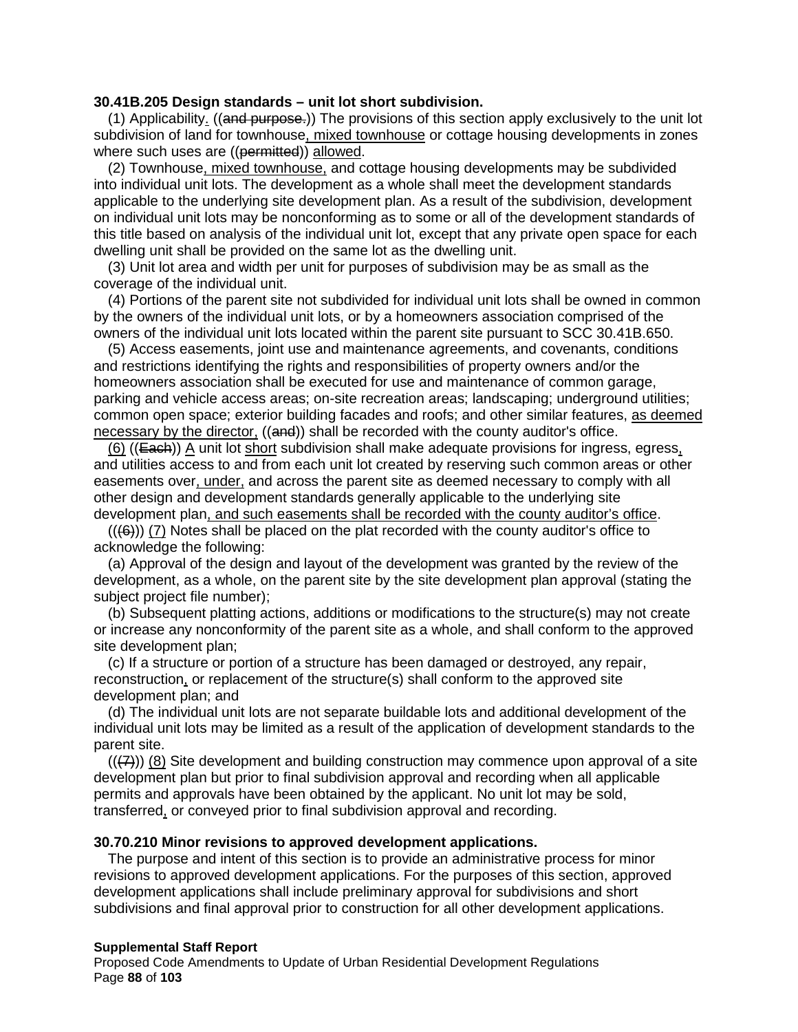**30.41B.205 Design standards – unit lot short subdivision.**

(1) Applicability<u>.</u> ((~~and purpose.~~)) The provisions of this section apply exclusively to the unit lot subdivision of land for townhouse<u>, mixed townhouse</u> or cottage housing developments in zones where such uses are ((~~permitted~~)) <u>allowed</u>.

(2) Townhouse<u>, mixed townhouse,</u> and cottage housing developments may be subdivided into individual unit lots. The development as a whole shall meet the development standards applicable to the underlying site development plan. As a result of the subdivision, development on individual unit lots may be nonconforming as to some or all of the development standards of this title based on analysis of the individual unit lot, except that any private open space for each dwelling unit shall be provided on the same lot as the dwelling unit.

(3) Unit lot area and width per unit for purposes of subdivision may be as small as the coverage of the individual unit.

(4) Portions of the parent site not subdivided for individual unit lots shall be owned in common by the owners of the individual unit lots, or by a homeowners association comprised of the owners of the individual unit lots located within the parent site pursuant to SCC 30.41B.650.

(5) Access easements, joint use and maintenance agreements, and covenants, conditions and restrictions identifying the rights and responsibilities of property owners and/or the homeowners association shall be executed for use and maintenance of common garage, parking and vehicle access areas; on-site recreation areas; landscaping; underground utilities; common open space; exterior building facades and roofs; and other similar features, <u>as deemed necessary by the director,</u> ((~~and~~)) shall be recorded with the county auditor's office.

<u>(6)</u> ((~~Each~~)) <u>A</u> unit lot <u>short</u> subdivision shall make adequate provisions for ingress, egress<u>,</u> and utilities access to and from each unit lot created by reserving such common areas or other easements over<u>, under,</u> and across the parent site as deemed necessary to comply with all other design and development standards generally applicable to the underlying site development plan<u>, and such easements shall be recorded with the county auditor's office</u>.

((~~(6)~~)) <u>(7)</u> Notes shall be placed on the plat recorded with the county auditor's office to acknowledge the following:

(a) Approval of the design and layout of the development was granted by the review of the development, as a whole, on the parent site by the site development plan approval (stating the subject project file number);

(b) Subsequent platting actions, additions or modifications to the structure(s) may not create or increase any nonconformity of the parent site as a whole, and shall conform to the approved site development plan;

(c) If a structure or portion of a structure has been damaged or destroyed, any repair, reconstruction<u>,</u> or replacement of the structure(s) shall conform to the approved site development plan; and

(d) The individual unit lots are not separate buildable lots and additional development of the individual unit lots may be limited as a result of the application of development standards to the parent site.

((~~(7)~~)) <u>(8)</u> Site development and building construction may commence upon approval of a site development plan but prior to final subdivision approval and recording when all applicable permits and approvals have been obtained by the applicant. No unit lot may be sold, transferred<u>,</u> or conveyed prior to final subdivision approval and recording.

**30.70.210 Minor revisions to approved development applications.**

The purpose and intent of this section is to provide an administrative process for minor revisions to approved development applications. For the purposes of this section, approved development applications shall include preliminary approval for subdivisions and short subdivisions and final approval prior to construction for all other development applications.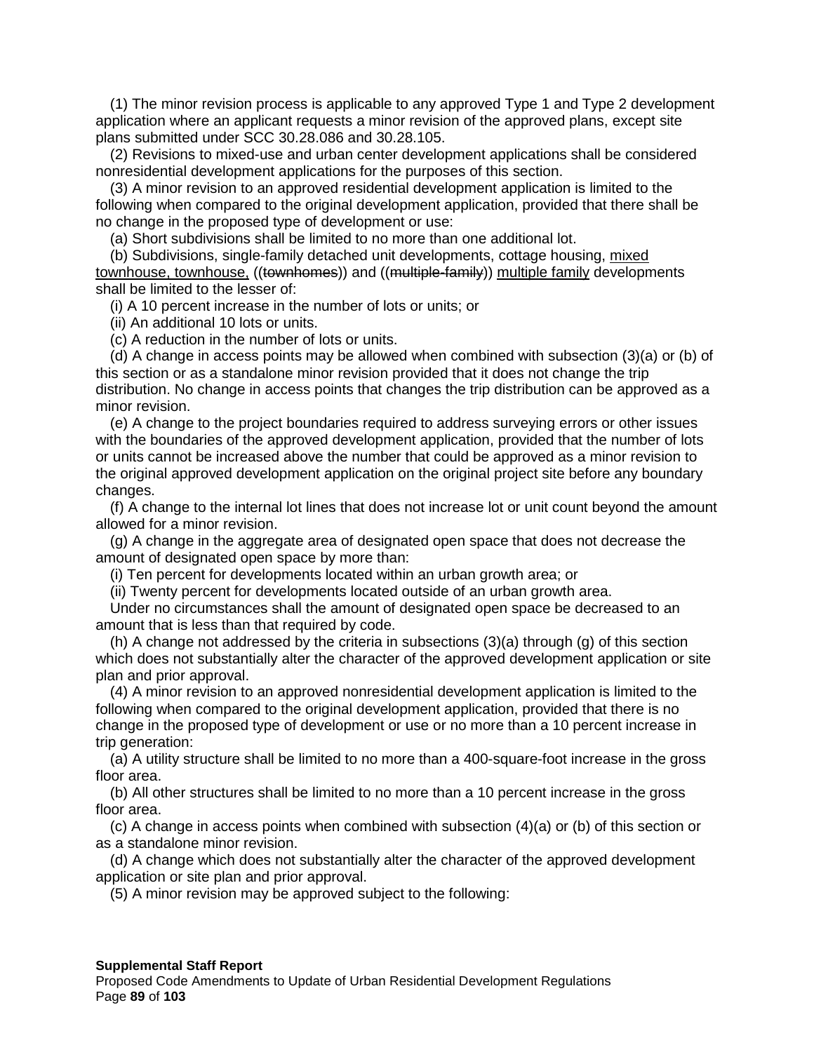(1) The minor revision process is applicable to any approved Type 1 and Type 2 development application where an applicant requests a minor revision of the approved plans, except site plans submitted under SCC 30.28.086 and 30.28.105.

(2) Revisions to mixed-use and urban center development applications shall be considered nonresidential development applications for the purposes of this section.

(3) A minor revision to an approved residential development application is limited to the following when compared to the original development application, provided that there shall be no change in the proposed type of development or use:

(a) Short subdivisions shall be limited to no more than one additional lot.

(b) Subdivisions, single-family detached unit developments, cottage housing, <u>mixed townhouse, townhouse,</u> ((~~townhomes~~)) and ((~~multiple-family~~)) <u>multiple family</u> developments shall be limited to the lesser of:

(i) A 10 percent increase in the number of lots or units; or

(ii) An additional 10 lots or units.

(c) A reduction in the number of lots or units.

(d) A change in access points may be allowed when combined with subsection (3)(a) or (b) of this section or as a standalone minor revision provided that it does not change the trip distribution. No change in access points that changes the trip distribution can be approved as a minor revision.

(e) A change to the project boundaries required to address surveying errors or other issues with the boundaries of the approved development application, provided that the number of lots or units cannot be increased above the number that could be approved as a minor revision to the original approved development application on the original project site before any boundary changes.

(f) A change to the internal lot lines that does not increase lot or unit count beyond the amount allowed for a minor revision.

(g) A change in the aggregate area of designated open space that does not decrease the amount of designated open space by more than:

(i) Ten percent for developments located within an urban growth area; or

(ii) Twenty percent for developments located outside of an urban growth area.

Under no circumstances shall the amount of designated open space be decreased to an amount that is less than that required by code.

(h) A change not addressed by the criteria in subsections (3)(a) through (g) of this section which does not substantially alter the character of the approved development application or site plan and prior approval.

(4) A minor revision to an approved nonresidential development application is limited to the following when compared to the original development application, provided that there is no change in the proposed type of development or use or no more than a 10 percent increase in trip generation:

(a) A utility structure shall be limited to no more than a 400-square-foot increase in the gross floor area.

(b) All other structures shall be limited to no more than a 10 percent increase in the gross floor area.

(c) A change in access points when combined with subsection (4)(a) or (b) of this section or as a standalone minor revision.

(d) A change which does not substantially alter the character of the approved development application or site plan and prior approval.

(5) A minor revision may be approved subject to the following: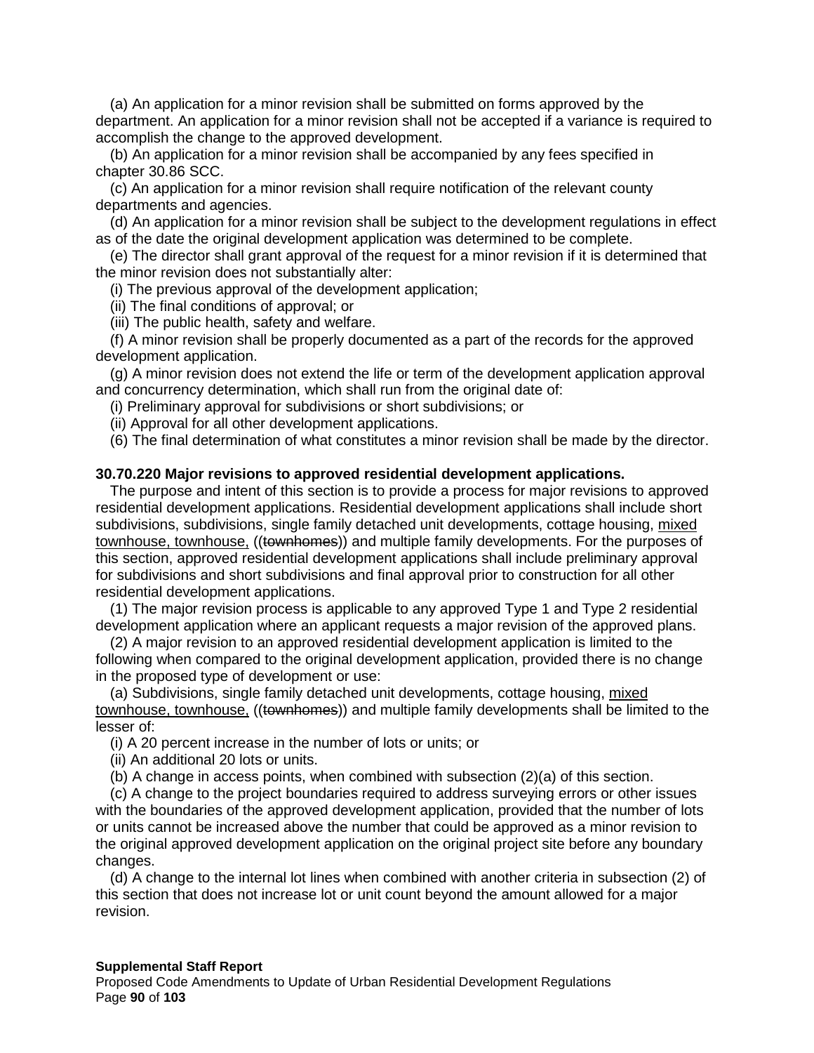(a) An application for a minor revision shall be submitted on forms approved by the department. An application for a minor revision shall not be accepted if a variance is required to accomplish the change to the approved development.

(b) An application for a minor revision shall be accompanied by any fees specified in chapter 30.86 SCC.

(c) An application for a minor revision shall require notification of the relevant county departments and agencies.

(d) An application for a minor revision shall be subject to the development regulations in effect as of the date the original development application was determined to be complete.

(e) The director shall grant approval of the request for a minor revision if it is determined that the minor revision does not substantially alter:

(i) The previous approval of the development application;

(ii) The final conditions of approval; or

(iii) The public health, safety and welfare.

(f) A minor revision shall be properly documented as a part of the records for the approved development application.

(g) A minor revision does not extend the life or term of the development application approval and concurrency determination, which shall run from the original date of:

(i) Preliminary approval for subdivisions or short subdivisions; or

(ii) Approval for all other development applications.

(6) The final determination of what constitutes a minor revision shall be made by the director.

**30.70.220 Major revisions to approved residential development applications.**

The purpose and intent of this section is to provide a process for major revisions to approved residential development applications. Residential development applications shall include short subdivisions, subdivisions, single family detached unit developments, cottage housing, <u>mixed townhouse, townhouse,</u> ((~~townhomes~~)) and multiple family developments. For the purposes of this section, approved residential development applications shall include preliminary approval for subdivisions and short subdivisions and final approval prior to construction for all other residential development applications.

(1) The major revision process is applicable to any approved Type 1 and Type 2 residential development application where an applicant requests a major revision of the approved plans.

(2) A major revision to an approved residential development application is limited to the following when compared to the original development application, provided there is no change in the proposed type of development or use:

(a) Subdivisions, single family detached unit developments, cottage housing, <u>mixed townhouse, townhouse,</u> ((~~townhomes~~)) and multiple family developments shall be limited to the lesser of:

(i) A 20 percent increase in the number of lots or units; or

(ii) An additional 20 lots or units.

(b) A change in access points, when combined with subsection (2)(a) of this section.

(c) A change to the project boundaries required to address surveying errors or other issues with the boundaries of the approved development application, provided that the number of lots or units cannot be increased above the number that could be approved as a minor revision to the original approved development application on the original project site before any boundary changes.

(d) A change to the internal lot lines when combined with another criteria in subsection (2) of this section that does not increase lot or unit count beyond the amount allowed for a major revision.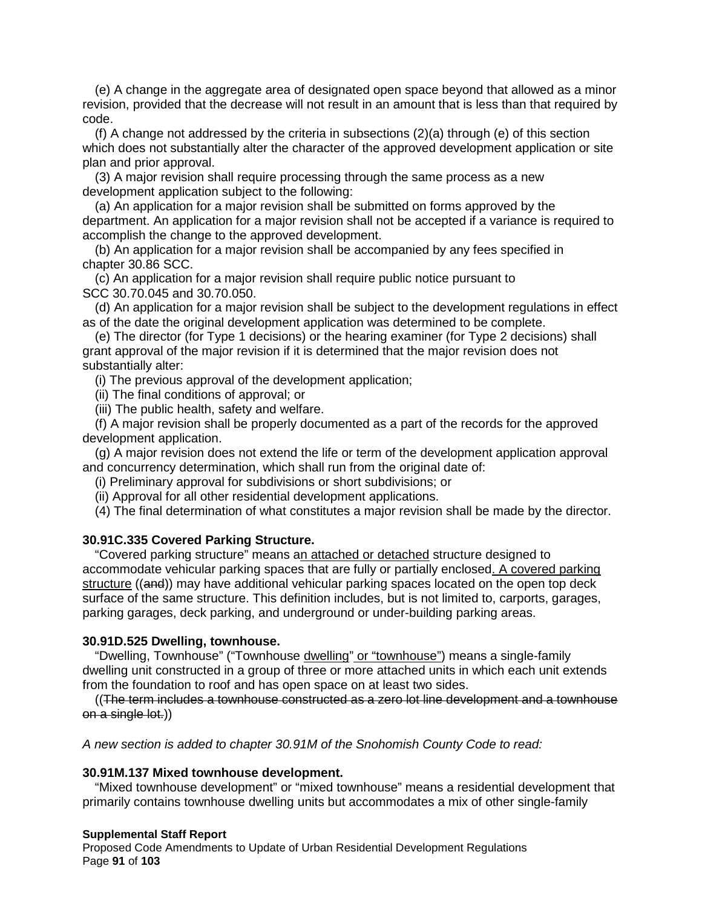(e) A change in the aggregate area of designated open space beyond that allowed as a minor revision, provided that the decrease will not result in an amount that is less than that required by code.

(f) A change not addressed by the criteria in subsections (2)(a) through (e) of this section which does not substantially alter the character of the approved development application or site plan and prior approval.

(3) A major revision shall require processing through the same process as a new development application subject to the following:

(a) An application for a major revision shall be submitted on forms approved by the department. An application for a major revision shall not be accepted if a variance is required to accomplish the change to the approved development.

(b) An application for a major revision shall be accompanied by any fees specified in chapter 30.86 SCC.

(c) An application for a major revision shall require public notice pursuant to SCC 30.70.045 and 30.70.050.

(d) An application for a major revision shall be subject to the development regulations in effect as of the date the original development application was determined to be complete.

(e) The director (for Type 1 decisions) or the hearing examiner (for Type 2 decisions) shall grant approval of the major revision if it is determined that the major revision does not substantially alter:

(i) The previous approval of the development application;

(ii) The final conditions of approval; or

(iii) The public health, safety and welfare.

(f) A major revision shall be properly documented as a part of the records for the approved development application.

(g) A major revision does not extend the life or term of the development application approval and concurrency determination, which shall run from the original date of:

(i) Preliminary approval for subdivisions or short subdivisions; or

(ii) Approval for all other residential development applications.

(4) The final determination of what constitutes a major revision shall be made by the director.

**30.91C.335 Covered Parking Structure.**

"Covered parking structure" means a<u>n attached or detached</u> structure designed to accommodate vehicular parking spaces that are fully or partially enclosed<u>. A covered parking structure</u> ((~~and~~)) may have additional vehicular parking spaces located on the open top deck surface of the same structure. This definition includes, but is not limited to, carports, garages, parking garages, deck parking, and underground or under-building parking areas.

**30.91D.525 Dwelling, townhouse.**

"Dwelling, Townhouse" ("Townhouse <u>dwelling</u>" <u>or "townhouse"</u>) means a single-family dwelling unit constructed in a group of three or more attached units in which each unit extends from the foundation to roof and has open space on at least two sides.

((~~The term includes a townhouse constructed as a zero lot line development and a townhouse on a single lot.~~))

*A new section is added to chapter 30.91M of the Snohomish County Code to read:*

**30.91M.137 Mixed townhouse development.**

"Mixed townhouse development" or "mixed townhouse" means a residential development that primarily contains townhouse dwelling units but accommodates a mix of other single-family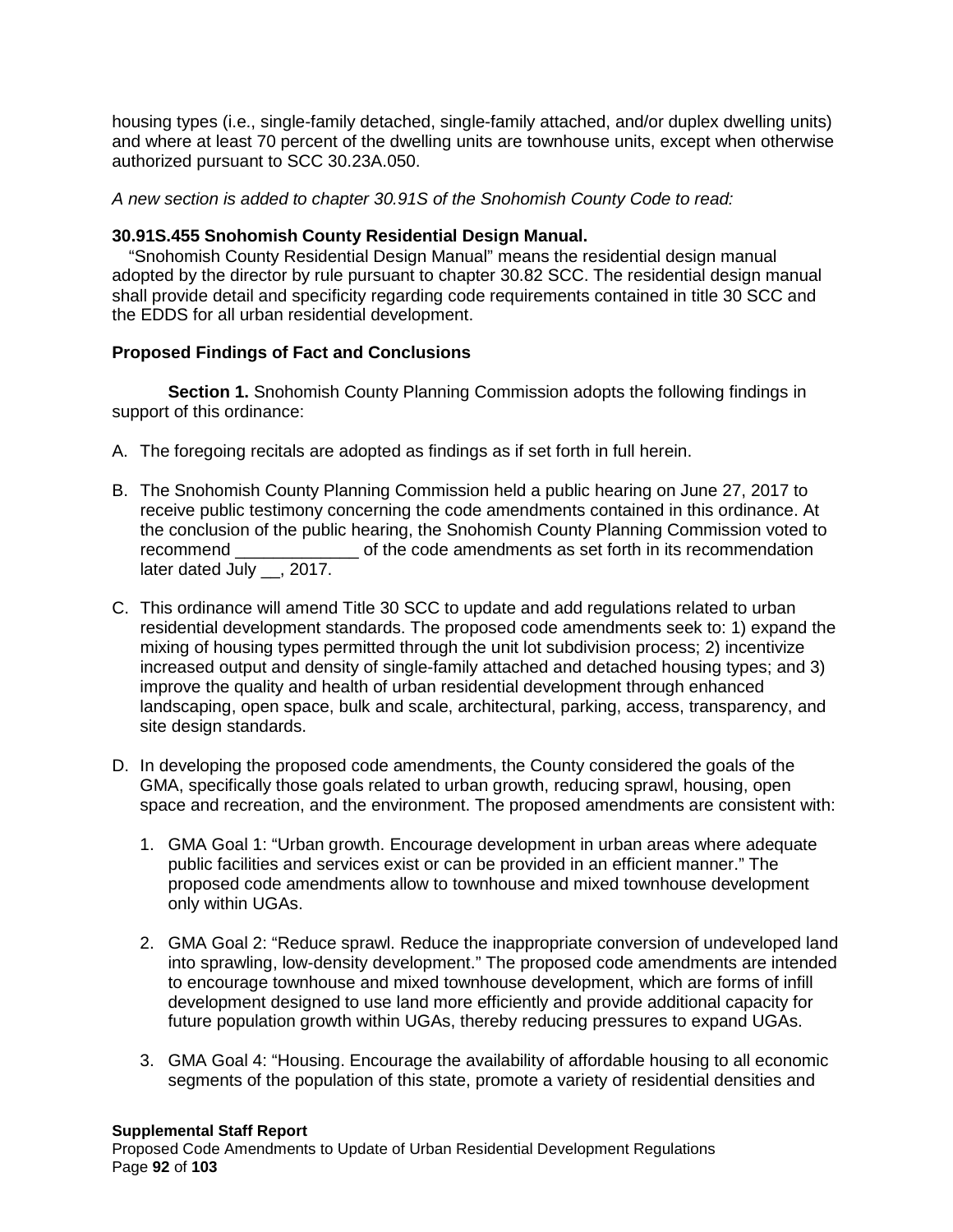housing types (i.e., single-family detached, single-family attached, and/or duplex dwelling units) and where at least 70 percent of the dwelling units are townhouse units, except when otherwise authorized pursuant to SCC 30.23A.050.

*A new section is added to chapter 30.91S of the Snohomish County Code to read:*

**30.91S.455 Snohomish County Residential Design Manual.**

"Snohomish County Residential Design Manual" means the residential design manual adopted by the director by rule pursuant to chapter 30.82 SCC. The residential design manual shall provide detail and specificity regarding code requirements contained in title 30 SCC and the EDDS for all urban residential development.

**Proposed Findings of Fact and Conclusions**

**Section 1.** Snohomish County Planning Commission adopts the following findings in support of this ordinance:

A. The foregoing recitals are adopted as findings as if set forth in full herein.

B. The Snohomish County Planning Commission held a public hearing on June 27, 2017 to receive public testimony concerning the code amendments contained in this ordinance. At the conclusion of the public hearing, the Snohomish County Planning Commission voted to recommend _____________ of the code amendments as set forth in its recommendation later dated July __, 2017.

C. This ordinance will amend Title 30 SCC to update and add regulations related to urban residential development standards. The proposed code amendments seek to: 1) expand the mixing of housing types permitted through the unit lot subdivision process; 2) incentivize increased output and density of single-family attached and detached housing types; and 3) improve the quality and health of urban residential development through enhanced landscaping, open space, bulk and scale, architectural, parking, access, transparency, and site design standards.

D. In developing the proposed code amendments, the County considered the goals of the GMA, specifically those goals related to urban growth, reducing sprawl, housing, open space and recreation, and the environment. The proposed amendments are consistent with:

   1. GMA Goal 1: "Urban growth. Encourage development in urban areas where adequate public facilities and services exist or can be provided in an efficient manner." The proposed code amendments allow to townhouse and mixed townhouse development only within UGAs.

   2. GMA Goal 2: "Reduce sprawl. Reduce the inappropriate conversion of undeveloped land into sprawling, low-density development." The proposed code amendments are intended to encourage townhouse and mixed townhouse development, which are forms of infill development designed to use land more efficiently and provide additional capacity for future population growth within UGAs, thereby reducing pressures to expand UGAs.

   3. GMA Goal 4: "Housing. Encourage the availability of affordable housing to all economic segments of the population of this state, promote a variety of residential densities and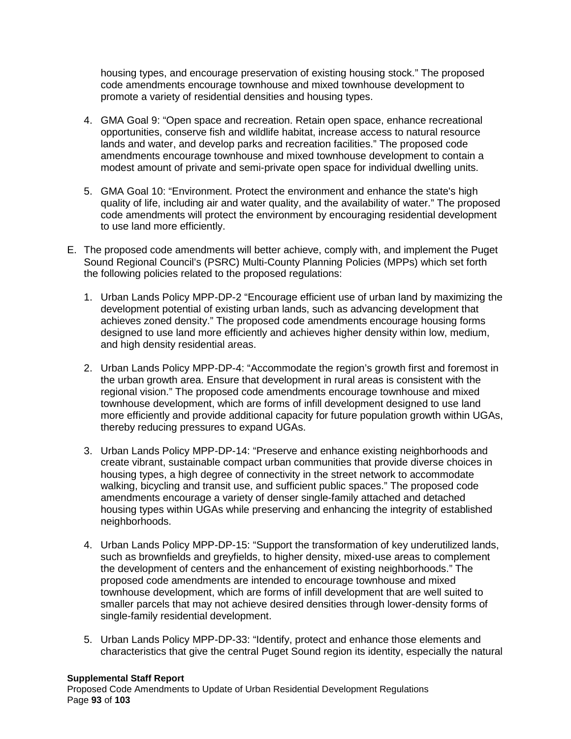housing types, and encourage preservation of existing housing stock." The proposed code amendments encourage townhouse and mixed townhouse development to promote a variety of residential densities and housing types.

4. GMA Goal 9: "Open space and recreation. Retain open space, enhance recreational opportunities, conserve fish and wildlife habitat, increase access to natural resource lands and water, and develop parks and recreation facilities." The proposed code amendments encourage townhouse and mixed townhouse development to contain a modest amount of private and semi-private open space for individual dwelling units.

5. GMA Goal 10: "Environment. Protect the environment and enhance the state's high quality of life, including air and water quality, and the availability of water." The proposed code amendments will protect the environment by encouraging residential development to use land more efficiently.

E. The proposed code amendments will better achieve, comply with, and implement the Puget Sound Regional Council's (PSRC) Multi-County Planning Policies (MPPs) which set forth the following policies related to the proposed regulations:

1. Urban Lands Policy MPP-DP-2 "Encourage efficient use of urban land by maximizing the development potential of existing urban lands, such as advancing development that achieves zoned density." The proposed code amendments encourage housing forms designed to use land more efficiently and achieves higher density within low, medium, and high density residential areas.

2. Urban Lands Policy MPP-DP-4: "Accommodate the region's growth first and foremost in the urban growth area. Ensure that development in rural areas is consistent with the regional vision." The proposed code amendments encourage townhouse and mixed townhouse development, which are forms of infill development designed to use land more efficiently and provide additional capacity for future population growth within UGAs, thereby reducing pressures to expand UGAs.

3. Urban Lands Policy MPP-DP-14: "Preserve and enhance existing neighborhoods and create vibrant, sustainable compact urban communities that provide diverse choices in housing types, a high degree of connectivity in the street network to accommodate walking, bicycling and transit use, and sufficient public spaces." The proposed code amendments encourage a variety of denser single-family attached and detached housing types within UGAs while preserving and enhancing the integrity of established neighborhoods.

4. Urban Lands Policy MPP-DP-15: "Support the transformation of key underutilized lands, such as brownfields and greyfields, to higher density, mixed-use areas to complement the development of centers and the enhancement of existing neighborhoods." The proposed code amendments are intended to encourage townhouse and mixed townhouse development, which are forms of infill development that are well suited to smaller parcels that may not achieve desired densities through lower-density forms of single-family residential development.

5. Urban Lands Policy MPP-DP-33: "Identify, protect and enhance those elements and characteristics that give the central Puget Sound region its identity, especially the natural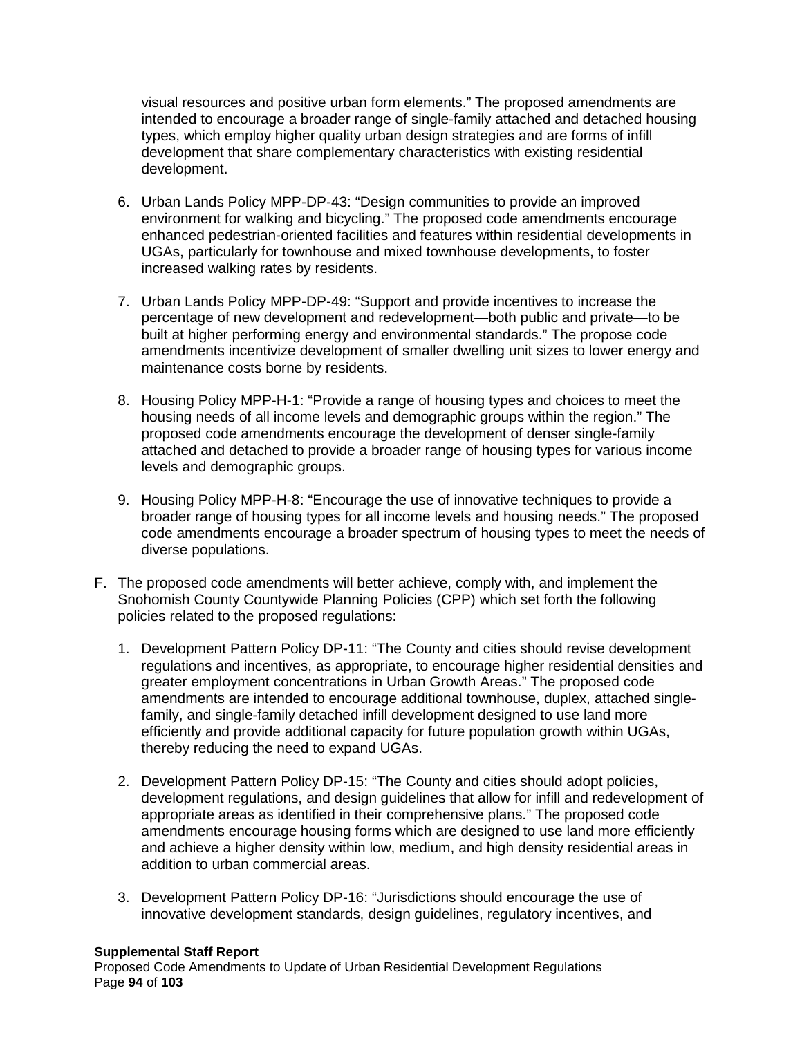visual resources and positive urban form elements." The proposed amendments are intended to encourage a broader range of single-family attached and detached housing types, which employ higher quality urban design strategies and are forms of infill development that share complementary characteristics with existing residential development.

6. Urban Lands Policy MPP-DP-43: "Design communities to provide an improved environment for walking and bicycling." The proposed code amendments encourage enhanced pedestrian-oriented facilities and features within residential developments in UGAs, particularly for townhouse and mixed townhouse developments, to foster increased walking rates by residents.

7. Urban Lands Policy MPP-DP-49: "Support and provide incentives to increase the percentage of new development and redevelopment—both public and private—to be built at higher performing energy and environmental standards." The propose code amendments incentivize development of smaller dwelling unit sizes to lower energy and maintenance costs borne by residents.

8. Housing Policy MPP-H-1: "Provide a range of housing types and choices to meet the housing needs of all income levels and demographic groups within the region." The proposed code amendments encourage the development of denser single-family attached and detached to provide a broader range of housing types for various income levels and demographic groups.

9. Housing Policy MPP-H-8: "Encourage the use of innovative techniques to provide a broader range of housing types for all income levels and housing needs." The proposed code amendments encourage a broader spectrum of housing types to meet the needs of diverse populations.

F. The proposed code amendments will better achieve, comply with, and implement the Snohomish County Countywide Planning Policies (CPP) which set forth the following policies related to the proposed regulations:

1. Development Pattern Policy DP-11: "The County and cities should revise development regulations and incentives, as appropriate, to encourage higher residential densities and greater employment concentrations in Urban Growth Areas." The proposed code amendments are intended to encourage additional townhouse, duplex, attached single-family, and single-family detached infill development designed to use land more efficiently and provide additional capacity for future population growth within UGAs, thereby reducing the need to expand UGAs.

2. Development Pattern Policy DP-15: "The County and cities should adopt policies, development regulations, and design guidelines that allow for infill and redevelopment of appropriate areas as identified in their comprehensive plans." The proposed code amendments encourage housing forms which are designed to use land more efficiently and achieve a higher density within low, medium, and high density residential areas in addition to urban commercial areas.

3. Development Pattern Policy DP-16: "Jurisdictions should encourage the use of innovative development standards, design guidelines, regulatory incentives, and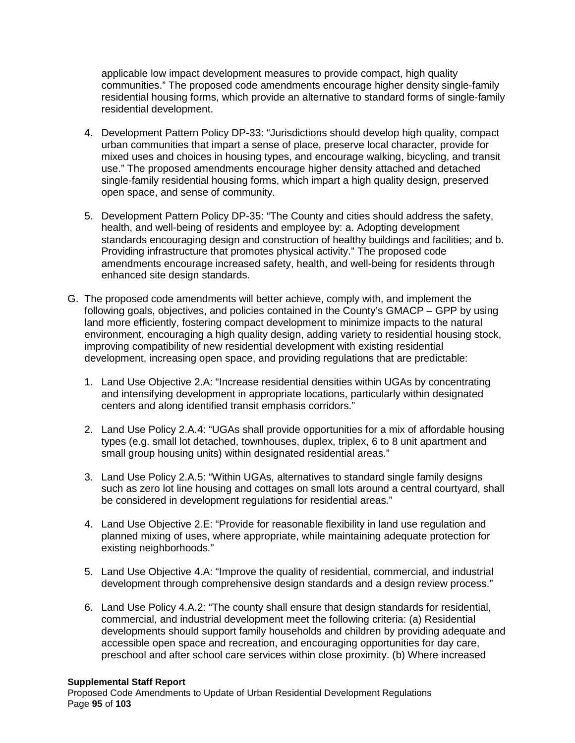applicable low impact development measures to provide compact, high quality communities." The proposed code amendments encourage higher density single-family residential housing forms, which provide an alternative to standard forms of single-family residential development.

4. Development Pattern Policy DP-33: "Jurisdictions should develop high quality, compact urban communities that impart a sense of place, preserve local character, provide for mixed uses and choices in housing types, and encourage walking, bicycling, and transit use." The proposed amendments encourage higher density attached and detached single-family residential housing forms, which impart a high quality design, preserved open space, and sense of community.

5. Development Pattern Policy DP-35: "The County and cities should address the safety, health, and well-being of residents and employee by: a. Adopting development standards encouraging design and construction of healthy buildings and facilities; and b. Providing infrastructure that promotes physical activity." The proposed code amendments encourage increased safety, health, and well-being for residents through enhanced site design standards.

G. The proposed code amendments will better achieve, comply with, and implement the following goals, objectives, and policies contained in the County's GMACP – GPP by using land more efficiently, fostering compact development to minimize impacts to the natural environment, encouraging a high quality design, adding variety to residential housing stock, improving compatibility of new residential development with existing residential development, increasing open space, and providing regulations that are predictable:

   1. Land Use Objective 2.A: "Increase residential densities within UGAs by concentrating and intensifying development in appropriate locations, particularly within designated centers and along identified transit emphasis corridors."

   2. Land Use Policy 2.A.4: "UGAs shall provide opportunities for a mix of affordable housing types (e.g. small lot detached, townhouses, duplex, triplex, 6 to 8 unit apartment and small group housing units) within designated residential areas."

   3. Land Use Policy 2.A.5: "Within UGAs, alternatives to standard single family designs such as zero lot line housing and cottages on small lots around a central courtyard, shall be considered in development regulations for residential areas."

   4. Land Use Objective 2.E: "Provide for reasonable flexibility in land use regulation and planned mixing of uses, where appropriate, while maintaining adequate protection for existing neighborhoods."

   5. Land Use Objective 4.A: "Improve the quality of residential, commercial, and industrial development through comprehensive design standards and a design review process."

   6. Land Use Policy 4.A.2: "The county shall ensure that design standards for residential, commercial, and industrial development meet the following criteria: (a) Residential developments should support family households and children by providing adequate and accessible open space and recreation, and encouraging opportunities for day care, preschool and after school care services within close proximity. (b) Where increased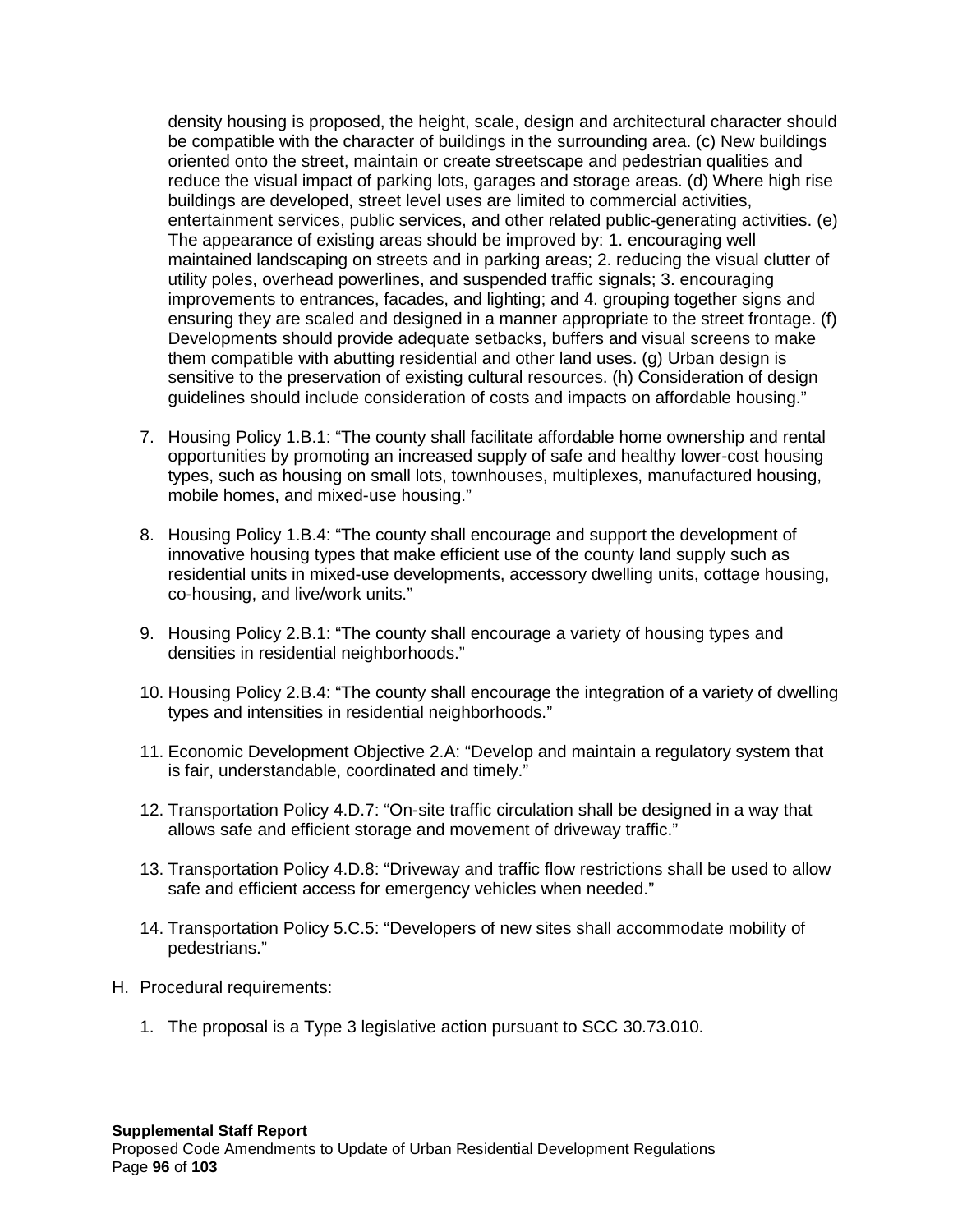density housing is proposed, the height, scale, design and architectural character should be compatible with the character of buildings in the surrounding area. (c) New buildings oriented onto the street, maintain or create streetscape and pedestrian qualities and reduce the visual impact of parking lots, garages and storage areas. (d) Where high rise buildings are developed, street level uses are limited to commercial activities, entertainment services, public services, and other related public-generating activities. (e) The appearance of existing areas should be improved by: 1. encouraging well maintained landscaping on streets and in parking areas; 2. reducing the visual clutter of utility poles, overhead powerlines, and suspended traffic signals; 3. encouraging improvements to entrances, facades, and lighting; and 4. grouping together signs and ensuring they are scaled and designed in a manner appropriate to the street frontage. (f) Developments should provide adequate setbacks, buffers and visual screens to make them compatible with abutting residential and other land uses. (g) Urban design is sensitive to the preservation of existing cultural resources. (h) Consideration of design guidelines should include consideration of costs and impacts on affordable housing."

7. Housing Policy 1.B.1: "The county shall facilitate affordable home ownership and rental opportunities by promoting an increased supply of safe and healthy lower-cost housing types, such as housing on small lots, townhouses, multiplexes, manufactured housing, mobile homes, and mixed-use housing."

8. Housing Policy 1.B.4: "The county shall encourage and support the development of innovative housing types that make efficient use of the county land supply such as residential units in mixed-use developments, accessory dwelling units, cottage housing, co-housing, and live/work units."

9. Housing Policy 2.B.1: "The county shall encourage a variety of housing types and densities in residential neighborhoods."

10. Housing Policy 2.B.4: "The county shall encourage the integration of a variety of dwelling types and intensities in residential neighborhoods."

11. Economic Development Objective 2.A: "Develop and maintain a regulatory system that is fair, understandable, coordinated and timely."

12. Transportation Policy 4.D.7: "On-site traffic circulation shall be designed in a way that allows safe and efficient storage and movement of driveway traffic."

13. Transportation Policy 4.D.8: "Driveway and traffic flow restrictions shall be used to allow safe and efficient access for emergency vehicles when needed."

14. Transportation Policy 5.C.5: "Developers of new sites shall accommodate mobility of pedestrians."

H. Procedural requirements:

1. The proposal is a Type 3 legislative action pursuant to SCC 30.73.010.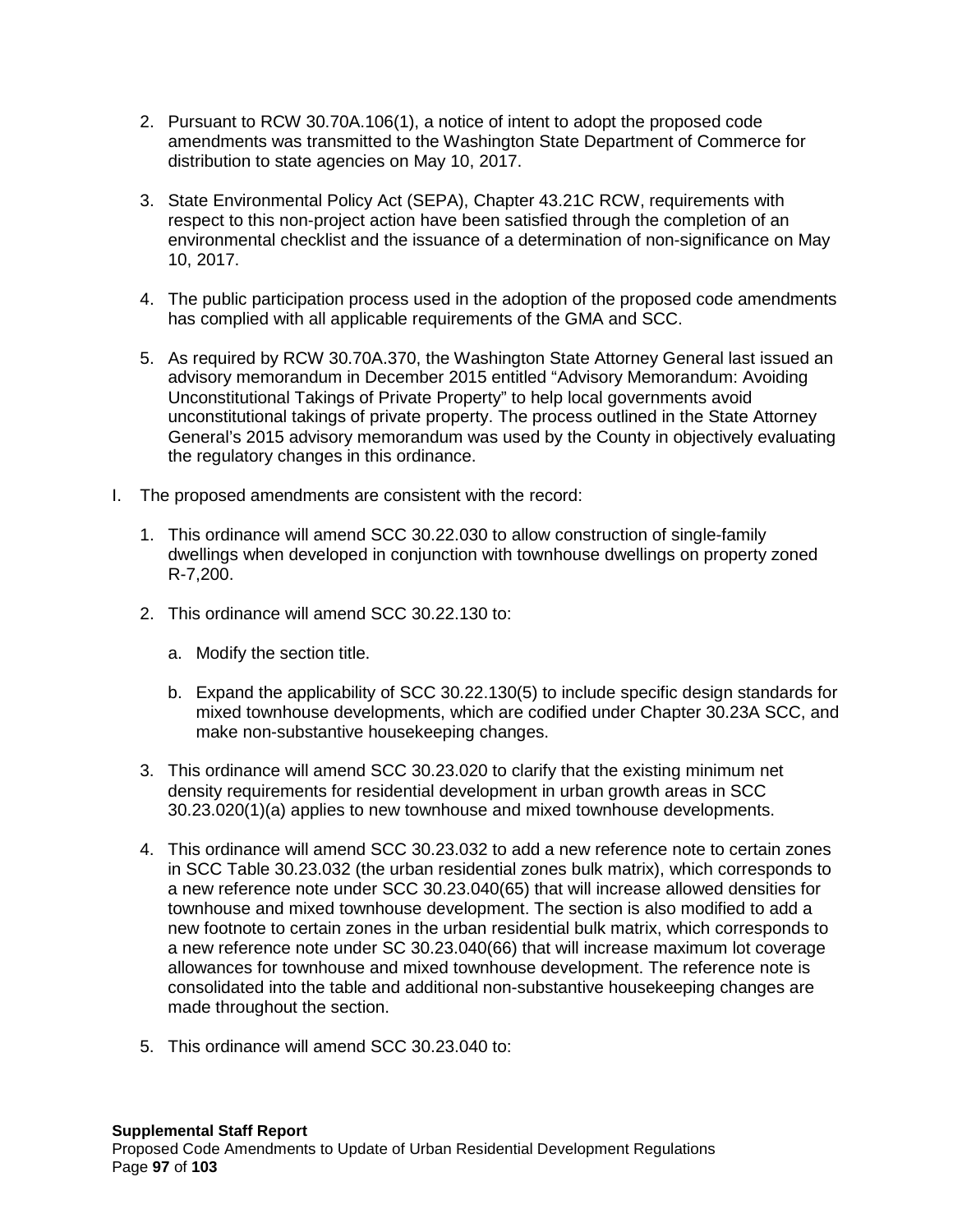2. Pursuant to RCW 30.70A.106(1), a notice of intent to adopt the proposed code amendments was transmitted to the Washington State Department of Commerce for distribution to state agencies on May 10, 2017.

3. State Environmental Policy Act (SEPA), Chapter 43.21C RCW, requirements with respect to this non-project action have been satisfied through the completion of an environmental checklist and the issuance of a determination of non-significance on May 10, 2017.

4. The public participation process used in the adoption of the proposed code amendments has complied with all applicable requirements of the GMA and SCC.

5. As required by RCW 30.70A.370, the Washington State Attorney General last issued an advisory memorandum in December 2015 entitled "Advisory Memorandum: Avoiding Unconstitutional Takings of Private Property" to help local governments avoid unconstitutional takings of private property. The process outlined in the State Attorney General's 2015 advisory memorandum was used by the County in objectively evaluating the regulatory changes in this ordinance.

I. The proposed amendments are consistent with the record:

   1. This ordinance will amend SCC 30.22.030 to allow construction of single-family dwellings when developed in conjunction with townhouse dwellings on property zoned R-7,200.

   2. This ordinance will amend SCC 30.22.130 to:

      a. Modify the section title.

      b. Expand the applicability of SCC 30.22.130(5) to include specific design standards for mixed townhouse developments, which are codified under Chapter 30.23A SCC, and make non-substantive housekeeping changes.

   3. This ordinance will amend SCC 30.23.020 to clarify that the existing minimum net density requirements for residential development in urban growth areas in SCC 30.23.020(1)(a) applies to new townhouse and mixed townhouse developments.

   4. This ordinance will amend SCC 30.23.032 to add a new reference note to certain zones in SCC Table 30.23.032 (the urban residential zones bulk matrix), which corresponds to a new reference note under SCC 30.23.040(65) that will increase allowed densities for townhouse and mixed townhouse development. The section is also modified to add a new footnote to certain zones in the urban residential bulk matrix, which corresponds to a new reference note under SC 30.23.040(66) that will increase maximum lot coverage allowances for townhouse and mixed townhouse development. The reference note is consolidated into the table and additional non-substantive housekeeping changes are made throughout the section.

   5. This ordinance will amend SCC 30.23.040 to: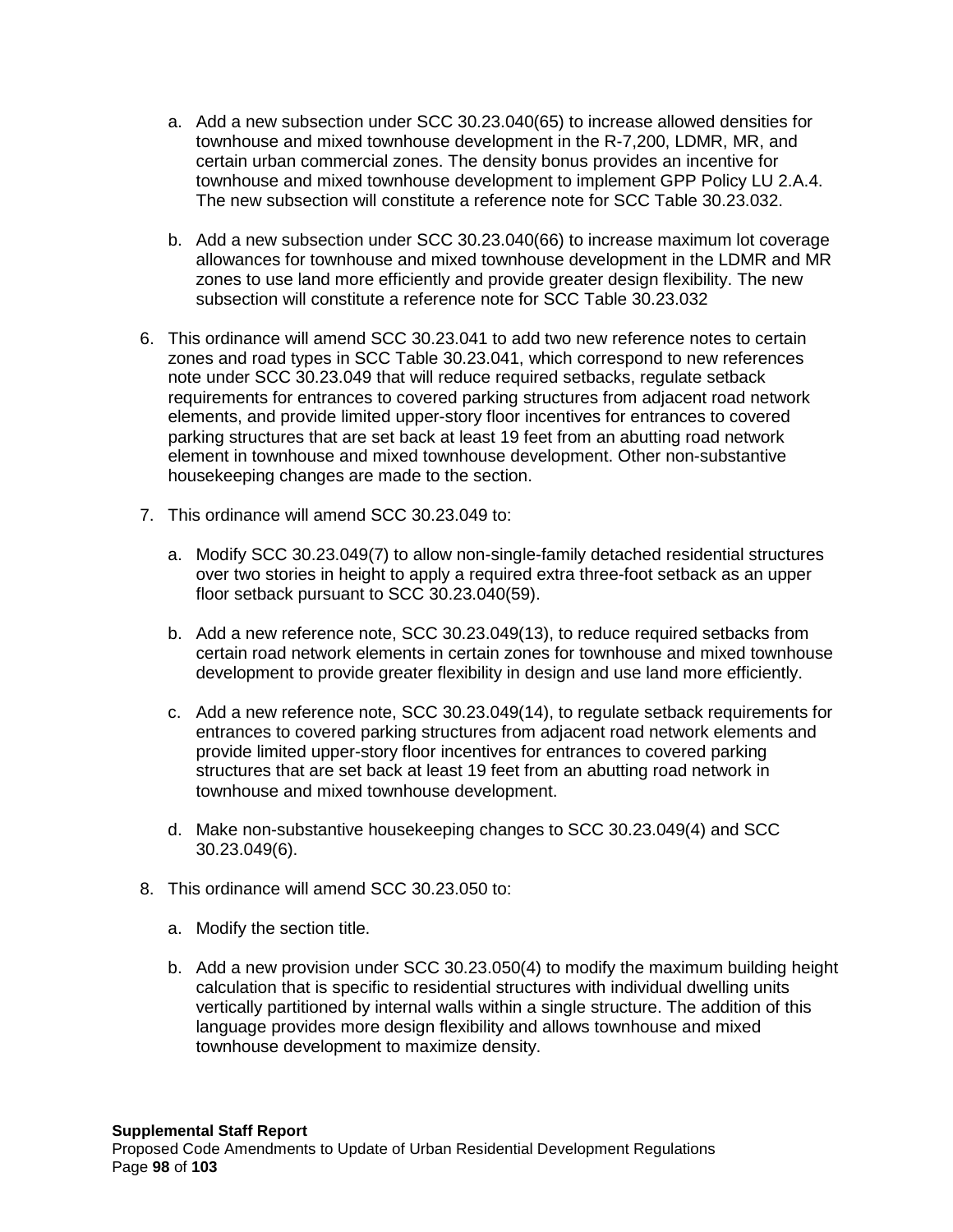a. Add a new subsection under SCC 30.23.040(65) to increase allowed densities for townhouse and mixed townhouse development in the R-7,200, LDMR, MR, and certain urban commercial zones. The density bonus provides an incentive for townhouse and mixed townhouse development to implement GPP Policy LU 2.A.4. The new subsection will constitute a reference note for SCC Table 30.23.032.

   b. Add a new subsection under SCC 30.23.040(66) to increase maximum lot coverage allowances for townhouse and mixed townhouse development in the LDMR and MR zones to use land more efficiently and provide greater design flexibility. The new subsection will constitute a reference note for SCC Table 30.23.032

6. This ordinance will amend SCC 30.23.041 to add two new reference notes to certain zones and road types in SCC Table 30.23.041, which correspond to new references note under SCC 30.23.049 that will reduce required setbacks, regulate setback requirements for entrances to covered parking structures from adjacent road network elements, and provide limited upper-story floor incentives for entrances to covered parking structures that are set back at least 19 feet from an abutting road network element in townhouse and mixed townhouse development. Other non-substantive housekeeping changes are made to the section.

7. This ordinance will amend SCC 30.23.049 to:

   a. Modify SCC 30.23.049(7) to allow non-single-family detached residential structures over two stories in height to apply a required extra three-foot setback as an upper floor setback pursuant to SCC 30.23.040(59).

   b. Add a new reference note, SCC 30.23.049(13), to reduce required setbacks from certain road network elements in certain zones for townhouse and mixed townhouse development to provide greater flexibility in design and use land more efficiently.

   c. Add a new reference note, SCC 30.23.049(14), to regulate setback requirements for entrances to covered parking structures from adjacent road network elements and provide limited upper-story floor incentives for entrances to covered parking structures that are set back at least 19 feet from an abutting road network in townhouse and mixed townhouse development.

   d. Make non-substantive housekeeping changes to SCC 30.23.049(4) and SCC 30.23.049(6).

8. This ordinance will amend SCC 30.23.050 to:

   a. Modify the section title.

   b. Add a new provision under SCC 30.23.050(4) to modify the maximum building height calculation that is specific to residential structures with individual dwelling units vertically partitioned by internal walls within a single structure. The addition of this language provides more design flexibility and allows townhouse and mixed townhouse development to maximize density.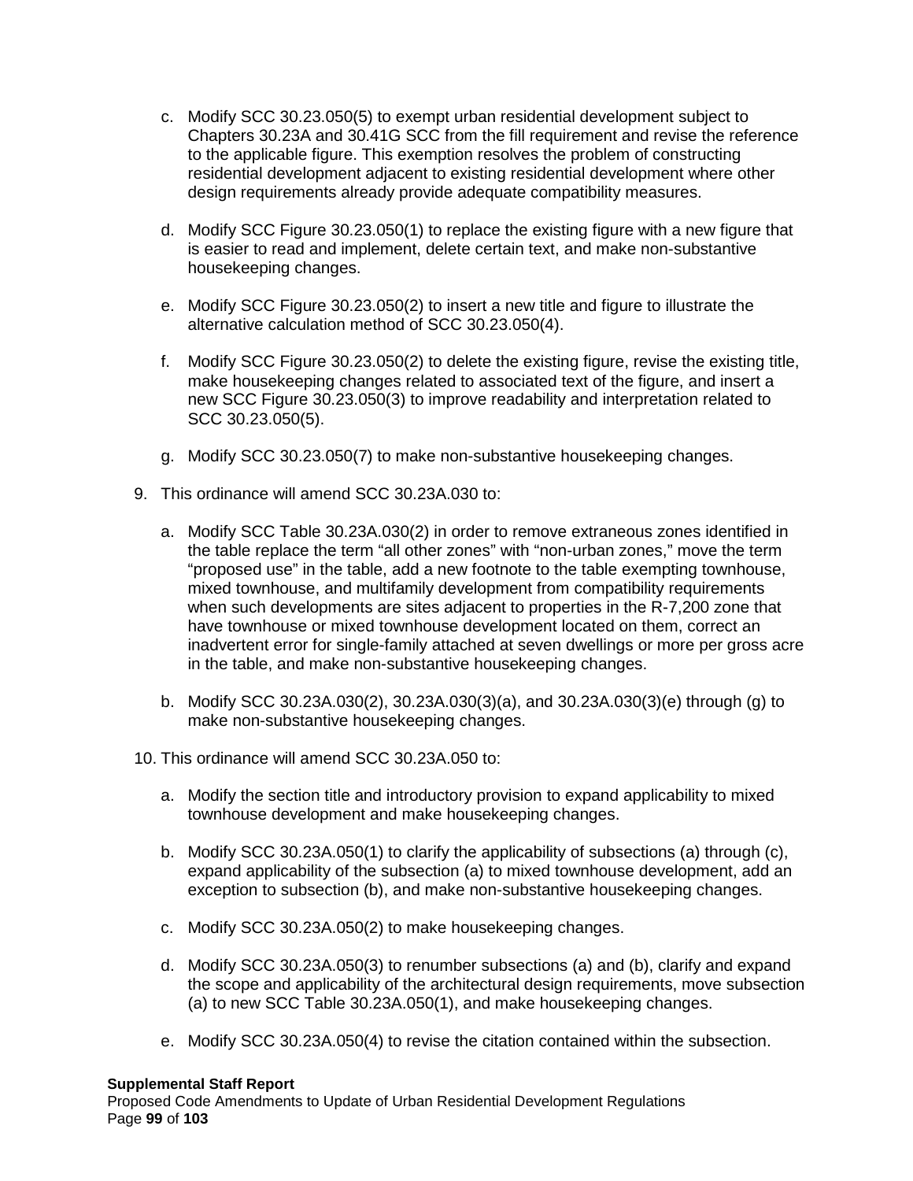c. Modify SCC 30.23.050(5) to exempt urban residential development subject to Chapters 30.23A and 30.41G SCC from the fill requirement and revise the reference to the applicable figure. This exemption resolves the problem of constructing residential development adjacent to existing residential development where other design requirements already provide adequate compatibility measures.

d. Modify SCC Figure 30.23.050(1) to replace the existing figure with a new figure that is easier to read and implement, delete certain text, and make non-substantive housekeeping changes.

e. Modify SCC Figure 30.23.050(2) to insert a new title and figure to illustrate the alternative calculation method of SCC 30.23.050(4).

f. Modify SCC Figure 30.23.050(2) to delete the existing figure, revise the existing title, make housekeeping changes related to associated text of the figure, and insert a new SCC Figure 30.23.050(3) to improve readability and interpretation related to SCC 30.23.050(5).

g. Modify SCC 30.23.050(7) to make non-substantive housekeeping changes.

9. This ordinance will amend SCC 30.23A.030 to:

   a. Modify SCC Table 30.23A.030(2) in order to remove extraneous zones identified in the table replace the term "all other zones" with "non-urban zones," move the term "proposed use" in the table, add a new footnote to the table exempting townhouse, mixed townhouse, and multifamily development from compatibility requirements when such developments are sites adjacent to properties in the R-7,200 zone that have townhouse or mixed townhouse development located on them, correct an inadvertent error for single-family attached at seven dwellings or more per gross acre in the table, and make non-substantive housekeeping changes.

   b. Modify SCC 30.23A.030(2), 30.23A.030(3)(a), and 30.23A.030(3)(e) through (g) to make non-substantive housekeeping changes.

10. This ordinance will amend SCC 30.23A.050 to:

   a. Modify the section title and introductory provision to expand applicability to mixed townhouse development and make housekeeping changes.

   b. Modify SCC 30.23A.050(1) to clarify the applicability of subsections (a) through (c), expand applicability of the subsection (a) to mixed townhouse development, add an exception to subsection (b), and make non-substantive housekeeping changes.

   c. Modify SCC 30.23A.050(2) to make housekeeping changes.

   d. Modify SCC 30.23A.050(3) to renumber subsections (a) and (b), clarify and expand the scope and applicability of the architectural design requirements, move subsection (a) to new SCC Table 30.23A.050(1), and make housekeeping changes.

   e. Modify SCC 30.23A.050(4) to revise the citation contained within the subsection.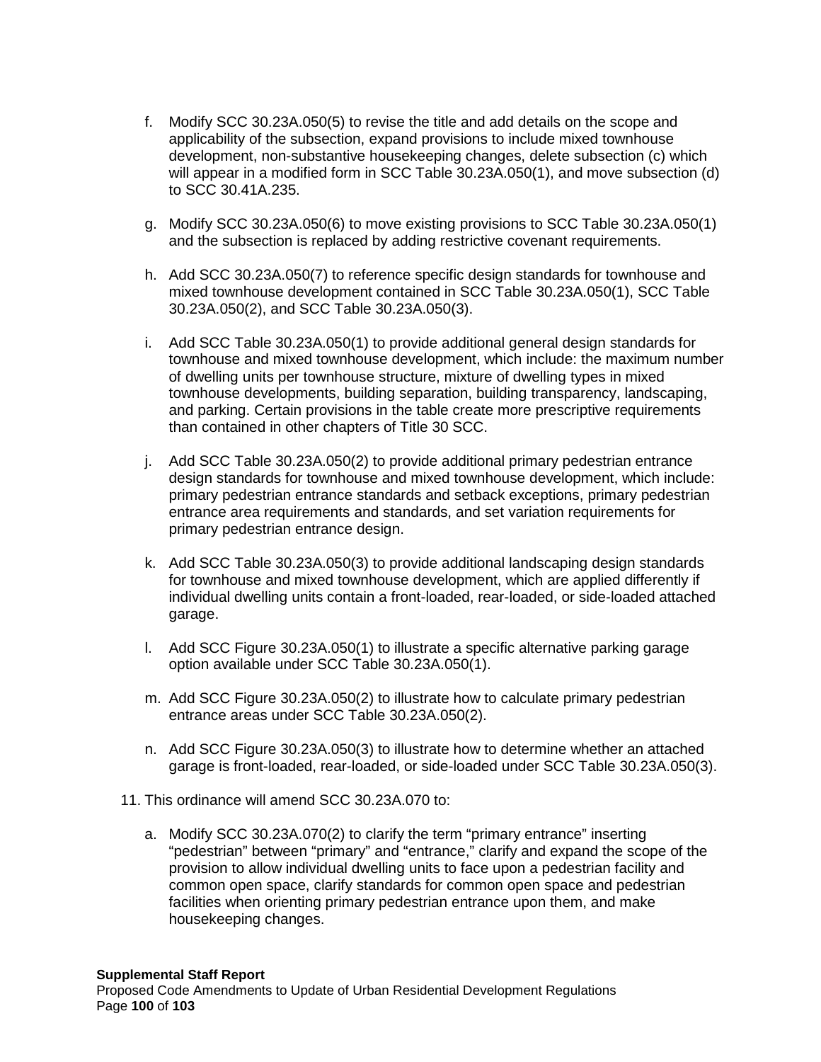f. Modify SCC 30.23A.050(5) to revise the title and add details on the scope and applicability of the subsection, expand provisions to include mixed townhouse development, non-substantive housekeeping changes, delete subsection (c) which will appear in a modified form in SCC Table 30.23A.050(1), and move subsection (d) to SCC 30.41A.235.

g. Modify SCC 30.23A.050(6) to move existing provisions to SCC Table 30.23A.050(1) and the subsection is replaced by adding restrictive covenant requirements.

h. Add SCC 30.23A.050(7) to reference specific design standards for townhouse and mixed townhouse development contained in SCC Table 30.23A.050(1), SCC Table 30.23A.050(2), and SCC Table 30.23A.050(3).

i. Add SCC Table 30.23A.050(1) to provide additional general design standards for townhouse and mixed townhouse development, which include: the maximum number of dwelling units per townhouse structure, mixture of dwelling types in mixed townhouse developments, building separation, building transparency, landscaping, and parking. Certain provisions in the table create more prescriptive requirements than contained in other chapters of Title 30 SCC.

j. Add SCC Table 30.23A.050(2) to provide additional primary pedestrian entrance design standards for townhouse and mixed townhouse development, which include: primary pedestrian entrance standards and setback exceptions, primary pedestrian entrance area requirements and standards, and set variation requirements for primary pedestrian entrance design.

k. Add SCC Table 30.23A.050(3) to provide additional landscaping design standards for townhouse and mixed townhouse development, which are applied differently if individual dwelling units contain a front-loaded, rear-loaded, or side-loaded attached garage.

l. Add SCC Figure 30.23A.050(1) to illustrate a specific alternative parking garage option available under SCC Table 30.23A.050(1).

m. Add SCC Figure 30.23A.050(2) to illustrate how to calculate primary pedestrian entrance areas under SCC Table 30.23A.050(2).

n. Add SCC Figure 30.23A.050(3) to illustrate how to determine whether an attached garage is front-loaded, rear-loaded, or side-loaded under SCC Table 30.23A.050(3).

11. This ordinance will amend SCC 30.23A.070 to:

a. Modify SCC 30.23A.070(2) to clarify the term “primary entrance” inserting “pedestrian” between “primary” and “entrance,” clarify and expand the scope of the provision to allow individual dwelling units to face upon a pedestrian facility and common open space, clarify standards for common open space and pedestrian facilities when orienting primary pedestrian entrance upon them, and make housekeeping changes.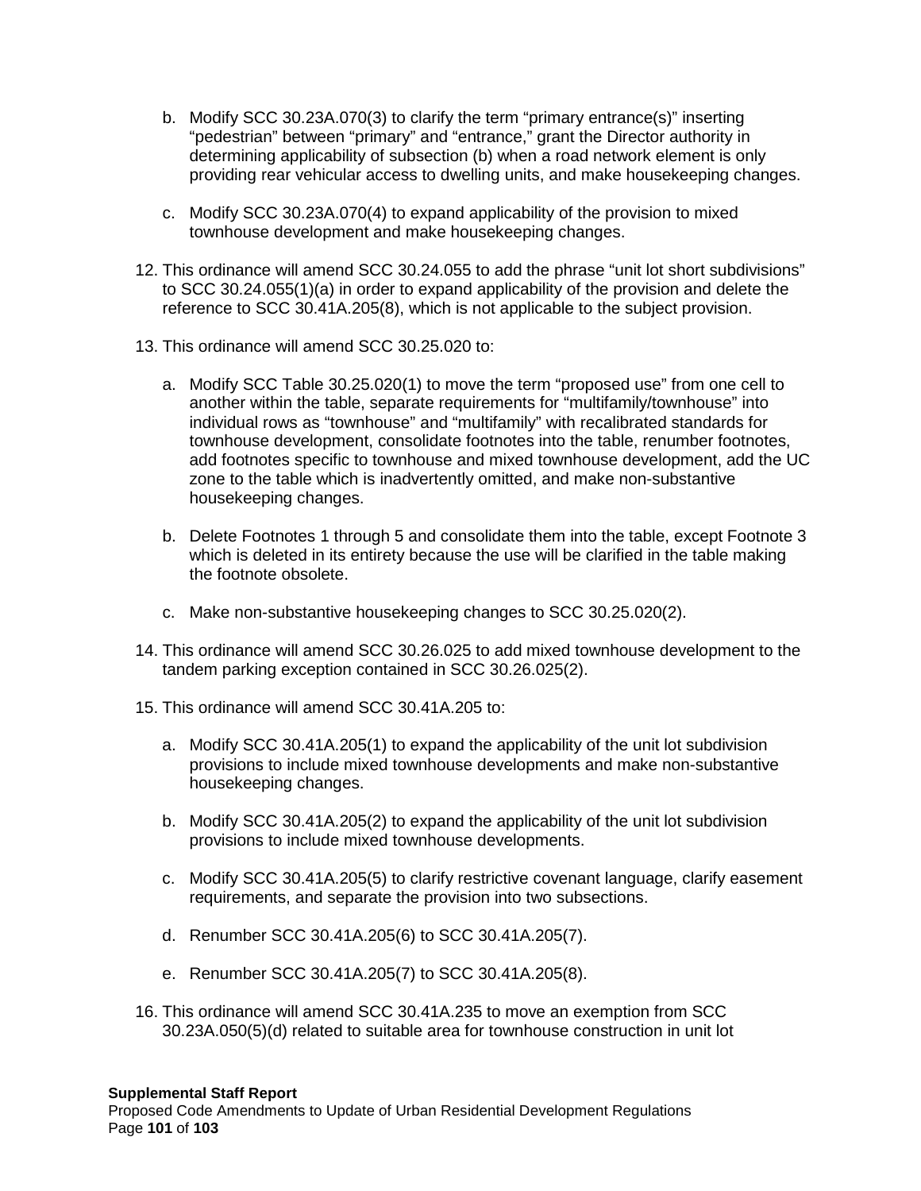b. Modify SCC 30.23A.070(3) to clarify the term “primary entrance(s)” inserting “pedestrian” between “primary” and “entrance,” grant the Director authority in determining applicability of subsection (b) when a road network element is only providing rear vehicular access to dwelling units, and make housekeeping changes.

c. Modify SCC 30.23A.070(4) to expand applicability of the provision to mixed townhouse development and make housekeeping changes.

12. This ordinance will amend SCC 30.24.055 to add the phrase “unit lot short subdivisions” to SCC 30.24.055(1)(a) in order to expand applicability of the provision and delete the reference to SCC 30.41A.205(8), which is not applicable to the subject provision.

13. This ordinance will amend SCC 30.25.020 to:

    a. Modify SCC Table 30.25.020(1) to move the term “proposed use” from one cell to another within the table, separate requirements for “multifamily/townhouse” into individual rows as “townhouse” and “multifamily” with recalibrated standards for townhouse development, consolidate footnotes into the table, renumber footnotes, add footnotes specific to townhouse and mixed townhouse development, add the UC zone to the table which is inadvertently omitted, and make non-substantive housekeeping changes.

    b. Delete Footnotes 1 through 5 and consolidate them into the table, except Footnote 3 which is deleted in its entirety because the use will be clarified in the table making the footnote obsolete.

    c. Make non-substantive housekeeping changes to SCC 30.25.020(2).

14. This ordinance will amend SCC 30.26.025 to add mixed townhouse development to the tandem parking exception contained in SCC 30.26.025(2).

15. This ordinance will amend SCC 30.41A.205 to:

    a. Modify SCC 30.41A.205(1) to expand the applicability of the unit lot subdivision provisions to include mixed townhouse developments and make non-substantive housekeeping changes.

    b. Modify SCC 30.41A.205(2) to expand the applicability of the unit lot subdivision provisions to include mixed townhouse developments.

    c. Modify SCC 30.41A.205(5) to clarify restrictive covenant language, clarify easement requirements, and separate the provision into two subsections.

    d. Renumber SCC 30.41A.205(6) to SCC 30.41A.205(7).

    e. Renumber SCC 30.41A.205(7) to SCC 30.41A.205(8).

16. This ordinance will amend SCC 30.41A.235 to move an exemption from SCC 30.23A.050(5)(d) related to suitable area for townhouse construction in unit lot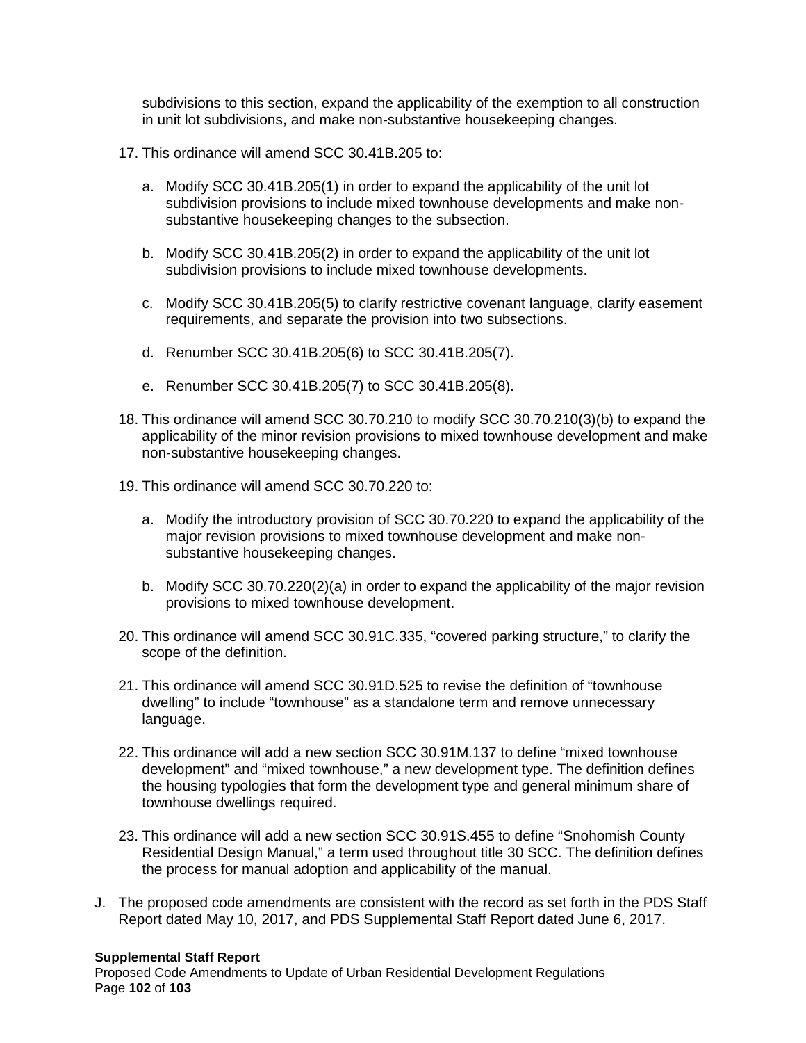subdivisions to this section, expand the applicability of the exemption to all construction in unit lot subdivisions, and make non-substantive housekeeping changes.

17. This ordinance will amend SCC 30.41B.205 to:

    a. Modify SCC 30.41B.205(1) in order to expand the applicability of the unit lot subdivision provisions to include mixed townhouse developments and make non-substantive housekeeping changes to the subsection.

    b. Modify SCC 30.41B.205(2) in order to expand the applicability of the unit lot subdivision provisions to include mixed townhouse developments.

    c. Modify SCC 30.41B.205(5) to clarify restrictive covenant language, clarify easement requirements, and separate the provision into two subsections.

    d. Renumber SCC 30.41B.205(6) to SCC 30.41B.205(7).

    e. Renumber SCC 30.41B.205(7) to SCC 30.41B.205(8).

18. This ordinance will amend SCC 30.70.210 to modify SCC 30.70.210(3)(b) to expand the applicability of the minor revision provisions to mixed townhouse development and make non-substantive housekeeping changes.

19. This ordinance will amend SCC 30.70.220 to:

    a. Modify the introductory provision of SCC 30.70.220 to expand the applicability of the major revision provisions to mixed townhouse development and make non-substantive housekeeping changes.

    b. Modify SCC 30.70.220(2)(a) in order to expand the applicability of the major revision provisions to mixed townhouse development.

20. This ordinance will amend SCC 30.91C.335, "covered parking structure," to clarify the scope of the definition.

21. This ordinance will amend SCC 30.91D.525 to revise the definition of "townhouse dwelling" to include "townhouse" as a standalone term and remove unnecessary language.

22. This ordinance will add a new section SCC 30.91M.137 to define "mixed townhouse development" and "mixed townhouse," a new development type. The definition defines the housing typologies that form the development type and general minimum share of townhouse dwellings required.

23. This ordinance will add a new section SCC 30.91S.455 to define "Snohomish County Residential Design Manual," a term used throughout title 30 SCC. The definition defines the process for manual adoption and applicability of the manual.

J. The proposed code amendments are consistent with the record as set forth in the PDS Staff Report dated May 10, 2017, and PDS Supplemental Staff Report dated June 6, 2017.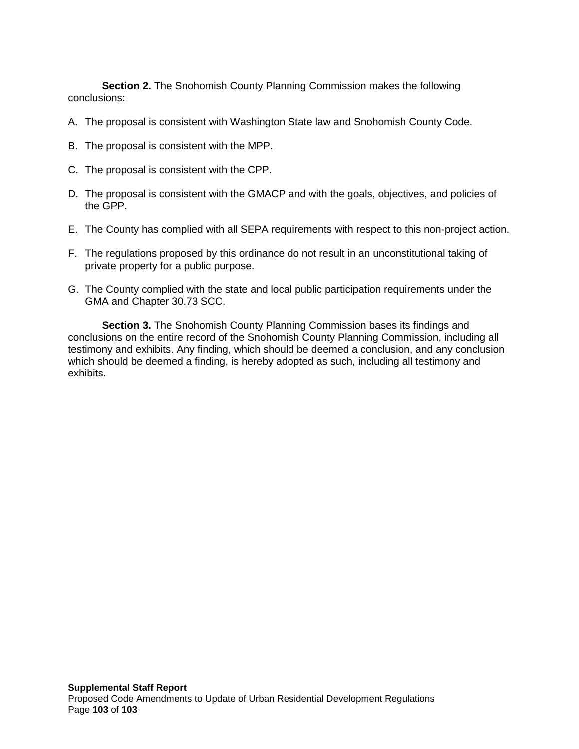**Section 2.** The Snohomish County Planning Commission makes the following conclusions:

A. The proposal is consistent with Washington State law and Snohomish County Code.

B. The proposal is consistent with the MPP.

C. The proposal is consistent with the CPP.

D. The proposal is consistent with the GMACP and with the goals, objectives, and policies of the GPP.

E. The County has complied with all SEPA requirements with respect to this non-project action.

F. The regulations proposed by this ordinance do not result in an unconstitutional taking of private property for a public purpose.

G. The County complied with the state and local public participation requirements under the GMA and Chapter 30.73 SCC.

**Section 3.** The Snohomish County Planning Commission bases its findings and conclusions on the entire record of the Snohomish County Planning Commission, including all testimony and exhibits. Any finding, which should be deemed a conclusion, and any conclusion which should be deemed a finding, is hereby adopted as such, including all testimony and exhibits.